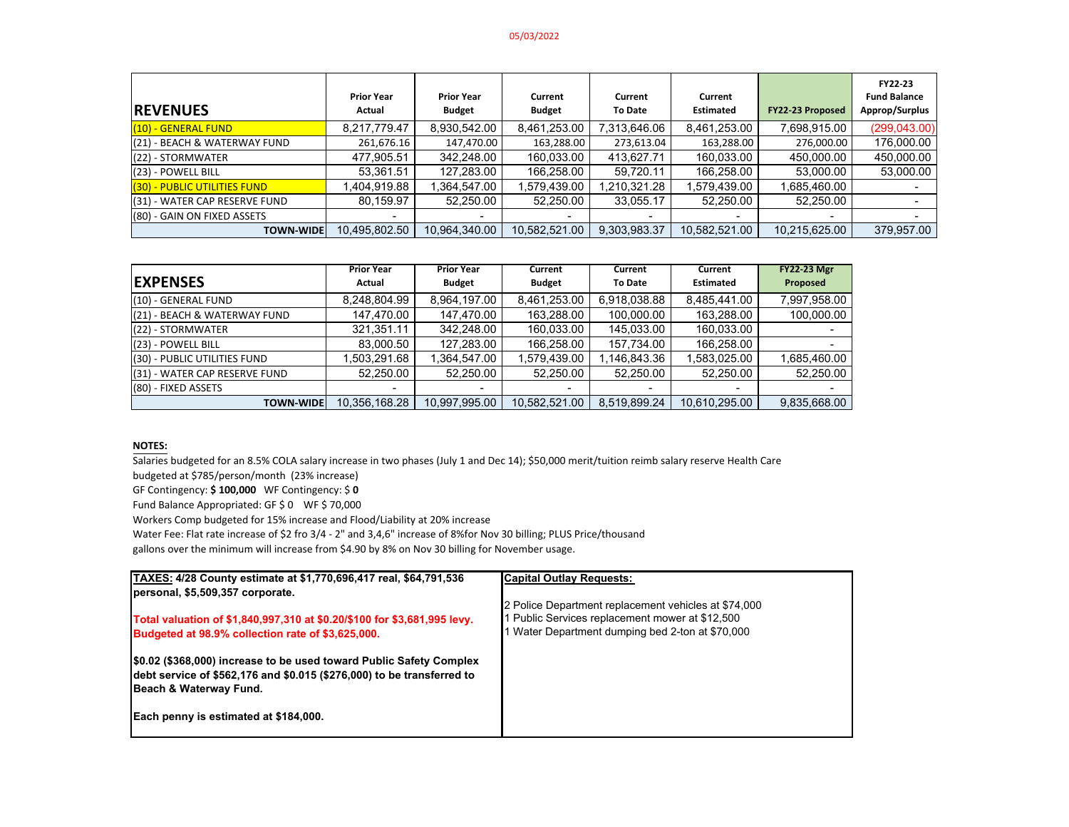05/03/2022

| REVENUES | Prior Year Actual | Prior Year Budget | Current Budget | Current To Date | Current Estimated | FY22-23 Proposed | FY22-23 Fund Balance Approp/Surplus |
|---|---|---|---|---|---|---|---|
| (10) - GENERAL FUND | 8,217,779.47 | 8,930,542.00 | 8,461,253.00 | 7,313,646.06 | 8,461,253.00 | 7,698,915.00 | (299,043.00) |
| (21) - BEACH & WATERWAY FUND | 261,676.16 | 147,470.00 | 163,288.00 | 273,613.04 | 163,288.00 | 276,000.00 | 176,000.00 |
| (22) - STORMWATER | 477,905.51 | 342,248.00 | 160,033.00 | 413,627.71 | 160,033.00 | 450,000.00 | 450,000.00 |
| (23) - POWELL BILL | 53,361.51 | 127,283.00 | 166,258.00 | 59,720.11 | 166,258.00 | 53,000.00 | 53,000.00 |
| (30) - PUBLIC UTILITIES FUND | 1,404,919.88 | 1,364,547.00 | 1,579,439.00 | 1,210,321.28 | 1,579,439.00 | 1,685,460.00 | - |
| (31) - WATER CAP RESERVE FUND | 80,159.97 | 52,250.00 | 52,250.00 | 33,055.17 | 52,250.00 | 52,250.00 | - |
| (80) - GAIN ON FIXED ASSETS | - | - | - | - | - | - | - |
| TOWN-WIDE | 10,495,802.50 | 10,964,340.00 | 10,582,521.00 | 9,303,983.37 | 10,582,521.00 | 10,215,625.00 | 379,957.00 |

| EXPENSES | Prior Year Actual | Prior Year Budget | Current Budget | Current To Date | Current Estimated | FY22-23 Mgr Proposed |
|---|---|---|---|---|---|---|
| (10) - GENERAL FUND | 8,248,804.99 | 8,964,197.00 | 8,461,253.00 | 6,918,038.88 | 8,485,441.00 | 7,997,958.00 |
| (21) - BEACH & WATERWAY FUND | 147,470.00 | 147,470.00 | 163,288.00 | 100,000.00 | 163,288.00 | 100,000.00 |
| (22) - STORMWATER | 321,351.11 | 342,248.00 | 160,033.00 | 145,033.00 | 160,033.00 | - |
| (23) - POWELL BILL | 83,000.50 | 127,283.00 | 166,258.00 | 157,734.00 | 166,258.00 | - |
| (30) - PUBLIC UTILITIES FUND | 1,503,291.68 | 1,364,547.00 | 1,579,439.00 | 1,146,843.36 | 1,583,025.00 | 1,685,460.00 |
| (31) - WATER CAP RESERVE FUND | 52,250.00 | 52,250.00 | 52,250.00 | 52,250.00 | 52,250.00 | 52,250.00 |
| (80) - FIXED ASSETS | - | - | - | - | - | - |
| TOWN-WIDE | 10,356,168.28 | 10,997,995.00 | 10,582,521.00 | 8,519,899.24 | 10,610,295.00 | 9,835,668.00 |

**NOTES:**

Salaries budgeted for an 8.5% COLA salary increase in two phases (July 1 and Dec 14); $50,000 merit/tuition reimb salary reserve Health Care budgeted at $785/person/month (23% increase)

GF Contingency: **$ 100,000** WF Contingency: $ **0**

Fund Balance Appropriated: GF $ 0 WF $ 70,000

Workers Comp budgeted for 15% increase and Flood/Liability at 20% increase

Water Fee: Flat rate increase of $2 fro 3/4 - 2" and 3,4,6" increase of 8%for Nov 30 billing; PLUS Price/thousand gallons over the minimum will increase from $4.90 by 8% on Nov 30 billing for November usage.

| TAXES: 4/28 County estimate at $1,770,696,417 real, $64,791,536 personal, $5,509,357 corporate. | Capital Outlay Requests: |
|---|---|
| **Total valuation of $1,840,997,310 at $0.20/$100 for $3,681,995 levy. Budgeted at 98.9% collection rate of $3,625,000.** | 2 Police Department replacement vehicles at $74,000<br>1 Public Services replacement mower at $12,500<br>1 Water Department dumping bed 2-ton at $70,000 |
| **$0.02 ($368,000) increase to be used toward Public Safety Complex debt service of $562,176 and $0.015 ($276,000) to be transferred to Beach & Waterway Fund.** | |
| **Each penny is estimated at $184,000.** | |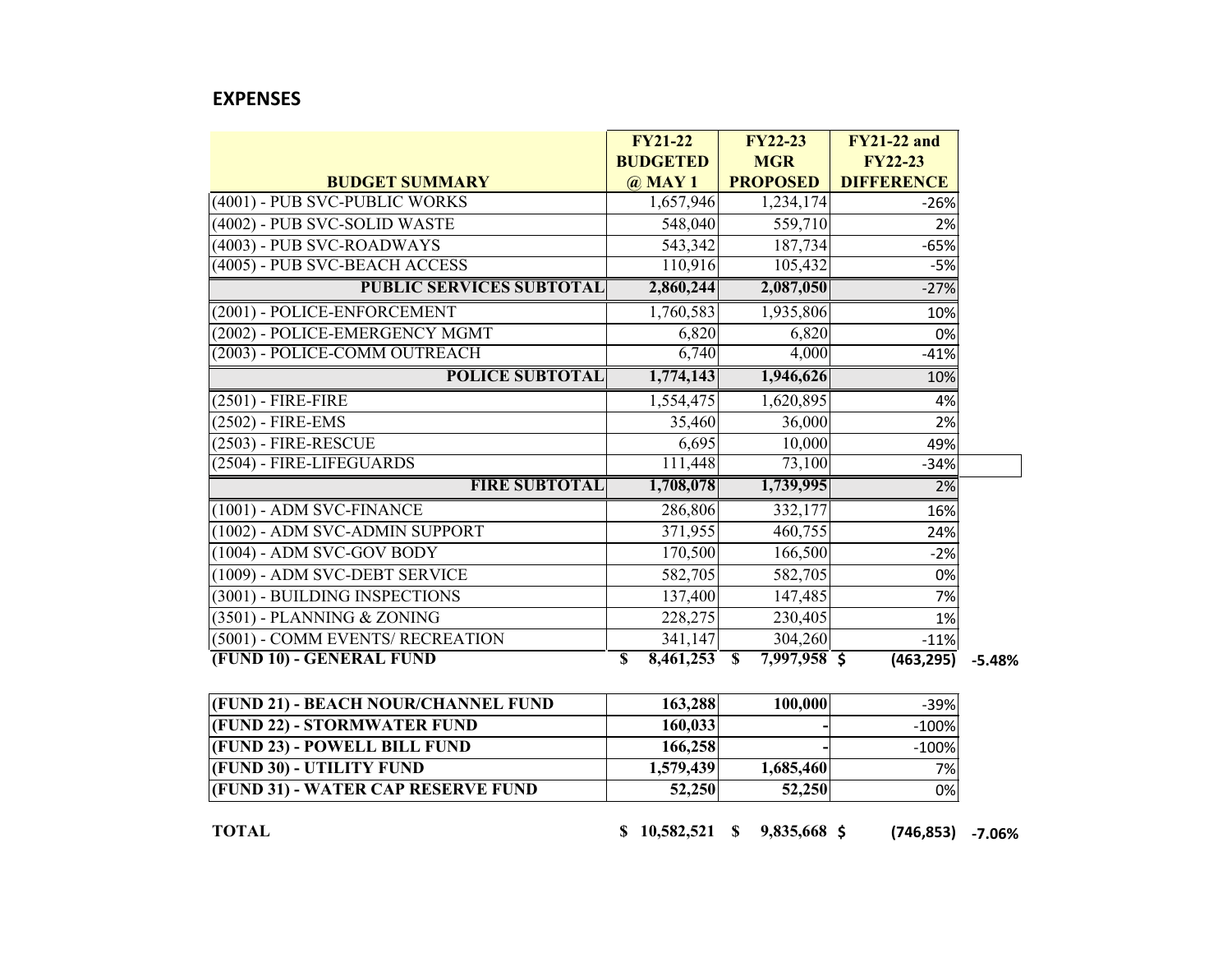## EXPENSES

| BUDGET SUMMARY | FY21-22 BUDGETED @ MAY 1 | FY22-23 MGR PROPOSED | FY21-22 and FY22-23 DIFFERENCE | |
|---|---|---|---|---|
| (4001) - PUB SVC-PUBLIC WORKS | 1,657,946 | 1,234,174 | -26% | |
| (4002) - PUB SVC-SOLID WASTE | 548,040 | 559,710 | 2% | |
| (4003) - PUB SVC-ROADWAYS | 543,342 | 187,734 | -65% | |
| (4005) - PUB SVC-BEACH ACCESS | 110,916 | 105,432 | -5% | |
| **PUBLIC SERVICES SUBTOTAL** | **2,860,244** | **2,087,050** | -27% | |
| (2001) - POLICE-ENFORCEMENT | 1,760,583 | 1,935,806 | 10% | |
| (2002) - POLICE-EMERGENCY MGMT | 6,820 | 6,820 | 0% | |
| (2003) - POLICE-COMM OUTREACH | 6,740 | 4,000 | -41% | |
| **POLICE SUBTOTAL** | **1,774,143** | **1,946,626** | 10% | |
| (2501) - FIRE-FIRE | 1,554,475 | 1,620,895 | 4% | |
| (2502) - FIRE-EMS | 35,460 | 36,000 | 2% | |
| (2503) - FIRE-RESCUE | 6,695 | 10,000 | 49% | |
| (2504) - FIRE-LIFEGUARDS | 111,448 | 73,100 | -34% | |
| **FIRE SUBTOTAL** | **1,708,078** | **1,739,995** | 2% | |
| (1001) - ADM SVC-FINANCE | 286,806 | 332,177 | 16% | |
| (1002) - ADM SVC-ADMIN SUPPORT | 371,955 | 460,755 | 24% | |
| (1004) - ADM SVC-GOV BODY | 170,500 | 166,500 | -2% | |
| (1009) - ADM SVC-DEBT SERVICE | 582,705 | 582,705 | 0% | |
| (3001) - BUILDING INSPECTIONS | 137,400 | 147,485 | 7% | |
| (3501) - PLANNING & ZONING | 228,275 | 230,405 | 1% | |
| (5001) - COMM EVENTS/ RECREATION | 341,147 | 304,260 | -11% | |
| **(FUND 10) - GENERAL FUND** | **$ 8,461,253** | **$ 7,997,958** | **$ (463,295)** | **-5.48%** |
| | | | | |
| **(FUND 21) - BEACH NOUR/CHANNEL FUND** | **163,288** | **100,000** | -39% | |
| **(FUND 22) - STORMWATER FUND** | **160,033** | **-** | -100% | |
| **(FUND 23) - POWELL BILL FUND** | **166,258** | **-** | -100% | |
| **(FUND 30) - UTILITY FUND** | **1,579,439** | **1,685,460** | 7% | |
| **(FUND 31) - WATER CAP RESERVE FUND** | **52,250** | **52,250** | 0% | |
| | | | | |
| **TOTAL** | **$ 10,582,521** | **$ 9,835,668** | **$ (746,853)** | **-7.06%** |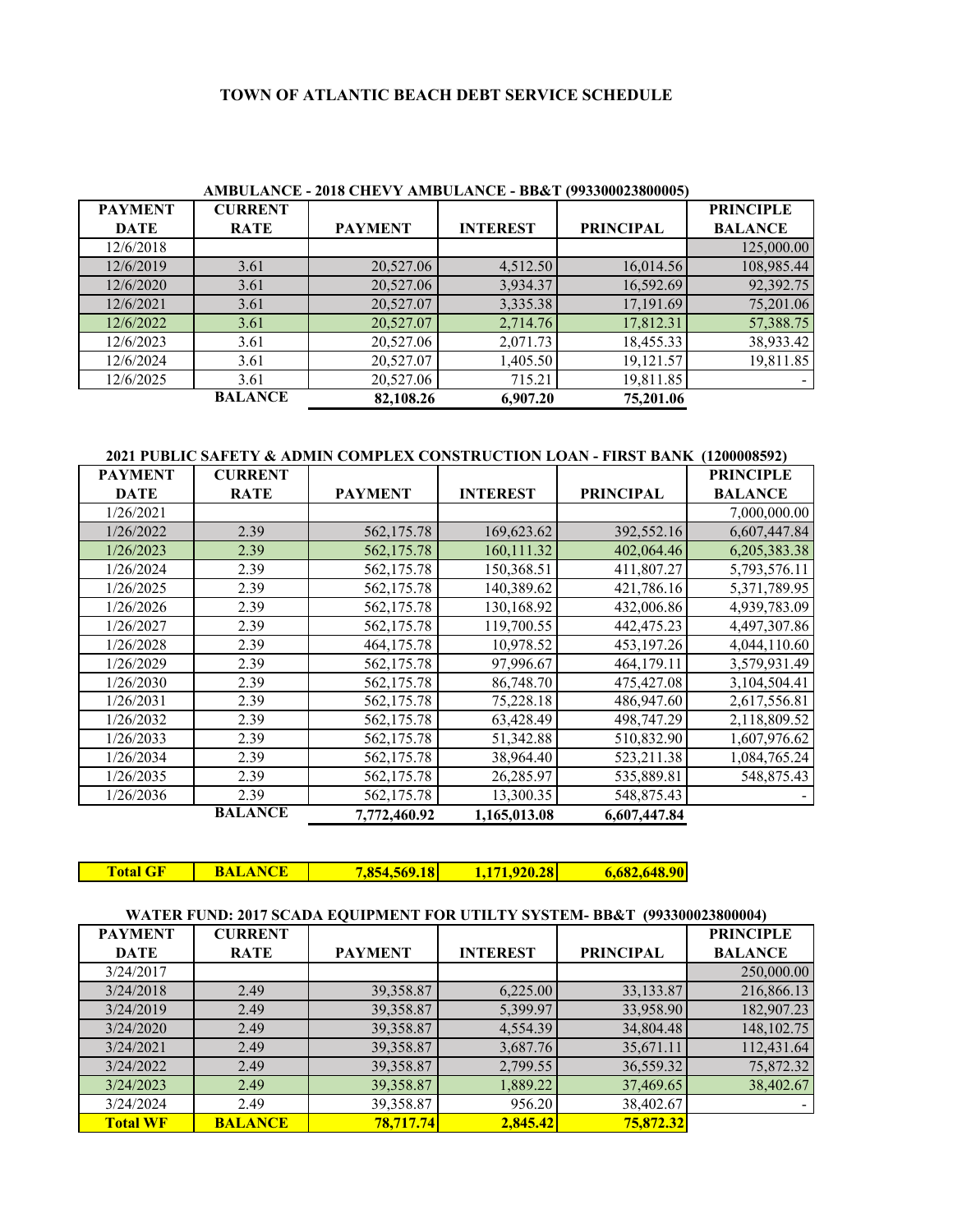# TOWN OF ATLANTIC BEACH DEBT SERVICE SCHEDULE

## AMBULANCE - 2018 CHEVY AMBULANCE - BB&T (993300023800005)

| PAYMENT DATE | CURRENT RATE | PAYMENT | INTEREST | PRINCIPAL | PRINCIPLE BALANCE |
|---|---|---|---|---|---|
| 12/6/2018 | | | | | 125,000.00 |
| 12/6/2019 | 3.61 | 20,527.06 | 4,512.50 | 16,014.56 | 108,985.44 |
| 12/6/2020 | 3.61 | 20,527.06 | 3,934.37 | 16,592.69 | 92,392.75 |
| 12/6/2021 | 3.61 | 20,527.07 | 3,335.38 | 17,191.69 | 75,201.06 |
| 12/6/2022 | 3.61 | 20,527.07 | 2,714.76 | 17,812.31 | 57,388.75 |
| 12/6/2023 | 3.61 | 20,527.06 | 2,071.73 | 18,455.33 | 38,933.42 |
| 12/6/2024 | 3.61 | 20,527.07 | 1,405.50 | 19,121.57 | 19,811.85 |
| 12/6/2025 | 3.61 | 20,527.06 | 715.21 | 19,811.85 | - |
| | **BALANCE** | **82,108.26** | **6,907.20** | **75,201.06** | |

## 2021 PUBLIC SAFETY & ADMIN COMPLEX CONSTRUCTION LOAN - FIRST BANK (1200008592)

| PAYMENT DATE | CURRENT RATE | PAYMENT | INTEREST | PRINCIPAL | PRINCIPLE BALANCE |
|---|---|---|---|---|---|
| 1/26/2021 | | | | | 7,000,000.00 |
| 1/26/2022 | 2.39 | 562,175.78 | 169,623.62 | 392,552.16 | 6,607,447.84 |
| 1/26/2023 | 2.39 | 562,175.78 | 160,111.32 | 402,064.46 | 6,205,383.38 |
| 1/26/2024 | 2.39 | 562,175.78 | 150,368.51 | 411,807.27 | 5,793,576.11 |
| 1/26/2025 | 2.39 | 562,175.78 | 140,389.62 | 421,786.16 | 5,371,789.95 |
| 1/26/2026 | 2.39 | 562,175.78 | 130,168.92 | 432,006.86 | 4,939,783.09 |
| 1/26/2027 | 2.39 | 562,175.78 | 119,700.55 | 442,475.23 | 4,497,307.86 |
| 1/26/2028 | 2.39 | 464,175.78 | 10,978.52 | 453,197.26 | 4,044,110.60 |
| 1/26/2029 | 2.39 | 562,175.78 | 97,996.67 | 464,179.11 | 3,579,931.49 |
| 1/26/2030 | 2.39 | 562,175.78 | 86,748.70 | 475,427.08 | 3,104,504.41 |
| 1/26/2031 | 2.39 | 562,175.78 | 75,228.18 | 486,947.60 | 2,617,556.81 |
| 1/26/2032 | 2.39 | 562,175.78 | 63,428.49 | 498,747.29 | 2,118,809.52 |
| 1/26/2033 | 2.39 | 562,175.78 | 51,342.88 | 510,832.90 | 1,607,976.62 |
| 1/26/2034 | 2.39 | 562,175.78 | 38,964.40 | 523,211.38 | 1,084,765.24 |
| 1/26/2035 | 2.39 | 562,175.78 | 26,285.97 | 535,889.81 | 548,875.43 |
| 1/26/2036 | 2.39 | 562,175.78 | 13,300.35 | 548,875.43 | - |
| | **BALANCE** | **7,772,460.92** | **1,165,013.08** | **6,607,447.84** | |

| **Total GF** | **BALANCE** | **7,854,569.18** | **1,171,920.28** | **6,682,648.90** |
|---|---|---|---|---|

## WATER FUND: 2017 SCADA EQUIPMENT FOR UTILTY SYSTEM- BB&T (993300023800004)

| PAYMENT DATE | CURRENT RATE | PAYMENT | INTEREST | PRINCIPAL | PRINCIPLE BALANCE |
|---|---|---|---|---|---|
| 3/24/2017 | | | | | 250,000.00 |
| 3/24/2018 | 2.49 | 39,358.87 | 6,225.00 | 33,133.87 | 216,866.13 |
| 3/24/2019 | 2.49 | 39,358.87 | 5,399.97 | 33,958.90 | 182,907.23 |
| 3/24/2020 | 2.49 | 39,358.87 | 4,554.39 | 34,804.48 | 148,102.75 |
| 3/24/2021 | 2.49 | 39,358.87 | 3,687.76 | 35,671.11 | 112,431.64 |
| 3/24/2022 | 2.49 | 39,358.87 | 2,799.55 | 36,559.32 | 75,872.32 |
| 3/24/2023 | 2.49 | 39,358.87 | 1,889.22 | 37,469.65 | 38,402.67 |
| 3/24/2024 | 2.49 | 39,358.87 | 956.20 | 38,402.67 | - |
| **Total WF** | **BALANCE** | **78,717.74** | **2,845.42** | **75,872.32** | |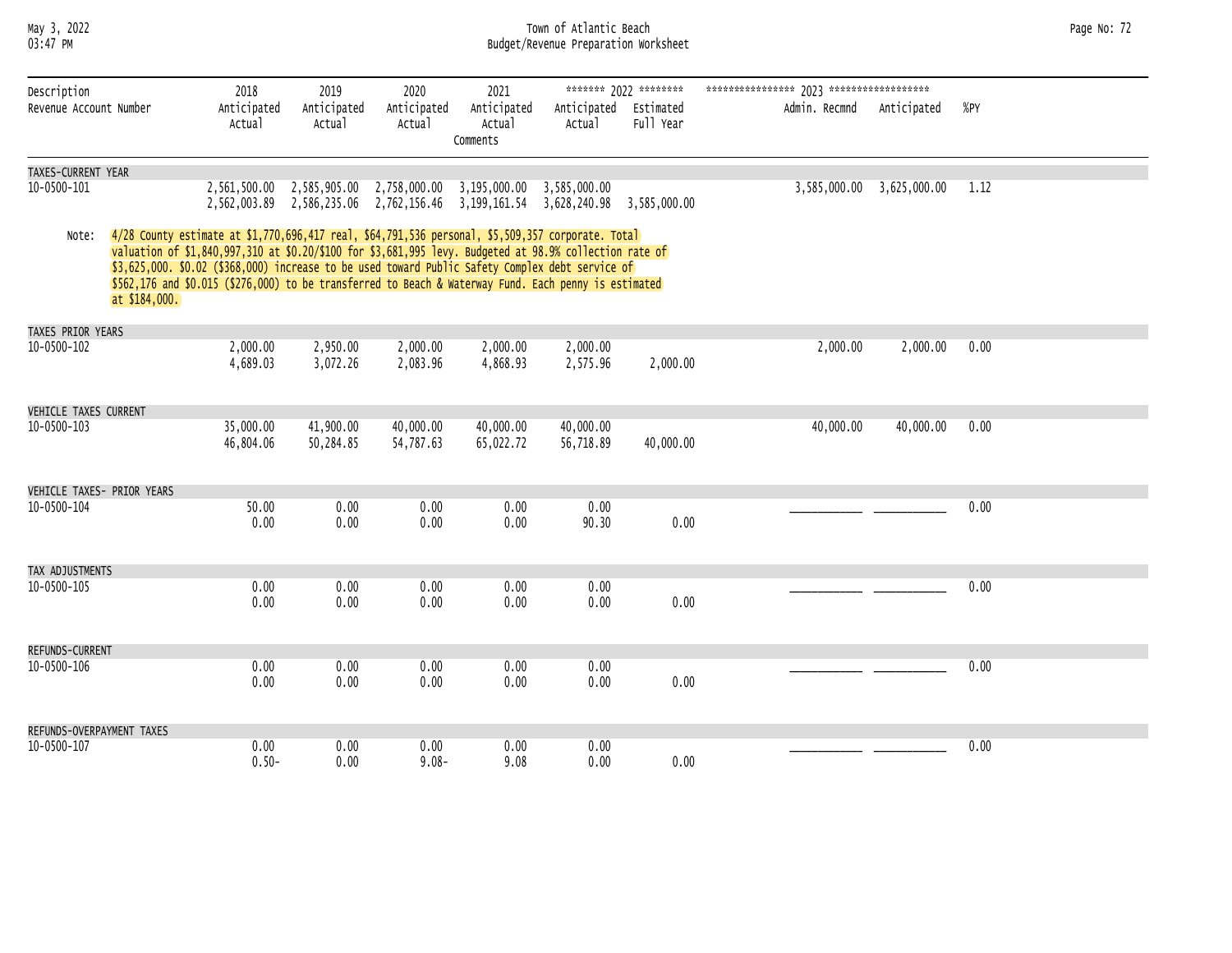# Town of Atlantic Beach

## Budget/Revenue Preparation Worksheet

May 3, 2022
03:47 PM

| Description / Revenue Account Number | 2018 Anticipated / Actual | 2019 Anticipated / Actual | 2020 Anticipated / Actual | 2021 Anticipated / Actual / Comments | 2022 Anticipated / Actual | 2022 Estimated Full Year | 2023 Admin. Recmnd | 2023 Anticipated | %PY |
|---|---|---|---|---|---|---|---|---|---|
| **TAXES-CURRENT YEAR** | | | | | | | | | |
| 10-0500-101 | 2,561,500.00 | 2,585,905.00 | 2,758,000.00 | 3,195,000.00 | 3,585,000.00 | | 3,585,000.00 | 3,625,000.00 | 1.12 |
| | 2,562,003.89 | 2,586,235.06 | 2,762,156.46 | 3,199,161.54 | 3,628,240.98 | 3,585,000.00 | | | |
| **TAXES PRIOR YEARS** | | | | | | | | | |
| 10-0500-102 | 2,000.00 | 2,950.00 | 2,000.00 | 2,000.00 | 2,000.00 | | 2,000.00 | 2,000.00 | 0.00 |
| | 4,689.03 | 3,072.26 | 2,083.96 | 4,868.93 | 2,575.96 | 2,000.00 | | | |
| **VEHICLE TAXES CURRENT** | | | | | | | | | |
| 10-0500-103 | 35,000.00 | 41,900.00 | 40,000.00 | 40,000.00 | 40,000.00 | | 40,000.00 | 40,000.00 | 0.00 |
| | 46,804.06 | 50,284.85 | 54,787.63 | 65,022.72 | 56,718.89 | 40,000.00 | | | |
| **VEHICLE TAXES- PRIOR YEARS** | | | | | | | | | |
| 10-0500-104 | 50.00 | 0.00 | 0.00 | 0.00 | 0.00 | | ___________ | ___________ | 0.00 |
| | 0.00 | 0.00 | 0.00 | 0.00 | 90.30 | 0.00 | | | |
| **TAX ADJUSTMENTS** | | | | | | | | | |
| 10-0500-105 | 0.00 | 0.00 | 0.00 | 0.00 | 0.00 | | ___________ | ___________ | 0.00 |
| | 0.00 | 0.00 | 0.00 | 0.00 | 0.00 | 0.00 | | | |
| **REFUNDS-CURRENT** | | | | | | | | | |
| 10-0500-106 | 0.00 | 0.00 | 0.00 | 0.00 | 0.00 | | ___________ | ___________ | 0.00 |
| | 0.00 | 0.00 | 0.00 | 0.00 | 0.00 | 0.00 | | | |
| **REFUNDS-OVERPAYMENT TAXES** | | | | | | | | | |
| 10-0500-107 | 0.00 | 0.00 | 0.00 | 0.00 | 0.00 | | ___________ | ___________ | 0.00 |
| | 0.50- | 0.00 | 9.08- | 9.08 | 0.00 | 0.00 | | | |

Note (10-0500-101): 4/28 County estimate at $1,770,696,417 real, $64,791,536 personal, $5,509,357 corporate. Total valuation of $1,840,997,310 at $0.20/$100 for $3,681,995 levy. Budgeted at 98.9% collection rate of $3,625,000. $0.02 ($368,000) increase to be used toward Public Safety Complex debt service of $562,176 and $0.015 ($276,000) to be transferred to Beach & Waterway Fund. Each penny is estimated at $184,000.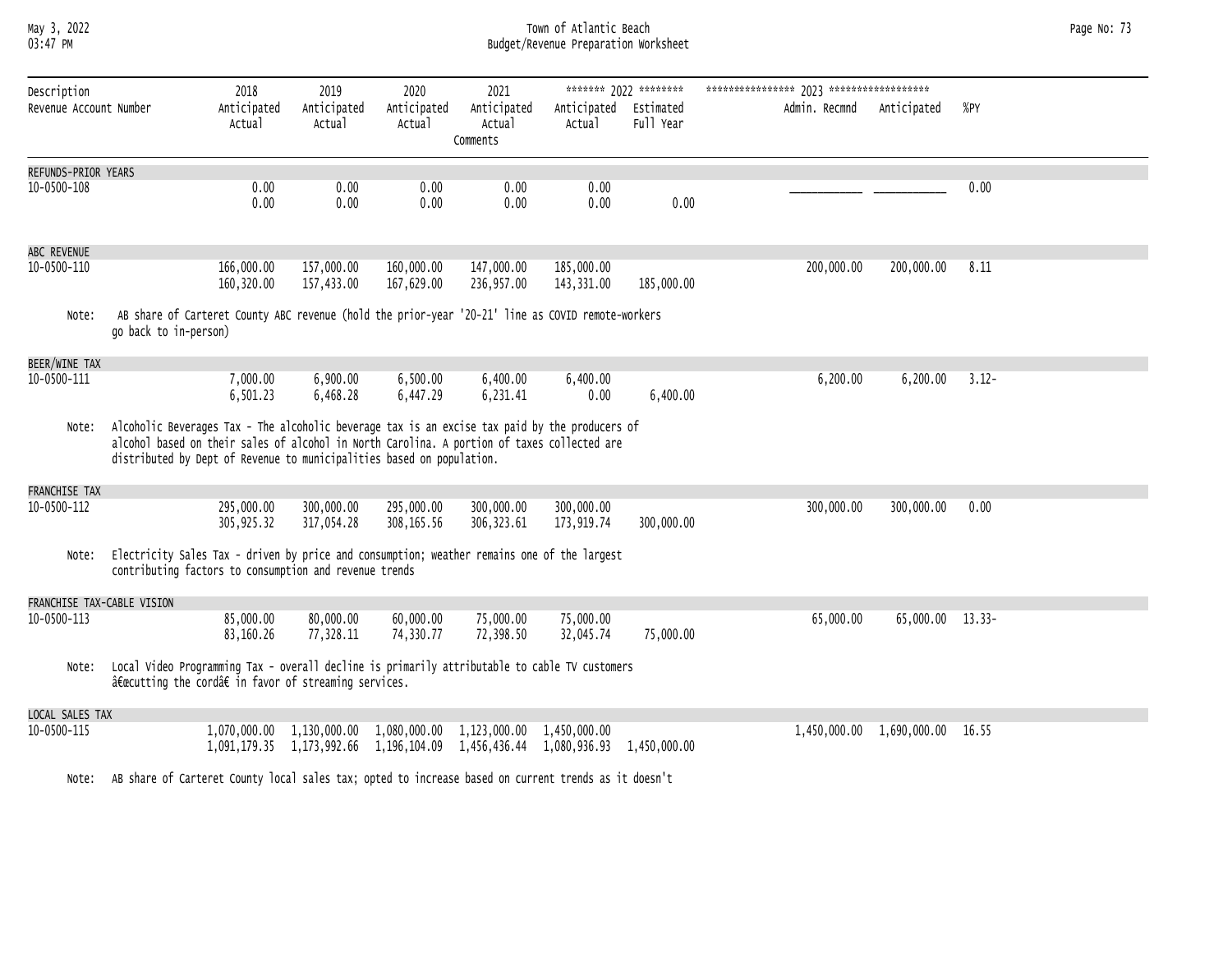Town of Atlantic Beach
Budget/Revenue Preparation Worksheet

| Description / Revenue Account Number | 2018 Anticipated / Actual | 2019 Anticipated / Actual | 2020 Anticipated / Actual | 2021 Anticipated / Actual / Comments | 2022 Anticipated / Actual | 2022 Estimated Full Year | 2023 Admin. Recmnd | 2023 Anticipated | %PY |
|---|---|---|---|---|---|---|---|---|---|
| **REFUNDS-PRIOR YEARS** | | | | | | | | | |
| 10-0500-108 | 0.00 | 0.00 | 0.00 | 0.00 | 0.00 | | ___________ | ___________ | 0.00 |
| | 0.00 | 0.00 | 0.00 | 0.00 | 0.00 | 0.00 | | | |
| **ABC REVENUE** | | | | | | | | | |
| 10-0500-110 | 166,000.00 | 157,000.00 | 160,000.00 | 147,000.00 | 185,000.00 | | 200,000.00 | 200,000.00 | 8.11 |
| | 160,320.00 | 157,433.00 | 167,629.00 | 236,957.00 | 143,331.00 | 185,000.00 | | | |
| **BEER/WINE TAX** | | | | | | | | | |
| 10-0500-111 | 7,000.00 | 6,900.00 | 6,500.00 | 6,400.00 | 6,400.00 | | 6,200.00 | 6,200.00 | 3.12- |
| | 6,501.23 | 6,468.28 | 6,447.29 | 6,231.41 | 0.00 | 6,400.00 | | | |
| **FRANCHISE TAX** | | | | | | | | | |
| 10-0500-112 | 295,000.00 | 300,000.00 | 295,000.00 | 300,000.00 | 300,000.00 | | 300,000.00 | 300,000.00 | 0.00 |
| | 305,925.32 | 317,054.28 | 308,165.56 | 306,323.61 | 173,919.74 | 300,000.00 | | | |
| **FRANCHISE TAX-CABLE VISION** | | | | | | | | | |
| 10-0500-113 | 85,000.00 | 80,000.00 | 60,000.00 | 75,000.00 | 75,000.00 | | 65,000.00 | 65,000.00 | 13.33- |
| | 83,160.26 | 77,328.11 | 74,330.77 | 72,398.50 | 32,045.74 | 75,000.00 | | | |
| **LOCAL SALES TAX** | | | | | | | | | |
| 10-0500-115 | 1,070,000.00 | 1,130,000.00 | 1,080,000.00 | 1,123,000.00 | 1,450,000.00 | | 1,450,000.00 | 1,690,000.00 | 16.55 |
| | 1,091,179.35 | 1,173,992.66 | 1,196,104.09 | 1,456,436.44 | 1,080,936.93 | 1,450,000.00 | | | |

**ABC REVENUE (10-0500-110)** — Note: AB share of Carteret County ABC revenue (hold the prior-year '20-21' line as COVID remote-workers go back to in-person)

**BEER/WINE TAX (10-0500-111)** — Note: Alcoholic Beverages Tax - The alcoholic beverage tax is an excise tax paid by the producers of alcohol based on their sales of alcohol in North Carolina. A portion of taxes collected are distributed by Dept of Revenue to municipalities based on population.

**FRANCHISE TAX (10-0500-112)** — Note: Electricity Sales Tax - driven by price and consumption; weather remains one of the largest contributing factors to consumption and revenue trends

**FRANCHISE TAX-CABLE VISION (10-0500-113)** — Note: Local Video Programming Tax - overall decline is primarily attributable to cable TV customers â€œcutting the cordâ€ in favor of streaming services.

**LOCAL SALES TAX (10-0500-115)** — Note: AB share of Carteret County local sales tax; opted to increase based on current trends as it doesn't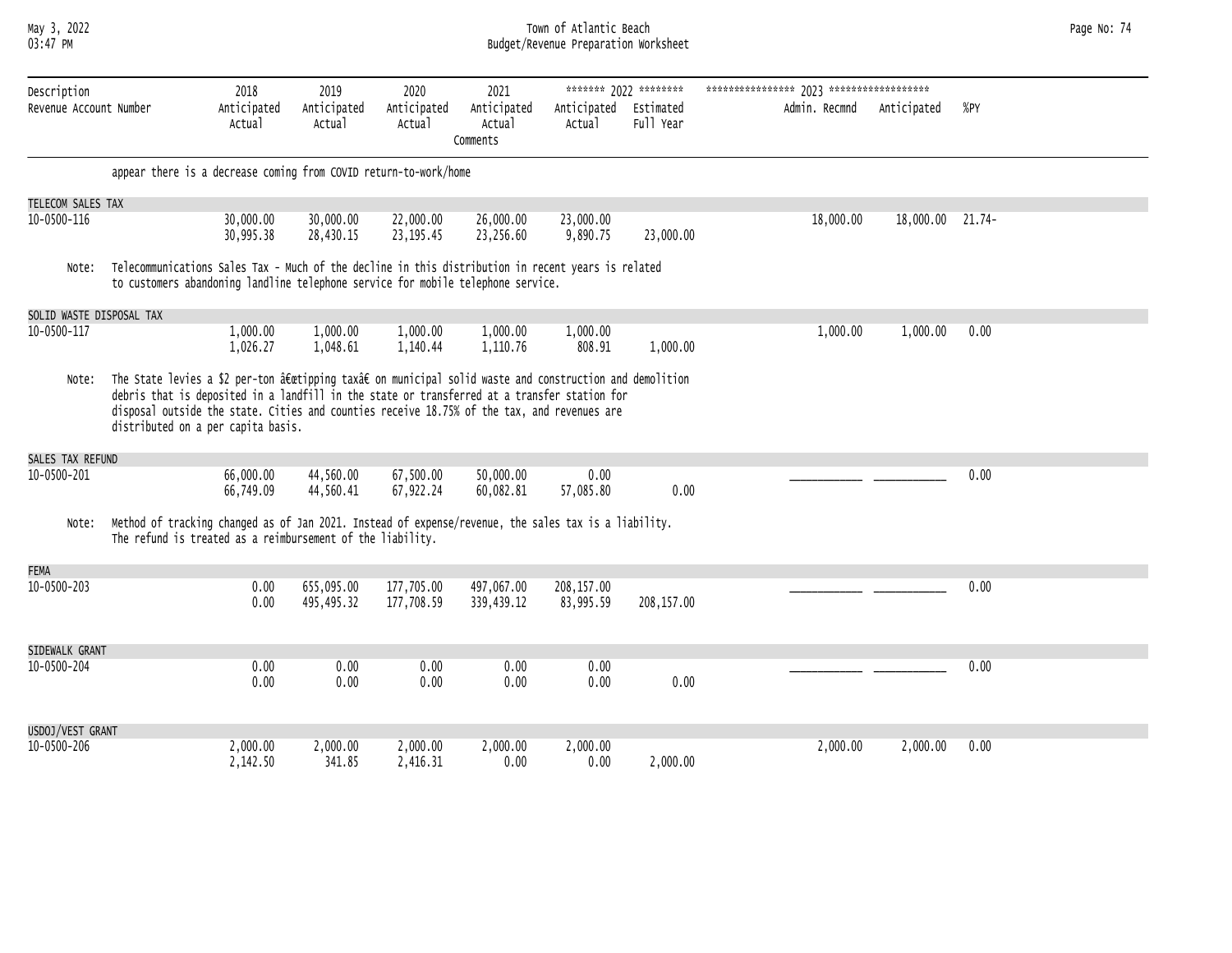| Description<br>Revenue Account Number | 2018<br>Anticipated<br>Actual | 2019<br>Anticipated<br>Actual | 2020<br>Anticipated<br>Actual | 2021<br>Anticipated<br>Actual<br>Comments | 2022<br>Anticipated<br>Actual | 2022<br>Estimated<br>Full Year | 2023<br>Admin. Recmnd | 2023<br>Anticipated | %PY |
|---|---|---|---|---|---|---|---|---|---|

appear there is a decrease coming from COVID return-to-work/home

| Description<br>Revenue Account Number | 2018<br>Anticipated<br>Actual | 2019<br>Anticipated<br>Actual | 2020<br>Anticipated<br>Actual | 2021<br>Anticipated<br>Actual | 2022<br>Anticipated<br>Actual | 2022<br>Estimated<br>Full Year | 2023<br>Admin. Recmnd | 2023<br>Anticipated | %PY |
|---|---|---|---|---|---|---|---|---|---|
| **TELECOM SALES TAX** | | | | | | | | | |
| 10-0500-116 | 30,000.00 | 30,000.00 | 22,000.00 | 26,000.00 | 23,000.00 | | 18,000.00 | 18,000.00 | 21.74- |
| | 30,995.38 | 28,430.15 | 23,195.45 | 23,256.60 | 9,890.75 | 23,000.00 | | | |

Note: Telecommunications Sales Tax - Much of the decline in this distribution in recent years is related to customers abandoning landline telephone service for mobile telephone service.

| Description<br>Revenue Account Number | 2018<br>Anticipated<br>Actual | 2019<br>Anticipated<br>Actual | 2020<br>Anticipated<br>Actual | 2021<br>Anticipated<br>Actual | 2022<br>Anticipated<br>Actual | 2022<br>Estimated<br>Full Year | 2023<br>Admin. Recmnd | 2023<br>Anticipated | %PY |
|---|---|---|---|---|---|---|---|---|---|
| **SOLID WASTE DISPOSAL TAX** | | | | | | | | | |
| 10-0500-117 | 1,000.00 | 1,000.00 | 1,000.00 | 1,000.00 | 1,000.00 | | 1,000.00 | 1,000.00 | 0.00 |
| | 1,026.27 | 1,048.61 | 1,140.44 | 1,110.76 | 808.91 | 1,000.00 | | | |

Note: The State levies a $2 per-ton â€œtipping taxâ€ on municipal solid waste and construction and demolition debris that is deposited in a landfill in the state or transferred at a transfer station for disposal outside the state. Cities and counties receive 18.75% of the tax, and revenues are distributed on a per capita basis.

| Description<br>Revenue Account Number | 2018<br>Anticipated<br>Actual | 2019<br>Anticipated<br>Actual | 2020<br>Anticipated<br>Actual | 2021<br>Anticipated<br>Actual | 2022<br>Anticipated<br>Actual | 2022<br>Estimated<br>Full Year | 2023<br>Admin. Recmnd | 2023<br>Anticipated | %PY |
|---|---|---|---|---|---|---|---|---|---|
| **SALES TAX REFUND** | | | | | | | | | |
| 10-0500-201 | 66,000.00 | 44,560.00 | 67,500.00 | 50,000.00 | 0.00 | | ___________ | ___________ | 0.00 |
| | 66,749.09 | 44,560.41 | 67,922.24 | 60,082.81 | 57,085.80 | 0.00 | | | |

Note: Method of tracking changed as of Jan 2021. Instead of expense/revenue, the sales tax is a liability. The refund is treated as a reimbursement of the liability.

| Description<br>Revenue Account Number | 2018<br>Anticipated<br>Actual | 2019<br>Anticipated<br>Actual | 2020<br>Anticipated<br>Actual | 2021<br>Anticipated<br>Actual | 2022<br>Anticipated<br>Actual | 2022<br>Estimated<br>Full Year | 2023<br>Admin. Recmnd | 2023<br>Anticipated | %PY |
|---|---|---|---|---|---|---|---|---|---|
| **FEMA** | | | | | | | | | |
| 10-0500-203 | 0.00 | 655,095.00 | 177,705.00 | 497,067.00 | 208,157.00 | | ___________ | ___________ | 0.00 |
| | 0.00 | 495,495.32 | 177,708.59 | 339,439.12 | 83,995.59 | 208,157.00 | | | |
| **SIDEWALK GRANT** | | | | | | | | | |
| 10-0500-204 | 0.00 | 0.00 | 0.00 | 0.00 | 0.00 | | ___________ | ___________ | 0.00 |
| | 0.00 | 0.00 | 0.00 | 0.00 | 0.00 | 0.00 | | | |
| **USDOJ/VEST GRANT** | | | | | | | | | |
| 10-0500-206 | 2,000.00 | 2,000.00 | 2,000.00 | 2,000.00 | 2,000.00 | | 2,000.00 | 2,000.00 | 0.00 |
| | 2,142.50 | 341.85 | 2,416.31 | 0.00 | 0.00 | 2,000.00 | | | |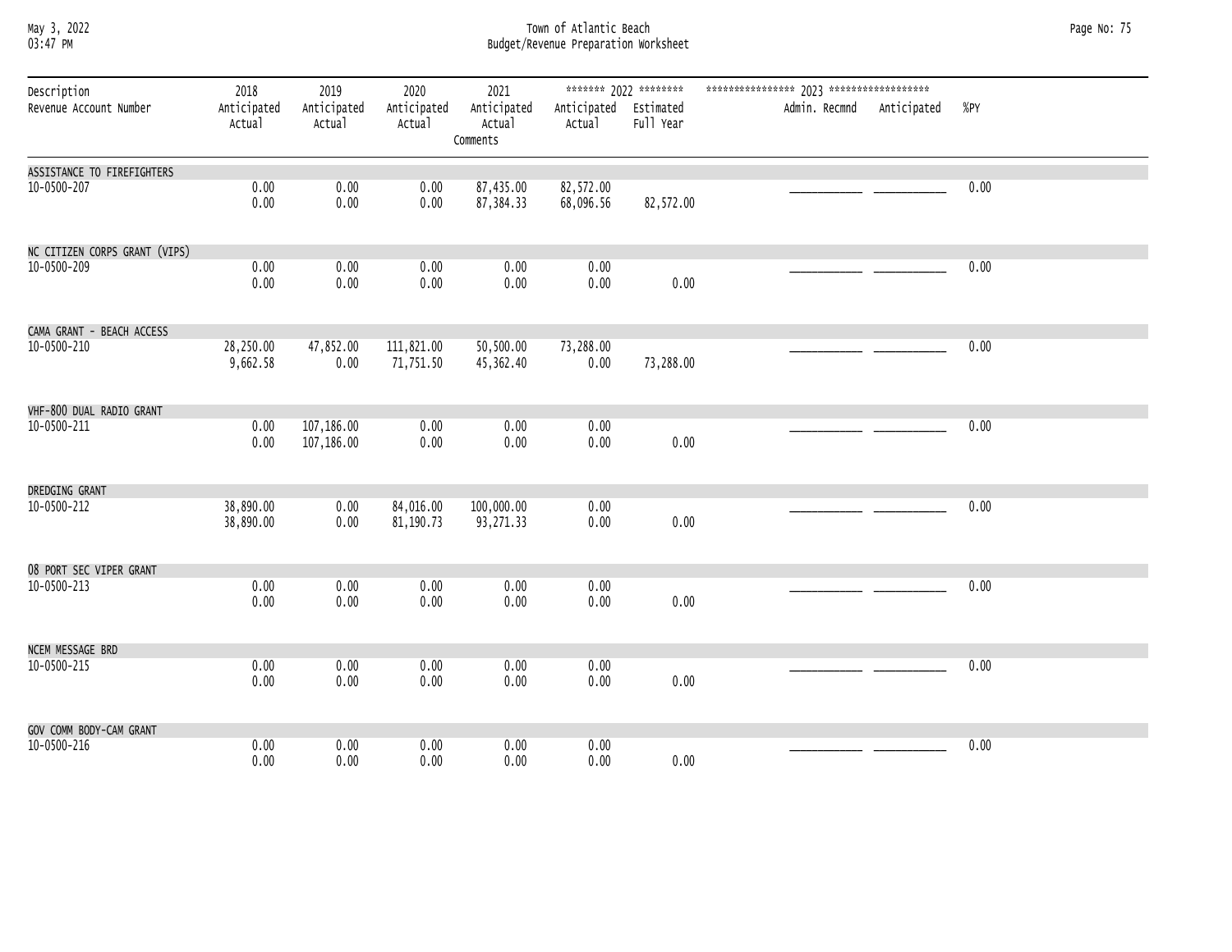| Description<br>Revenue Account Number | 2018<br>Anticipated<br>Actual | 2019<br>Anticipated<br>Actual | 2020<br>Anticipated<br>Actual | 2021<br>Anticipated<br>Actual<br>Comments | ******* 2022 ********<br>Anticipated<br>Actual | <br>Estimated<br>Full Year | **************** 2023 ******************<br>Admin. Recmnd | <br>Anticipated | %PY |
|---|---|---|---|---|---|---|---|---|---|
| ASSISTANCE TO FIREFIGHTERS | | | | | | | | | |
| 10-0500-207 | 0.00 | 0.00 | 0.00 | 87,435.00 | 82,572.00 | | ___________ | ___________ | 0.00 |
| | 0.00 | 0.00 | 0.00 | 87,384.33 | 68,096.56 | 82,572.00 | | | |
| NC CITIZEN CORPS GRANT (VIPS) | | | | | | | | | |
| 10-0500-209 | 0.00 | 0.00 | 0.00 | 0.00 | 0.00 | | ___________ | ___________ | 0.00 |
| | 0.00 | 0.00 | 0.00 | 0.00 | 0.00 | 0.00 | | | |
| CAMA GRANT - BEACH ACCESS | | | | | | | | | |
| 10-0500-210 | 28,250.00 | 47,852.00 | 111,821.00 | 50,500.00 | 73,288.00 | | ___________ | ___________ | 0.00 |
| | 9,662.58 | 0.00 | 71,751.50 | 45,362.40 | 0.00 | 73,288.00 | | | |
| VHF-800 DUAL RADIO GRANT | | | | | | | | | |
| 10-0500-211 | 0.00 | 107,186.00 | 0.00 | 0.00 | 0.00 | | ___________ | ___________ | 0.00 |
| | 0.00 | 107,186.00 | 0.00 | 0.00 | 0.00 | 0.00 | | | |
| DREDGING GRANT | | | | | | | | | |
| 10-0500-212 | 38,890.00 | 0.00 | 84,016.00 | 100,000.00 | 0.00 | | ___________ | ___________ | 0.00 |
| | 38,890.00 | 0.00 | 81,190.73 | 93,271.33 | 0.00 | 0.00 | | | |
| 08 PORT SEC VIPER GRANT | | | | | | | | | |
| 10-0500-213 | 0.00 | 0.00 | 0.00 | 0.00 | 0.00 | | ___________ | ___________ | 0.00 |
| | 0.00 | 0.00 | 0.00 | 0.00 | 0.00 | 0.00 | | | |
| NCEM MESSAGE BRD | | | | | | | | | |
| 10-0500-215 | 0.00 | 0.00 | 0.00 | 0.00 | 0.00 | | ___________ | ___________ | 0.00 |
| | 0.00 | 0.00 | 0.00 | 0.00 | 0.00 | 0.00 | | | |
| GOV COMM BODY-CAM GRANT | | | | | | | | | |
| 10-0500-216 | 0.00 | 0.00 | 0.00 | 0.00 | 0.00 | | ___________ | ___________ | 0.00 |
| | 0.00 | 0.00 | 0.00 | 0.00 | 0.00 | 0.00 | | | |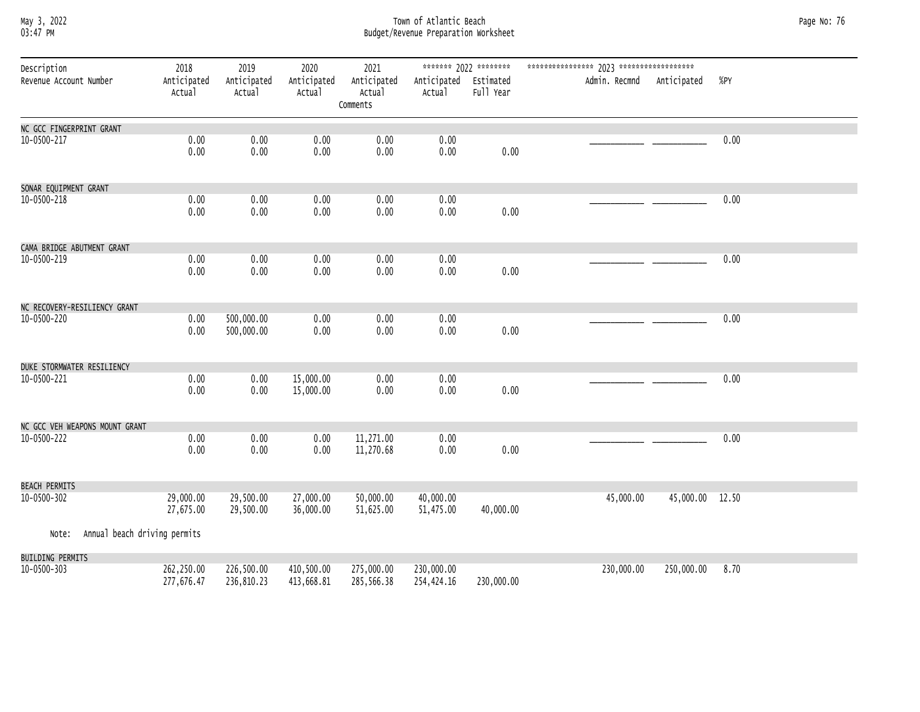Town of Atlantic Beach
Budget/Revenue Preparation Worksheet

| Description / Revenue Account Number | 2018 Anticipated / Actual | 2019 Anticipated / Actual | 2020 Anticipated / Actual | 2021 Anticipated / Actual / Comments | 2022 Anticipated / Actual | 2022 Estimated Full Year | 2023 Admin. Recmnd | 2023 Anticipated | %PY |
|---|---|---|---|---|---|---|---|---|---|
| NC GCC FINGERPRINT GRANT | | | | | | | | | |
| 10-0500-217 | 0.00 | 0.00 | 0.00 | 0.00 | 0.00 | | ___________ | ___________ | 0.00 |
| | 0.00 | 0.00 | 0.00 | 0.00 | 0.00 | 0.00 | | | |
| SONAR EQUIPMENT GRANT | | | | | | | | | |
| 10-0500-218 | 0.00 | 0.00 | 0.00 | 0.00 | 0.00 | | ___________ | ___________ | 0.00 |
| | 0.00 | 0.00 | 0.00 | 0.00 | 0.00 | 0.00 | | | |
| CAMA BRIDGE ABUTMENT GRANT | | | | | | | | | |
| 10-0500-219 | 0.00 | 0.00 | 0.00 | 0.00 | 0.00 | | ___________ | ___________ | 0.00 |
| | 0.00 | 0.00 | 0.00 | 0.00 | 0.00 | 0.00 | | | |
| NC RECOVERY-RESILIENCY GRANT | | | | | | | | | |
| 10-0500-220 | 0.00 | 500,000.00 | 0.00 | 0.00 | 0.00 | | ___________ | ___________ | 0.00 |
| | 0.00 | 500,000.00 | 0.00 | 0.00 | 0.00 | 0.00 | | | |
| DUKE STORMWATER RESILIENCY | | | | | | | | | |
| 10-0500-221 | 0.00 | 0.00 | 15,000.00 | 0.00 | 0.00 | | ___________ | ___________ | 0.00 |
| | 0.00 | 0.00 | 15,000.00 | 0.00 | 0.00 | 0.00 | | | |
| NC GCC VEH WEAPONS MOUNT GRANT | | | | | | | | | |
| 10-0500-222 | 0.00 | 0.00 | 0.00 | 11,271.00 | 0.00 | | ___________ | ___________ | 0.00 |
| | 0.00 | 0.00 | 0.00 | 11,270.68 | 0.00 | 0.00 | | | |
| BEACH PERMITS | | | | | | | | | |
| 10-0500-302 | 29,000.00 | 29,500.00 | 27,000.00 | 50,000.00 | 40,000.00 | | 45,000.00 | 45,000.00 | 12.50 |
| | 27,675.00 | 29,500.00 | 36,000.00 | 51,625.00 | 51,475.00 | 40,000.00 | | | |
| Note: Annual beach driving permits | | | | | | | | | |
| BUILDING PERMITS | | | | | | | | | |
| 10-0500-303 | 262,250.00 | 226,500.00 | 410,500.00 | 275,000.00 | 230,000.00 | | 230,000.00 | 250,000.00 | 8.70 |
| | 277,676.47 | 236,810.23 | 413,668.81 | 285,566.38 | 254,424.16 | 230,000.00 | | | |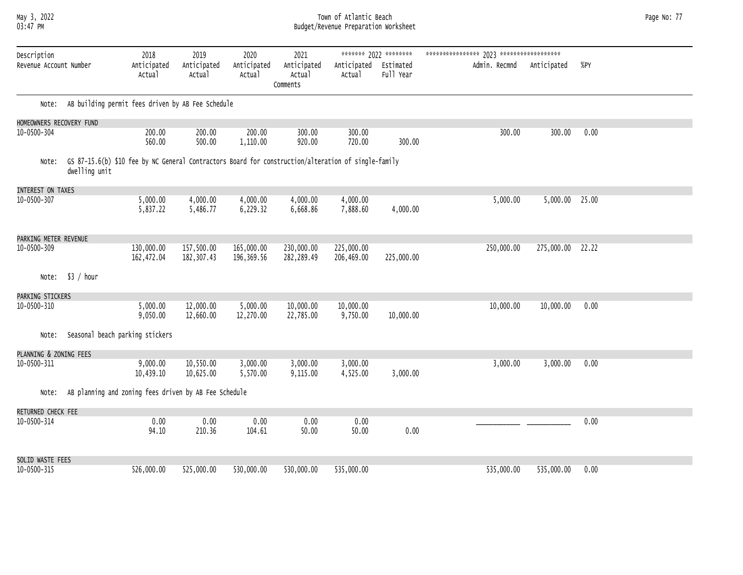| Description / Revenue Account Number | 2018 Anticipated / Actual | 2019 Anticipated / Actual | 2020 Anticipated / Actual | 2021 Anticipated / Actual / Comments | 2022 Anticipated / Actual | 2022 Estimated Full Year | 2023 Admin. Recmnd | 2023 Anticipated | %PY |
|---|---|---|---|---|---|---|---|---|---|
| Note: AB building permit fees driven by AB Fee Schedule | | | | | | | | | |
| **HOMEOWNERS RECOVERY FUND** | | | | | | | | | |
| 10-0500-304 | 200.00 | 200.00 | 200.00 | 300.00 | 300.00 | | 300.00 | 300.00 | 0.00 |
| | 560.00 | 500.00 | 1,110.00 | 920.00 | 720.00 | 300.00 | | | |
| Note: GS 87-15.6(b) $10 fee by NC General Contractors Board for construction/alteration of single-family dwelling unit | | | | | | | | | |
| **INTEREST ON TAXES** | | | | | | | | | |
| 10-0500-307 | 5,000.00 | 4,000.00 | 4,000.00 | 4,000.00 | 4,000.00 | | 5,000.00 | 5,000.00 | 25.00 |
| | 5,837.22 | 5,486.77 | 6,229.32 | 6,668.86 | 7,888.60 | 4,000.00 | | | |
| **PARKING METER REVENUE** | | | | | | | | | |
| 10-0500-309 | 130,000.00 | 157,500.00 | 165,000.00 | 230,000.00 | 225,000.00 | | 250,000.00 | 275,000.00 | 22.22 |
| | 162,472.04 | 182,307.43 | 196,369.56 | 282,289.49 | 206,469.00 | 225,000.00 | | | |
| Note: $3 / hour | | | | | | | | | |
| **PARKING STICKERS** | | | | | | | | | |
| 10-0500-310 | 5,000.00 | 12,000.00 | 5,000.00 | 10,000.00 | 10,000.00 | | 10,000.00 | 10,000.00 | 0.00 |
| | 9,050.00 | 12,660.00 | 12,270.00 | 22,785.00 | 9,750.00 | 10,000.00 | | | |
| Note: Seasonal beach parking stickers | | | | | | | | | |
| **PLANNING & ZONING FEES** | | | | | | | | | |
| 10-0500-311 | 9,000.00 | 10,550.00 | 3,000.00 | 3,000.00 | 3,000.00 | | 3,000.00 | 3,000.00 | 0.00 |
| | 10,439.10 | 10,625.00 | 5,570.00 | 9,115.00 | 4,525.00 | 3,000.00 | | | |
| Note: AB planning and zoning fees driven by AB Fee Schedule | | | | | | | | | |
| **RETURNED CHECK FEE** | | | | | | | | | |
| 10-0500-314 | 0.00 | 0.00 | 0.00 | 0.00 | 0.00 | | ___________ | ___________ | 0.00 |
| | 94.10 | 210.36 | 104.61 | 50.00 | 50.00 | 0.00 | | | |
| **SOLID WASTE FEES** | | | | | | | | | |
| 10-0500-315 | 526,000.00 | 525,000.00 | 530,000.00 | 530,000.00 | 535,000.00 | | 535,000.00 | 535,000.00 | 0.00 |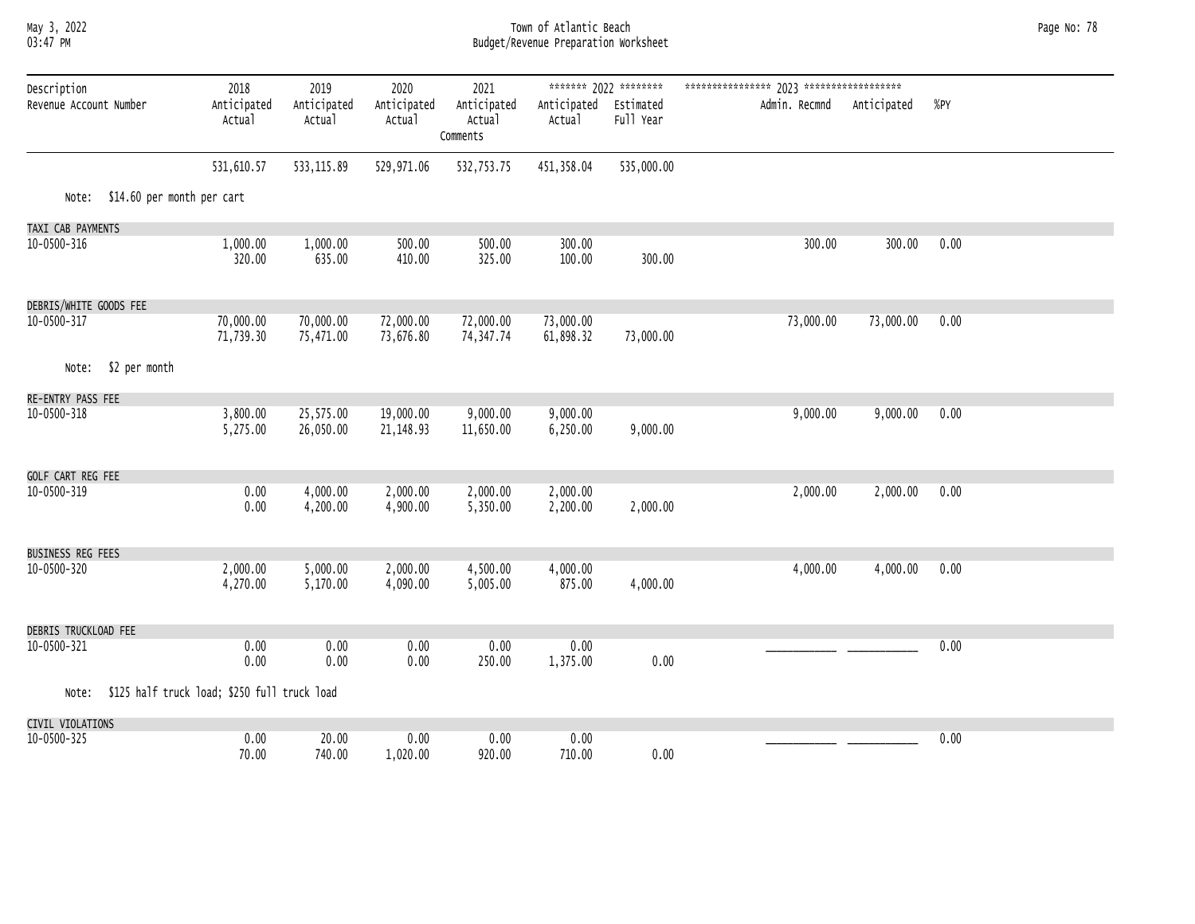| Description<br>Revenue Account Number | 2018<br>Anticipated<br>Actual | 2019<br>Anticipated<br>Actual | 2020<br>Anticipated<br>Actual | 2021<br>Anticipated<br>Actual<br>Comments | ******* 2022 ********<br>Anticipated<br>Actual | <br>Estimated<br>Full Year | **************** 2023 ******************<br>Admin. Recmnd | <br>Anticipated | <br>%PY |
|---|---|---|---|---|---|---|---|---|---|
| | 531,610.57 | 533,115.89 | 529,971.06 | 532,753.75 | 451,358.04 | 535,000.00 | | | |
| Note: $14.60 per month per cart | | | | | | | | | |
| TAXI CAB PAYMENTS | | | | | | | | | |
| 10-0500-316 | 1,000.00 | 1,000.00 | 500.00 | 500.00 | 300.00 | | 300.00 | 300.00 | 0.00 |
| | 320.00 | 635.00 | 410.00 | 325.00 | 100.00 | 300.00 | | | |
| DEBRIS/WHITE GOODS FEE | | | | | | | | | |
| 10-0500-317 | 70,000.00 | 70,000.00 | 72,000.00 | 72,000.00 | 73,000.00 | | 73,000.00 | 73,000.00 | 0.00 |
| | 71,739.30 | 75,471.00 | 73,676.80 | 74,347.74 | 61,898.32 | 73,000.00 | | | |
| Note: $2 per month | | | | | | | | | |
| RE-ENTRY PASS FEE | | | | | | | | | |
| 10-0500-318 | 3,800.00 | 25,575.00 | 19,000.00 | 9,000.00 | 9,000.00 | | 9,000.00 | 9,000.00 | 0.00 |
| | 5,275.00 | 26,050.00 | 21,148.93 | 11,650.00 | 6,250.00 | 9,000.00 | | | |
| GOLF CART REG FEE | | | | | | | | | |
| 10-0500-319 | 0.00 | 4,000.00 | 2,000.00 | 2,000.00 | 2,000.00 | | 2,000.00 | 2,000.00 | 0.00 |
| | 0.00 | 4,200.00 | 4,900.00 | 5,350.00 | 2,200.00 | 2,000.00 | | | |
| BUSINESS REG FEES | | | | | | | | | |
| 10-0500-320 | 2,000.00 | 5,000.00 | 2,000.00 | 4,500.00 | 4,000.00 | | 4,000.00 | 4,000.00 | 0.00 |
| | 4,270.00 | 5,170.00 | 4,090.00 | 5,005.00 | 875.00 | 4,000.00 | | | |
| DEBRIS TRUCKLOAD FEE | | | | | | | | | |
| 10-0500-321 | 0.00 | 0.00 | 0.00 | 0.00 | 0.00 | | ___________ | ___________ | 0.00 |
| | 0.00 | 0.00 | 0.00 | 250.00 | 1,375.00 | 0.00 | | | |
| Note: $125 half truck load; $250 full truck load | | | | | | | | | |
| CIVIL VIOLATIONS | | | | | | | | | |
| 10-0500-325 | 0.00 | 20.00 | 0.00 | 0.00 | 0.00 | | ___________ | ___________ | 0.00 |
| | 70.00 | 740.00 | 1,020.00 | 920.00 | 710.00 | 0.00 | | | |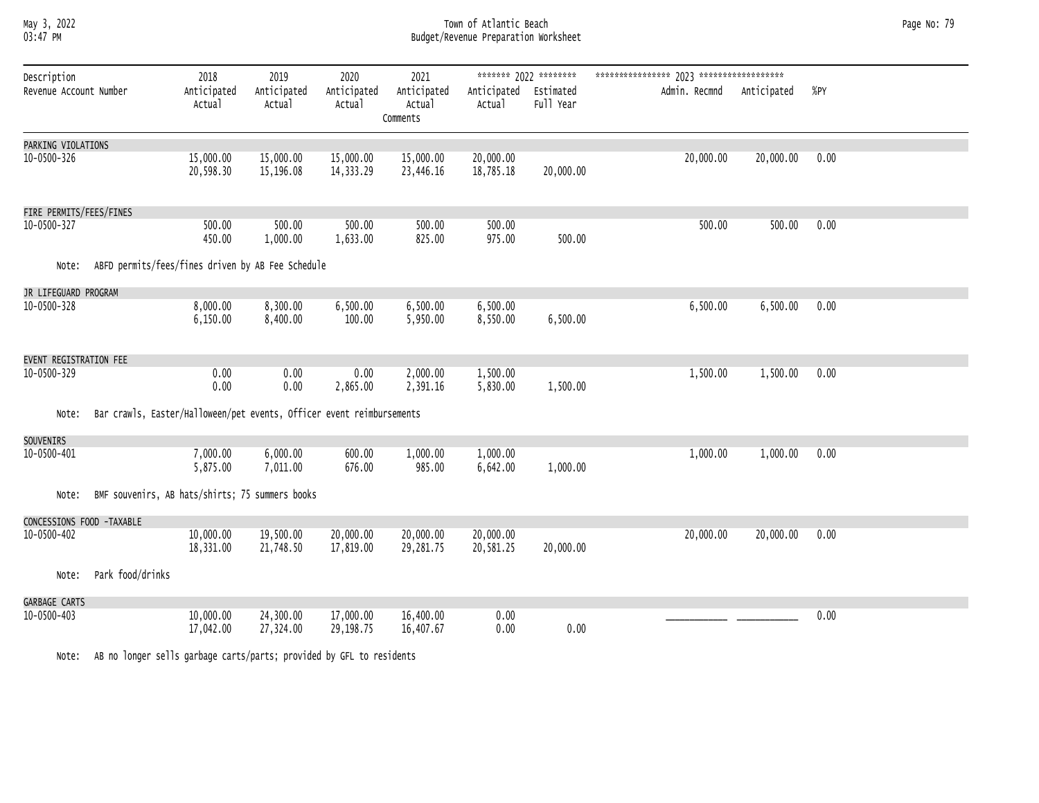| Description<br>Revenue Account Number | 2018<br>Anticipated<br>Actual | 2019<br>Anticipated<br>Actual | 2020<br>Anticipated<br>Actual | 2021<br>Anticipated<br>Actual<br>Comments | 2022<br>Anticipated<br>Actual | 2022<br>Estimated<br>Full Year | 2023<br>Admin. Recmnd | 2023<br>Anticipated | %PY |
|---|---|---|---|---|---|---|---|---|---|
| **PARKING VIOLATIONS** | | | | | | | | | |
| 10-0500-326 | 15,000.00<br>20,598.30 | 15,000.00<br>15,196.08 | 15,000.00<br>14,333.29 | 15,000.00<br>23,446.16 | 20,000.00<br>18,785.18 | 20,000.00 | 20,000.00 | 20,000.00 | 0.00 |
| **FIRE PERMITS/FEES/FINES** | | | | | | | | | |
| 10-0500-327 | 500.00<br>450.00 | 500.00<br>1,000.00 | 500.00<br>1,633.00 | 500.00<br>825.00 | 500.00<br>975.00 | 500.00 | 500.00 | 500.00 | 0.00 |
| Note: ABFD permits/fees/fines driven by AB Fee Schedule | | | | | | | | | |
| **JR LIFEGUARD PROGRAM** | | | | | | | | | |
| 10-0500-328 | 8,000.00<br>6,150.00 | 8,300.00<br>8,400.00 | 6,500.00<br>100.00 | 6,500.00<br>5,950.00 | 6,500.00<br>8,550.00 | 6,500.00 | 6,500.00 | 6,500.00 | 0.00 |
| **EVENT REGISTRATION FEE** | | | | | | | | | |
| 10-0500-329 | 0.00<br>0.00 | 0.00<br>0.00 | 0.00<br>2,865.00 | 2,000.00<br>2,391.16 | 1,500.00<br>5,830.00 | 1,500.00 | 1,500.00 | 1,500.00 | 0.00 |
| Note: Bar crawls, Easter/Halloween/pet events, Officer event reimbursements | | | | | | | | | |
| **SOUVENIRS** | | | | | | | | | |
| 10-0500-401 | 7,000.00<br>5,875.00 | 6,000.00<br>7,011.00 | 600.00<br>676.00 | 1,000.00<br>985.00 | 1,000.00<br>6,642.00 | 1,000.00 | 1,000.00 | 1,000.00 | 0.00 |
| Note: BMF souvenirs, AB hats/shirts; 75 summers books | | | | | | | | | |
| **CONCESSIONS FOOD -TAXABLE** | | | | | | | | | |
| 10-0500-402 | 10,000.00<br>18,331.00 | 19,500.00<br>21,748.50 | 20,000.00<br>17,819.00 | 20,000.00<br>29,281.75 | 20,000.00<br>20,581.25 | 20,000.00 | 20,000.00 | 20,000.00 | 0.00 |
| Note: Park food/drinks | | | | | | | | | |
| **GARBAGE CARTS** | | | | | | | | | |
| 10-0500-403 | 10,000.00<br>17,042.00 | 24,300.00<br>27,324.00 | 17,000.00<br>29,198.75 | 16,400.00<br>16,407.67 | 0.00<br>0.00 | 0.00 | ___________ | ___________ | 0.00 |
| Note: AB no longer sells garbage carts/parts; provided by GFL to residents | | | | | | | | | |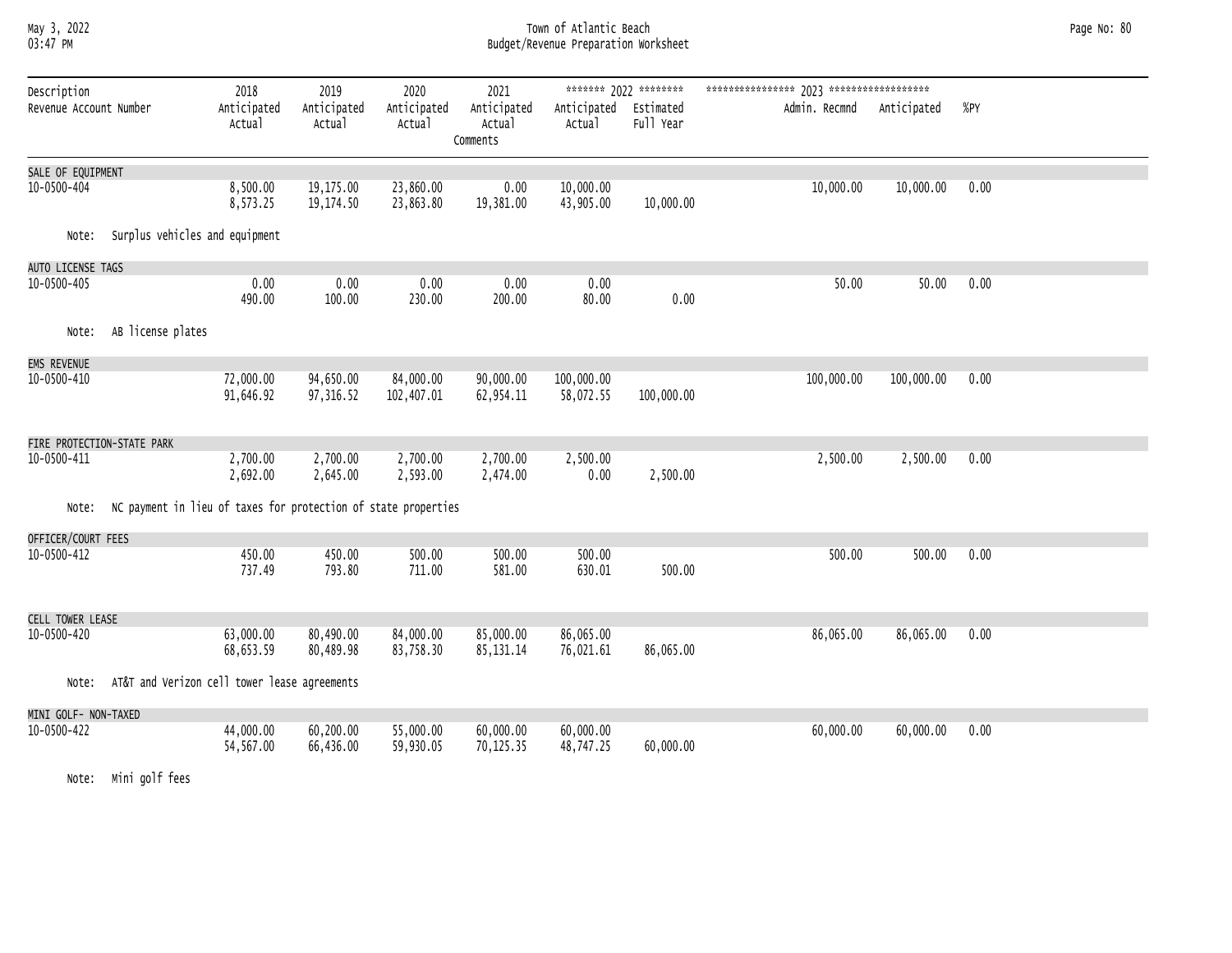| Description / Revenue Account Number | 2018 Anticipated / Actual | 2019 Anticipated / Actual | 2020 Anticipated / Actual | 2021 Anticipated / Actual / Comments | 2022 Anticipated / Actual | 2022 Estimated Full Year | 2023 Admin. Recmnd | 2023 Anticipated | %PY |
|---|---|---|---|---|---|---|---|---|---|
| **SALE OF EQUIPMENT** | | | | | | | | | |
| 10-0500-404 | 8,500.00 | 19,175.00 | 23,860.00 | 0.00 | 10,000.00 | | 10,000.00 | 10,000.00 | 0.00 |
| | 8,573.25 | 19,174.50 | 23,863.80 | 19,381.00 | 43,905.00 | 10,000.00 | | | |
| Note: Surplus vehicles and equipment | | | | | | | | | |
| **AUTO LICENSE TAGS** | | | | | | | | | |
| 10-0500-405 | 0.00 | 0.00 | 0.00 | 0.00 | 0.00 | | 50.00 | 50.00 | 0.00 |
| | 490.00 | 100.00 | 230.00 | 200.00 | 80.00 | 0.00 | | | |
| Note: AB license plates | | | | | | | | | |
| **EMS REVENUE** | | | | | | | | | |
| 10-0500-410 | 72,000.00 | 94,650.00 | 84,000.00 | 90,000.00 | 100,000.00 | | 100,000.00 | 100,000.00 | 0.00 |
| | 91,646.92 | 97,316.52 | 102,407.01 | 62,954.11 | 58,072.55 | 100,000.00 | | | |
| **FIRE PROTECTION-STATE PARK** | | | | | | | | | |
| 10-0500-411 | 2,700.00 | 2,700.00 | 2,700.00 | 2,700.00 | 2,500.00 | | 2,500.00 | 2,500.00 | 0.00 |
| | 2,692.00 | 2,645.00 | 2,593.00 | 2,474.00 | 0.00 | 2,500.00 | | | |
| Note: NC payment in lieu of taxes for protection of state properties | | | | | | | | | |
| **OFFICER/COURT FEES** | | | | | | | | | |
| 10-0500-412 | 450.00 | 450.00 | 500.00 | 500.00 | 500.00 | | 500.00 | 500.00 | 0.00 |
| | 737.49 | 793.80 | 711.00 | 581.00 | 630.01 | 500.00 | | | |
| **CELL TOWER LEASE** | | | | | | | | | |
| 10-0500-420 | 63,000.00 | 80,490.00 | 84,000.00 | 85,000.00 | 86,065.00 | | 86,065.00 | 86,065.00 | 0.00 |
| | 68,653.59 | 80,489.98 | 83,758.30 | 85,131.14 | 76,021.61 | 86,065.00 | | | |
| Note: AT&T and Verizon cell tower lease agreements | | | | | | | | | |
| **MINI GOLF- NON-TAXED** | | | | | | | | | |
| 10-0500-422 | 44,000.00 | 60,200.00 | 55,000.00 | 60,000.00 | 60,000.00 | | 60,000.00 | 60,000.00 | 0.00 |
| | 54,567.00 | 66,436.00 | 59,930.05 | 70,125.35 | 48,747.25 | 60,000.00 | | | |
| Note: Mini golf fees | | | | | | | | | |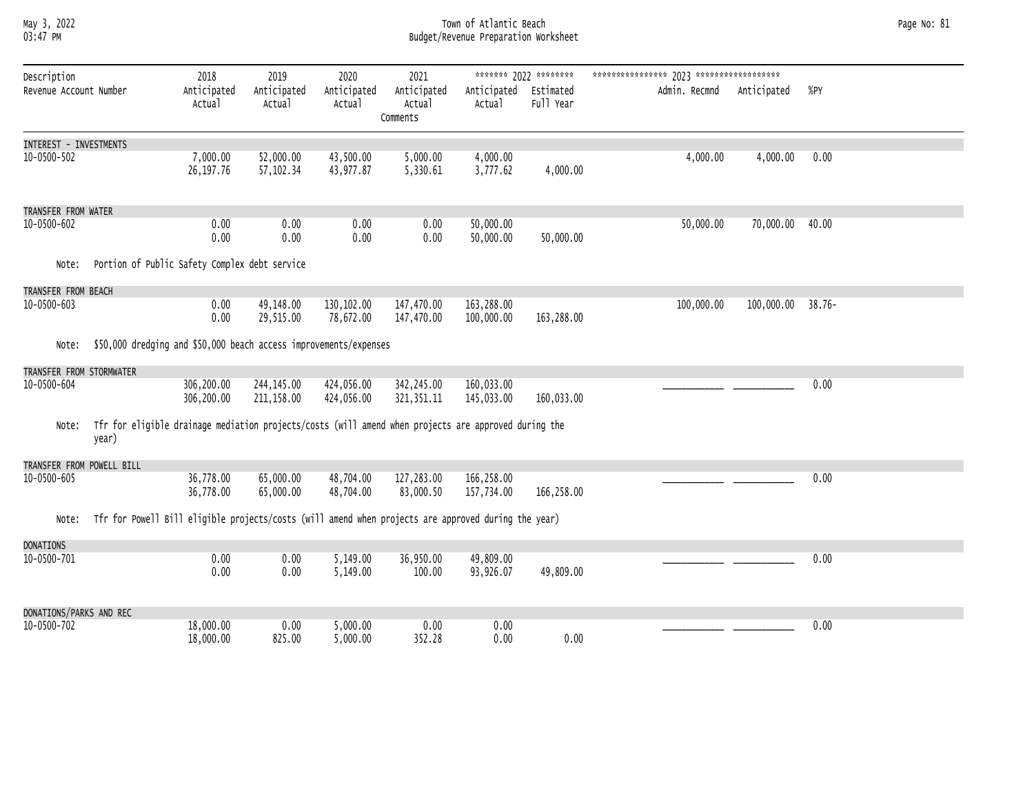Town of Atlantic Beach
Budget/Revenue Preparation Worksheet

| Description / Revenue Account Number | 2018 Anticipated / Actual | 2019 Anticipated / Actual | 2020 Anticipated / Actual | 2021 Anticipated / Actual / Comments | 2022 Anticipated / Actual | 2022 Estimated Full Year | 2023 Admin. Recmnd | 2023 Anticipated | %PY |
|---|---|---|---|---|---|---|---|---|---|
| **INTEREST - INVESTMENTS** | | | | | | | | | |
| 10-0500-502 | 7,000.00 | 52,000.00 | 43,500.00 | 5,000.00 | 4,000.00 | | 4,000.00 | 4,000.00 | 0.00 |
| | 26,197.76 | 57,102.34 | 43,977.87 | 5,330.61 | 3,777.62 | 4,000.00 | | | |
| **TRANSFER FROM WATER** | | | | | | | | | |
| 10-0500-602 | 0.00 | 0.00 | 0.00 | 0.00 | 50,000.00 | | 50,000.00 | 70,000.00 | 40.00 |
| | 0.00 | 0.00 | 0.00 | 0.00 | 50,000.00 | 50,000.00 | | | |
| Note: Portion of Public Safety Complex debt service | | | | | | | | | |
| **TRANSFER FROM BEACH** | | | | | | | | | |
| 10-0500-603 | 0.00 | 49,148.00 | 130,102.00 | 147,470.00 | 163,288.00 | | 100,000.00 | 100,000.00 | 38.76- |
| | 0.00 | 29,515.00 | 78,672.00 | 147,470.00 | 100,000.00 | 163,288.00 | | | |
| Note: $50,000 dredging and $50,000 beach access improvements/expenses | | | | | | | | | |
| **TRANSFER FROM STORMWATER** | | | | | | | | | |
| 10-0500-604 | 306,200.00 | 244,145.00 | 424,056.00 | 342,245.00 | 160,033.00 | | ___________ | ___________ | 0.00 |
| | 306,200.00 | 211,158.00 | 424,056.00 | 321,351.11 | 145,033.00 | 160,033.00 | | | |
| Note: Tfr for eligible drainage mediation projects/costs (will amend when projects are approved during the year) | | | | | | | | | |
| **TRANSFER FROM POWELL BILL** | | | | | | | | | |
| 10-0500-605 | 36,778.00 | 65,000.00 | 48,704.00 | 127,283.00 | 166,258.00 | | ___________ | ___________ | 0.00 |
| | 36,778.00 | 65,000.00 | 48,704.00 | 83,000.50 | 157,734.00 | 166,258.00 | | | |
| Note: Tfr for Powell Bill eligible projects/costs (will amend when projects are approved during the year) | | | | | | | | | |
| **DONATIONS** | | | | | | | | | |
| 10-0500-701 | 0.00 | 0.00 | 5,149.00 | 36,950.00 | 49,809.00 | | ___________ | ___________ | 0.00 |
| | 0.00 | 0.00 | 5,149.00 | 100.00 | 93,926.07 | 49,809.00 | | | |
| **DONATIONS/PARKS AND REC** | | | | | | | | | |
| 10-0500-702 | 18,000.00 | 0.00 | 5,000.00 | 0.00 | 0.00 | | ___________ | ___________ | 0.00 |
| | 18,000.00 | 825.00 | 5,000.00 | 352.28 | 0.00 | 0.00 | | | |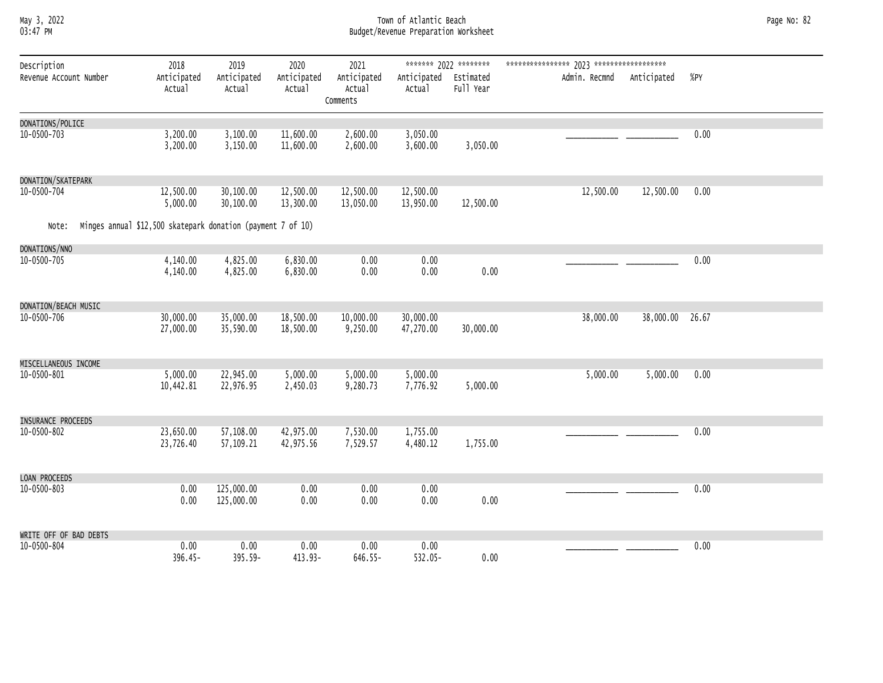| Description / Revenue Account Number | 2018 Anticipated / Actual | 2019 Anticipated / Actual | 2020 Anticipated / Actual | 2021 Anticipated / Actual / Comments | 2022 Anticipated / Actual | 2022 Estimated Full Year | 2023 Admin. Recmnd | 2023 Anticipated | %PY |
|---|---|---|---|---|---|---|---|---|---|
| DONATIONS/POLICE | | | | | | | | | |
| 10-0500-703 | 3,200.00 | 3,100.00 | 11,600.00 | 2,600.00 | 3,050.00 | | ___________ | ___________ | 0.00 |
| | 3,200.00 | 3,150.00 | 11,600.00 | 2,600.00 | 3,600.00 | 3,050.00 | | | |
| DONATION/SKATEPARK | | | | | | | | | |
| 10-0500-704 | 12,500.00 | 30,100.00 | 12,500.00 | 12,500.00 | 12,500.00 | | 12,500.00 | 12,500.00 | 0.00 |
| | 5,000.00 | 30,100.00 | 13,300.00 | 13,050.00 | 13,950.00 | 12,500.00 | | | |
| Note: Minges annual $12,500 skatepark donation (payment 7 of 10) | | | | | | | | | |
| DONATIONS/NNO | | | | | | | | | |
| 10-0500-705 | 4,140.00 | 4,825.00 | 6,830.00 | 0.00 | 0.00 | | ___________ | ___________ | 0.00 |
| | 4,140.00 | 4,825.00 | 6,830.00 | 0.00 | 0.00 | 0.00 | | | |
| DONATION/BEACH MUSIC | | | | | | | | | |
| 10-0500-706 | 30,000.00 | 35,000.00 | 18,500.00 | 10,000.00 | 30,000.00 | | 38,000.00 | 38,000.00 | 26.67 |
| | 27,000.00 | 35,590.00 | 18,500.00 | 9,250.00 | 47,270.00 | 30,000.00 | | | |
| MISCELLANEOUS INCOME | | | | | | | | | |
| 10-0500-801 | 5,000.00 | 22,945.00 | 5,000.00 | 5,000.00 | 5,000.00 | | 5,000.00 | 5,000.00 | 0.00 |
| | 10,442.81 | 22,976.95 | 2,450.03 | 9,280.73 | 7,776.92 | 5,000.00 | | | |
| INSURANCE PROCEEDS | | | | | | | | | |
| 10-0500-802 | 23,650.00 | 57,108.00 | 42,975.00 | 7,530.00 | 1,755.00 | | ___________ | ___________ | 0.00 |
| | 23,726.40 | 57,109.21 | 42,975.56 | 7,529.57 | 4,480.12 | 1,755.00 | | | |
| LOAN PROCEEDS | | | | | | | | | |
| 10-0500-803 | 0.00 | 125,000.00 | 0.00 | 0.00 | 0.00 | | ___________ | ___________ | 0.00 |
| | 0.00 | 125,000.00 | 0.00 | 0.00 | 0.00 | 0.00 | | | |
| WRITE OFF OF BAD DEBTS | | | | | | | | | |
| 10-0500-804 | 0.00 | 0.00 | 0.00 | 0.00 | 0.00 | | ___________ | ___________ | 0.00 |
| | 396.45- | 395.59- | 413.93- | 646.55- | 532.05- | 0.00 | | | |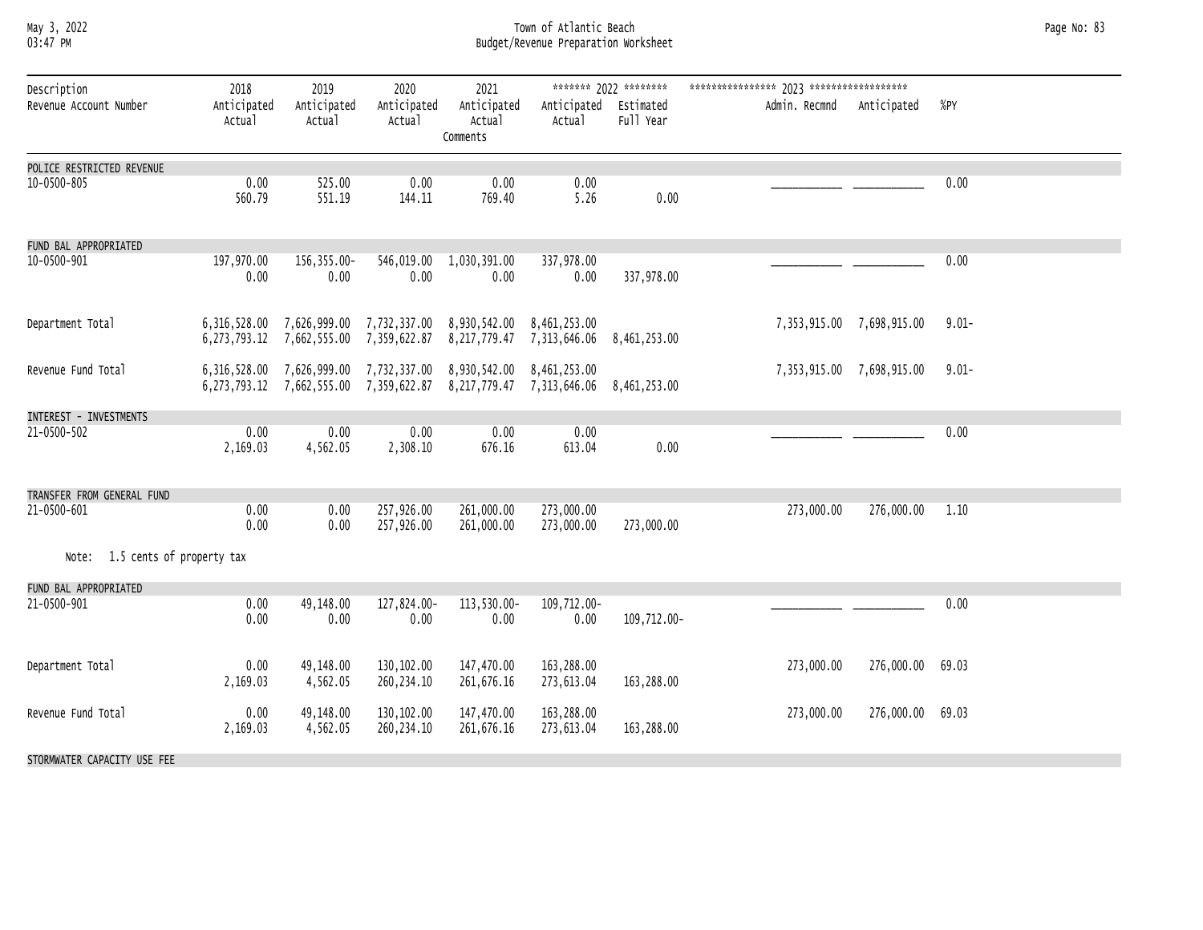| Description<br>Revenue Account Number | 2018<br>Anticipated<br>Actual | 2019<br>Anticipated<br>Actual | 2020<br>Anticipated<br>Actual | 2021<br>Anticipated<br>Actual<br>Comments | ******* 2022 ********<br>Anticipated<br>Actual | <br>Estimated<br>Full Year | **************** 2023 ******************<br>Admin. Recmnd | <br>Anticipated | %PY |
|---|---|---|---|---|---|---|---|---|---|
| POLICE RESTRICTED REVENUE | | | | | | | | | |
| 10-0500-805 | 0.00<br>560.79 | 525.00<br>551.19 | 0.00<br>144.11 | 0.00<br>769.40 | 0.00<br>5.26 | 0.00 | ___________ | ___________ | 0.00 |
| FUND BAL APPROPRIATED | | | | | | | | | |
| 10-0500-901 | 197,970.00<br>0.00 | 156,355.00-<br>0.00 | 546,019.00<br>0.00 | 1,030,391.00<br>0.00 | 337,978.00<br>0.00 | 337,978.00 | ___________ | ___________ | 0.00 |
| Department Total | 6,316,528.00<br>6,273,793.12 | 7,626,999.00<br>7,662,555.00 | 7,732,337.00<br>7,359,622.87 | 8,930,542.00<br>8,217,779.47 | 8,461,253.00<br>7,313,646.06 | 8,461,253.00 | 7,353,915.00 | 7,698,915.00 | 9.01- |
| Revenue Fund Total | 6,316,528.00<br>6,273,793.12 | 7,626,999.00<br>7,662,555.00 | 7,732,337.00<br>7,359,622.87 | 8,930,542.00<br>8,217,779.47 | 8,461,253.00<br>7,313,646.06 | 8,461,253.00 | 7,353,915.00 | 7,698,915.00 | 9.01- |
| INTEREST - INVESTMENTS | | | | | | | | | |
| 21-0500-502 | 0.00<br>2,169.03 | 0.00<br>4,562.05 | 0.00<br>2,308.10 | 0.00<br>676.16 | 0.00<br>613.04 | 0.00 | ___________ | ___________ | 0.00 |
| TRANSFER FROM GENERAL FUND | | | | | | | | | |
| 21-0500-601 | 0.00<br>0.00 | 0.00<br>0.00 | 257,926.00<br>257,926.00 | 261,000.00<br>261,000.00 | 273,000.00<br>273,000.00 | 273,000.00 | 273,000.00 | 276,000.00 | 1.10 |
| Note: 1.5 cents of property tax | | | | | | | | | |
| FUND BAL APPROPRIATED | | | | | | | | | |
| 21-0500-901 | 0.00<br>0.00 | 49,148.00<br>0.00 | 127,824.00-<br>0.00 | 113,530.00-<br>0.00 | 109,712.00-<br>0.00 | 109,712.00- | ___________ | ___________ | 0.00 |
| Department Total | 0.00<br>2,169.03 | 49,148.00<br>4,562.05 | 130,102.00<br>260,234.10 | 147,470.00<br>261,676.16 | 163,288.00<br>273,613.04 | 163,288.00 | 273,000.00 | 276,000.00 | 69.03 |
| Revenue Fund Total | 0.00<br>2,169.03 | 49,148.00<br>4,562.05 | 130,102.00<br>260,234.10 | 147,470.00<br>261,676.16 | 163,288.00<br>273,613.04 | 163,288.00 | 273,000.00 | 276,000.00 | 69.03 |
| STORMWATER CAPACITY USE FEE | | | | | | | | | |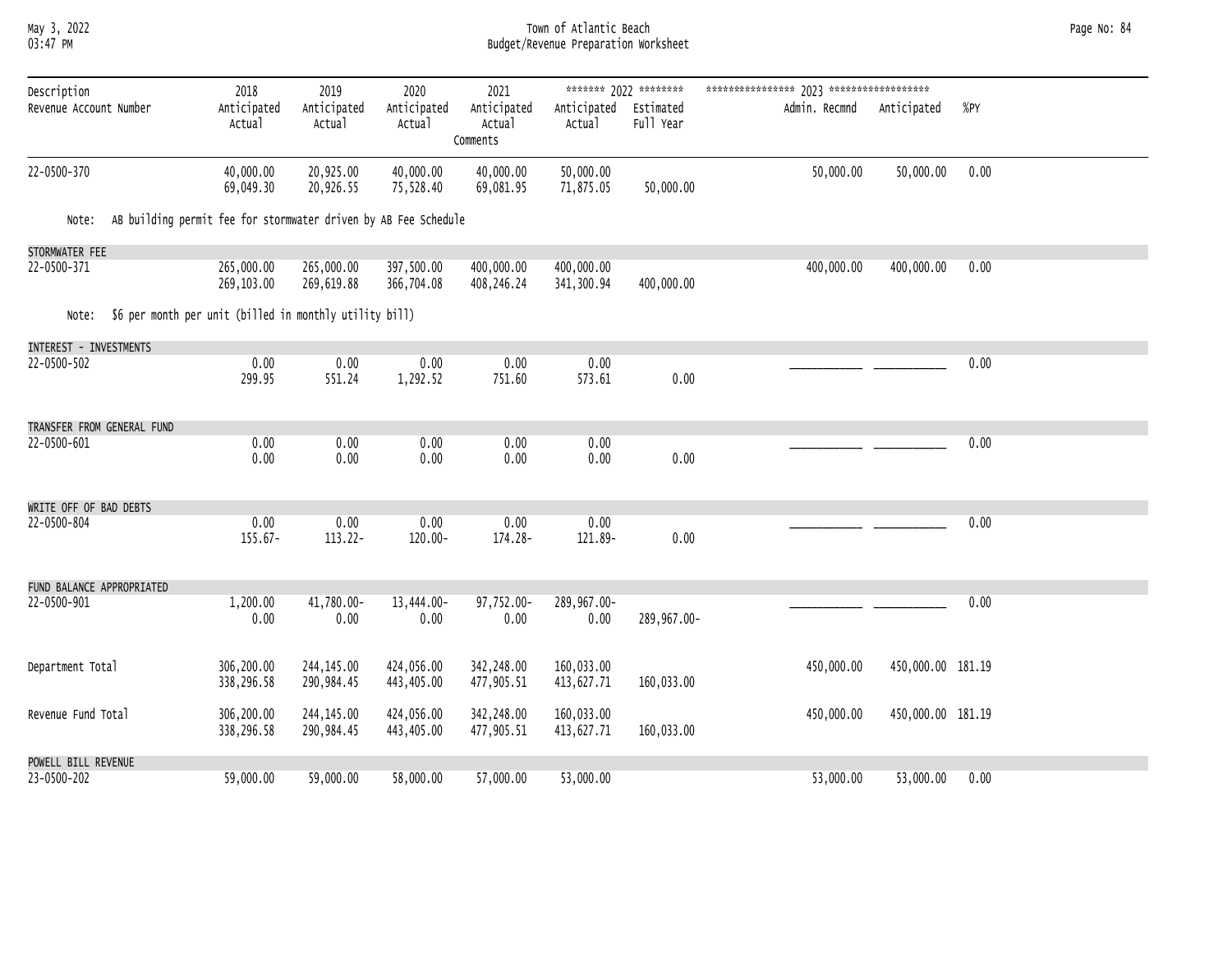| Description<br>Revenue Account Number | 2018<br>Anticipated<br>Actual | 2019<br>Anticipated<br>Actual | 2020<br>Anticipated<br>Actual | 2021<br>Anticipated<br>Actual<br>Comments | ******* 2022 ********<br>Anticipated<br>Actual | <br>Estimated<br>Full Year | **************** 2023 ******************<br>Admin. Recmnd | <br>Anticipated | <br>%PY |
|---|---|---|---|---|---|---|---|---|---|
| 22-0500-370 | 40,000.00<br>69,049.30 | 20,925.00<br>20,926.55 | 40,000.00<br>75,528.40 | 40,000.00<br>69,081.95 | 50,000.00<br>71,875.05 | <br>50,000.00 | 50,000.00 | 50,000.00 | 0.00 |
| Note: AB building permit fee for stormwater driven by AB Fee Schedule | | | | | | | | | |
| STORMWATER FEE | | | | | | | | | |
| 22-0500-371 | 265,000.00<br>269,103.00 | 265,000.00<br>269,619.88 | 397,500.00<br>366,704.08 | 400,000.00<br>408,246.24 | 400,000.00<br>341,300.94 | <br>400,000.00 | 400,000.00 | 400,000.00 | 0.00 |
| Note: $6 per month per unit (billed in monthly utility bill) | | | | | | | | | |
| INTEREST - INVESTMENTS | | | | | | | | | |
| 22-0500-502 | 0.00<br>299.95 | 0.00<br>551.24 | 0.00<br>1,292.52 | 0.00<br>751.60 | 0.00<br>573.61 | <br>0.00 | ___________ | ___________ | 0.00 |
| TRANSFER FROM GENERAL FUND | | | | | | | | | |
| 22-0500-601 | 0.00<br>0.00 | 0.00<br>0.00 | 0.00<br>0.00 | 0.00<br>0.00 | 0.00<br>0.00 | <br>0.00 | ___________ | ___________ | 0.00 |
| WRITE OFF OF BAD DEBTS | | | | | | | | | |
| 22-0500-804 | 0.00<br>155.67- | 0.00<br>113.22- | 0.00<br>120.00- | 0.00<br>174.28- | 0.00<br>121.89- | <br>0.00 | ___________ | ___________ | 0.00 |
| FUND BALANCE APPROPRIATED | | | | | | | | | |
| 22-0500-901 | 1,200.00<br>0.00 | 41,780.00-<br>0.00 | 13,444.00-<br>0.00 | 97,752.00-<br>0.00 | 289,967.00-<br>0.00 | <br>289,967.00- | ___________ | ___________ | 0.00 |
| Department Total | 306,200.00<br>338,296.58 | 244,145.00<br>290,984.45 | 424,056.00<br>443,405.00 | 342,248.00<br>477,905.51 | 160,033.00<br>413,627.71 | <br>160,033.00 | 450,000.00 | 450,000.00 | 181.19 |
| Revenue Fund Total | 306,200.00<br>338,296.58 | 244,145.00<br>290,984.45 | 424,056.00<br>443,405.00 | 342,248.00<br>477,905.51 | 160,033.00<br>413,627.71 | <br>160,033.00 | 450,000.00 | 450,000.00 | 181.19 |
| POWELL BILL REVENUE | | | | | | | | | |
| 23-0500-202 | 59,000.00 | 59,000.00 | 58,000.00 | 57,000.00 | 53,000.00 | | 53,000.00 | 53,000.00 | 0.00 |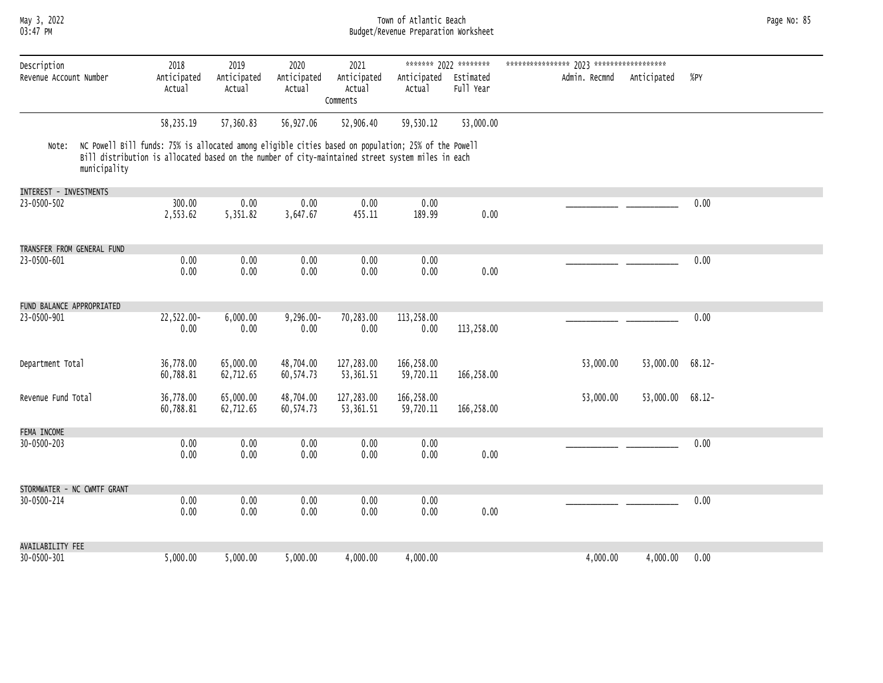| Description<br>Revenue Account Number | 2018<br>Anticipated<br>Actual | 2019<br>Anticipated<br>Actual | 2020<br>Anticipated<br>Actual | 2021<br>Anticipated<br>Actual<br>Comments | ******* 2022 ********<br>Anticipated<br>Actual | <br>Estimated<br>Full Year | **************** 2023 ******************<br>Admin. Recmnd | <br>Anticipated | <br>%PY |
|---|---|---|---|---|---|---|---|---|---|
| | 58,235.19 | 57,360.83 | 56,927.06 | 52,906.40 | 59,530.12 | 53,000.00 | | | |

Note: NC Powell Bill funds: 75% is allocated among eligible cities based on population; 25% of the Powell Bill distribution is allocated based on the number of city-maintained street system miles in each municipality

| Description<br>Revenue Account Number | 2018 | 2019 | 2020 | 2021 | 2022 Anticipated/Actual | 2022 Estimated Full Year | 2023 Admin. Recmnd | 2023 Anticipated | %PY |
|---|---|---|---|---|---|---|---|---|---|
| INTEREST - INVESTMENTS | | | | | | | | | |
| 23-0500-502 | 300.00 | 0.00 | 0.00 | 0.00 | 0.00 | | ___________ | ___________ | 0.00 |
| | 2,553.62 | 5,351.82 | 3,647.67 | 455.11 | 189.99 | 0.00 | | | |
| TRANSFER FROM GENERAL FUND | | | | | | | | | |
| 23-0500-601 | 0.00 | 0.00 | 0.00 | 0.00 | 0.00 | | ___________ | ___________ | 0.00 |
| | 0.00 | 0.00 | 0.00 | 0.00 | 0.00 | 0.00 | | | |
| FUND BALANCE APPROPRIATED | | | | | | | | | |
| 23-0500-901 | 22,522.00- | 6,000.00 | 9,296.00- | 70,283.00 | 113,258.00 | | ___________ | ___________ | 0.00 |
| | 0.00 | 0.00 | 0.00 | 0.00 | 0.00 | 113,258.00 | | | |
| Department Total | 36,778.00 | 65,000.00 | 48,704.00 | 127,283.00 | 166,258.00 | | 53,000.00 | 53,000.00 | 68.12- |
| | 60,788.81 | 62,712.65 | 60,574.73 | 53,361.51 | 59,720.11 | 166,258.00 | | | |
| Revenue Fund Total | 36,778.00 | 65,000.00 | 48,704.00 | 127,283.00 | 166,258.00 | | 53,000.00 | 53,000.00 | 68.12- |
| | 60,788.81 | 62,712.65 | 60,574.73 | 53,361.51 | 59,720.11 | 166,258.00 | | | |
| FEMA INCOME | | | | | | | | | |
| 30-0500-203 | 0.00 | 0.00 | 0.00 | 0.00 | 0.00 | | ___________ | ___________ | 0.00 |
| | 0.00 | 0.00 | 0.00 | 0.00 | 0.00 | 0.00 | | | |
| STORMWATER - NC CWMTF GRANT | | | | | | | | | |
| 30-0500-214 | 0.00 | 0.00 | 0.00 | 0.00 | 0.00 | | ___________ | ___________ | 0.00 |
| | 0.00 | 0.00 | 0.00 | 0.00 | 0.00 | 0.00 | | | |
| AVAILABILITY FEE | | | | | | | | | |
| 30-0500-301 | 5,000.00 | 5,000.00 | 5,000.00 | 4,000.00 | 4,000.00 | | 4,000.00 | 4,000.00 | 0.00 |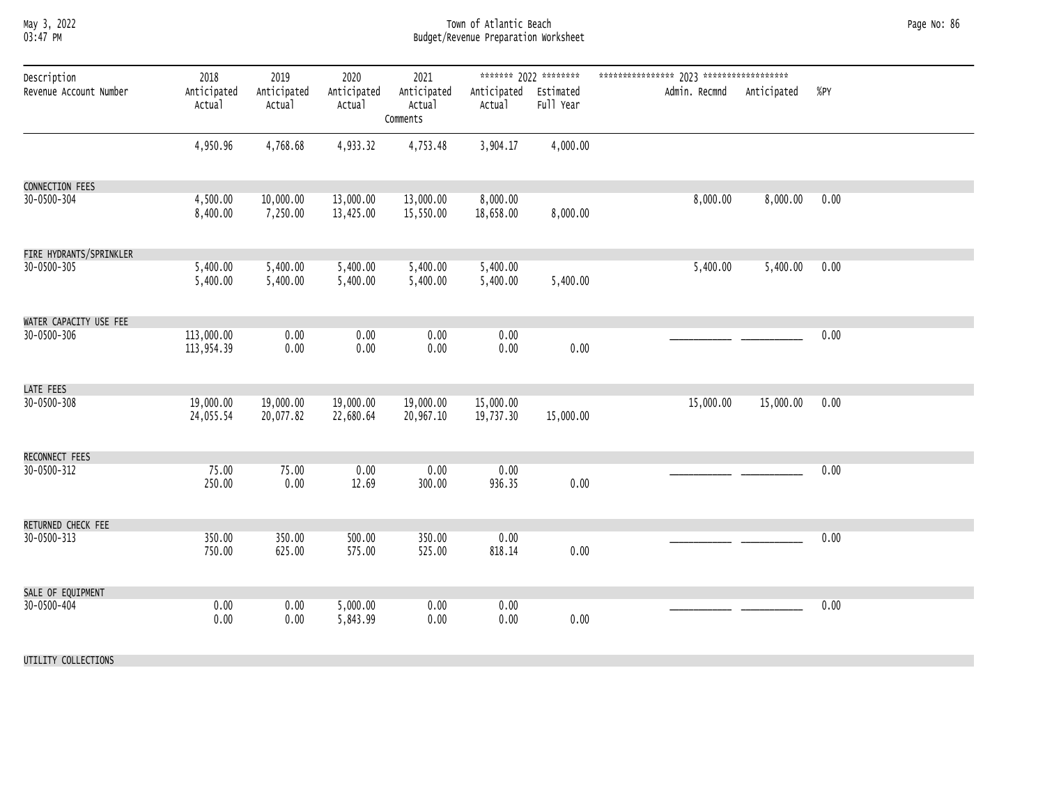| Description<br>Revenue Account Number | 2018<br>Anticipated<br>Actual | 2019<br>Anticipated<br>Actual | 2020<br>Anticipated<br>Actual | 2021<br>Anticipated<br>Actual<br>Comments | ******* 2022 ********<br>Anticipated<br>Actual | <br>Estimated<br>Full Year | **************** 2023 ******************<br>Admin. Recmnd | <br>Anticipated | <br>%PY |
|---|---|---|---|---|---|---|---|---|---|
| | 4,950.96 | 4,768.68 | 4,933.32 | 4,753.48 | 3,904.17 | 4,000.00 | | | |
| CONNECTION FEES | | | | | | | | | |
| 30-0500-304 | 4,500.00 | 10,000.00 | 13,000.00 | 13,000.00 | 8,000.00 | | 8,000.00 | 8,000.00 | 0.00 |
| | 8,400.00 | 7,250.00 | 13,425.00 | 15,550.00 | 18,658.00 | 8,000.00 | | | |
| FIRE HYDRANTS/SPRINKLER | | | | | | | | | |
| 30-0500-305 | 5,400.00 | 5,400.00 | 5,400.00 | 5,400.00 | 5,400.00 | | 5,400.00 | 5,400.00 | 0.00 |
| | 5,400.00 | 5,400.00 | 5,400.00 | 5,400.00 | 5,400.00 | 5,400.00 | | | |
| WATER CAPACITY USE FEE | | | | | | | | | |
| 30-0500-306 | 113,000.00 | 0.00 | 0.00 | 0.00 | 0.00 | | ___________ | ___________ | 0.00 |
| | 113,954.39 | 0.00 | 0.00 | 0.00 | 0.00 | 0.00 | | | |
| LATE FEES | | | | | | | | | |
| 30-0500-308 | 19,000.00 | 19,000.00 | 19,000.00 | 19,000.00 | 15,000.00 | | 15,000.00 | 15,000.00 | 0.00 |
| | 24,055.54 | 20,077.82 | 22,680.64 | 20,967.10 | 19,737.30 | 15,000.00 | | | |
| RECONNECT FEES | | | | | | | | | |
| 30-0500-312 | 75.00 | 75.00 | 0.00 | 0.00 | 0.00 | | ___________ | ___________ | 0.00 |
| | 250.00 | 0.00 | 12.69 | 300.00 | 936.35 | 0.00 | | | |
| RETURNED CHECK FEE | | | | | | | | | |
| 30-0500-313 | 350.00 | 350.00 | 500.00 | 350.00 | 0.00 | | ___________ | ___________ | 0.00 |
| | 750.00 | 625.00 | 575.00 | 525.00 | 818.14 | 0.00 | | | |
| SALE OF EQUIPMENT | | | | | | | | | |
| 30-0500-404 | 0.00 | 0.00 | 5,000.00 | 0.00 | 0.00 | | ___________ | ___________ | 0.00 |
| | 0.00 | 0.00 | 5,843.99 | 0.00 | 0.00 | 0.00 | | | |
| UTILITY COLLECTIONS | | | | | | | | | |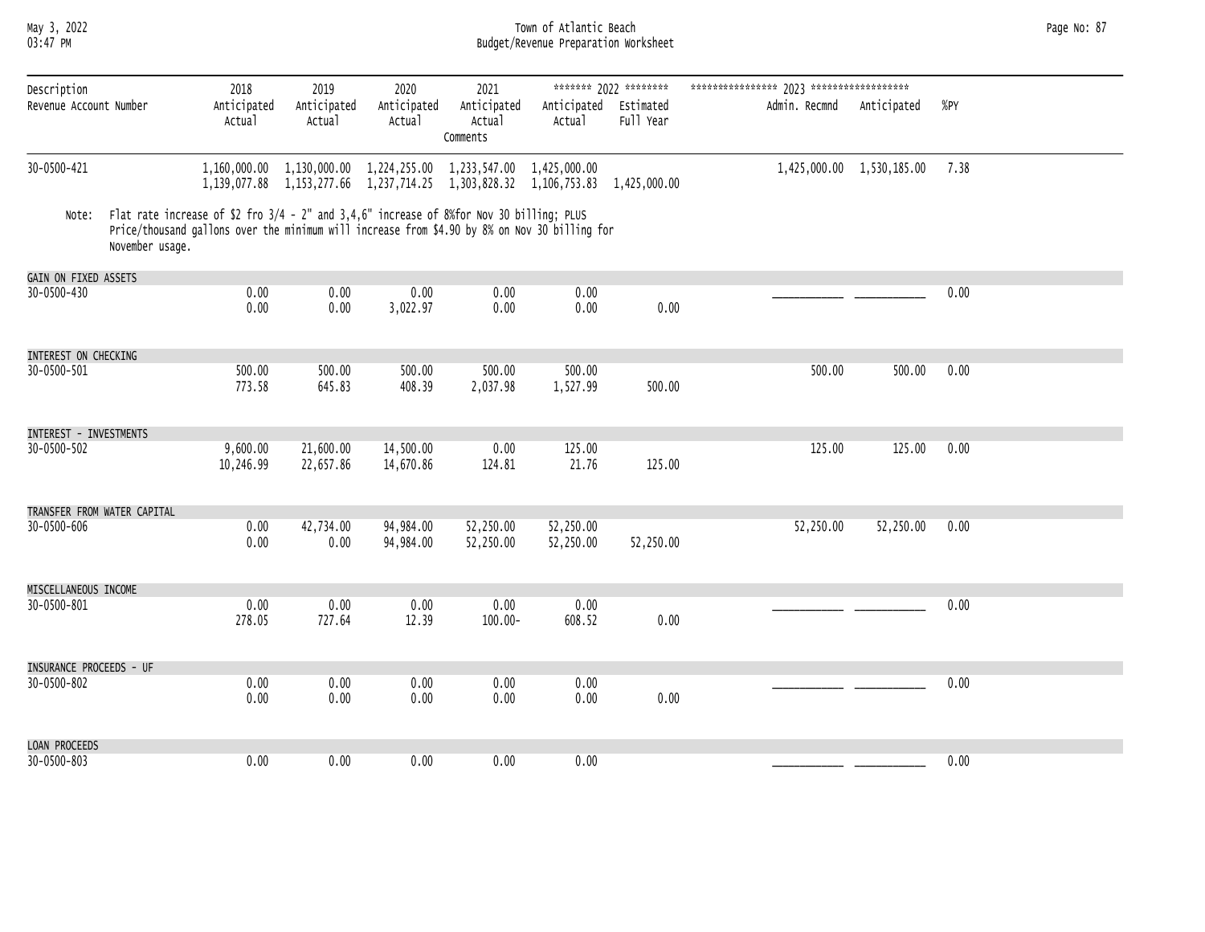| Description<br>Revenue Account Number | 2018<br>Anticipated<br>Actual | 2019<br>Anticipated<br>Actual | 2020<br>Anticipated<br>Actual | 2021<br>Anticipated<br>Actual<br>Comments | ******* 2022 ********<br>Anticipated<br>Actual | <br>Estimated<br>Full Year | **************** 2023 ******************<br>Admin. Recmnd | <br>Anticipated | %PY |
|---|---|---|---|---|---|---|---|---|---|
| 30-0500-421 | 1,160,000.00<br>1,139,077.88 | 1,130,000.00<br>1,153,277.66 | 1,224,255.00<br>1,237,714.25 | 1,233,547.00<br>1,303,828.32 | 1,425,000.00<br>1,106,753.83 | 1,425,000.00 | 1,425,000.00 | 1,530,185.00 | 7.38 |
| Note: Flat rate increase of $2 fro 3/4 - 2" and 3,4,6" increase of 8%for Nov 30 billing; PLUS Price/thousand gallons over the minimum will increase from $4.90 by 8% on Nov 30 billing for November usage. | | | | | | | | | |
| **GAIN ON FIXED ASSETS** | | | | | | | | | |
| 30-0500-430 | 0.00<br>0.00 | 0.00<br>0.00 | 0.00<br>3,022.97 | 0.00<br>0.00 | 0.00<br>0.00 | 0.00 | ___________ | ___________ | 0.00 |
| **INTEREST ON CHECKING** | | | | | | | | | |
| 30-0500-501 | 500.00<br>773.58 | 500.00<br>645.83 | 500.00<br>408.39 | 500.00<br>2,037.98 | 500.00<br>1,527.99 | 500.00 | 500.00 | 500.00 | 0.00 |
| **INTEREST - INVESTMENTS** | | | | | | | | | |
| 30-0500-502 | 9,600.00<br>10,246.99 | 21,600.00<br>22,657.86 | 14,500.00<br>14,670.86 | 0.00<br>124.81 | 125.00<br>21.76 | 125.00 | 125.00 | 125.00 | 0.00 |
| **TRANSFER FROM WATER CAPITAL** | | | | | | | | | |
| 30-0500-606 | 0.00<br>0.00 | 42,734.00<br>0.00 | 94,984.00<br>94,984.00 | 52,250.00<br>52,250.00 | 52,250.00<br>52,250.00 | 52,250.00 | 52,250.00 | 52,250.00 | 0.00 |
| **MISCELLANEOUS INCOME** | | | | | | | | | |
| 30-0500-801 | 0.00<br>278.05 | 0.00<br>727.64 | 0.00<br>12.39 | 0.00<br>100.00- | 0.00<br>608.52 | 0.00 | ___________ | ___________ | 0.00 |
| **INSURANCE PROCEEDS - UF** | | | | | | | | | |
| 30-0500-802 | 0.00<br>0.00 | 0.00<br>0.00 | 0.00<br>0.00 | 0.00<br>0.00 | 0.00<br>0.00 | 0.00 | ___________ | ___________ | 0.00 |
| **LOAN PROCEEDS** | | | | | | | | | |
| 30-0500-803 | 0.00 | 0.00 | 0.00 | 0.00 | 0.00 | | ___________ | ___________ | 0.00 |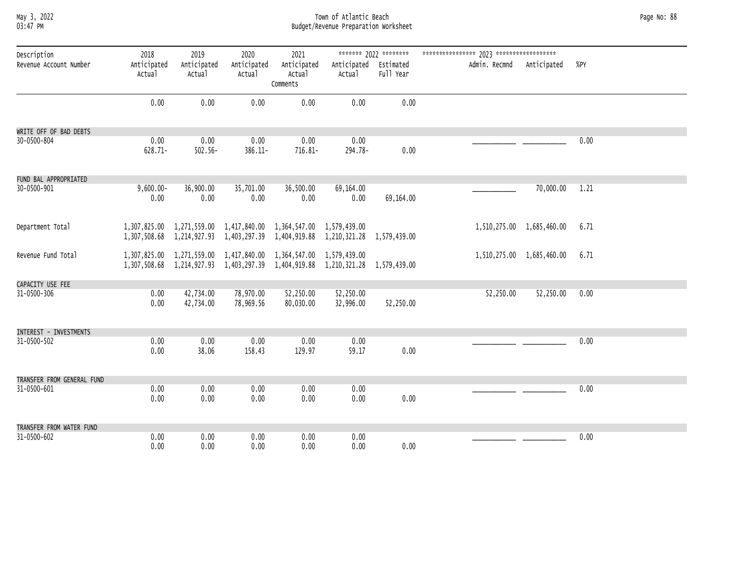| Description<br>Revenue Account Number | 2018<br>Anticipated<br>Actual | 2019<br>Anticipated<br>Actual | 2020<br>Anticipated<br>Actual | 2021<br>Anticipated<br>Actual<br>Comments | 2022<br>Anticipated<br>Actual | 2022<br>Estimated<br>Full Year | 2023<br>Admin. Recmnd | 2023<br>Anticipated | %PY |
|---|---|---|---|---|---|---|---|---|---|
| | 0.00 | 0.00 | 0.00 | 0.00 | 0.00 | 0.00 | | | |
| WRITE OFF OF BAD DEBTS | | | | | | | | | |
| 30-0500-804 | 0.00 | 0.00 | 0.00 | 0.00 | 0.00 | | ___________ | ___________ | 0.00 |
| | 628.71- | 502.56- | 386.11- | 716.81- | 294.78- | 0.00 | | | |
| FUND BAL APPROPRIATED | | | | | | | | | |
| 30-0500-901 | 9,600.00- | 36,900.00 | 35,701.00 | 36,500.00 | 69,164.00 | | ___________ | 70,000.00 | 1.21 |
| | 0.00 | 0.00 | 0.00 | 0.00 | 0.00 | 69,164.00 | | | |
| Department Total | 1,307,825.00 | 1,271,559.00 | 1,417,840.00 | 1,364,547.00 | 1,579,439.00 | | 1,510,275.00 | 1,685,460.00 | 6.71 |
| | 1,307,508.68 | 1,214,927.93 | 1,403,297.39 | 1,404,919.88 | 1,210,321.28 | 1,579,439.00 | | | |
| Revenue Fund Total | 1,307,825.00 | 1,271,559.00 | 1,417,840.00 | 1,364,547.00 | 1,579,439.00 | | 1,510,275.00 | 1,685,460.00 | 6.71 |
| | 1,307,508.68 | 1,214,927.93 | 1,403,297.39 | 1,404,919.88 | 1,210,321.28 | 1,579,439.00 | | | |
| CAPACITY USE FEE | | | | | | | | | |
| 31-0500-306 | 0.00 | 42,734.00 | 78,970.00 | 52,250.00 | 52,250.00 | | 52,250.00 | 52,250.00 | 0.00 |
| | 0.00 | 42,734.00 | 78,969.56 | 80,030.00 | 32,996.00 | 52,250.00 | | | |
| INTEREST - INVESTMENTS | | | | | | | | | |
| 31-0500-502 | 0.00 | 0.00 | 0.00 | 0.00 | 0.00 | | ___________ | ___________ | 0.00 |
| | 0.00 | 38.06 | 158.43 | 129.97 | 59.17 | 0.00 | | | |
| TRANSFER FROM GENERAL FUND | | | | | | | | | |
| 31-0500-601 | 0.00 | 0.00 | 0.00 | 0.00 | 0.00 | | ___________ | ___________ | 0.00 |
| | 0.00 | 0.00 | 0.00 | 0.00 | 0.00 | 0.00 | | | |
| TRANSFER FROM WATER FUND | | | | | | | | | |
| 31-0500-602 | 0.00 | 0.00 | 0.00 | 0.00 | 0.00 | | ___________ | ___________ | 0.00 |
| | 0.00 | 0.00 | 0.00 | 0.00 | 0.00 | 0.00 | | | |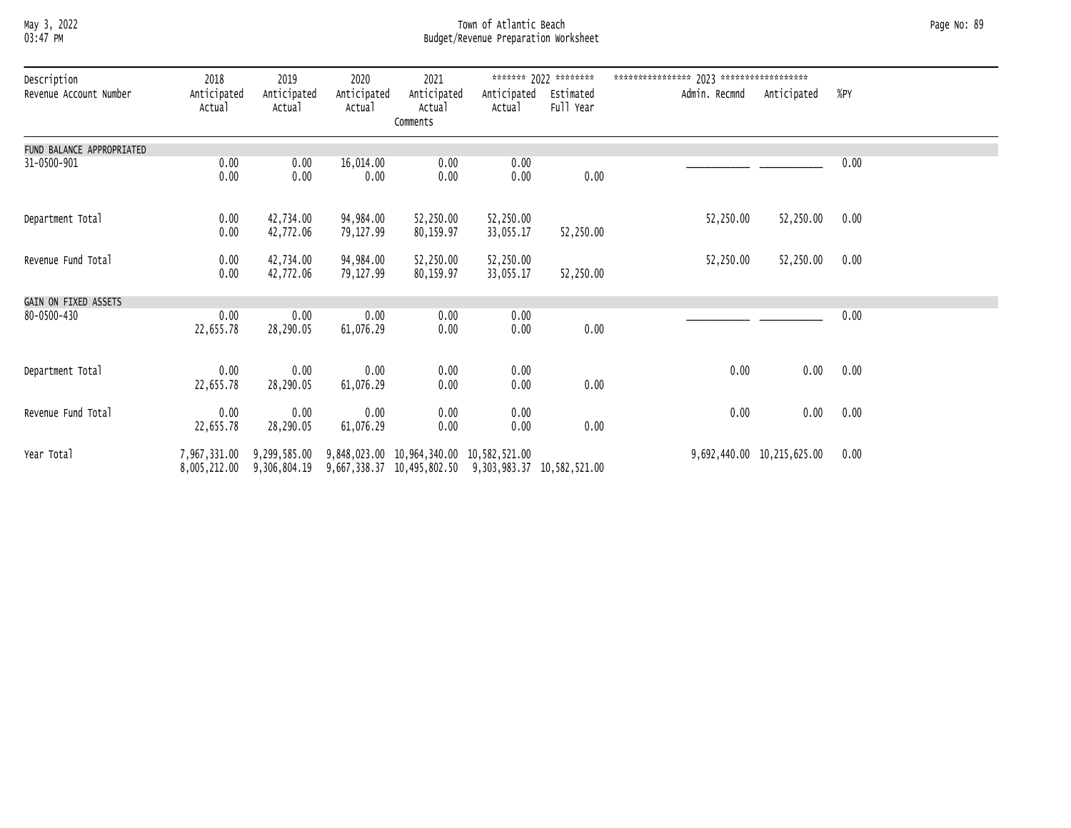Town of Atlantic Beach
Budget/Revenue Preparation Worksheet

| Description<br>Revenue Account Number | 2018<br>Anticipated<br>Actual | 2019<br>Anticipated<br>Actual | 2020<br>Anticipated<br>Actual | 2021<br>Anticipated<br>Actual<br>Comments | ******* 2022 ********<br>Anticipated<br>Actual | <br>Estimated<br>Full Year | **************** 2023 ******************<br>Admin. Recmnd | <br>Anticipated | %PY |
|---|---|---|---|---|---|---|---|---|---|
| FUND BALANCE APPROPRIATED | | | | | | | | | |
| 31-0500-901 | 0.00 | 0.00 | 16,014.00 | 0.00 | 0.00 | | ___________ | ___________ | 0.00 |
| | 0.00 | 0.00 | 0.00 | 0.00 | 0.00 | 0.00 | | | |
| Department Total | 0.00 | 42,734.00 | 94,984.00 | 52,250.00 | 52,250.00 | | 52,250.00 | 52,250.00 | 0.00 |
| | 0.00 | 42,772.06 | 79,127.99 | 80,159.97 | 33,055.17 | 52,250.00 | | | |
| Revenue Fund Total | 0.00 | 42,734.00 | 94,984.00 | 52,250.00 | 52,250.00 | | 52,250.00 | 52,250.00 | 0.00 |
| | 0.00 | 42,772.06 | 79,127.99 | 80,159.97 | 33,055.17 | 52,250.00 | | | |
| GAIN ON FIXED ASSETS | | | | | | | | | |
| 80-0500-430 | 0.00 | 0.00 | 0.00 | 0.00 | 0.00 | | ___________ | ___________ | 0.00 |
| | 22,655.78 | 28,290.05 | 61,076.29 | 0.00 | 0.00 | 0.00 | | | |
| Department Total | 0.00 | 0.00 | 0.00 | 0.00 | 0.00 | | 0.00 | 0.00 | 0.00 |
| | 22,655.78 | 28,290.05 | 61,076.29 | 0.00 | 0.00 | 0.00 | | | |
| Revenue Fund Total | 0.00 | 0.00 | 0.00 | 0.00 | 0.00 | | 0.00 | 0.00 | 0.00 |
| | 22,655.78 | 28,290.05 | 61,076.29 | 0.00 | 0.00 | 0.00 | | | |
| Year Total | 7,967,331.00 | 9,299,585.00 | 9,848,023.00 | 10,964,340.00 | 10,582,521.00 | | 9,692,440.00 | 10,215,625.00 | 0.00 |
| | 8,005,212.00 | 9,306,804.19 | 9,667,338.37 | 10,495,802.50 | 9,303,983.37 | 10,582,521.00 | | | |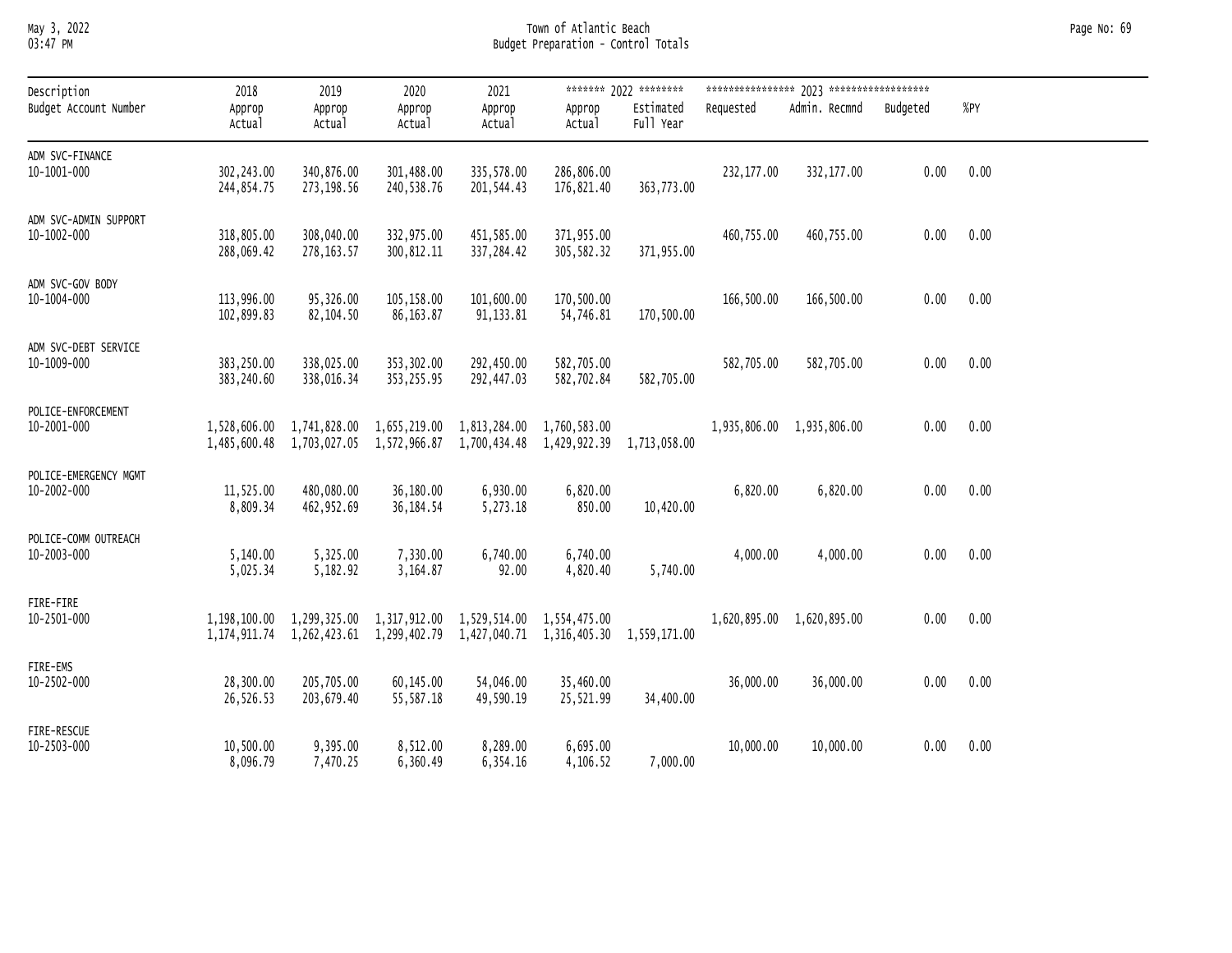# Town of Atlantic Beach
## Budget Preparation - Control Totals

| Description<br>Budget Account Number | 2018<br>Approp<br>Actual | 2019<br>Approp<br>Actual | 2020<br>Approp<br>Actual | 2021<br>Approp<br>Actual | 2022<br>Approp<br>Actual | 2022<br>Estimated<br>Full Year | 2023<br>Requested | 2023<br>Admin. Recmnd | 2023<br>Budgeted | %PY |
|---|---|---|---|---|---|---|---|---|---|---|
| ADM SVC-FINANCE<br>10-1001-000 | 302,243.00<br>244,854.75 | 340,876.00<br>273,198.56 | 301,488.00<br>240,538.76 | 335,578.00<br>201,544.43 | 286,806.00<br>176,821.40 | 363,773.00 | 232,177.00 | 332,177.00 | 0.00 | 0.00 |
| ADM SVC-ADMIN SUPPORT<br>10-1002-000 | 318,805.00<br>288,069.42 | 308,040.00<br>278,163.57 | 332,975.00<br>300,812.11 | 451,585.00<br>337,284.42 | 371,955.00<br>305,582.32 | 371,955.00 | 460,755.00 | 460,755.00 | 0.00 | 0.00 |
| ADM SVC-GOV BODY<br>10-1004-000 | 113,996.00<br>102,899.83 | 95,326.00<br>82,104.50 | 105,158.00<br>86,163.87 | 101,600.00<br>91,133.81 | 170,500.00<br>54,746.81 | 170,500.00 | 166,500.00 | 166,500.00 | 0.00 | 0.00 |
| ADM SVC-DEBT SERVICE<br>10-1009-000 | 383,250.00<br>383,240.60 | 338,025.00<br>338,016.34 | 353,302.00<br>353,255.95 | 292,450.00<br>292,447.03 | 582,705.00<br>582,702.84 | 582,705.00 | 582,705.00 | 582,705.00 | 0.00 | 0.00 |
| POLICE-ENFORCEMENT<br>10-2001-000 | 1,528,606.00<br>1,485,600.48 | 1,741,828.00<br>1,703,027.05 | 1,655,219.00<br>1,572,966.87 | 1,813,284.00<br>1,700,434.48 | 1,760,583.00<br>1,429,922.39 | 1,713,058.00 | 1,935,806.00 | 1,935,806.00 | 0.00 | 0.00 |
| POLICE-EMERGENCY MGMT<br>10-2002-000 | 11,525.00<br>8,809.34 | 480,080.00<br>462,952.69 | 36,180.00<br>36,184.54 | 6,930.00<br>5,273.18 | 6,820.00<br>850.00 | 10,420.00 | 6,820.00 | 6,820.00 | 0.00 | 0.00 |
| POLICE-COMM OUTREACH<br>10-2003-000 | 5,140.00<br>5,025.34 | 5,325.00<br>5,182.92 | 7,330.00<br>3,164.87 | 6,740.00<br>92.00 | 6,740.00<br>4,820.40 | 5,740.00 | 4,000.00 | 4,000.00 | 0.00 | 0.00 |
| FIRE-FIRE<br>10-2501-000 | 1,198,100.00<br>1,174,911.74 | 1,299,325.00<br>1,262,423.61 | 1,317,912.00<br>1,299,402.79 | 1,529,514.00<br>1,427,040.71 | 1,554,475.00<br>1,316,405.30 | 1,559,171.00 | 1,620,895.00 | 1,620,895.00 | 0.00 | 0.00 |
| FIRE-EMS<br>10-2502-000 | 28,300.00<br>26,526.53 | 205,705.00<br>203,679.40 | 60,145.00<br>55,587.18 | 54,046.00<br>49,590.19 | 35,460.00<br>25,521.99 | 34,400.00 | 36,000.00 | 36,000.00 | 0.00 | 0.00 |
| FIRE-RESCUE<br>10-2503-000 | 10,500.00<br>8,096.79 | 9,395.00<br>7,470.25 | 8,512.00<br>6,360.49 | 8,289.00<br>6,354.16 | 6,695.00<br>4,106.52 | 7,000.00 | 10,000.00 | 10,000.00 | 0.00 | 0.00 |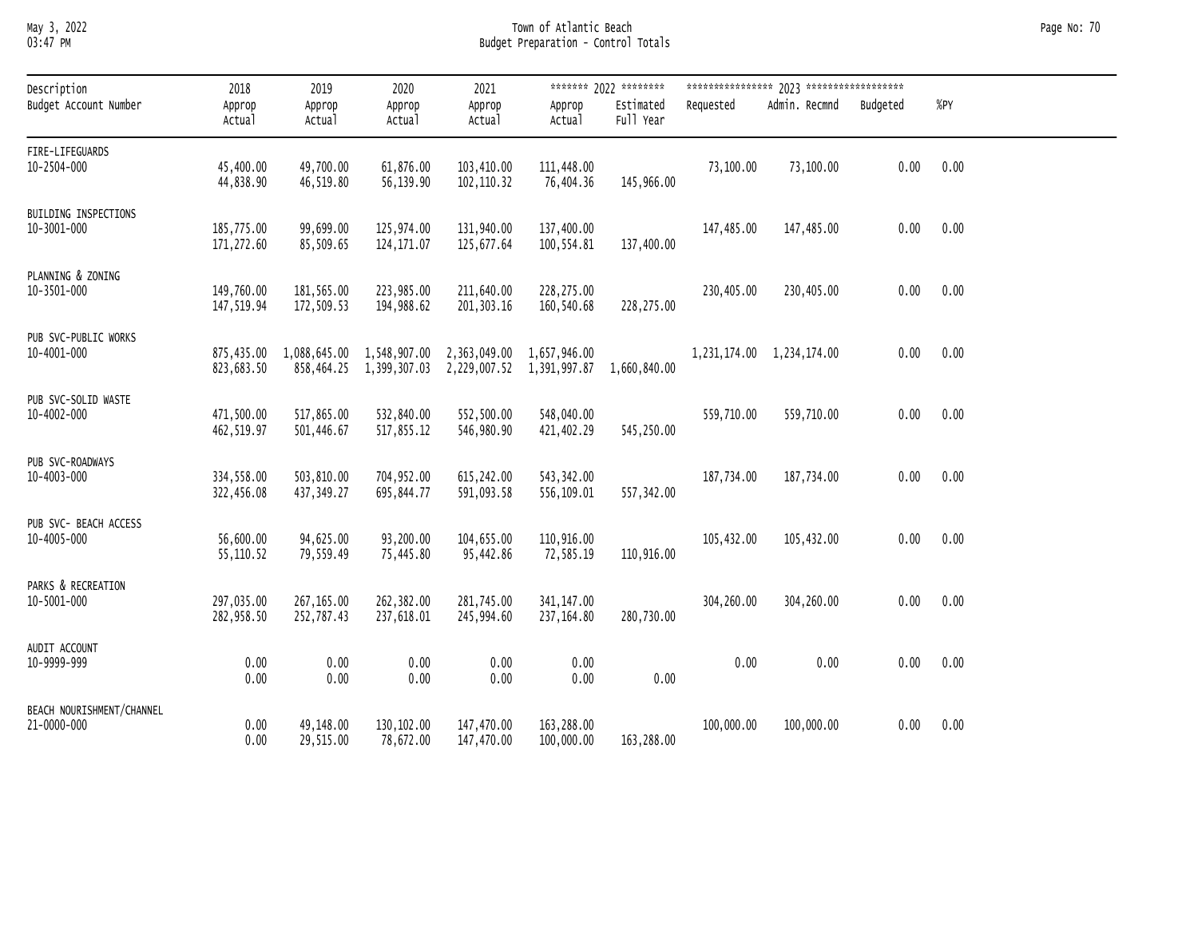# Town of Atlantic Beach
## Budget Preparation - Control Totals

| Description / Budget Account Number | 2018 Approp / Actual | 2019 Approp / Actual | 2020 Approp / Actual | 2021 Approp / Actual | 2022 Approp / Actual | 2022 Estimated Full Year | 2023 Requested | 2023 Admin. Recmnd | 2023 Budgeted | %PY |
|---|---|---|---|---|---|---|---|---|---|---|
| FIRE-LIFEGUARDS 10-2504-000 | 45,400.00 | 49,700.00 | 61,876.00 | 103,410.00 | 111,448.00 | | 73,100.00 | 73,100.00 | 0.00 | 0.00 |
| | 44,838.90 | 46,519.80 | 56,139.90 | 102,110.32 | 76,404.36 | 145,966.00 | | | | |
| BUILDING INSPECTIONS 10-3001-000 | 185,775.00 | 99,699.00 | 125,974.00 | 131,940.00 | 137,400.00 | | 147,485.00 | 147,485.00 | 0.00 | 0.00 |
| | 171,272.60 | 85,509.65 | 124,171.07 | 125,677.64 | 100,554.81 | 137,400.00 | | | | |
| PLANNING & ZONING 10-3501-000 | 149,760.00 | 181,565.00 | 223,985.00 | 211,640.00 | 228,275.00 | | 230,405.00 | 230,405.00 | 0.00 | 0.00 |
| | 147,519.94 | 172,509.53 | 194,988.62 | 201,303.16 | 160,540.68 | 228,275.00 | | | | |
| PUB SVC-PUBLIC WORKS 10-4001-000 | 875,435.00 | 1,088,645.00 | 1,548,907.00 | 2,363,049.00 | 1,657,946.00 | | 1,231,174.00 | 1,234,174.00 | 0.00 | 0.00 |
| | 823,683.50 | 858,464.25 | 1,399,307.03 | 2,229,007.52 | 1,391,997.87 | 1,660,840.00 | | | | |
| PUB SVC-SOLID WASTE 10-4002-000 | 471,500.00 | 517,865.00 | 532,840.00 | 552,500.00 | 548,040.00 | | 559,710.00 | 559,710.00 | 0.00 | 0.00 |
| | 462,519.97 | 501,446.67 | 517,855.12 | 546,980.90 | 421,402.29 | 545,250.00 | | | | |
| PUB SVC-ROADWAYS 10-4003-000 | 334,558.00 | 503,810.00 | 704,952.00 | 615,242.00 | 543,342.00 | | 187,734.00 | 187,734.00 | 0.00 | 0.00 |
| | 322,456.08 | 437,349.27 | 695,844.77 | 591,093.58 | 556,109.01 | 557,342.00 | | | | |
| PUB SVC- BEACH ACCESS 10-4005-000 | 56,600.00 | 94,625.00 | 93,200.00 | 104,655.00 | 110,916.00 | | 105,432.00 | 105,432.00 | 0.00 | 0.00 |
| | 55,110.52 | 79,559.49 | 75,445.80 | 95,442.86 | 72,585.19 | 110,916.00 | | | | |
| PARKS & RECREATION 10-5001-000 | 297,035.00 | 267,165.00 | 262,382.00 | 281,745.00 | 341,147.00 | | 304,260.00 | 304,260.00 | 0.00 | 0.00 |
| | 282,958.50 | 252,787.43 | 237,618.01 | 245,994.60 | 237,164.80 | 280,730.00 | | | | |
| AUDIT ACCOUNT 10-9999-999 | 0.00 | 0.00 | 0.00 | 0.00 | 0.00 | | 0.00 | 0.00 | 0.00 | 0.00 |
| | 0.00 | 0.00 | 0.00 | 0.00 | 0.00 | 0.00 | | | | |
| BEACH NOURISHMENT/CHANNEL 21-0000-000 | 0.00 | 49,148.00 | 130,102.00 | 147,470.00 | 163,288.00 | | 100,000.00 | 100,000.00 | 0.00 | 0.00 |
| | 0.00 | 29,515.00 | 78,672.00 | 147,470.00 | 100,000.00 | 163,288.00 | | | | |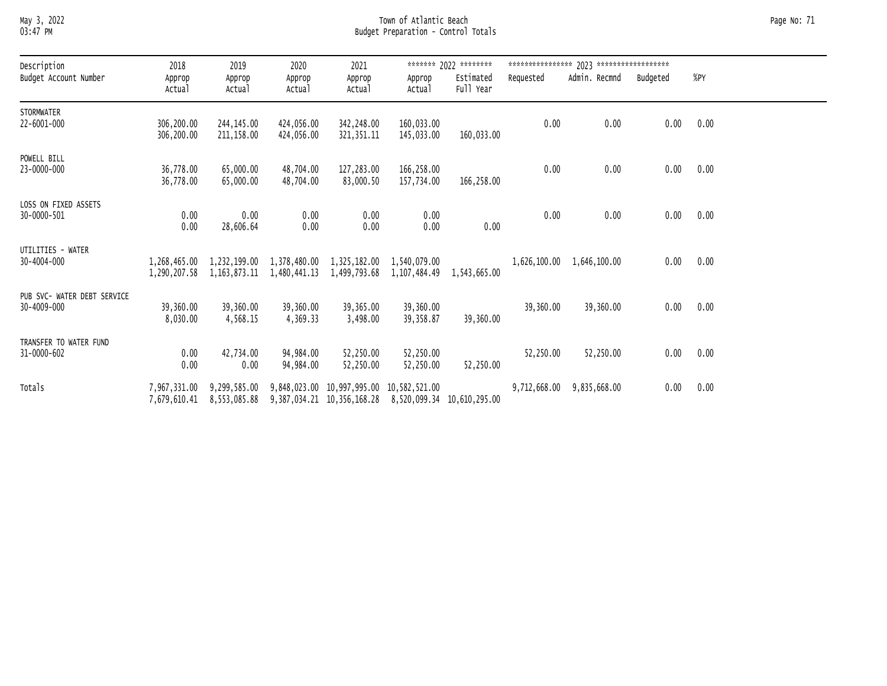Town of Atlantic Beach

Budget Preparation - Control Totals

| Description<br>Budget Account Number | 2018<br>Approp<br>Actual | 2019<br>Approp<br>Actual | 2020<br>Approp<br>Actual | 2021<br>Approp<br>Actual | ******* 2022 ********<br>Approp<br>Actual | <br>Estimated<br>Full Year | **************** 2023 ******************<br>Requested | <br>Admin. Recmnd | <br>Budgeted | <br>%PY |
|---|---|---|---|---|---|---|---|---|---|---|
| STORMWATER<br>22-6001-000 | 306,200.00<br>306,200.00 | 244,145.00<br>211,158.00 | 424,056.00<br>424,056.00 | 342,248.00<br>321,351.11 | 160,033.00<br>145,033.00 | <br>160,033.00 | 0.00 | 0.00 | 0.00 | 0.00 |
| POWELL BILL<br>23-0000-000 | 36,778.00<br>36,778.00 | 65,000.00<br>65,000.00 | 48,704.00<br>48,704.00 | 127,283.00<br>83,000.50 | 166,258.00<br>157,734.00 | <br>166,258.00 | 0.00 | 0.00 | 0.00 | 0.00 |
| LOSS ON FIXED ASSETS<br>30-0000-501 | 0.00<br>0.00 | 0.00<br>28,606.64 | 0.00<br>0.00 | 0.00<br>0.00 | 0.00<br>0.00 | <br>0.00 | 0.00 | 0.00 | 0.00 | 0.00 |
| UTILITIES - WATER<br>30-4004-000 | 1,268,465.00<br>1,290,207.58 | 1,232,199.00<br>1,163,873.11 | 1,378,480.00<br>1,480,441.13 | 1,325,182.00<br>1,499,793.68 | 1,540,079.00<br>1,107,484.49 | <br>1,543,665.00 | 1,626,100.00 | 1,646,100.00 | 0.00 | 0.00 |
| PUB SVC- WATER DEBT SERVICE<br>30-4009-000 | 39,360.00<br>8,030.00 | 39,360.00<br>4,568.15 | 39,360.00<br>4,369.33 | 39,365.00<br>3,498.00 | 39,360.00<br>39,358.87 | <br>39,360.00 | 39,360.00 | 39,360.00 | 0.00 | 0.00 |
| TRANSFER TO WATER FUND<br>31-0000-602 | 0.00<br>0.00 | 42,734.00<br>0.00 | 94,984.00<br>94,984.00 | 52,250.00<br>52,250.00 | 52,250.00<br>52,250.00 | <br>52,250.00 | 52,250.00 | 52,250.00 | 0.00 | 0.00 |
| Totals | 7,967,331.00<br>7,679,610.41 | 9,299,585.00<br>8,553,085.88 | 9,848,023.00<br>9,387,034.21 | 10,997,995.00<br>10,356,168.28 | 10,582,521.00<br>8,520,099.34 | <br>10,610,295.00 | 9,712,668.00 | 9,835,668.00 | 0.00 | 0.00 |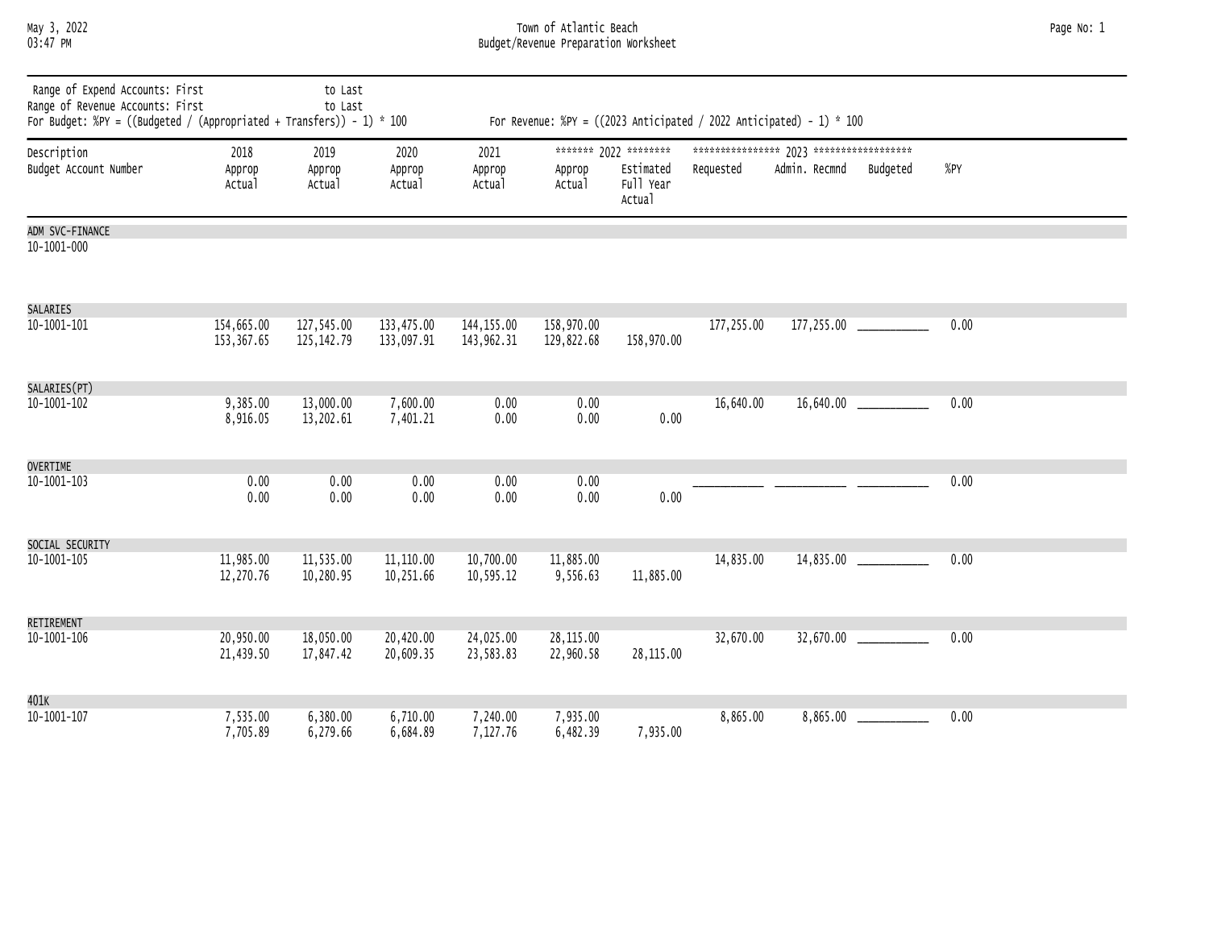Town of Atlantic Beach
Budget/Revenue Preparation Worksheet

May 3, 2022
03:47 PM

Range of Expend Accounts: First to Last
Range of Revenue Accounts: First to Last
For Budget: %PY = ((Budgeted / (Appropriated + Transfers)) - 1) * 100

For Revenue: %PY = ((2023 Anticipated / 2022 Anticipated) - 1) * 100

| Description / Budget Account Number | 2018 Approp / Actual | 2019 Approp / Actual | 2020 Approp / Actual | 2021 Approp / Actual | 2022 Approp / Actual | 2022 Estimated Full Year Actual | 2023 Requested | 2023 Admin. Recmnd | 2023 Budgeted | %PY |
|---|---|---|---|---|---|---|---|---|---|---|
| ADM SVC-FINANCE 10-1001-000 | | | | | | | | | | |
| SALARIES 10-1001-101 | 154,665.00 | 127,545.00 | 133,475.00 | 144,155.00 | 158,970.00 | | 177,255.00 | 177,255.00 | ___________ | 0.00 |
| | 153,367.65 | 125,142.79 | 133,097.91 | 143,962.31 | 129,822.68 | 158,970.00 | | | | |
| SALARIES(PT) 10-1001-102 | 9,385.00 | 13,000.00 | 7,600.00 | 0.00 | 0.00 | | 16,640.00 | 16,640.00 | ___________ | 0.00 |
| | 8,916.05 | 13,202.61 | 7,401.21 | 0.00 | 0.00 | 0.00 | | | | |
| OVERTIME 10-1001-103 | 0.00 | 0.00 | 0.00 | 0.00 | 0.00 | | ___________ | ___________ | ___________ | 0.00 |
| | 0.00 | 0.00 | 0.00 | 0.00 | 0.00 | 0.00 | | | | |
| SOCIAL SECURITY 10-1001-105 | 11,985.00 | 11,535.00 | 11,110.00 | 10,700.00 | 11,885.00 | | 14,835.00 | 14,835.00 | ___________ | 0.00 |
| | 12,270.76 | 10,280.95 | 10,251.66 | 10,595.12 | 9,556.63 | 11,885.00 | | | | |
| RETIREMENT 10-1001-106 | 20,950.00 | 18,050.00 | 20,420.00 | 24,025.00 | 28,115.00 | | 32,670.00 | 32,670.00 | ___________ | 0.00 |
| | 21,439.50 | 17,847.42 | 20,609.35 | 23,583.83 | 22,960.58 | 28,115.00 | | | | |
| 401K 10-1001-107 | 7,535.00 | 6,380.00 | 6,710.00 | 7,240.00 | 7,935.00 | | 8,865.00 | 8,865.00 | ___________ | 0.00 |
| | 7,705.89 | 6,279.66 | 6,684.89 | 7,127.76 | 6,482.39 | 7,935.00 | | | | |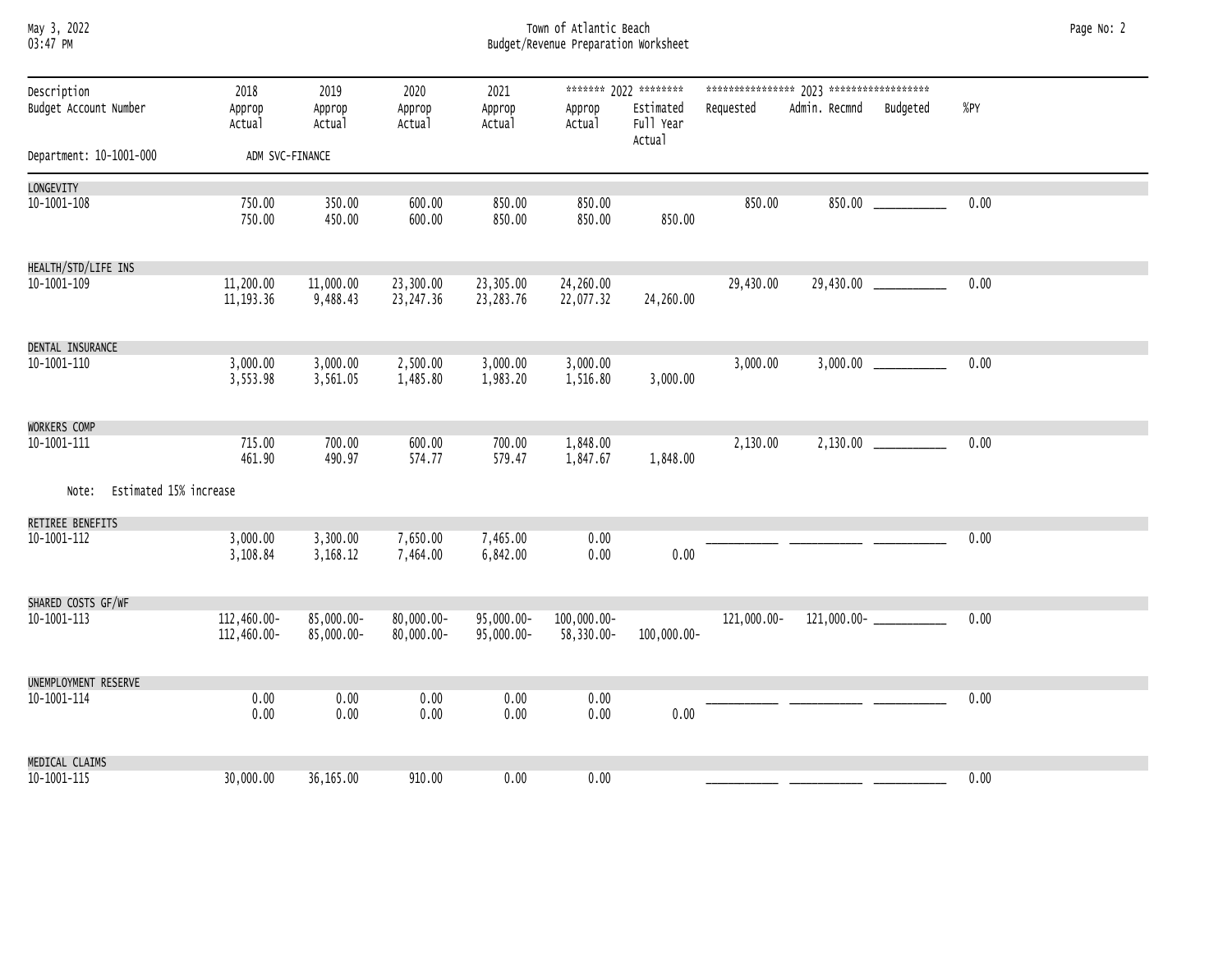Town of Atlantic Beach
Budget/Revenue Preparation Worksheet

| Description / Budget Account Number | 2018 Approp / Actual | 2019 Approp / Actual | 2020 Approp / Actual | 2021 Approp / Actual | 2022 Approp / Actual | 2022 Estimated Full Year Actual | 2023 Requested | 2023 Admin. Recmnd | 2023 Budgeted | %PY |
|---|---|---|---|---|---|---|---|---|---|---|
| **Department: 10-1001-000** ADM SVC-FINANCE | | | | | | | | | | |
| **LONGEVITY** | | | | | | | | | | |
| 10-1001-108 | 750.00 | 350.00 | 600.00 | 850.00 | 850.00 | | 850.00 | 850.00 | ___________ | 0.00 |
| | 750.00 | 450.00 | 600.00 | 850.00 | 850.00 | 850.00 | | | | |
| **HEALTH/STD/LIFE INS** | | | | | | | | | | |
| 10-1001-109 | 11,200.00 | 11,000.00 | 23,300.00 | 23,305.00 | 24,260.00 | | 29,430.00 | 29,430.00 | ___________ | 0.00 |
| | 11,193.36 | 9,488.43 | 23,247.36 | 23,283.76 | 22,077.32 | 24,260.00 | | | | |
| **DENTAL INSURANCE** | | | | | | | | | | |
| 10-1001-110 | 3,000.00 | 3,000.00 | 2,500.00 | 3,000.00 | 3,000.00 | | 3,000.00 | 3,000.00 | ___________ | 0.00 |
| | 3,553.98 | 3,561.05 | 1,485.80 | 1,983.20 | 1,516.80 | 3,000.00 | | | | |
| **WORKERS COMP** | | | | | | | | | | |
| 10-1001-111 | 715.00 | 700.00 | 600.00 | 700.00 | 1,848.00 | | 2,130.00 | 2,130.00 | ___________ | 0.00 |
| | 461.90 | 490.97 | 574.77 | 579.47 | 1,847.67 | 1,848.00 | | | | |
| Note: Estimated 15% increase | | | | | | | | | | |
| **RETIREE BENEFITS** | | | | | | | | | | |
| 10-1001-112 | 3,000.00 | 3,300.00 | 7,650.00 | 7,465.00 | 0.00 | | ___________ | ___________ | ___________ | 0.00 |
| | 3,108.84 | 3,168.12 | 7,464.00 | 6,842.00 | 0.00 | 0.00 | | | | |
| **SHARED COSTS GF/WF** | | | | | | | | | | |
| 10-1001-113 | 112,460.00- | 85,000.00- | 80,000.00- | 95,000.00- | 100,000.00- | | 121,000.00- | 121,000.00- | ___________ | 0.00 |
| | 112,460.00- | 85,000.00- | 80,000.00- | 95,000.00- | 58,330.00- | 100,000.00- | | | | |
| **UNEMPLOYMENT RESERVE** | | | | | | | | | | |
| 10-1001-114 | 0.00 | 0.00 | 0.00 | 0.00 | 0.00 | | ___________ | ___________ | ___________ | 0.00 |
| | 0.00 | 0.00 | 0.00 | 0.00 | 0.00 | 0.00 | | | | |
| **MEDICAL CLAIMS** | | | | | | | | | | |
| 10-1001-115 | 30,000.00 | 36,165.00 | 910.00 | 0.00 | 0.00 | | ___________ | ___________ | ___________ | 0.00 |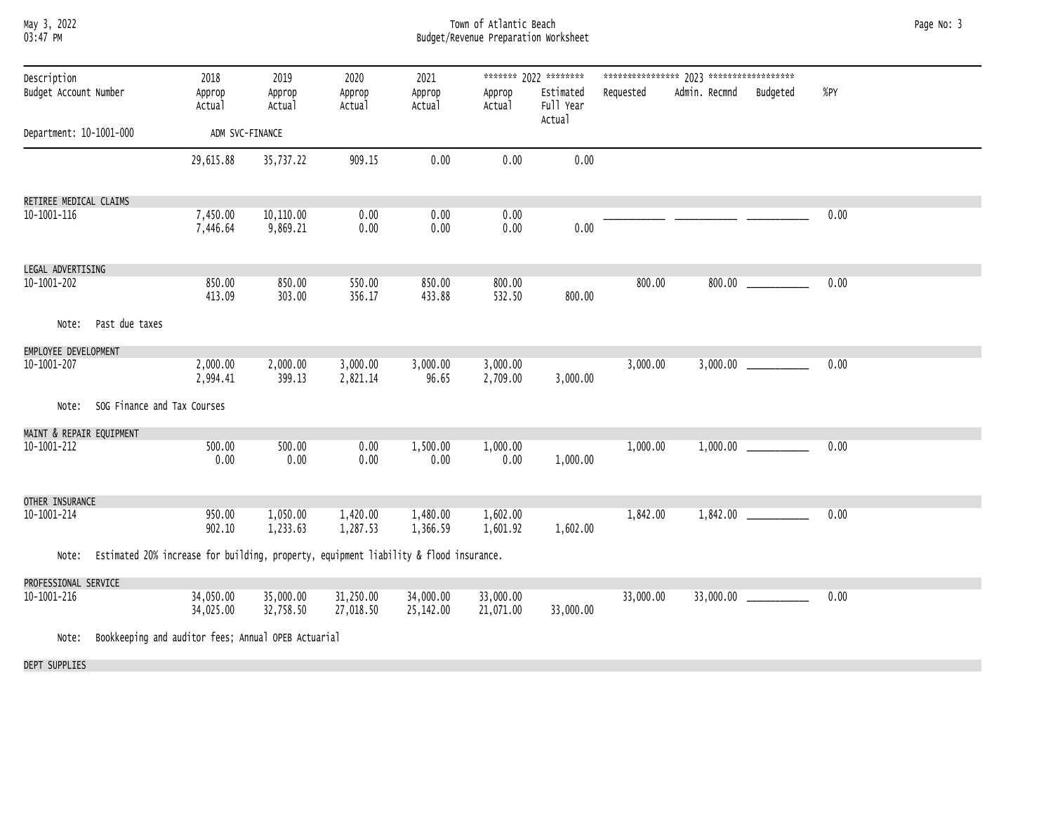| Description<br>Budget Account Number | 2018<br>Approp<br>Actual | 2019<br>Approp<br>Actual | 2020<br>Approp<br>Actual | 2021<br>Approp<br>Actual | 2022<br>Approp<br>Actual | 2022<br>Estimated<br>Full Year<br>Actual | 2023<br>Requested | 2023<br>Admin. Recmnd | 2023<br>Budgeted | %PY |
|---|---|---|---|---|---|---|---|---|---|---|
| Department: 10-1001-000 ADM SVC-FINANCE | | | | | | | | | | |
| | 29,615.88 | 35,737.22 | 909.15 | 0.00 | 0.00 | 0.00 | | | | |
| **RETIREE MEDICAL CLAIMS** | | | | | | | | | | |
| 10-1001-116 | 7,450.00 | 10,110.00 | 0.00 | 0.00 | 0.00 | | ___________ | ___________ | ___________ | 0.00 |
| | 7,446.64 | 9,869.21 | 0.00 | 0.00 | 0.00 | 0.00 | | | | |
| **LEGAL ADVERTISING** | | | | | | | | | | |
| 10-1001-202 | 850.00 | 850.00 | 550.00 | 850.00 | 800.00 | | 800.00 | 800.00 | ___________ | 0.00 |
| | 413.09 | 303.00 | 356.17 | 433.88 | 532.50 | 800.00 | | | | |
| Note: Past due taxes | | | | | | | | | | |
| **EMPLOYEE DEVELOPMENT** | | | | | | | | | | |
| 10-1001-207 | 2,000.00 | 2,000.00 | 3,000.00 | 3,000.00 | 3,000.00 | | 3,000.00 | 3,000.00 | ___________ | 0.00 |
| | 2,994.41 | 399.13 | 2,821.14 | 96.65 | 2,709.00 | 3,000.00 | | | | |
| Note: SOG Finance and Tax Courses | | | | | | | | | | |
| **MAINT & REPAIR EQUIPMENT** | | | | | | | | | | |
| 10-1001-212 | 500.00 | 500.00 | 0.00 | 1,500.00 | 1,000.00 | | 1,000.00 | 1,000.00 | ___________ | 0.00 |
| | 0.00 | 0.00 | 0.00 | 0.00 | 0.00 | 1,000.00 | | | | |
| **OTHER INSURANCE** | | | | | | | | | | |
| 10-1001-214 | 950.00 | 1,050.00 | 1,420.00 | 1,480.00 | 1,602.00 | | 1,842.00 | 1,842.00 | ___________ | 0.00 |
| | 902.10 | 1,233.63 | 1,287.53 | 1,366.59 | 1,601.92 | 1,602.00 | | | | |
| Note: Estimated 20% increase for building, property, equipment liability & flood insurance. | | | | | | | | | | |
| **PROFESSIONAL SERVICE** | | | | | | | | | | |
| 10-1001-216 | 34,050.00 | 35,000.00 | 31,250.00 | 34,000.00 | 33,000.00 | | 33,000.00 | 33,000.00 | ___________ | 0.00 |
| | 34,025.00 | 32,758.50 | 27,018.50 | 25,142.00 | 21,071.00 | 33,000.00 | | | | |
| Note: Bookkeeping and auditor fees; Annual OPEB Actuarial | | | | | | | | | | |
| **DEPT SUPPLIES** | | | | | | | | | | |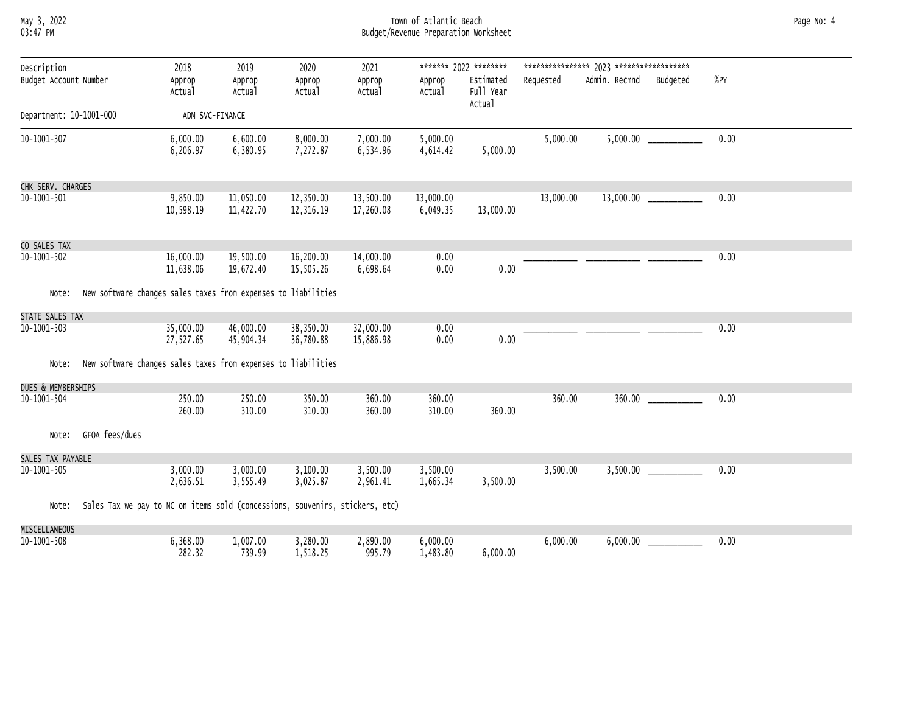# Town of Atlantic Beach
## Budget/Revenue Preparation Worksheet

May 3, 2022
03:47 PM

Department: 10-1001-000 ADM SVC-FINANCE

| Description / Budget Account Number | 2018 Approp / Actual | 2019 Approp / Actual | 2020 Approp / Actual | 2021 Approp / Actual | 2022 Approp / Actual | 2022 Estimated Full Year Actual | 2023 Requested | 2023 Admin. Recmnd | 2023 Budgeted | %PY |
|---|---|---|---|---|---|---|---|---|---|---|
| 10-1001-307 | 6,000.00<br>6,206.97 | 6,600.00<br>6,380.95 | 8,000.00<br>7,272.87 | 7,000.00<br>6,534.96 | 5,000.00<br>4,614.42 | 5,000.00 | 5,000.00 | 5,000.00 | ___________ | 0.00 |
| CHK SERV. CHARGES<br>10-1001-501 | 9,850.00<br>10,598.19 | 11,050.00<br>11,422.70 | 12,350.00<br>12,316.19 | 13,500.00<br>17,260.08 | 13,000.00<br>6,049.35 | 13,000.00 | 13,000.00 | 13,000.00 | ___________ | 0.00 |
| CO SALES TAX<br>10-1001-502 | 16,000.00<br>11,638.06 | 19,500.00<br>19,672.40 | 16,200.00<br>15,505.26 | 14,000.00<br>6,698.64 | 0.00<br>0.00 | 0.00 | ___________ | ___________ | ___________ | 0.00 |
| Note: New software changes sales taxes from expenses to liabilities | | | | | | | | | | |
| STATE SALES TAX<br>10-1001-503 | 35,000.00<br>27,527.65 | 46,000.00<br>45,904.34 | 38,350.00<br>36,780.88 | 32,000.00<br>15,886.98 | 0.00<br>0.00 | 0.00 | ___________ | ___________ | ___________ | 0.00 |
| Note: New software changes sales taxes from expenses to liabilities | | | | | | | | | | |
| DUES & MEMBERSHIPS<br>10-1001-504 | 250.00<br>260.00 | 250.00<br>310.00 | 350.00<br>310.00 | 360.00<br>360.00 | 360.00<br>310.00 | 360.00 | 360.00 | 360.00 | ___________ | 0.00 |
| Note: GFOA fees/dues | | | | | | | | | | |
| SALES TAX PAYABLE<br>10-1001-505 | 3,000.00<br>2,636.51 | 3,000.00<br>3,555.49 | 3,100.00<br>3,025.87 | 3,500.00<br>2,961.41 | 3,500.00<br>1,665.34 | 3,500.00 | 3,500.00 | 3,500.00 | ___________ | 0.00 |
| Note: Sales Tax we pay to NC on items sold (concessions, souvenirs, stickers, etc) | | | | | | | | | | |
| MISCELLANEOUS<br>10-1001-508 | 6,368.00<br>282.32 | 1,007.00<br>739.99 | 3,280.00<br>1,518.25 | 2,890.00<br>995.79 | 6,000.00<br>1,483.80 | 6,000.00 | 6,000.00 | 6,000.00 | ___________ | 0.00 |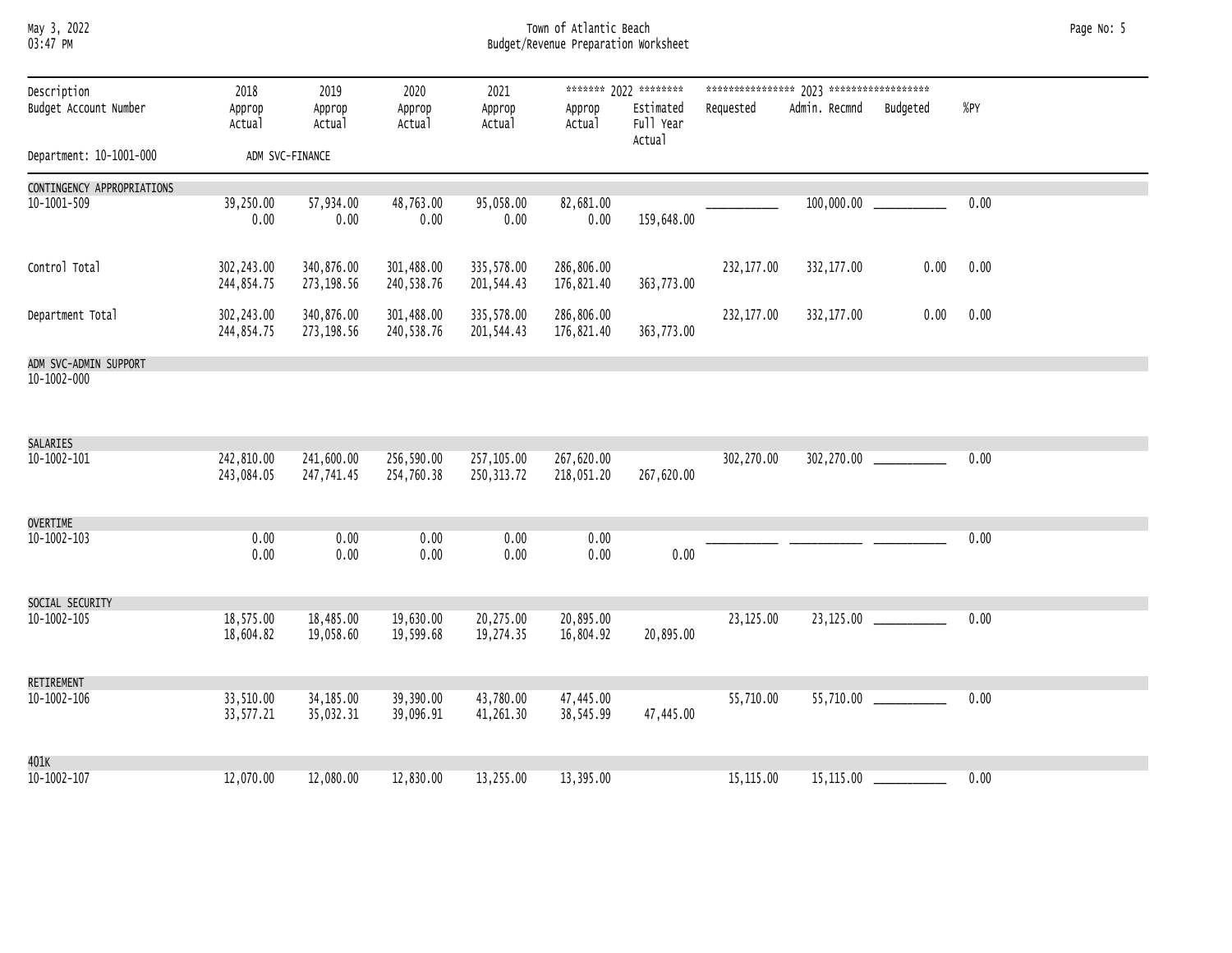Town of Atlantic Beach
Budget/Revenue Preparation Worksheet

| Description / Budget Account Number | 2018 Approp / Actual | 2019 Approp / Actual | 2020 Approp / Actual | 2021 Approp / Actual | 2022 Approp / Actual | 2022 Estimated Full Year Actual | 2023 Requested | 2023 Admin. Recmnd | 2023 Budgeted | %PY |
|---|---|---|---|---|---|---|---|---|---|---|
| Department: 10-1001-000 ADM SVC-FINANCE | | | | | | | | | | |
| CONTINGENCY APPROPRIATIONS | | | | | | | | | | |
| 10-1001-509 | 39,250.00 | 57,934.00 | 48,763.00 | 95,058.00 | 82,681.00 | | ___________ | 100,000.00 | ___________ | 0.00 |
| | 0.00 | 0.00 | 0.00 | 0.00 | 0.00 | 159,648.00 | | | | |
| Control Total | 302,243.00 | 340,876.00 | 301,488.00 | 335,578.00 | 286,806.00 | | 232,177.00 | 332,177.00 | 0.00 | 0.00 |
| | 244,854.75 | 273,198.56 | 240,538.76 | 201,544.43 | 176,821.40 | 363,773.00 | | | | |
| Department Total | 302,243.00 | 340,876.00 | 301,488.00 | 335,578.00 | 286,806.00 | | 232,177.00 | 332,177.00 | 0.00 | 0.00 |
| | 244,854.75 | 273,198.56 | 240,538.76 | 201,544.43 | 176,821.40 | 363,773.00 | | | | |
| ADM SVC-ADMIN SUPPORT | | | | | | | | | | |
| 10-1002-000 | | | | | | | | | | |
| SALARIES | | | | | | | | | | |
| 10-1002-101 | 242,810.00 | 241,600.00 | 256,590.00 | 257,105.00 | 267,620.00 | | 302,270.00 | 302,270.00 | ___________ | 0.00 |
| | 243,084.05 | 247,741.45 | 254,760.38 | 250,313.72 | 218,051.20 | 267,620.00 | | | | |
| OVERTIME | | | | | | | | | | |
| 10-1002-103 | 0.00 | 0.00 | 0.00 | 0.00 | 0.00 | | ___________ | ___________ | ___________ | 0.00 |
| | 0.00 | 0.00 | 0.00 | 0.00 | 0.00 | 0.00 | | | | |
| SOCIAL SECURITY | | | | | | | | | | |
| 10-1002-105 | 18,575.00 | 18,485.00 | 19,630.00 | 20,275.00 | 20,895.00 | | 23,125.00 | 23,125.00 | ___________ | 0.00 |
| | 18,604.82 | 19,058.60 | 19,599.68 | 19,274.35 | 16,804.92 | 20,895.00 | | | | |
| RETIREMENT | | | | | | | | | | |
| 10-1002-106 | 33,510.00 | 34,185.00 | 39,390.00 | 43,780.00 | 47,445.00 | | 55,710.00 | 55,710.00 | ___________ | 0.00 |
| | 33,577.21 | 35,032.31 | 39,096.91 | 41,261.30 | 38,545.99 | 47,445.00 | | | | |
| 401K | | | | | | | | | | |
| 10-1002-107 | 12,070.00 | 12,080.00 | 12,830.00 | 13,255.00 | 13,395.00 | | 15,115.00 | 15,115.00 | ___________ | 0.00 |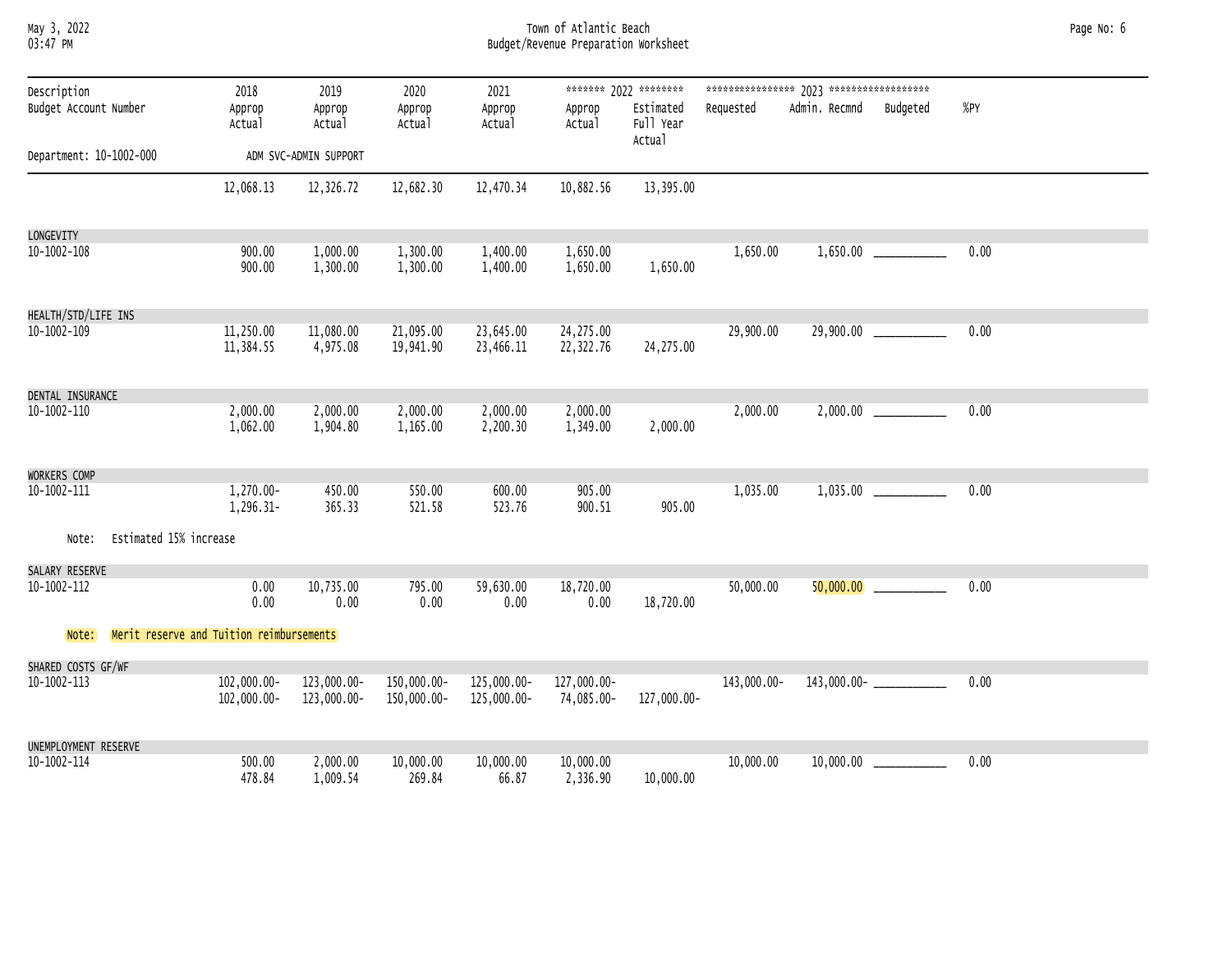Department: 10-1002-000 ADM SVC-ADMIN SUPPORT

| Description / Budget Account Number | 2018 Approp / Actual | 2019 Approp / Actual | 2020 Approp / Actual | 2021 Approp / Actual | 2022 Approp / Actual | 2022 Estimated Full Year Actual | 2023 Requested | 2023 Admin. Recmnd | 2023 Budgeted | %PY |
|---|---|---|---|---|---|---|---|---|---|---|
| | 12,068.13 | 12,326.72 | 12,682.30 | 12,470.34 | 10,882.56 | 13,395.00 | | | | |
| LONGEVITY | | | | | | | | | | |
| 10-1002-108 | 900.00 | 1,000.00 | 1,300.00 | 1,400.00 | 1,650.00 | | 1,650.00 | 1,650.00 | ___________ | 0.00 |
| | 900.00 | 1,300.00 | 1,300.00 | 1,400.00 | 1,650.00 | 1,650.00 | | | | |
| HEALTH/STD/LIFE INS | | | | | | | | | | |
| 10-1002-109 | 11,250.00 | 11,080.00 | 21,095.00 | 23,645.00 | 24,275.00 | | 29,900.00 | 29,900.00 | ___________ | 0.00 |
| | 11,384.55 | 4,975.08 | 19,941.90 | 23,466.11 | 22,322.76 | 24,275.00 | | | | |
| DENTAL INSURANCE | | | | | | | | | | |
| 10-1002-110 | 2,000.00 | 2,000.00 | 2,000.00 | 2,000.00 | 2,000.00 | | 2,000.00 | 2,000.00 | ___________ | 0.00 |
| | 1,062.00 | 1,904.80 | 1,165.00 | 2,200.30 | 1,349.00 | 2,000.00 | | | | |
| WORKERS COMP | | | | | | | | | | |
| 10-1002-111 | 1,270.00- | 450.00 | 550.00 | 600.00 | 905.00 | | 1,035.00 | 1,035.00 | ___________ | 0.00 |
| | 1,296.31- | 365.33 | 521.58 | 523.76 | 900.51 | 905.00 | | | | |
| Note: Estimated 15% increase | | | | | | | | | | |
| SALARY RESERVE | | | | | | | | | | |
| 10-1002-112 | 0.00 | 10,735.00 | 795.00 | 59,630.00 | 18,720.00 | | 50,000.00 | 50,000.00 | ___________ | 0.00 |
| | 0.00 | 0.00 | 0.00 | 0.00 | 0.00 | 18,720.00 | | | | |
| Note: Merit reserve and Tuition reimbursements | | | | | | | | | | |
| SHARED COSTS GF/WF | | | | | | | | | | |
| 10-1002-113 | 102,000.00- | 123,000.00- | 150,000.00- | 125,000.00- | 127,000.00- | | 143,000.00- | 143,000.00- | ___________ | 0.00 |
| | 102,000.00- | 123,000.00- | 150,000.00- | 125,000.00- | 74,085.00- | 127,000.00- | | | | |
| UNEMPLOYMENT RESERVE | | | | | | | | | | |
| 10-1002-114 | 500.00 | 2,000.00 | 10,000.00 | 10,000.00 | 10,000.00 | | 10,000.00 | 10,000.00 | ___________ | 0.00 |
| | 478.84 | 1,009.54 | 269.84 | 66.87 | 2,336.90 | 10,000.00 | | | | |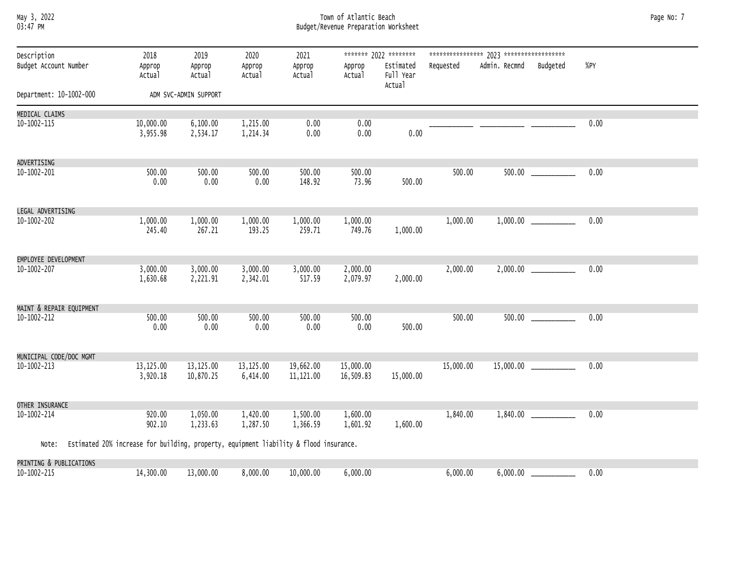# Town of Atlantic Beach
## Budget/Revenue Preparation Worksheet

Department: 10-1002-000 ADM SVC-ADMIN SUPPORT

| Description / Budget Account Number | | 2018 Approp / Actual | 2019 Approp / Actual | 2020 Approp / Actual | 2021 Approp / Actual | 2022 Approp / Actual | 2022 Estimated Full Year Actual | 2023 Requested | 2023 Admin. Recmnd | 2023 Budgeted | %PY |
|---|---|---|---|---|---|---|---|---|---|---|---|
| MEDICAL CLAIMS | | | | | | | | | | | |
| 10-1002-115 | Approp | 10,000.00 | 6,100.00 | 1,215.00 | 0.00 | 0.00 | | ___________ | ___________ | ___________ | 0.00 |
| | Actual | 3,955.98 | 2,534.17 | 1,214.34 | 0.00 | 0.00 | 0.00 | | | | |
| ADVERTISING | | | | | | | | | | | |
| 10-1002-201 | Approp | 500.00 | 500.00 | 500.00 | 500.00 | 500.00 | | 500.00 | 500.00 | ___________ | 0.00 |
| | Actual | 0.00 | 0.00 | 0.00 | 148.92 | 73.96 | 500.00 | | | | |
| LEGAL ADVERTISING | | | | | | | | | | | |
| 10-1002-202 | Approp | 1,000.00 | 1,000.00 | 1,000.00 | 1,000.00 | 1,000.00 | | 1,000.00 | 1,000.00 | ___________ | 0.00 |
| | Actual | 245.40 | 267.21 | 193.25 | 259.71 | 749.76 | 1,000.00 | | | | |
| EMPLOYEE DEVELOPMENT | | | | | | | | | | | |
| 10-1002-207 | Approp | 3,000.00 | 3,000.00 | 3,000.00 | 3,000.00 | 2,000.00 | | 2,000.00 | 2,000.00 | ___________ | 0.00 |
| | Actual | 1,630.68 | 2,221.91 | 2,342.01 | 517.59 | 2,079.97 | 2,000.00 | | | | |
| MAINT & REPAIR EQUIPMENT | | | | | | | | | | | |
| 10-1002-212 | Approp | 500.00 | 500.00 | 500.00 | 500.00 | 500.00 | | 500.00 | 500.00 | ___________ | 0.00 |
| | Actual | 0.00 | 0.00 | 0.00 | 0.00 | 0.00 | 500.00 | | | | |
| MUNICIPAL CODE/DOC MGMT | | | | | | | | | | | |
| 10-1002-213 | Approp | 13,125.00 | 13,125.00 | 13,125.00 | 19,662.00 | 15,000.00 | | 15,000.00 | 15,000.00 | ___________ | 0.00 |
| | Actual | 3,920.18 | 10,870.25 | 6,414.00 | 11,121.00 | 16,509.83 | 15,000.00 | | | | |
| OTHER INSURANCE | | | | | | | | | | | |
| 10-1002-214 | Approp | 920.00 | 1,050.00 | 1,420.00 | 1,500.00 | 1,600.00 | | 1,840.00 | 1,840.00 | ___________ | 0.00 |
| | Actual | 902.10 | 1,233.63 | 1,287.50 | 1,366.59 | 1,601.92 | 1,600.00 | | | | |
| Note: Estimated 20% increase for building, property, equipment liability & flood insurance. | | | | | | | | | | | |
| PRINTING & PUBLICATIONS | | | | | | | | | | | |
| 10-1002-215 | Approp | 14,300.00 | 13,000.00 | 8,000.00 | 10,000.00 | 6,000.00 | | 6,000.00 | 6,000.00 | ___________ | 0.00 |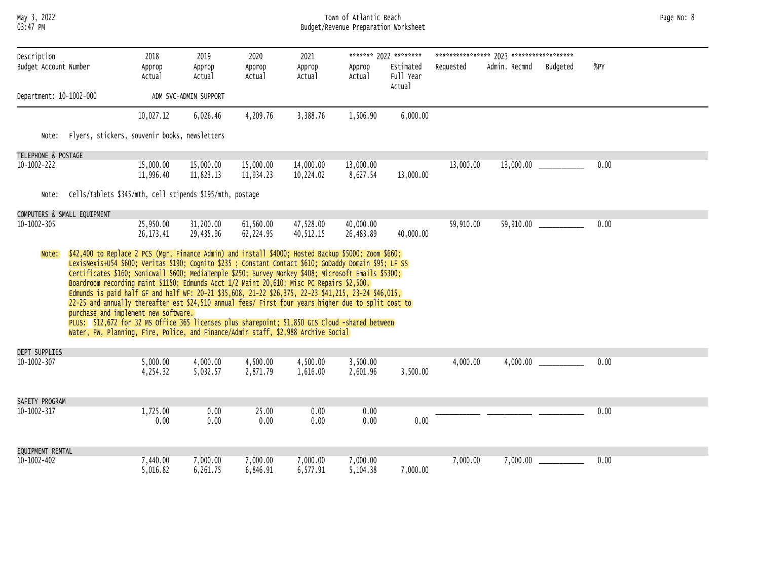| Description<br>Budget Account Number | 2018<br>Approp<br>Actual | 2019<br>Approp<br>Actual | 2020<br>Approp<br>Actual | 2021<br>Approp<br>Actual | ******* 2022 ********<br>Approp<br>Actual | Estimated<br>Full Year<br>Actual | **************** 2023 ******************<br>Requested | Admin. Recmnd | Budgeted | %PY |
|---|---|---|---|---|---|---|---|---|---|---|
| Department: 10-1002-000 | ADM SVC-ADMIN SUPPORT | | | | | | | | | |
| | 10,027.12 | 6,026.46 | 4,209.76 | 3,388.76 | 1,506.90 | 6,000.00 | | | | |

Note: Flyers, stickers, souvenir books, newsletters

| Description<br>Budget Account Number | 2018<br>Approp<br>Actual | 2019<br>Approp<br>Actual | 2020<br>Approp<br>Actual | 2021<br>Approp<br>Actual | 2022<br>Approp<br>Actual | Estimated<br>Full Year<br>Actual | Requested | Admin. Recmnd | Budgeted | %PY |
|---|---|---|---|---|---|---|---|---|---|---|
| TELEPHONE & POSTAGE<br>10-1002-222 | 15,000.00<br>11,996.40 | 15,000.00<br>11,823.13 | 15,000.00<br>11,934.23 | 14,000.00<br>10,224.02 | 13,000.00<br>8,627.54 | 13,000.00 | 13,000.00 | 13,000.00 | ___________ | 0.00 |

Note: Cells/Tablets $345/mth, cell stipends $195/mth, postage

| Description<br>Budget Account Number | 2018<br>Approp<br>Actual | 2019<br>Approp<br>Actual | 2020<br>Approp<br>Actual | 2021<br>Approp<br>Actual | 2022<br>Approp<br>Actual | Estimated<br>Full Year<br>Actual | Requested | Admin. Recmnd | Budgeted | %PY |
|---|---|---|---|---|---|---|---|---|---|---|
| COMPUTERS & SMALL EQUIPMENT<br>10-1002-305 | 25,950.00<br>26,173.41 | 31,200.00<br>29,435.96 | 61,560.00<br>62,224.95 | 47,528.00<br>40,512.15 | 40,000.00<br>26,483.89 | 40,000.00 | 59,910.00 | 59,910.00 | ___________ | 0.00 |

Note: $42,400 to Replace 2 PCS (Mgr, Finance Admin) and install $4000; Hosted Backup $5000; Zoom $660; LexisNexis+U54 $600; Veritas $190; Cognito $235 ; Constant Contact $610; GoDaddy Domain $95; LF SS Certificates $160; Sonicwall $600; MediaTemple $250; Survey Monkey $408; Microsoft Emails $5300; Boardroom recording maint $1150; Edmunds Acct 1/2 Maint 20,610; Misc PC Repairs $2,500.
Edmunds is paid half GF and half WF: 20-21 $35,608, 21-22 $26,375, 22-23 $41,215, 23-24 $46,015, 22-25 and annually thereafter est $24,510 annual fees/ First four years higher due to split cost to purchase and implement new software.
PLUS: $12,672 for 32 MS Office 365 licenses plus sharepoint; $1,850 GIS Cloud -shared between Water, PW, Planning, Fire, Police, and Finance/Admin staff, $2,988 Archive Social

| Description<br>Budget Account Number | 2018<br>Approp<br>Actual | 2019<br>Approp<br>Actual | 2020<br>Approp<br>Actual | 2021<br>Approp<br>Actual | 2022<br>Approp<br>Actual | Estimated<br>Full Year<br>Actual | Requested | Admin. Recmnd | Budgeted | %PY |
|---|---|---|---|---|---|---|---|---|---|---|
| DEPT SUPPLIES<br>10-1002-307 | 5,000.00<br>4,254.32 | 4,000.00<br>5,032.57 | 4,500.00<br>2,871.79 | 4,500.00<br>1,616.00 | 3,500.00<br>2,601.96 | 3,500.00 | 4,000.00 | 4,000.00 | ___________ | 0.00 |
| SAFETY PROGRAM<br>10-1002-317 | 1,725.00<br>0.00 | 0.00<br>0.00 | 25.00<br>0.00 | 0.00<br>0.00 | 0.00<br>0.00 | 0.00 | ___________ | ___________ | ___________ | 0.00 |
| EQUIPMENT RENTAL<br>10-1002-402 | 7,440.00<br>5,016.82 | 7,000.00<br>6,261.75 | 7,000.00<br>6,846.91 | 7,000.00<br>6,577.91 | 7,000.00<br>5,104.38 | 7,000.00 | 7,000.00 | 7,000.00 | ___________ | 0.00 |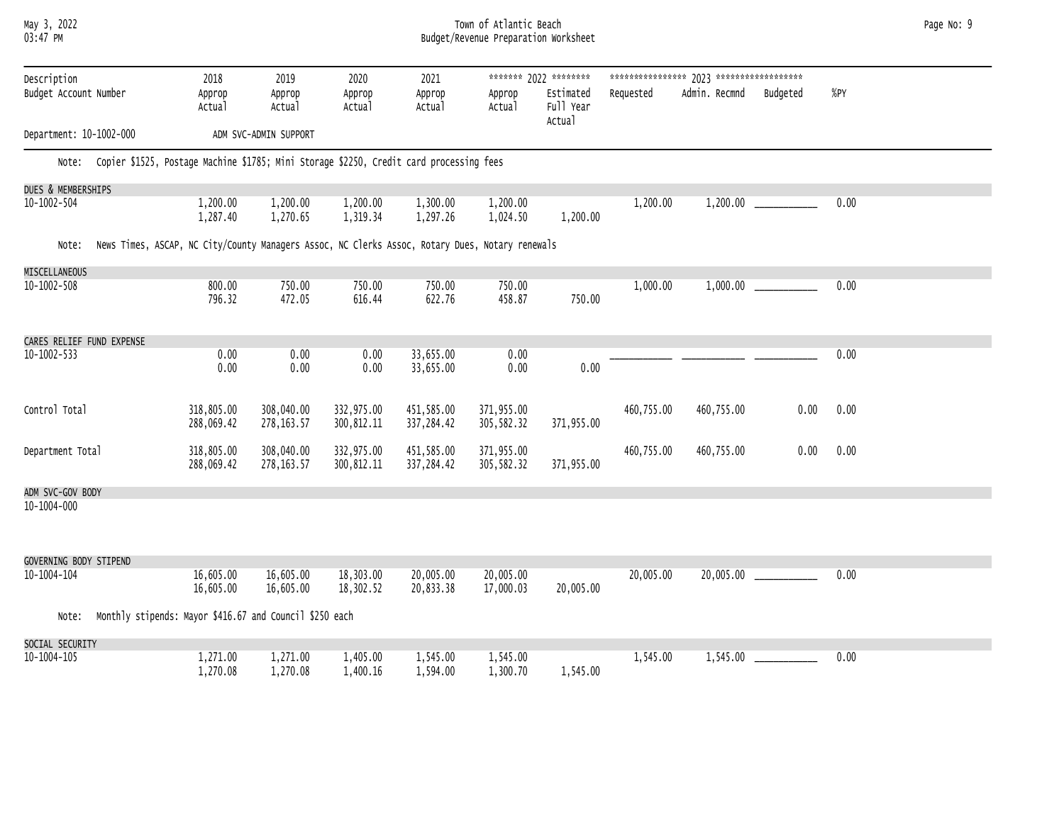| Description / Budget Account Number | 2018 Approp Actual | 2019 Approp Actual | 2020 Approp Actual | 2021 Approp Actual | 2022 Approp Actual | 2022 Estimated Full Year Actual | 2023 Requested | 2023 Admin. Recmnd | 2023 Budgeted | %PY |
|---|---|---|---|---|---|---|---|---|---|---|
| Department: 10-1002-000 ADM SVC-ADMIN SUPPORT | | | | | | | | | | |
| Note: Copier $1525, Postage Machine $1785; Mini Storage $2250, Credit card processing fees | | | | | | | | | | |
| DUES & MEMBERSHIPS 10-1002-504 | 1,200.00<br>1,287.40 | 1,200.00<br>1,270.65 | 1,200.00<br>1,319.34 | 1,300.00<br>1,297.26 | 1,200.00<br>1,024.50 | 1,200.00 | 1,200.00 | 1,200.00 | ___________ | 0.00 |
| Note: News Times, ASCAP, NC City/County Managers Assoc, NC Clerks Assoc, Rotary Dues, Notary renewals | | | | | | | | | | |
| MISCELLANEOUS 10-1002-508 | 800.00<br>796.32 | 750.00<br>472.05 | 750.00<br>616.44 | 750.00<br>622.76 | 750.00<br>458.87 | 750.00 | 1,000.00 | 1,000.00 | ___________ | 0.00 |
| CARES RELIEF FUND EXPENSE 10-1002-533 | 0.00<br>0.00 | 0.00<br>0.00 | 0.00<br>0.00 | 33,655.00<br>33,655.00 | 0.00<br>0.00 | 0.00 | ___________ | ___________ | ___________ | 0.00 |
| Control Total | 318,805.00<br>288,069.42 | 308,040.00<br>278,163.57 | 332,975.00<br>300,812.11 | 451,585.00<br>337,284.42 | 371,955.00<br>305,582.32 | 371,955.00 | 460,755.00 | 460,755.00 | 0.00 | 0.00 |
| Department Total | 318,805.00<br>288,069.42 | 308,040.00<br>278,163.57 | 332,975.00<br>300,812.11 | 451,585.00<br>337,284.42 | 371,955.00<br>305,582.32 | 371,955.00 | 460,755.00 | 460,755.00 | 0.00 | 0.00 |
| ADM SVC-GOV BODY 10-1004-000 | | | | | | | | | | |
| GOVERNING BODY STIPEND 10-1004-104 | 16,605.00<br>16,605.00 | 16,605.00<br>16,605.00 | 18,303.00<br>18,302.52 | 20,005.00<br>20,833.38 | 20,005.00<br>17,000.03 | 20,005.00 | 20,005.00 | 20,005.00 | ___________ | 0.00 |
| Note: Monthly stipends: Mayor $416.67 and Council $250 each | | | | | | | | | | |
| SOCIAL SECURITY 10-1004-105 | 1,271.00<br>1,270.08 | 1,271.00<br>1,270.08 | 1,405.00<br>1,400.16 | 1,545.00<br>1,594.00 | 1,545.00<br>1,300.70 | 1,545.00 | 1,545.00 | 1,545.00 | ___________ | 0.00 |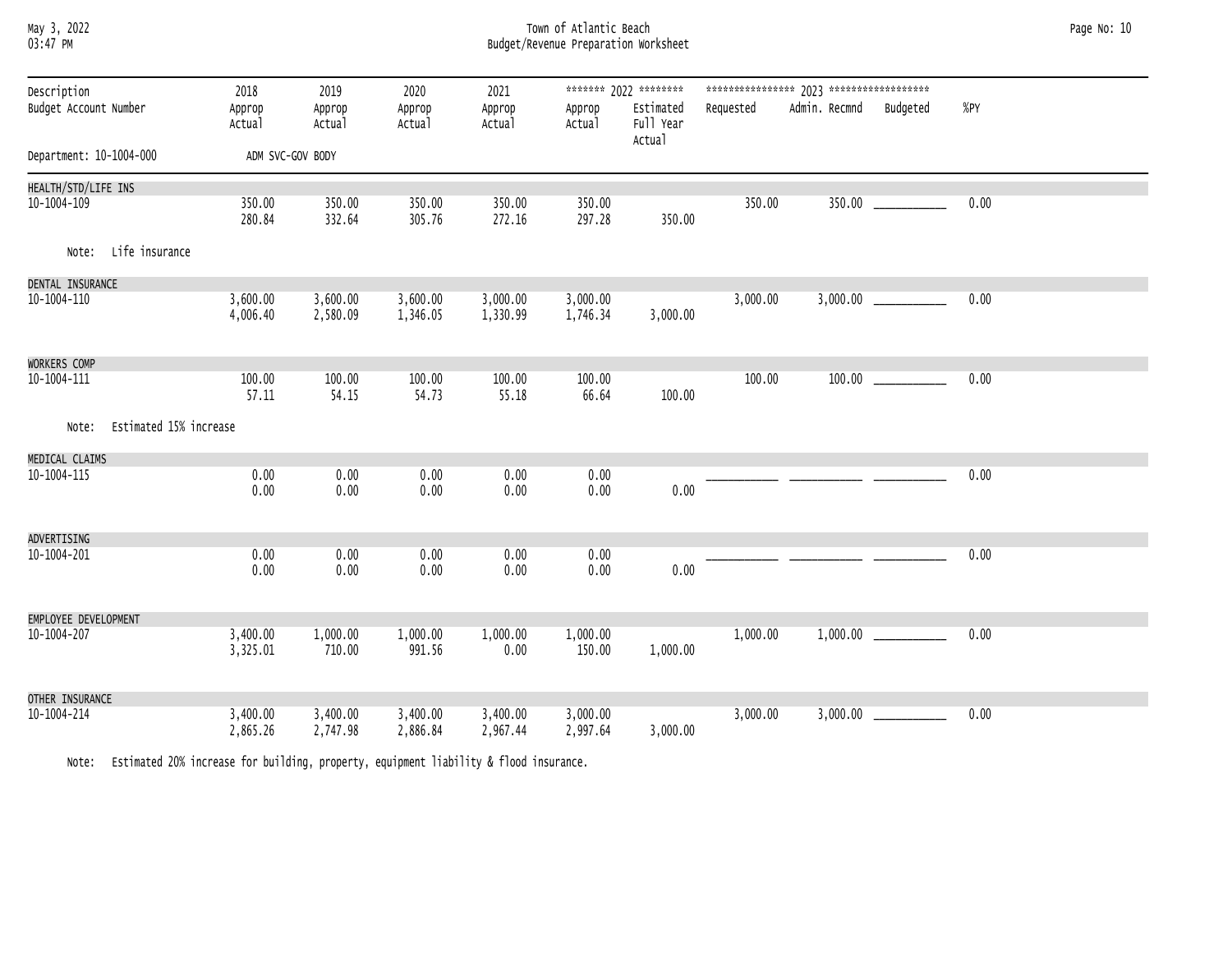| Description / Budget Account Number | 2018 Approp / Actual | 2019 Approp / Actual | 2020 Approp / Actual | 2021 Approp / Actual | 2022 Approp / Actual | 2022 Estimated Full Year Actual | 2023 Requested | 2023 Admin. Recmnd | 2023 Budgeted | %PY |
|---|---|---|---|---|---|---|---|---|---|---|
| Department: 10-1004-000 ADM SVC-GOV BODY | | | | | | | | | | |
| HEALTH/STD/LIFE INS | | | | | | | | | | |
| 10-1004-109 | 350.00 | 350.00 | 350.00 | 350.00 | 350.00 | | 350.00 | 350.00 | ___________ | 0.00 |
| | 280.84 | 332.64 | 305.76 | 272.16 | 297.28 | 350.00 | | | | |
| Note: Life insurance | | | | | | | | | | |
| DENTAL INSURANCE | | | | | | | | | | |
| 10-1004-110 | 3,600.00 | 3,600.00 | 3,600.00 | 3,000.00 | 3,000.00 | | 3,000.00 | 3,000.00 | ___________ | 0.00 |
| | 4,006.40 | 2,580.09 | 1,346.05 | 1,330.99 | 1,746.34 | 3,000.00 | | | | |
| WORKERS COMP | | | | | | | | | | |
| 10-1004-111 | 100.00 | 100.00 | 100.00 | 100.00 | 100.00 | | 100.00 | 100.00 | ___________ | 0.00 |
| | 57.11 | 54.15 | 54.73 | 55.18 | 66.64 | 100.00 | | | | |
| Note: Estimated 15% increase | | | | | | | | | | |
| MEDICAL CLAIMS | | | | | | | | | | |
| 10-1004-115 | 0.00 | 0.00 | 0.00 | 0.00 | 0.00 | | ___________ | ___________ | ___________ | 0.00 |
| | 0.00 | 0.00 | 0.00 | 0.00 | 0.00 | 0.00 | | | | |
| ADVERTISING | | | | | | | | | | |
| 10-1004-201 | 0.00 | 0.00 | 0.00 | 0.00 | 0.00 | | ___________ | ___________ | ___________ | 0.00 |
| | 0.00 | 0.00 | 0.00 | 0.00 | 0.00 | 0.00 | | | | |
| EMPLOYEE DEVELOPMENT | | | | | | | | | | |
| 10-1004-207 | 3,400.00 | 1,000.00 | 1,000.00 | 1,000.00 | 1,000.00 | | 1,000.00 | 1,000.00 | ___________ | 0.00 |
| | 3,325.01 | 710.00 | 991.56 | 0.00 | 150.00 | 1,000.00 | | | | |
| OTHER INSURANCE | | | | | | | | | | |
| 10-1004-214 | 3,400.00 | 3,400.00 | 3,400.00 | 3,400.00 | 3,000.00 | | 3,000.00 | 3,000.00 | ___________ | 0.00 |
| | 2,865.26 | 2,747.98 | 2,886.84 | 2,967.44 | 2,997.64 | 3,000.00 | | | | |

Note: Estimated 20% increase for building, property, equipment liability & flood insurance.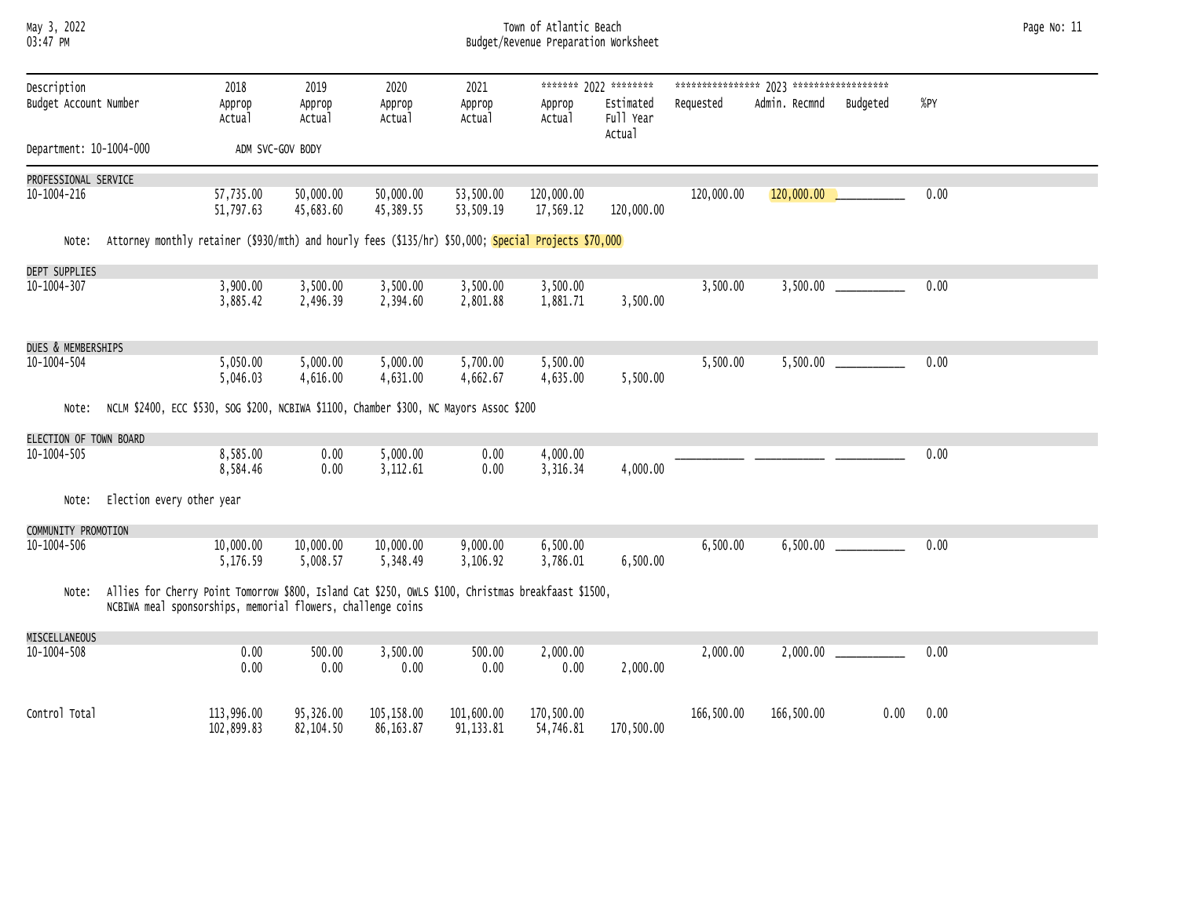Town of Atlantic Beach
Budget/Revenue Preparation Worksheet

| Description / Budget Account Number | 2018 Approp / Actual | 2019 Approp / Actual | 2020 Approp / Actual | 2021 Approp / Actual | 2022 Approp / Actual | 2022 Estimated Full Year Actual | 2023 Requested | 2023 Admin. Recmnd | 2023 Budgeted | %PY |
|---|---|---|---|---|---|---|---|---|---|---|
| Department: 10-1004-000 ADM SVC-GOV BODY | | | | | | | | | | |
| PROFESSIONAL SERVICE | | | | | | | | | | |
| 10-1004-216 | 57,735.00 | 50,000.00 | 50,000.00 | 53,500.00 | 120,000.00 | | 120,000.00 | 120,000.00 | ___________ | 0.00 |
| | 51,797.63 | 45,683.60 | 45,389.55 | 53,509.19 | 17,569.12 | 120,000.00 | | | | |
| Note: Attorney monthly retainer ($930/mth) and hourly fees ($135/hr) $50,000; Special Projects $70,000 | | | | | | | | | | |
| DEPT SUPPLIES | | | | | | | | | | |
| 10-1004-307 | 3,900.00 | 3,500.00 | 3,500.00 | 3,500.00 | 3,500.00 | | 3,500.00 | 3,500.00 | ___________ | 0.00 |
| | 3,885.42 | 2,496.39 | 2,394.60 | 2,801.88 | 1,881.71 | 3,500.00 | | | | |
| DUES & MEMBERSHIPS | | | | | | | | | | |
| 10-1004-504 | 5,050.00 | 5,000.00 | 5,000.00 | 5,700.00 | 5,500.00 | | 5,500.00 | 5,500.00 | ___________ | 0.00 |
| | 5,046.03 | 4,616.00 | 4,631.00 | 4,662.67 | 4,635.00 | 5,500.00 | | | | |
| Note: NCLM $2400, ECC $530, SOG $200, NCBIWA $1100, Chamber $300, NC Mayors Assoc $200 | | | | | | | | | | |
| ELECTION OF TOWN BOARD | | | | | | | | | | |
| 10-1004-505 | 8,585.00 | 0.00 | 5,000.00 | 0.00 | 4,000.00 | | ___________ | ___________ | ___________ | 0.00 |
| | 8,584.46 | 0.00 | 3,112.61 | 0.00 | 3,316.34 | 4,000.00 | | | | |
| Note: Election every other year | | | | | | | | | | |
| COMMUNITY PROMOTION | | | | | | | | | | |
| 10-1004-506 | 10,000.00 | 10,000.00 | 10,000.00 | 9,000.00 | 6,500.00 | | 6,500.00 | 6,500.00 | ___________ | 0.00 |
| | 5,176.59 | 5,008.57 | 5,348.49 | 3,106.92 | 3,786.01 | 6,500.00 | | | | |
| Note: Allies for Cherry Point Tomorrow $800, Island Cat $250, OWLS $100, Christmas breakfaast $1500, NCBIWA meal sponsorships, memorial flowers, challenge coins | | | | | | | | | | |
| MISCELLANEOUS | | | | | | | | | | |
| 10-1004-508 | 0.00 | 500.00 | 3,500.00 | 500.00 | 2,000.00 | | 2,000.00 | 2,000.00 | ___________ | 0.00 |
| | 0.00 | 0.00 | 0.00 | 0.00 | 0.00 | 2,000.00 | | | | |
| Control Total | 113,996.00 | 95,326.00 | 105,158.00 | 101,600.00 | 170,500.00 | | 166,500.00 | 166,500.00 | 0.00 | 0.00 |
| | 102,899.83 | 82,104.50 | 86,163.87 | 91,133.81 | 54,746.81 | 170,500.00 | | | | |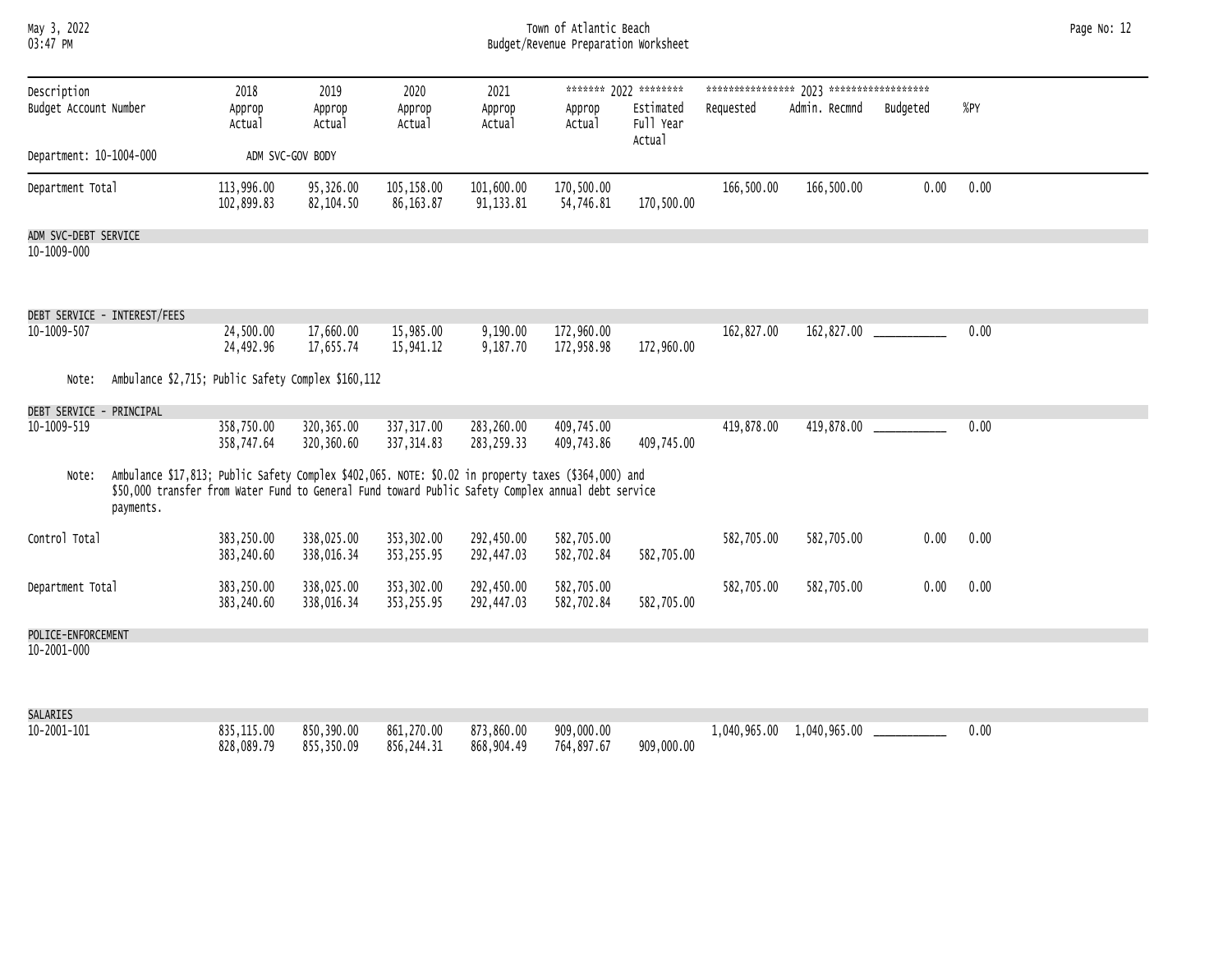| Description<br>Budget Account Number | 2018<br>Approp<br>Actual | 2019<br>Approp<br>Actual | 2020<br>Approp<br>Actual | 2021<br>Approp<br>Actual | ******* 2022 ********<br>Approp<br>Actual | Estimated<br>Full Year<br>Actual | **************** 2023 ******************<br>Requested | Admin. Recmnd | Budgeted | %PY |
|---|---|---|---|---|---|---|---|---|---|---|
| Department: 10-1004-000 | ADM SVC-GOV BODY | | | | | | | | | |
| Department Total | 113,996.00<br>102,899.83 | 95,326.00<br>82,104.50 | 105,158.00<br>86,163.87 | 101,600.00<br>91,133.81 | 170,500.00<br>54,746.81 | 170,500.00 | 166,500.00 | 166,500.00 | 0.00 | 0.00 |
| **ADM SVC-DEBT SERVICE**<br>10-1009-000 | | | | | | | | | | |
| **DEBT SERVICE - INTEREST/FEES**<br>10-1009-507 | 24,500.00<br>24,492.96 | 17,660.00<br>17,655.74 | 15,985.00<br>15,941.12 | 9,190.00<br>9,187.70 | 172,960.00<br>172,958.98 | 172,960.00 | 162,827.00 | 162,827.00 | ___________ | 0.00 |
| Note: Ambulance $2,715; Public Safety Complex $160,112 | | | | | | | | | | |
| **DEBT SERVICE - PRINCIPAL**<br>10-1009-519 | 358,750.00<br>358,747.64 | 320,365.00<br>320,360.60 | 337,317.00<br>337,314.83 | 283,260.00<br>283,259.33 | 409,745.00<br>409,743.86 | 409,745.00 | 419,878.00 | 419,878.00 | ___________ | 0.00 |
| Note: Ambulance $17,813; Public Safety Complex $402,065. NOTE: $0.02 in property taxes ($364,000) and $50,000 transfer from Water Fund to General Fund toward Public Safety Complex annual debt service payments. | | | | | | | | | | |
| Control Total | 383,250.00<br>383,240.60 | 338,025.00<br>338,016.34 | 353,302.00<br>353,255.95 | 292,450.00<br>292,447.03 | 582,705.00<br>582,702.84 | 582,705.00 | 582,705.00 | 582,705.00 | 0.00 | 0.00 |
| Department Total | 383,250.00<br>383,240.60 | 338,025.00<br>338,016.34 | 353,302.00<br>353,255.95 | 292,450.00<br>292,447.03 | 582,705.00<br>582,702.84 | 582,705.00 | 582,705.00 | 582,705.00 | 0.00 | 0.00 |
| **POLICE-ENFORCEMENT**<br>10-2001-000 | | | | | | | | | | |
| **SALARIES**<br>10-2001-101 | 835,115.00<br>828,089.79 | 850,390.00<br>855,350.09 | 861,270.00<br>856,244.31 | 873,860.00<br>868,904.49 | 909,000.00<br>764,897.67 | 909,000.00 | 1,040,965.00 | 1,040,965.00 | ___________ | 0.00 |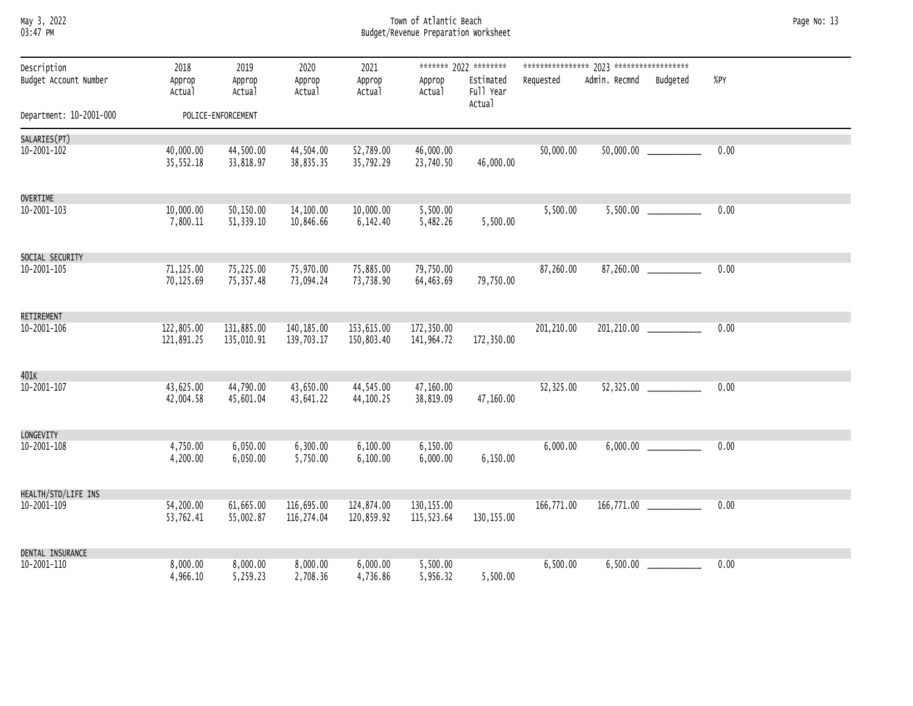# Town of Atlantic Beach
## Budget/Revenue Preparation Worksheet

May 3, 2022
03:47 PM

| Description / Budget Account Number | 2018 Approp / Actual | 2019 Approp / Actual | 2020 Approp / Actual | 2021 Approp / Actual | 2022 Approp / Actual | 2022 Estimated Full Year Actual | 2023 Requested | 2023 Admin. Recmnd | 2023 Budgeted | %PY |
|---|---|---|---|---|---|---|---|---|---|---|
| **Department: 10-2001-000 POLICE-ENFORCEMENT** | | | | | | | | | | |
| SALARIES(PT) 10-2001-102 | 40,000.00 | 44,500.00 | 44,504.00 | 52,789.00 | 46,000.00 | | 50,000.00 | 50,000.00 | ___________ | 0.00 |
| | 35,552.18 | 33,818.97 | 38,835.35 | 35,792.29 | 23,740.50 | 46,000.00 | | | | |
| OVERTIME 10-2001-103 | 10,000.00 | 50,150.00 | 14,100.00 | 10,000.00 | 5,500.00 | | 5,500.00 | 5,500.00 | ___________ | 0.00 |
| | 7,800.11 | 51,339.10 | 10,846.66 | 6,142.40 | 5,482.26 | 5,500.00 | | | | |
| SOCIAL SECURITY 10-2001-105 | 71,125.00 | 75,225.00 | 75,970.00 | 75,885.00 | 79,750.00 | | 87,260.00 | 87,260.00 | ___________ | 0.00 |
| | 70,125.69 | 75,357.48 | 73,094.24 | 73,738.90 | 64,463.69 | 79,750.00 | | | | |
| RETIREMENT 10-2001-106 | 122,805.00 | 131,885.00 | 140,185.00 | 153,615.00 | 172,350.00 | | 201,210.00 | 201,210.00 | ___________ | 0.00 |
| | 121,891.25 | 135,010.91 | 139,703.17 | 150,803.40 | 141,964.72 | 172,350.00 | | | | |
| 401K 10-2001-107 | 43,625.00 | 44,790.00 | 43,650.00 | 44,545.00 | 47,160.00 | | 52,325.00 | 52,325.00 | ___________ | 0.00 |
| | 42,004.58 | 45,601.04 | 43,641.22 | 44,100.25 | 38,819.09 | 47,160.00 | | | | |
| LONGEVITY 10-2001-108 | 4,750.00 | 6,050.00 | 6,300.00 | 6,100.00 | 6,150.00 | | 6,000.00 | 6,000.00 | ___________ | 0.00 |
| | 4,200.00 | 6,050.00 | 5,750.00 | 6,100.00 | 6,000.00 | 6,150.00 | | | | |
| HEALTH/STD/LIFE INS 10-2001-109 | 54,200.00 | 61,665.00 | 116,695.00 | 124,874.00 | 130,155.00 | | 166,771.00 | 166,771.00 | ___________ | 0.00 |
| | 53,762.41 | 55,002.87 | 116,274.04 | 120,859.92 | 115,523.64 | 130,155.00 | | | | |
| DENTAL INSURANCE 10-2001-110 | 8,000.00 | 8,000.00 | 8,000.00 | 6,000.00 | 5,500.00 | | 6,500.00 | 6,500.00 | ___________ | 0.00 |
| | 4,966.10 | 5,259.23 | 2,708.36 | 4,736.86 | 5,956.32 | 5,500.00 | | | | |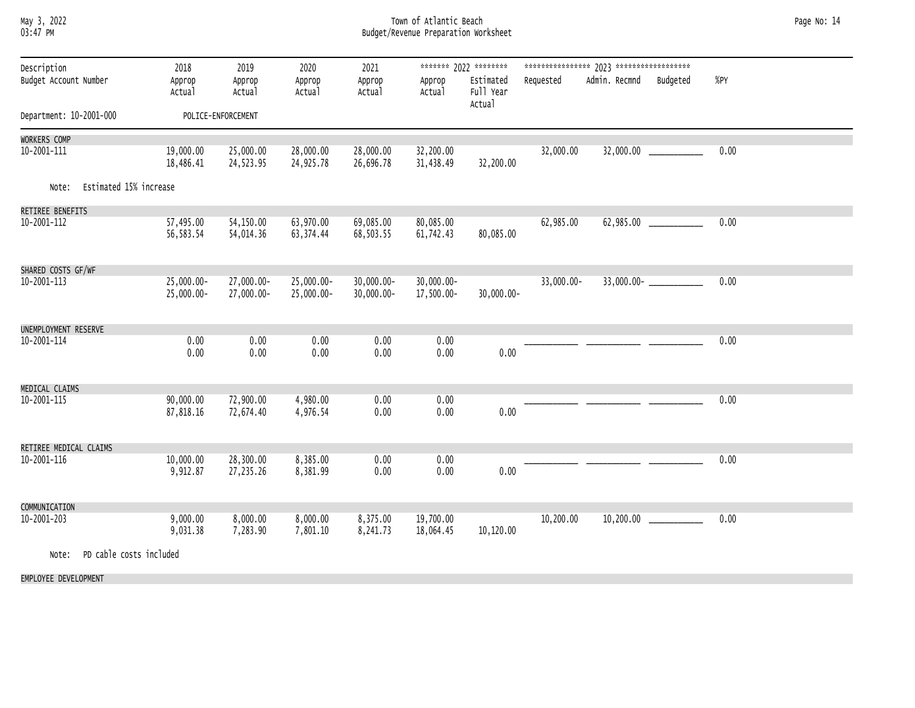# Town of Atlantic Beach
## Budget/Revenue Preparation Worksheet

Department: 10-2001-000 POLICE-ENFORCEMENT

| Description / Budget Account Number | 2018 Approp / Actual | 2019 Approp / Actual | 2020 Approp / Actual | 2021 Approp / Actual | 2022 Approp / Actual | 2022 Estimated Full Year Actual | 2023 Requested | 2023 Admin. Recmnd | 2023 Budgeted | %PY |
|---|---|---|---|---|---|---|---|---|---|---|
| WORKERS COMP 10-2001-111 | 19,000.00 | 25,000.00 | 28,000.00 | 28,000.00 | 32,200.00 | | 32,000.00 | 32,000.00 | ___________ | 0.00 |
| | 18,486.41 | 24,523.95 | 24,925.78 | 26,696.78 | 31,438.49 | 32,200.00 | | | | |
| Note: Estimated 15% increase | | | | | | | | | | |
| RETIREE BENEFITS 10-2001-112 | 57,495.00 | 54,150.00 | 63,970.00 | 69,085.00 | 80,085.00 | | 62,985.00 | 62,985.00 | ___________ | 0.00 |
| | 56,583.54 | 54,014.36 | 63,374.44 | 68,503.55 | 61,742.43 | 80,085.00 | | | | |
| SHARED COSTS GF/WF 10-2001-113 | 25,000.00- | 27,000.00- | 25,000.00- | 30,000.00- | 30,000.00- | | 33,000.00- | 33,000.00- | ___________ | 0.00 |
| | 25,000.00- | 27,000.00- | 25,000.00- | 30,000.00- | 17,500.00- | 30,000.00- | | | | |
| UNEMPLOYMENT RESERVE 10-2001-114 | 0.00 | 0.00 | 0.00 | 0.00 | 0.00 | | ___________ | ___________ | ___________ | 0.00 |
| | 0.00 | 0.00 | 0.00 | 0.00 | 0.00 | 0.00 | | | | |
| MEDICAL CLAIMS 10-2001-115 | 90,000.00 | 72,900.00 | 4,980.00 | 0.00 | 0.00 | | ___________ | ___________ | ___________ | 0.00 |
| | 87,818.16 | 72,674.40 | 4,976.54 | 0.00 | 0.00 | 0.00 | | | | |
| RETIREE MEDICAL CLAIMS 10-2001-116 | 10,000.00 | 28,300.00 | 8,385.00 | 0.00 | 0.00 | | ___________ | ___________ | ___________ | 0.00 |
| | 9,912.87 | 27,235.26 | 8,381.99 | 0.00 | 0.00 | 0.00 | | | | |
| COMMUNICATION 10-2001-203 | 9,000.00 | 8,000.00 | 8,000.00 | 8,375.00 | 19,700.00 | | 10,200.00 | 10,200.00 | ___________ | 0.00 |
| | 9,031.38 | 7,283.90 | 7,801.10 | 8,241.73 | 18,064.45 | 10,120.00 | | | | |
| Note: PD cable costs included | | | | | | | | | | |
| EMPLOYEE DEVELOPMENT | | | | | | | | | | |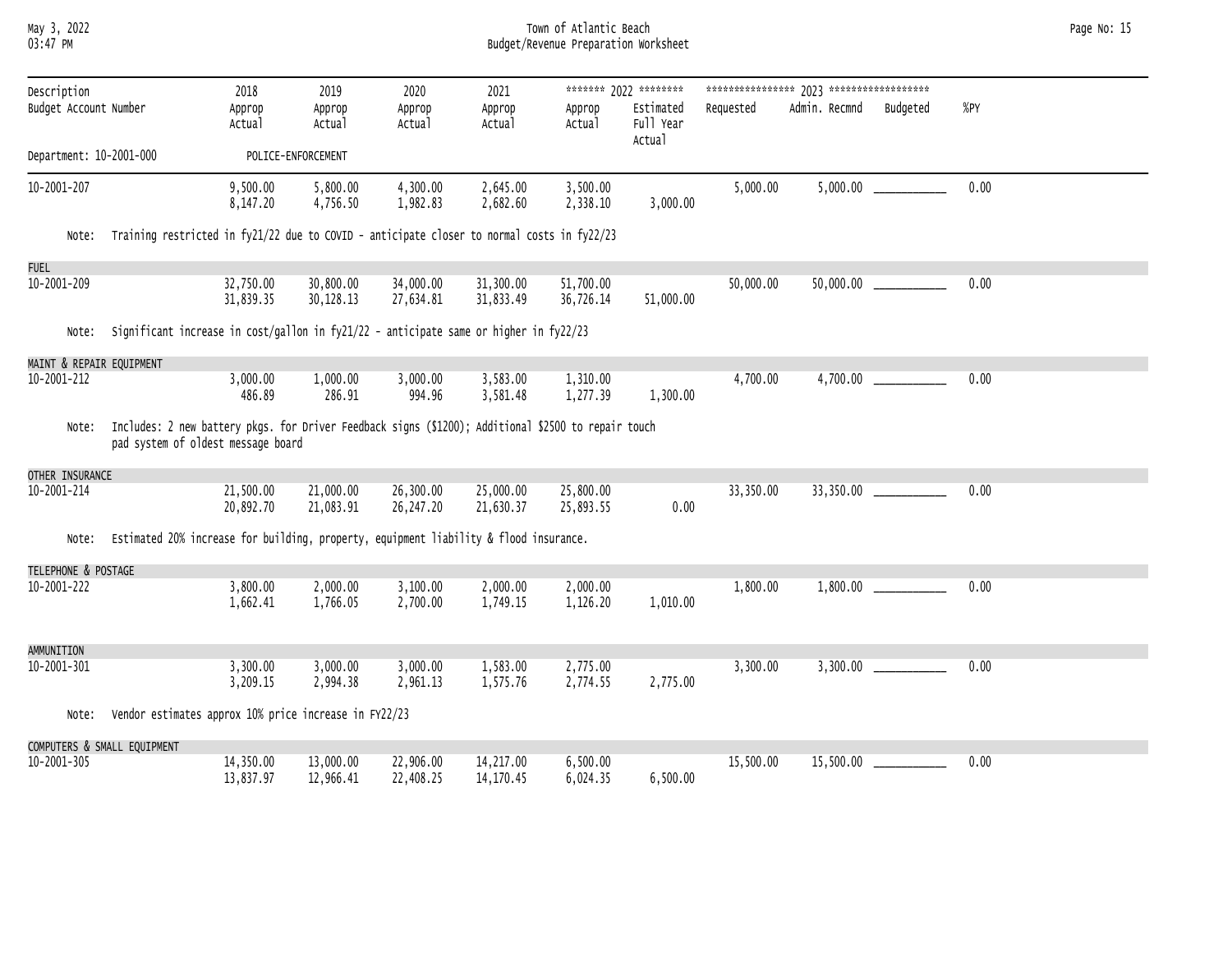Town of Atlantic Beach
Budget/Revenue Preparation Worksheet

| Description / Budget Account Number | 2018 Approp / Actual | 2019 Approp / Actual | 2020 Approp / Actual | 2021 Approp / Actual | 2022 Approp / Actual | 2022 Estimated Full Year Actual | 2023 Requested | 2023 Admin. Recmnd | 2023 Budgeted | %PY |
|---|---|---|---|---|---|---|---|---|---|---|
| **Department: 10-2001-000 POLICE-ENFORCEMENT** | | | | | | | | | | |
| 10-2001-207 | 9,500.00 / 8,147.20 | 5,800.00 / 4,756.50 | 4,300.00 / 1,982.83 | 2,645.00 / 2,682.60 | 3,500.00 / 2,338.10 | 3,000.00 | 5,000.00 | 5,000.00 | ___________ | 0.00 |
| Note: Training restricted in fy21/22 due to COVID - anticipate closer to normal costs in fy22/23 | | | | | | | | | | |
| **FUEL** | | | | | | | | | | |
| 10-2001-209 | 32,750.00 / 31,839.35 | 30,800.00 / 30,128.13 | 34,000.00 / 27,634.81 | 31,300.00 / 31,833.49 | 51,700.00 / 36,726.14 | 51,000.00 | 50,000.00 | 50,000.00 | ___________ | 0.00 |
| Note: Significant increase in cost/gallon in fy21/22 - anticipate same or higher in fy22/23 | | | | | | | | | | |
| **MAINT & REPAIR EQUIPMENT** | | | | | | | | | | |
| 10-2001-212 | 3,000.00 / 486.89 | 1,000.00 / 286.91 | 3,000.00 / 994.96 | 3,583.00 / 3,581.48 | 1,310.00 / 1,277.39 | 1,300.00 | 4,700.00 | 4,700.00 | ___________ | 0.00 |
| Note: Includes: 2 new battery pkgs. for Driver Feedback signs ($1200); Additional $2500 to repair touch pad system of oldest message board | | | | | | | | | | |
| **OTHER INSURANCE** | | | | | | | | | | |
| 10-2001-214 | 21,500.00 / 20,892.70 | 21,000.00 / 21,083.91 | 26,300.00 / 26,247.20 | 25,000.00 / 21,630.37 | 25,800.00 / 25,893.55 | 0.00 | 33,350.00 | 33,350.00 | ___________ | 0.00 |
| Note: Estimated 20% increase for building, property, equipment liability & flood insurance. | | | | | | | | | | |
| **TELEPHONE & POSTAGE** | | | | | | | | | | |
| 10-2001-222 | 3,800.00 / 1,662.41 | 2,000.00 / 1,766.05 | 3,100.00 / 2,700.00 | 2,000.00 / 1,749.15 | 2,000.00 / 1,126.20 | 1,010.00 | 1,800.00 | 1,800.00 | ___________ | 0.00 |
| **AMMUNITION** | | | | | | | | | | |
| 10-2001-301 | 3,300.00 / 3,209.15 | 3,000.00 / 2,994.38 | 3,000.00 / 2,961.13 | 1,583.00 / 1,575.76 | 2,775.00 / 2,774.55 | 2,775.00 | 3,300.00 | 3,300.00 | ___________ | 0.00 |
| Note: Vendor estimates approx 10% price increase in FY22/23 | | | | | | | | | | |
| **COMPUTERS & SMALL EQUIPMENT** | | | | | | | | | | |
| 10-2001-305 | 14,350.00 / 13,837.97 | 13,000.00 / 12,966.41 | 22,906.00 / 22,408.25 | 14,217.00 / 14,170.45 | 6,500.00 / 6,024.35 | 6,500.00 | 15,500.00 | 15,500.00 | ___________ | 0.00 |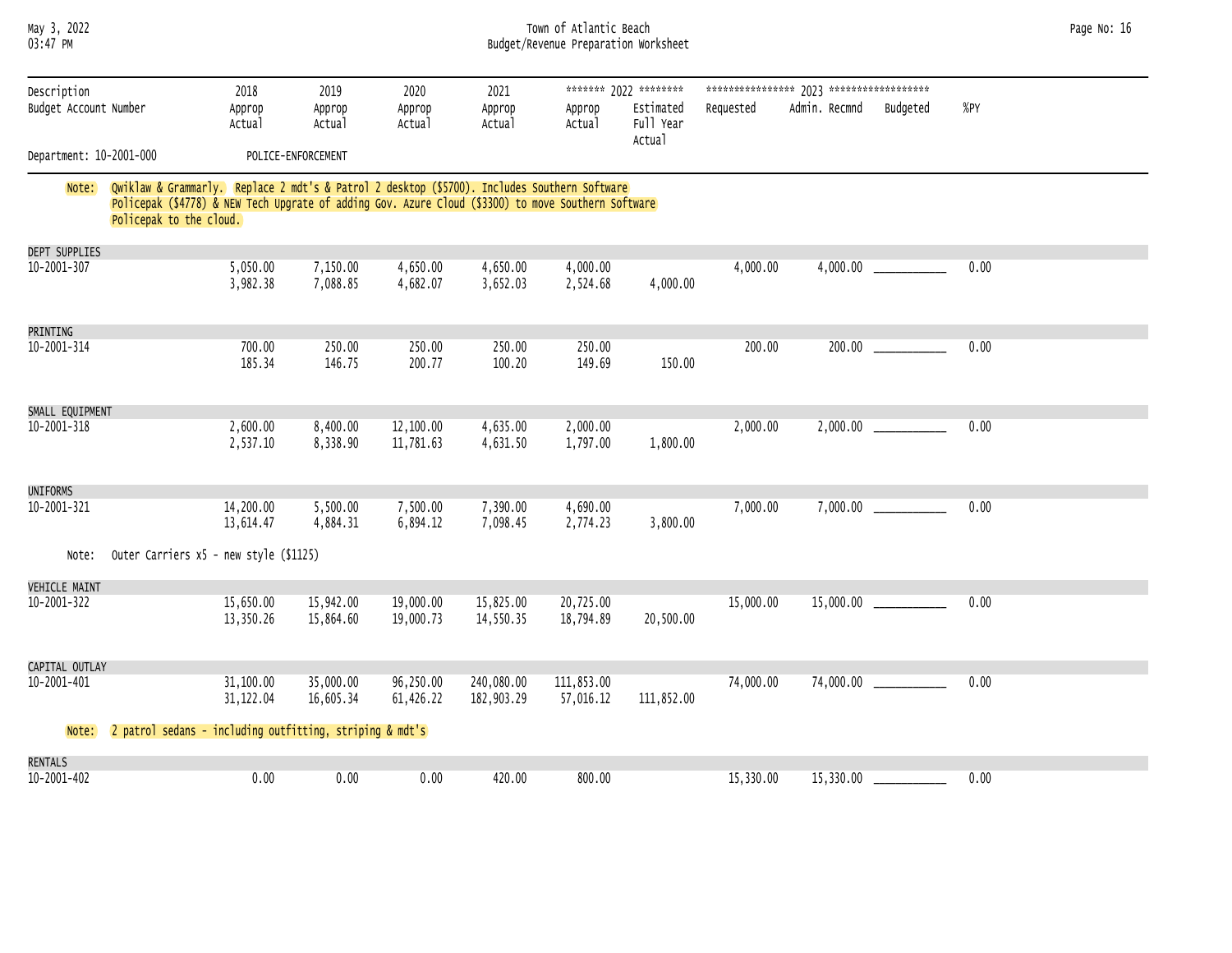Town of Atlantic Beach
Budget/Revenue Preparation Worksheet

| Description / Budget Account Number | 2018 Approp / Actual | 2019 Approp / Actual | 2020 Approp / Actual | 2021 Approp / Actual | 2022 Approp / Actual | 2022 Estimated Full Year Actual | 2023 Requested | 2023 Admin. Recmnd | 2023 Budgeted | %PY |
|---|---|---|---|---|---|---|---|---|---|---|
| Department: 10-2001-000 POLICE-ENFORCEMENT | | | | | | | | | | |

Note: Qwiklaw & Grammarly. Replace 2 mdt's & Patrol 2 desktop ($5700). Includes Southern Software Policepak ($4778) & NEW Tech Upgrate of adding Gov. Azure Cloud ($3300) to move Southern Software Policepak to the cloud.

| Description / Budget Account Number | 2018 Approp / Actual | 2019 Approp / Actual | 2020 Approp / Actual | 2021 Approp / Actual | 2022 Approp / Actual | 2022 Estimated Full Year Actual | 2023 Requested | 2023 Admin. Recmnd | 2023 Budgeted | %PY |
|---|---|---|---|---|---|---|---|---|---|---|
| DEPT SUPPLIES 10-2001-307 | 5,050.00 | 7,150.00 | 4,650.00 | 4,650.00 | 4,000.00 | | 4,000.00 | 4,000.00 | ___________ | 0.00 |
| | 3,982.38 | 7,088.85 | 4,682.07 | 3,652.03 | 2,524.68 | 4,000.00 | | | | |
| PRINTING 10-2001-314 | 700.00 | 250.00 | 250.00 | 250.00 | 250.00 | | 200.00 | 200.00 | ___________ | 0.00 |
| | 185.34 | 146.75 | 200.77 | 100.20 | 149.69 | 150.00 | | | | |
| SMALL EQUIPMENT 10-2001-318 | 2,600.00 | 8,400.00 | 12,100.00 | 4,635.00 | 2,000.00 | | 2,000.00 | 2,000.00 | ___________ | 0.00 |
| | 2,537.10 | 8,338.90 | 11,781.63 | 4,631.50 | 1,797.00 | 1,800.00 | | | | |
| UNIFORMS 10-2001-321 | 14,200.00 | 5,500.00 | 7,500.00 | 7,390.00 | 4,690.00 | | 7,000.00 | 7,000.00 | ___________ | 0.00 |
| | 13,614.47 | 4,884.31 | 6,894.12 | 7,098.45 | 2,774.23 | 3,800.00 | | | | |
| Note: Outer Carriers x5 - new style ($1125) | | | | | | | | | | |
| VEHICLE MAINT 10-2001-322 | 15,650.00 | 15,942.00 | 19,000.00 | 15,825.00 | 20,725.00 | | 15,000.00 | 15,000.00 | ___________ | 0.00 |
| | 13,350.26 | 15,864.60 | 19,000.73 | 14,550.35 | 18,794.89 | 20,500.00 | | | | |
| CAPITAL OUTLAY 10-2001-401 | 31,100.00 | 35,000.00 | 96,250.00 | 240,080.00 | 111,853.00 | | 74,000.00 | 74,000.00 | ___________ | 0.00 |
| | 31,122.04 | 16,605.34 | 61,426.22 | 182,903.29 | 57,016.12 | 111,852.00 | | | | |
| Note: 2 patrol sedans - including outfitting, striping & mdt's | | | | | | | | | | |
| RENTALS 10-2001-402 | 0.00 | 0.00 | 0.00 | 420.00 | 800.00 | | 15,330.00 | 15,330.00 | ___________ | 0.00 |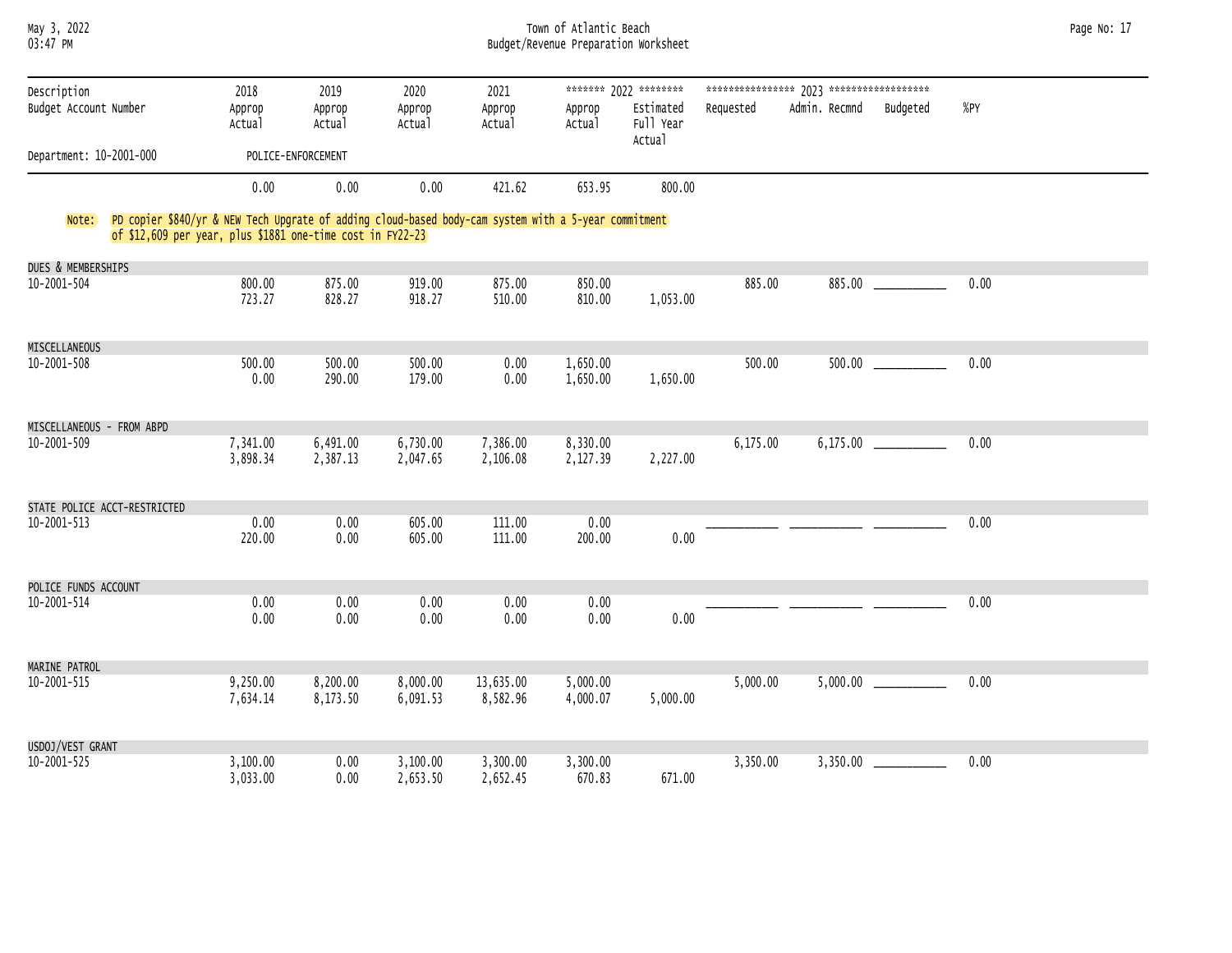# Town of Atlantic Beach
## Budget/Revenue Preparation Worksheet

| Description / Budget Account Number | 2018 Approp / Actual | 2019 Approp / Actual | 2020 Approp / Actual | 2021 Approp / Actual | 2022 Approp / Actual | 2022 Estimated Full Year Actual | 2023 Requested | 2023 Admin. Recmnd | 2023 Budgeted | %PY |
|---|---|---|---|---|---|---|---|---|---|---|
| Department: 10-2001-000 POLICE-ENFORCEMENT | | | | | | | | | | |
| | 0.00 | 0.00 | 0.00 | 421.62 | 653.95 | 800.00 | | | | |

Note: PD copier $840/yr & NEW Tech Upgrate of adding cloud-based body-cam system with a 5-year commitment of $12,609 per year, plus $1881 one-time cost in FY22-23

| Description / Budget Account Number | 2018 Approp / Actual | 2019 Approp / Actual | 2020 Approp / Actual | 2021 Approp / Actual | 2022 Approp / Actual | 2022 Estimated Full Year Actual | 2023 Requested | 2023 Admin. Recmnd | 2023 Budgeted | %PY |
|---|---|---|---|---|---|---|---|---|---|---|
| **DUES & MEMBERSHIPS** 10-2001-504 | 800.00 | 875.00 | 919.00 | 875.00 | 850.00 | | 885.00 | 885.00 | | 0.00 |
| | 723.27 | 828.27 | 918.27 | 510.00 | 810.00 | 1,053.00 | | | | |
| **MISCELLANEOUS** 10-2001-508 | 500.00 | 500.00 | 500.00 | 0.00 | 1,650.00 | | 500.00 | 500.00 | | 0.00 |
| | 0.00 | 290.00 | 179.00 | 0.00 | 1,650.00 | 1,650.00 | | | | |
| **MISCELLANEOUS - FROM ABPD** 10-2001-509 | 7,341.00 | 6,491.00 | 6,730.00 | 7,386.00 | 8,330.00 | | 6,175.00 | 6,175.00 | | 0.00 |
| | 3,898.34 | 2,387.13 | 2,047.65 | 2,106.08 | 2,127.39 | 2,227.00 | | | | |
| **STATE POLICE ACCT-RESTRICTED** 10-2001-513 | 0.00 | 0.00 | 605.00 | 111.00 | 0.00 | | | | | 0.00 |
| | 220.00 | 0.00 | 605.00 | 111.00 | 200.00 | 0.00 | | | | |
| **POLICE FUNDS ACCOUNT** 10-2001-514 | 0.00 | 0.00 | 0.00 | 0.00 | 0.00 | | | | | 0.00 |
| | 0.00 | 0.00 | 0.00 | 0.00 | 0.00 | 0.00 | | | | |
| **MARINE PATROL** 10-2001-515 | 9,250.00 | 8,200.00 | 8,000.00 | 13,635.00 | 5,000.00 | | 5,000.00 | 5,000.00 | | 0.00 |
| | 7,634.14 | 8,173.50 | 6,091.53 | 8,582.96 | 4,000.07 | 5,000.00 | | | | |
| **USDOJ/VEST GRANT** 10-2001-525 | 3,100.00 | 0.00 | 3,100.00 | 3,300.00 | 3,300.00 | | 3,350.00 | 3,350.00 | | 0.00 |
| | 3,033.00 | 0.00 | 2,653.50 | 2,652.45 | 670.83 | 671.00 | | | | |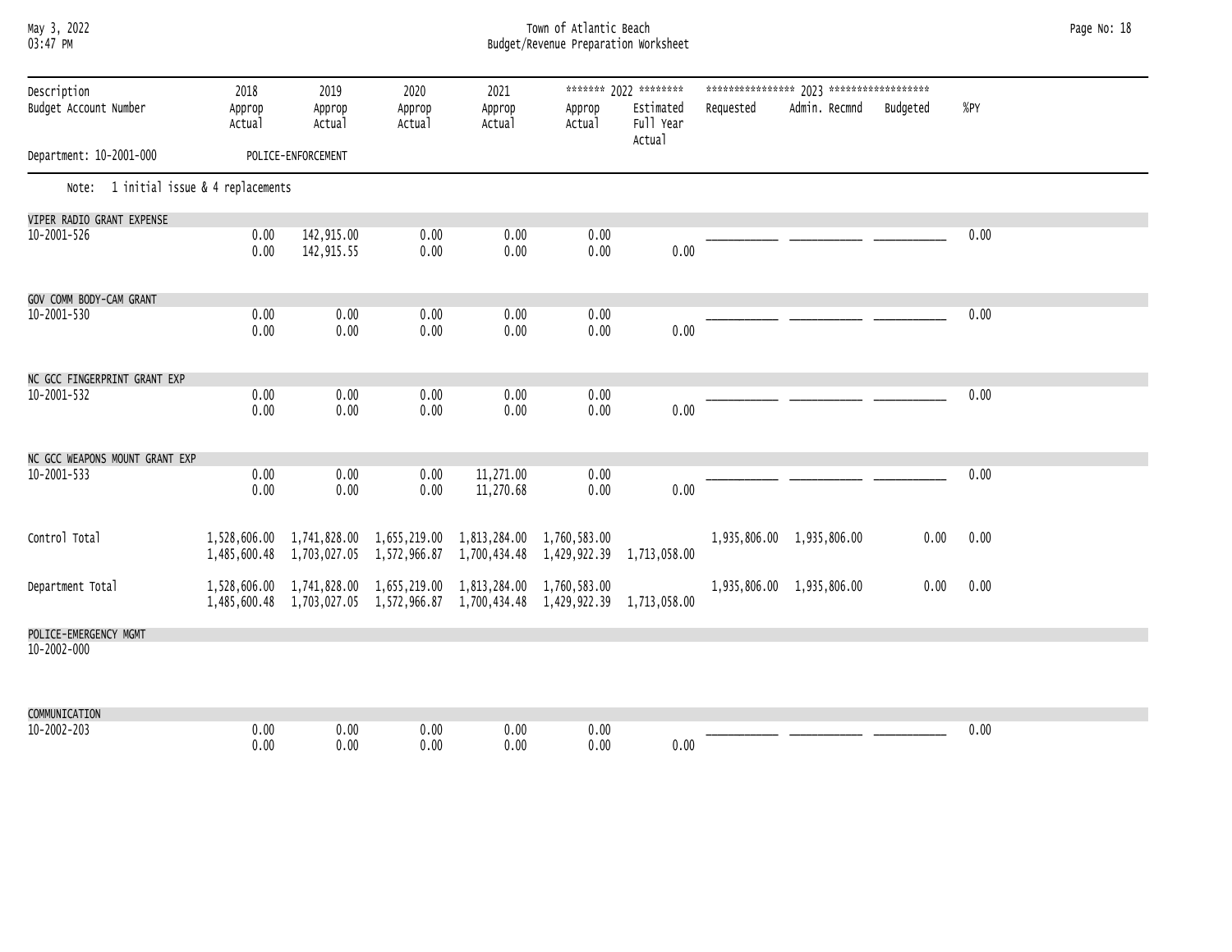| Description / Budget Account Number | 2018 Approp / Actual | 2019 Approp / Actual | 2020 Approp / Actual | 2021 Approp / Actual | 2022 Approp / Actual | 2022 Estimated Full Year Actual | 2023 Requested | 2023 Admin. Recmnd | 2023 Budgeted | %PY |
|---|---|---|---|---|---|---|---|---|---|---|
| Department: 10-2001-000 POLICE-ENFORCEMENT | | | | | | | | | | |
| Note: 1 initial issue & 4 replacements | | | | | | | | | | |
| VIPER RADIO GRANT EXPENSE | | | | | | | | | | |
| 10-2001-526 | 0.00 | 142,915.00 | 0.00 | 0.00 | 0.00 | | ___________ | ___________ | ___________ | 0.00 |
| | 0.00 | 142,915.55 | 0.00 | 0.00 | 0.00 | 0.00 | | | | |
| GOV COMM BODY-CAM GRANT | | | | | | | | | | |
| 10-2001-530 | 0.00 | 0.00 | 0.00 | 0.00 | 0.00 | | ___________ | ___________ | ___________ | 0.00 |
| | 0.00 | 0.00 | 0.00 | 0.00 | 0.00 | 0.00 | | | | |
| NC GCC FINGERPRINT GRANT EXP | | | | | | | | | | |
| 10-2001-532 | 0.00 | 0.00 | 0.00 | 0.00 | 0.00 | | ___________ | ___________ | ___________ | 0.00 |
| | 0.00 | 0.00 | 0.00 | 0.00 | 0.00 | 0.00 | | | | |
| NC GCC WEAPONS MOUNT GRANT EXP | | | | | | | | | | |
| 10-2001-533 | 0.00 | 0.00 | 0.00 | 11,271.00 | 0.00 | | ___________ | ___________ | ___________ | 0.00 |
| | 0.00 | 0.00 | 0.00 | 11,270.68 | 0.00 | 0.00 | | | | |
| Control Total | 1,528,606.00 | 1,741,828.00 | 1,655,219.00 | 1,813,284.00 | 1,760,583.00 | | 1,935,806.00 | 1,935,806.00 | 0.00 | 0.00 |
| | 1,485,600.48 | 1,703,027.05 | 1,572,966.87 | 1,700,434.48 | 1,429,922.39 | 1,713,058.00 | | | | |
| Department Total | 1,528,606.00 | 1,741,828.00 | 1,655,219.00 | 1,813,284.00 | 1,760,583.00 | | 1,935,806.00 | 1,935,806.00 | 0.00 | 0.00 |
| | 1,485,600.48 | 1,703,027.05 | 1,572,966.87 | 1,700,434.48 | 1,429,922.39 | 1,713,058.00 | | | | |
| POLICE-EMERGENCY MGMT | | | | | | | | | | |
| 10-2002-000 | | | | | | | | | | |
| COMMUNICATION | | | | | | | | | | |
| 10-2002-203 | 0.00 | 0.00 | 0.00 | 0.00 | 0.00 | | ___________ | ___________ | ___________ | 0.00 |
| | 0.00 | 0.00 | 0.00 | 0.00 | 0.00 | 0.00 | | | | |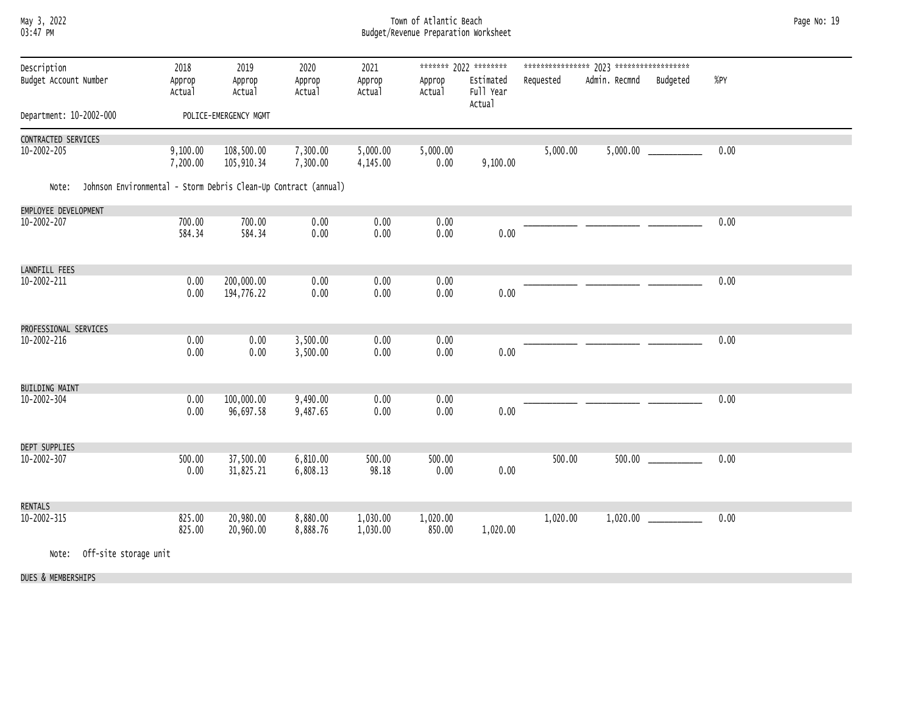Town of Atlantic Beach
Budget/Revenue Preparation Worksheet

| Description / Budget Account Number | 2018 Approp / Actual | 2019 Approp / Actual | 2020 Approp / Actual | 2021 Approp / Actual | 2022 Approp / Actual | 2022 Estimated Full Year Actual | 2023 Requested | 2023 Admin. Recmnd | 2023 Budgeted | %PY |
|---|---|---|---|---|---|---|---|---|---|---|
| Department: 10-2002-000 | POLICE-EMERGENCY MGMT | | | | | | | | | |
| **CONTRACTED SERVICES** | | | | | | | | | | |
| 10-2002-205 | 9,100.00 | 108,500.00 | 7,300.00 | 5,000.00 | 5,000.00 | | 5,000.00 | 5,000.00 | ___________ | 0.00 |
| | 7,200.00 | 105,910.34 | 7,300.00 | 4,145.00 | 0.00 | 9,100.00 | | | | |
| Note: Johnson Environmental - Storm Debris Clean-Up Contract (annual) | | | | | | | | | | |
| **EMPLOYEE DEVELOPMENT** | | | | | | | | | | |
| 10-2002-207 | 700.00 | 700.00 | 0.00 | 0.00 | 0.00 | | ___________ | ___________ | ___________ | 0.00 |
| | 584.34 | 584.34 | 0.00 | 0.00 | 0.00 | 0.00 | | | | |
| **LANDFILL FEES** | | | | | | | | | | |
| 10-2002-211 | 0.00 | 200,000.00 | 0.00 | 0.00 | 0.00 | | ___________ | ___________ | ___________ | 0.00 |
| | 0.00 | 194,776.22 | 0.00 | 0.00 | 0.00 | 0.00 | | | | |
| **PROFESSIONAL SERVICES** | | | | | | | | | | |
| 10-2002-216 | 0.00 | 0.00 | 3,500.00 | 0.00 | 0.00 | | ___________ | ___________ | ___________ | 0.00 |
| | 0.00 | 0.00 | 3,500.00 | 0.00 | 0.00 | 0.00 | | | | |
| **BUILDING MAINT** | | | | | | | | | | |
| 10-2002-304 | 0.00 | 100,000.00 | 9,490.00 | 0.00 | 0.00 | | ___________ | ___________ | ___________ | 0.00 |
| | 0.00 | 96,697.58 | 9,487.65 | 0.00 | 0.00 | 0.00 | | | | |
| **DEPT SUPPLIES** | | | | | | | | | | |
| 10-2002-307 | 500.00 | 37,500.00 | 6,810.00 | 500.00 | 500.00 | | 500.00 | 500.00 | ___________ | 0.00 |
| | 0.00 | 31,825.21 | 6,808.13 | 98.18 | 0.00 | 0.00 | | | | |
| **RENTALS** | | | | | | | | | | |
| 10-2002-315 | 825.00 | 20,980.00 | 8,880.00 | 1,030.00 | 1,020.00 | | 1,020.00 | 1,020.00 | ___________ | 0.00 |
| | 825.00 | 20,960.00 | 8,888.76 | 1,030.00 | 850.00 | 1,020.00 | | | | |
| Note: Off-site storage unit | | | | | | | | | | |
| **DUES & MEMBERSHIPS** | | | | | | | | | | |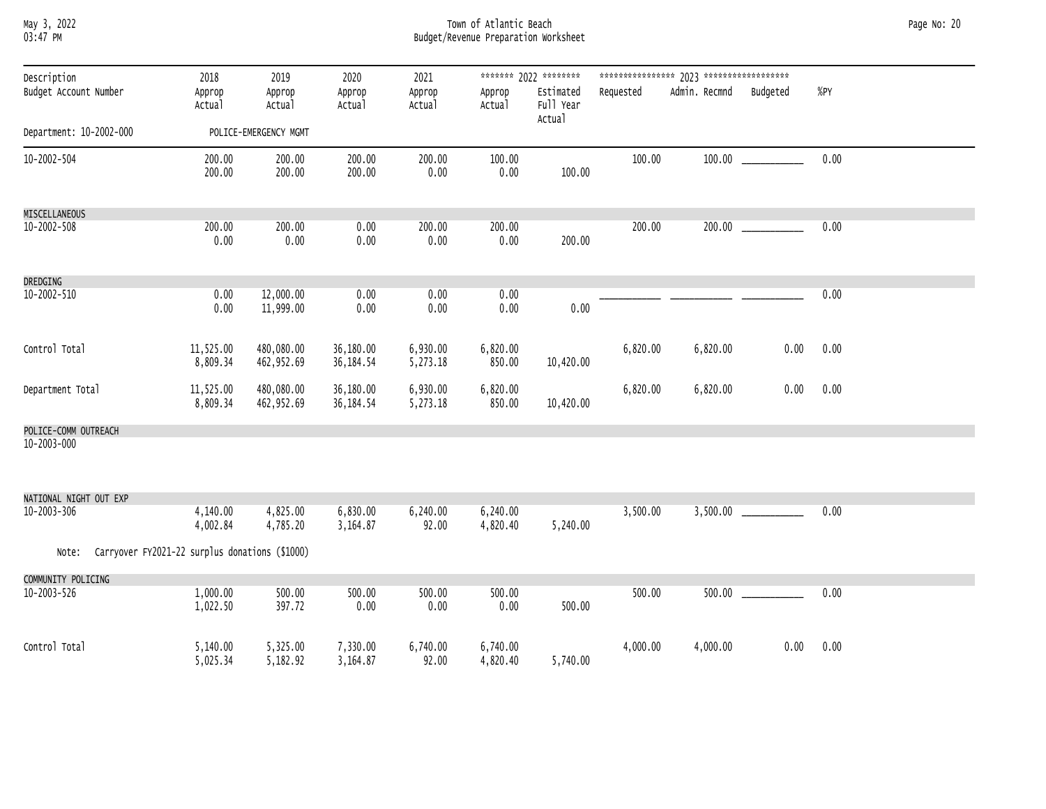| Description<br>Budget Account Number | 2018<br>Approp<br>Actual | 2019<br>Approp<br>Actual | 2020<br>Approp<br>Actual | 2021<br>Approp<br>Actual | 2022<br>Approp<br>Actual | 2022<br>Estimated Full Year Actual | 2023<br>Requested | 2023<br>Admin. Recmnd | 2023<br>Budgeted | %PY |
|---|---|---|---|---|---|---|---|---|---|---|
| Department: 10-2002-000 POLICE-EMERGENCY MGMT | | | | | | | | | | |
| 10-2002-504 | 200.00<br>200.00 | 200.00<br>200.00 | 200.00<br>200.00 | 200.00<br>0.00 | 100.00<br>0.00 | 100.00 | 100.00 | 100.00 | ___________ | 0.00 |
| MISCELLANEOUS | | | | | | | | | | |
| 10-2002-508 | 200.00<br>0.00 | 200.00<br>0.00 | 0.00<br>0.00 | 200.00<br>0.00 | 200.00<br>0.00 | 200.00 | 200.00 | 200.00 | ___________ | 0.00 |
| DREDGING | | | | | | | | | | |
| 10-2002-510 | 0.00<br>0.00 | 12,000.00<br>11,999.00 | 0.00<br>0.00 | 0.00<br>0.00 | 0.00<br>0.00 | 0.00 | ___________ | ___________ | ___________ | 0.00 |
| Control Total | 11,525.00<br>8,809.34 | 480,080.00<br>462,952.69 | 36,180.00<br>36,184.54 | 6,930.00<br>5,273.18 | 6,820.00<br>850.00 | 10,420.00 | 6,820.00 | 6,820.00 | 0.00 | 0.00 |
| Department Total | 11,525.00<br>8,809.34 | 480,080.00<br>462,952.69 | 36,180.00<br>36,184.54 | 6,930.00<br>5,273.18 | 6,820.00<br>850.00 | 10,420.00 | 6,820.00 | 6,820.00 | 0.00 | 0.00 |
| POLICE-COMM OUTREACH | | | | | | | | | | |
| 10-2003-000 | | | | | | | | | | |
| NATIONAL NIGHT OUT EXP | | | | | | | | | | |
| 10-2003-306 | 4,140.00<br>4,002.84 | 4,825.00<br>4,785.20 | 6,830.00<br>3,164.87 | 6,240.00<br>92.00 | 6,240.00<br>4,820.40 | 5,240.00 | 3,500.00 | 3,500.00 | ___________ | 0.00 |
| Note: Carryover FY2021-22 surplus donations ($1000) | | | | | | | | | | |
| COMMUNITY POLICING | | | | | | | | | | |
| 10-2003-526 | 1,000.00<br>1,022.50 | 500.00<br>397.72 | 500.00<br>0.00 | 500.00<br>0.00 | 500.00<br>0.00 | 500.00 | 500.00 | 500.00 | ___________ | 0.00 |
| Control Total | 5,140.00<br>5,025.34 | 5,325.00<br>5,182.92 | 7,330.00<br>3,164.87 | 6,740.00<br>92.00 | 6,740.00<br>4,820.40 | 5,740.00 | 4,000.00 | 4,000.00 | 0.00 | 0.00 |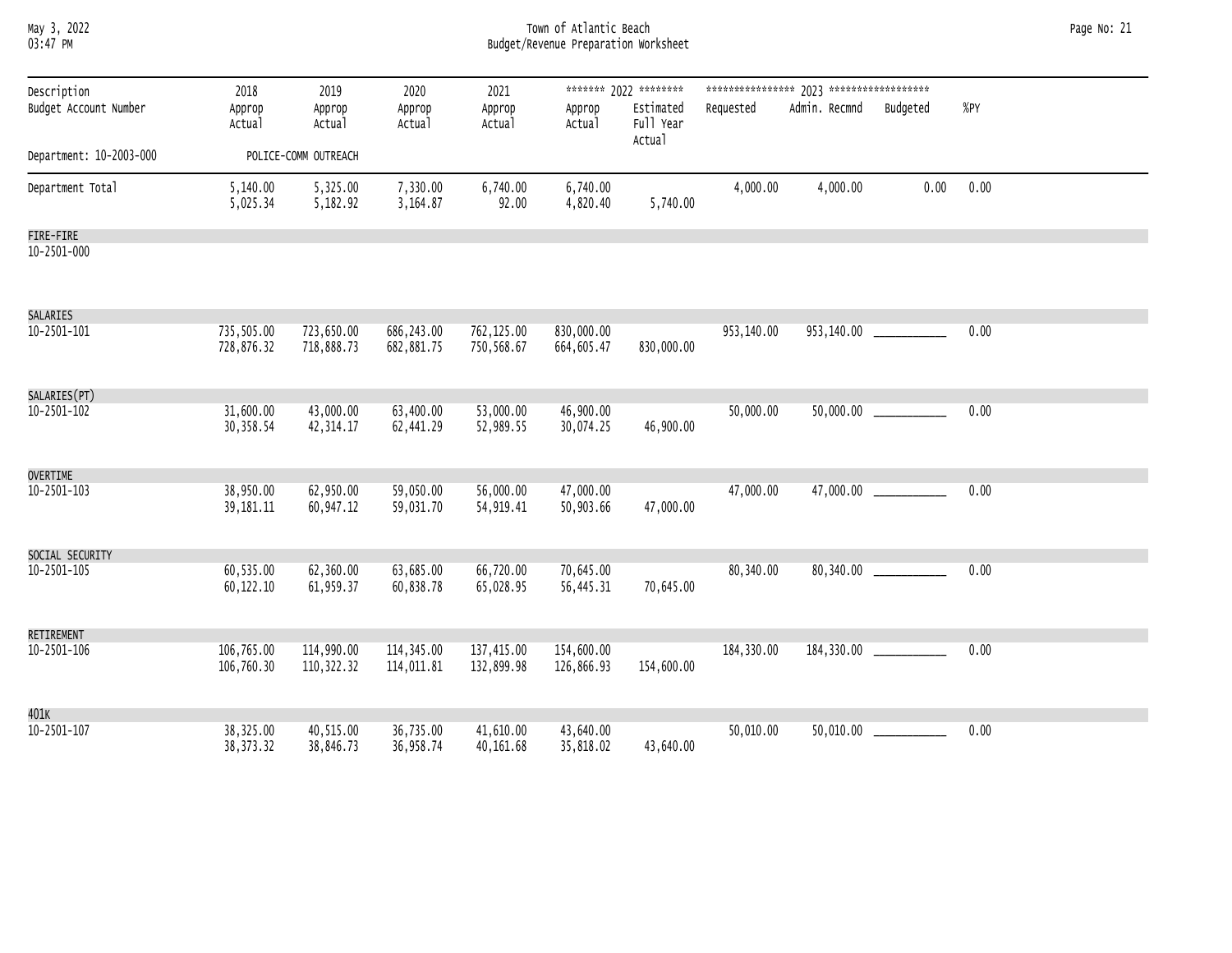# Town of Atlantic Beach
## Budget/Revenue Preparation Worksheet

May 3, 2022
03:47 PM

| Description / Budget Account Number | 2018 Approp / Actual | 2019 Approp / Actual | 2020 Approp / Actual | 2021 Approp / Actual | 2022 Approp / Actual | 2022 Estimated Full Year Actual | 2023 Requested | 2023 Admin. Recmnd | 2023 Budgeted | %PY |
|---|---|---|---|---|---|---|---|---|---|---|
| Department: 10-2003-000 POLICE-COMM OUTREACH | | | | | | | | | | |
| Department Total | 5,140.00 | 5,325.00 | 7,330.00 | 6,740.00 | 6,740.00 | | 4,000.00 | 4,000.00 | 0.00 | 0.00 |
| | 5,025.34 | 5,182.92 | 3,164.87 | 92.00 | 4,820.40 | 5,740.00 | | | | |
| **FIRE-FIRE** 10-2501-000 | | | | | | | | | | |
| **SALARIES** 10-2501-101 | 735,505.00 | 723,650.00 | 686,243.00 | 762,125.00 | 830,000.00 | | 953,140.00 | 953,140.00 | ___________ | 0.00 |
| | 728,876.32 | 718,888.73 | 682,881.75 | 750,568.67 | 664,605.47 | 830,000.00 | | | | |
| **SALARIES(PT)** 10-2501-102 | 31,600.00 | 43,000.00 | 63,400.00 | 53,000.00 | 46,900.00 | | 50,000.00 | 50,000.00 | ___________ | 0.00 |
| | 30,358.54 | 42,314.17 | 62,441.29 | 52,989.55 | 30,074.25 | 46,900.00 | | | | |
| **OVERTIME** 10-2501-103 | 38,950.00 | 62,950.00 | 59,050.00 | 56,000.00 | 47,000.00 | | 47,000.00 | 47,000.00 | ___________ | 0.00 |
| | 39,181.11 | 60,947.12 | 59,031.70 | 54,919.41 | 50,903.66 | 47,000.00 | | | | |
| **SOCIAL SECURITY** 10-2501-105 | 60,535.00 | 62,360.00 | 63,685.00 | 66,720.00 | 70,645.00 | | 80,340.00 | 80,340.00 | ___________ | 0.00 |
| | 60,122.10 | 61,959.37 | 60,838.78 | 65,028.95 | 56,445.31 | 70,645.00 | | | | |
| **RETIREMENT** 10-2501-106 | 106,765.00 | 114,990.00 | 114,345.00 | 137,415.00 | 154,600.00 | | 184,330.00 | 184,330.00 | ___________ | 0.00 |
| | 106,760.30 | 110,322.32 | 114,011.81 | 132,899.98 | 126,866.93 | 154,600.00 | | | | |
| **401K** 10-2501-107 | 38,325.00 | 40,515.00 | 36,735.00 | 41,610.00 | 43,640.00 | | 50,010.00 | 50,010.00 | ___________ | 0.00 |
| | 38,373.32 | 38,846.73 | 36,958.74 | 40,161.68 | 35,818.02 | 43,640.00 | | | | |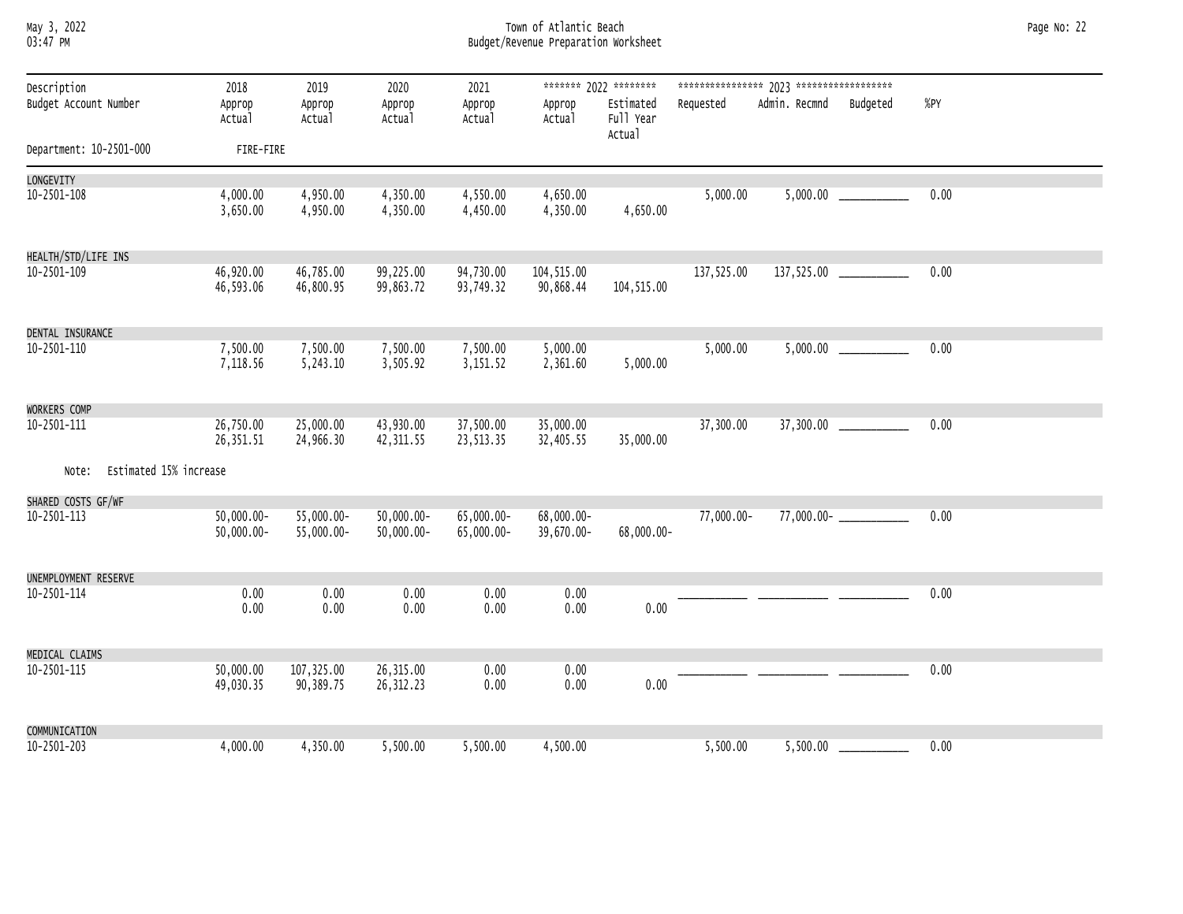Town of Atlantic Beach

Budget/Revenue Preparation Worksheet

| Description / Budget Account Number | 2018 Approp / Actual | 2019 Approp / Actual | 2020 Approp / Actual | 2021 Approp / Actual | 2022 Approp / Actual | 2022 Estimated Full Year Actual | 2023 Requested | 2023 Admin. Recmnd | 2023 Budgeted | %PY |
|---|---|---|---|---|---|---|---|---|---|---|
| Department: 10-2501-000 | FIRE-FIRE | | | | | | | | | |
| LONGEVITY | | | | | | | | | | |
| 10-2501-108 | 4,000.00 | 4,950.00 | 4,350.00 | 4,550.00 | 4,650.00 | | 5,000.00 | 5,000.00 | ___________ | 0.00 |
| | 3,650.00 | 4,950.00 | 4,350.00 | 4,450.00 | 4,350.00 | 4,650.00 | | | | |
| HEALTH/STD/LIFE INS | | | | | | | | | | |
| 10-2501-109 | 46,920.00 | 46,785.00 | 99,225.00 | 94,730.00 | 104,515.00 | | 137,525.00 | 137,525.00 | ___________ | 0.00 |
| | 46,593.06 | 46,800.95 | 99,863.72 | 93,749.32 | 90,868.44 | 104,515.00 | | | | |
| DENTAL INSURANCE | | | | | | | | | | |
| 10-2501-110 | 7,500.00 | 7,500.00 | 7,500.00 | 7,500.00 | 5,000.00 | | 5,000.00 | 5,000.00 | ___________ | 0.00 |
| | 7,118.56 | 5,243.10 | 3,505.92 | 3,151.52 | 2,361.60 | 5,000.00 | | | | |
| WORKERS COMP | | | | | | | | | | |
| 10-2501-111 | 26,750.00 | 25,000.00 | 43,930.00 | 37,500.00 | 35,000.00 | | 37,300.00 | 37,300.00 | ___________ | 0.00 |
| | 26,351.51 | 24,966.30 | 42,311.55 | 23,513.35 | 32,405.55 | 35,000.00 | | | | |
| Note: Estimated 15% increase | | | | | | | | | | |
| SHARED COSTS GF/WF | | | | | | | | | | |
| 10-2501-113 | 50,000.00- | 55,000.00- | 50,000.00- | 65,000.00- | 68,000.00- | | 77,000.00- | 77,000.00- | ___________ | 0.00 |
| | 50,000.00- | 55,000.00- | 50,000.00- | 65,000.00- | 39,670.00- | 68,000.00- | | | | |
| UNEMPLOYMENT RESERVE | | | | | | | | | | |
| 10-2501-114 | 0.00 | 0.00 | 0.00 | 0.00 | 0.00 | | ___________ | ___________ | ___________ | 0.00 |
| | 0.00 | 0.00 | 0.00 | 0.00 | 0.00 | 0.00 | | | | |
| MEDICAL CLAIMS | | | | | | | | | | |
| 10-2501-115 | 50,000.00 | 107,325.00 | 26,315.00 | 0.00 | 0.00 | | ___________ | ___________ | ___________ | 0.00 |
| | 49,030.35 | 90,389.75 | 26,312.23 | 0.00 | 0.00 | 0.00 | | | | |
| COMMUNICATION | | | | | | | | | | |
| 10-2501-203 | 4,000.00 | 4,350.00 | 5,500.00 | 5,500.00 | 4,500.00 | | 5,500.00 | 5,500.00 | ___________ | 0.00 |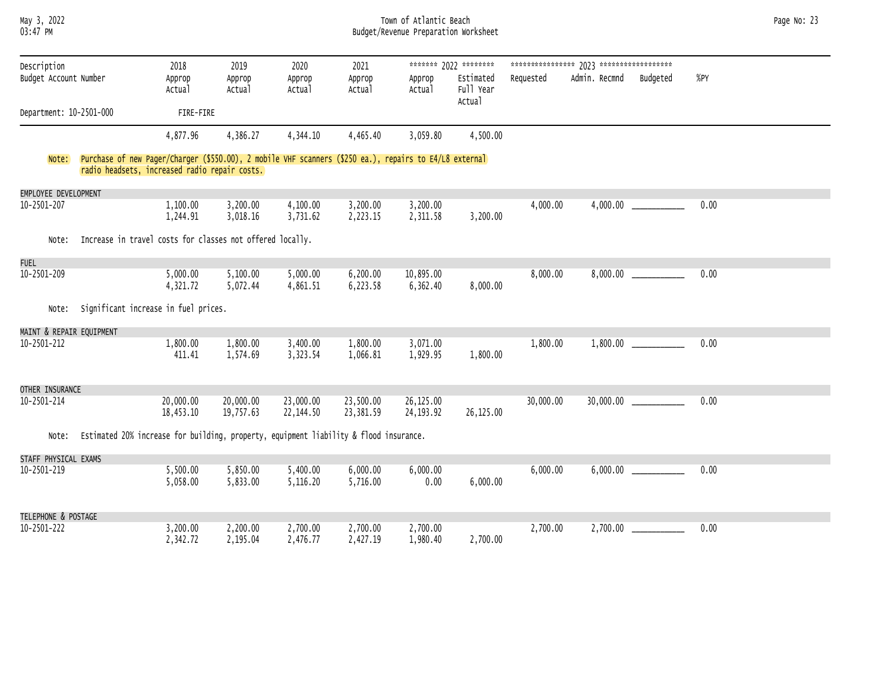Town of Atlantic Beach
Budget/Revenue Preparation Worksheet

| Description / Budget Account Number | 2018 Approp / Actual | 2019 Approp / Actual | 2020 Approp / Actual | 2021 Approp / Actual | 2022 Approp / Actual | 2022 Estimated Full Year Actual | 2023 Requested | 2023 Admin. Recmnd | 2023 Budgeted | %PY |
|---|---|---|---|---|---|---|---|---|---|---|
| Department: 10-2501-000 | FIRE-FIRE | | | | | | | | | |
| | 4,877.96 | 4,386.27 | 4,344.10 | 4,465.40 | 3,059.80 | 4,500.00 | | | | |

Note: Purchase of new Pager/Charger ($550.00), 2 mobile VHF scanners ($250 ea.), repairs to E4/L8 external radio headsets, increased radio repair costs.

| Description / Budget Account Number | 2018 Approp / Actual | 2019 Approp / Actual | 2020 Approp / Actual | 2021 Approp / Actual | 2022 Approp / Actual | 2022 Estimated Full Year Actual | 2023 Requested | 2023 Admin. Recmnd | 2023 Budgeted | %PY |
|---|---|---|---|---|---|---|---|---|---|---|
| EMPLOYEE DEVELOPMENT | | | | | | | | | | |
| 10-2501-207 | 1,100.00 | 3,200.00 | 4,100.00 | 3,200.00 | 3,200.00 | | 4,000.00 | 4,000.00 | ___________ | 0.00 |
| | 1,244.91 | 3,018.16 | 3,731.62 | 2,223.15 | 2,311.58 | 3,200.00 | | | | |

Note: Increase in travel costs for classes not offered locally.

| Description / Budget Account Number | 2018 Approp / Actual | 2019 Approp / Actual | 2020 Approp / Actual | 2021 Approp / Actual | 2022 Approp / Actual | 2022 Estimated Full Year Actual | 2023 Requested | 2023 Admin. Recmnd | 2023 Budgeted | %PY |
|---|---|---|---|---|---|---|---|---|---|---|
| FUEL | | | | | | | | | | |
| 10-2501-209 | 5,000.00 | 5,100.00 | 5,000.00 | 6,200.00 | 10,895.00 | | 8,000.00 | 8,000.00 | ___________ | 0.00 |
| | 4,321.72 | 5,072.44 | 4,861.51 | 6,223.58 | 6,362.40 | 8,000.00 | | | | |

Note: Significant increase in fuel prices.

| Description / Budget Account Number | 2018 Approp / Actual | 2019 Approp / Actual | 2020 Approp / Actual | 2021 Approp / Actual | 2022 Approp / Actual | 2022 Estimated Full Year Actual | 2023 Requested | 2023 Admin. Recmnd | 2023 Budgeted | %PY |
|---|---|---|---|---|---|---|---|---|---|---|
| MAINT & REPAIR EQUIPMENT | | | | | | | | | | |
| 10-2501-212 | 1,800.00 | 1,800.00 | 3,400.00 | 1,800.00 | 3,071.00 | | 1,800.00 | 1,800.00 | ___________ | 0.00 |
| | 411.41 | 1,574.69 | 3,323.54 | 1,066.81 | 1,929.95 | 1,800.00 | | | | |
| OTHER INSURANCE | | | | | | | | | | |
| 10-2501-214 | 20,000.00 | 20,000.00 | 23,000.00 | 23,500.00 | 26,125.00 | | 30,000.00 | 30,000.00 | ___________ | 0.00 |
| | 18,453.10 | 19,757.63 | 22,144.50 | 23,381.59 | 24,193.92 | 26,125.00 | | | | |

Note: Estimated 20% increase for building, property, equipment liability & flood insurance.

| Description / Budget Account Number | 2018 Approp / Actual | 2019 Approp / Actual | 2020 Approp / Actual | 2021 Approp / Actual | 2022 Approp / Actual | 2022 Estimated Full Year Actual | 2023 Requested | 2023 Admin. Recmnd | 2023 Budgeted | %PY |
|---|---|---|---|---|---|---|---|---|---|---|
| STAFF PHYSICAL EXAMS | | | | | | | | | | |
| 10-2501-219 | 5,500.00 | 5,850.00 | 5,400.00 | 6,000.00 | 6,000.00 | | 6,000.00 | 6,000.00 | ___________ | 0.00 |
| | 5,058.00 | 5,833.00 | 5,116.20 | 5,716.00 | 0.00 | 6,000.00 | | | | |
| TELEPHONE & POSTAGE | | | | | | | | | | |
| 10-2501-222 | 3,200.00 | 2,200.00 | 2,700.00 | 2,700.00 | 2,700.00 | | 2,700.00 | 2,700.00 | ___________ | 0.00 |
| | 2,342.72 | 2,195.04 | 2,476.77 | 2,427.19 | 1,980.40 | 2,700.00 | | | | |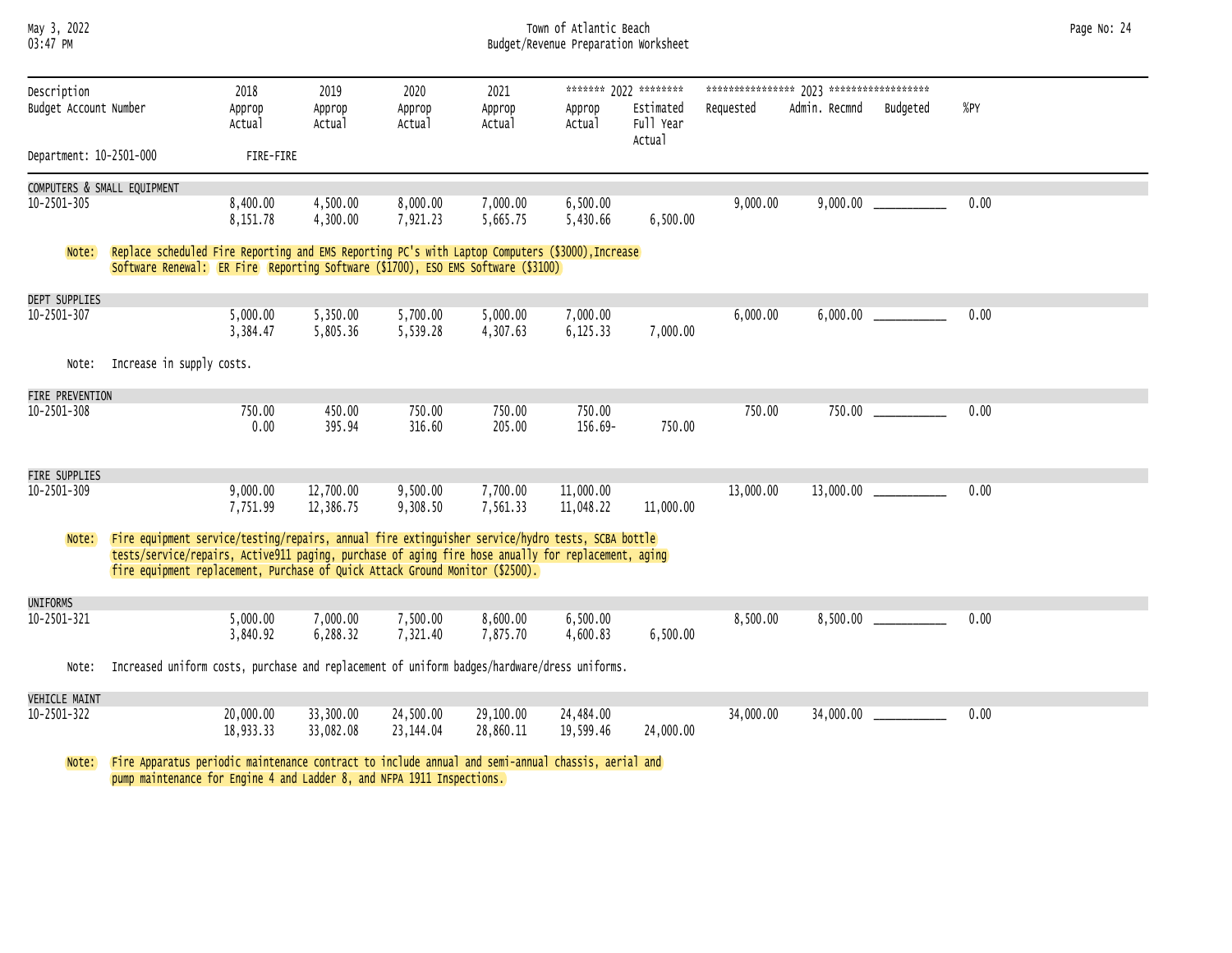Town of Atlantic Beach
Budget/Revenue Preparation Worksheet

May 3, 2022
03:47 PM

| Description / Budget Account Number | 2018 Approp / Actual | 2019 Approp / Actual | 2020 Approp / Actual | 2021 Approp / Actual | 2022 Approp / Actual | 2022 Estimated Full Year Actual | 2023 Requested | 2023 Admin. Recmnd | 2023 Budgeted | %PY |
|---|---|---|---|---|---|---|---|---|---|---|
| **Department: 10-2501-000 FIRE-FIRE** | | | | | | | | | | |
| COMPUTERS & SMALL EQUIPMENT | | | | | | | | | | |
| 10-2501-305 | 8,400.00 | 4,500.00 | 8,000.00 | 7,000.00 | 6,500.00 | | 9,000.00 | 9,000.00 | ___________ | 0.00 |
| | 8,151.78 | 4,300.00 | 7,921.23 | 5,665.75 | 5,430.66 | 6,500.00 | | | | |
| DEPT SUPPLIES | | | | | | | | | | |
| 10-2501-307 | 5,000.00 | 5,350.00 | 5,700.00 | 5,000.00 | 7,000.00 | | 6,000.00 | 6,000.00 | ___________ | 0.00 |
| | 3,384.47 | 5,805.36 | 5,539.28 | 4,307.63 | 6,125.33 | 7,000.00 | | | | |
| FIRE PREVENTION | | | | | | | | | | |
| 10-2501-308 | 750.00 | 450.00 | 750.00 | 750.00 | 750.00 | | 750.00 | 750.00 | ___________ | 0.00 |
| | 0.00 | 395.94 | 316.60 | 205.00 | 156.69- | 750.00 | | | | |
| FIRE SUPPLIES | | | | | | | | | | |
| 10-2501-309 | 9,000.00 | 12,700.00 | 9,500.00 | 7,700.00 | 11,000.00 | | 13,000.00 | 13,000.00 | ___________ | 0.00 |
| | 7,751.99 | 12,386.75 | 9,308.50 | 7,561.33 | 11,048.22 | 11,000.00 | | | | |
| UNIFORMS | | | | | | | | | | |
| 10-2501-321 | 5,000.00 | 7,000.00 | 7,500.00 | 8,600.00 | 6,500.00 | | 8,500.00 | 8,500.00 | ___________ | 0.00 |
| | 3,840.92 | 6,288.32 | 7,321.40 | 7,875.70 | 4,600.83 | 6,500.00 | | | | |
| VEHICLE MAINT | | | | | | | | | | |
| 10-2501-322 | 20,000.00 | 33,300.00 | 24,500.00 | 29,100.00 | 24,484.00 | | 34,000.00 | 34,000.00 | ___________ | 0.00 |
| | 18,933.33 | 33,082.08 | 23,144.04 | 28,860.11 | 19,599.46 | 24,000.00 | | | | |

**Notes:**

- **10-2501-305 (Computers & Small Equipment):** Replace scheduled Fire Reporting and EMS Reporting PC's with Laptop Computers ($3000),Increase Software Renewal: ER Fire Reporting Software ($1700), ESO EMS Software ($3100)
- **10-2501-307 (Dept Supplies):** Increase in supply costs.
- **10-2501-309 (Fire Supplies):** Fire equipment service/testing/repairs, annual fire extinguisher service/hydro tests, SCBA bottle tests/service/repairs, Active911 paging, purchase of aging fire hose anually for replacement, aging fire equipment replacement, Purchase of Quick Attack Ground Monitor ($2500).
- **10-2501-321 (Uniforms):** Increased uniform costs, purchase and replacement of uniform badges/hardware/dress uniforms.
- **10-2501-322 (Vehicle Maint):** Fire Apparatus periodic maintenance contract to include annual and semi-annual chassis, aerial and pump maintenance for Engine 4 and Ladder 8, and NFPA 1911 Inspections.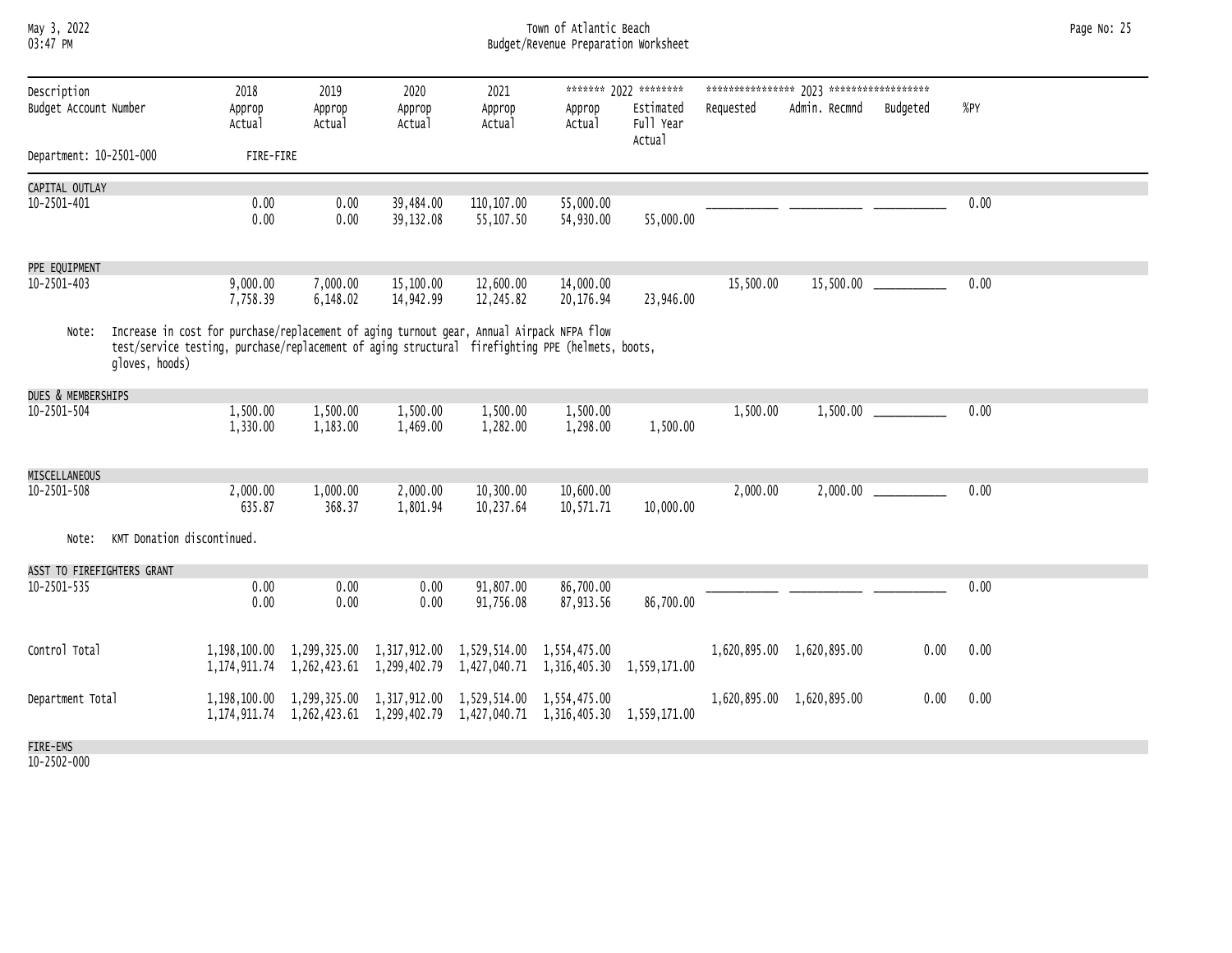# Town of Atlantic Beach
## Budget/Revenue Preparation Worksheet

May 3, 2022
03:47 PM

| Description / Budget Account Number | 2018 Approp / Actual | 2019 Approp / Actual | 2020 Approp / Actual | 2021 Approp / Actual | 2022 Approp / Actual | 2022 Estimated Full Year Actual | 2023 Requested | 2023 Admin. Recmnd | 2023 Budgeted | %PY |
|---|---|---|---|---|---|---|---|---|---|---|
| Department: 10-2501-000 | FIRE-FIRE | | | | | | | | | |
| **CAPITAL OUTLAY** | | | | | | | | | | |
| 10-2501-401 | 0.00 | 0.00 | 39,484.00 | 110,107.00 | 55,000.00 | | ___________ | ___________ | ___________ | 0.00 |
| | 0.00 | 0.00 | 39,132.08 | 55,107.50 | 54,930.00 | 55,000.00 | | | | |
| **PPE EQUIPMENT** | | | | | | | | | | |
| 10-2501-403 | 9,000.00 | 7,000.00 | 15,100.00 | 12,600.00 | 14,000.00 | | 15,500.00 | 15,500.00 | ___________ | 0.00 |
| | 7,758.39 | 6,148.02 | 14,942.99 | 12,245.82 | 20,176.94 | 23,946.00 | | | | |
| **DUES & MEMBERSHIPS** | | | | | | | | | | |
| 10-2501-504 | 1,500.00 | 1,500.00 | 1,500.00 | 1,500.00 | 1,500.00 | | 1,500.00 | 1,500.00 | ___________ | 0.00 |
| | 1,330.00 | 1,183.00 | 1,469.00 | 1,282.00 | 1,298.00 | 1,500.00 | | | | |
| **MISCELLANEOUS** | | | | | | | | | | |
| 10-2501-508 | 2,000.00 | 1,000.00 | 2,000.00 | 10,300.00 | 10,600.00 | | 2,000.00 | 2,000.00 | ___________ | 0.00 |
| | 635.87 | 368.37 | 1,801.94 | 10,237.64 | 10,571.71 | 10,000.00 | | | | |
| **ASST TO FIREFIGHTERS GRANT** | | | | | | | | | | |
| 10-2501-535 | 0.00 | 0.00 | 0.00 | 91,807.00 | 86,700.00 | | ___________ | ___________ | ___________ | 0.00 |
| | 0.00 | 0.00 | 0.00 | 91,756.08 | 87,913.56 | 86,700.00 | | | | |
| Control Total | 1,198,100.00 | 1,299,325.00 | 1,317,912.00 | 1,529,514.00 | 1,554,475.00 | | 1,620,895.00 | 1,620,895.00 | 0.00 | 0.00 |
| | 1,174,911.74 | 1,262,423.61 | 1,299,402.79 | 1,427,040.71 | 1,316,405.30 | 1,559,171.00 | | | | |
| Department Total | 1,198,100.00 | 1,299,325.00 | 1,317,912.00 | 1,529,514.00 | 1,554,475.00 | | 1,620,895.00 | 1,620,895.00 | 0.00 | 0.00 |
| | 1,174,911.74 | 1,262,423.61 | 1,299,402.79 | 1,427,040.71 | 1,316,405.30 | 1,559,171.00 | | | | |

Note (10-2501-403): Increase in cost for purchase/replacement of aging turnout gear, Annual Airpack NFPA flow test/service testing, purchase/replacement of aging structural firefighting PPE (helmets, boots, gloves, hoods)

Note (10-2501-508): KMT Donation discontinued.

**FIRE-EMS**
10-2502-000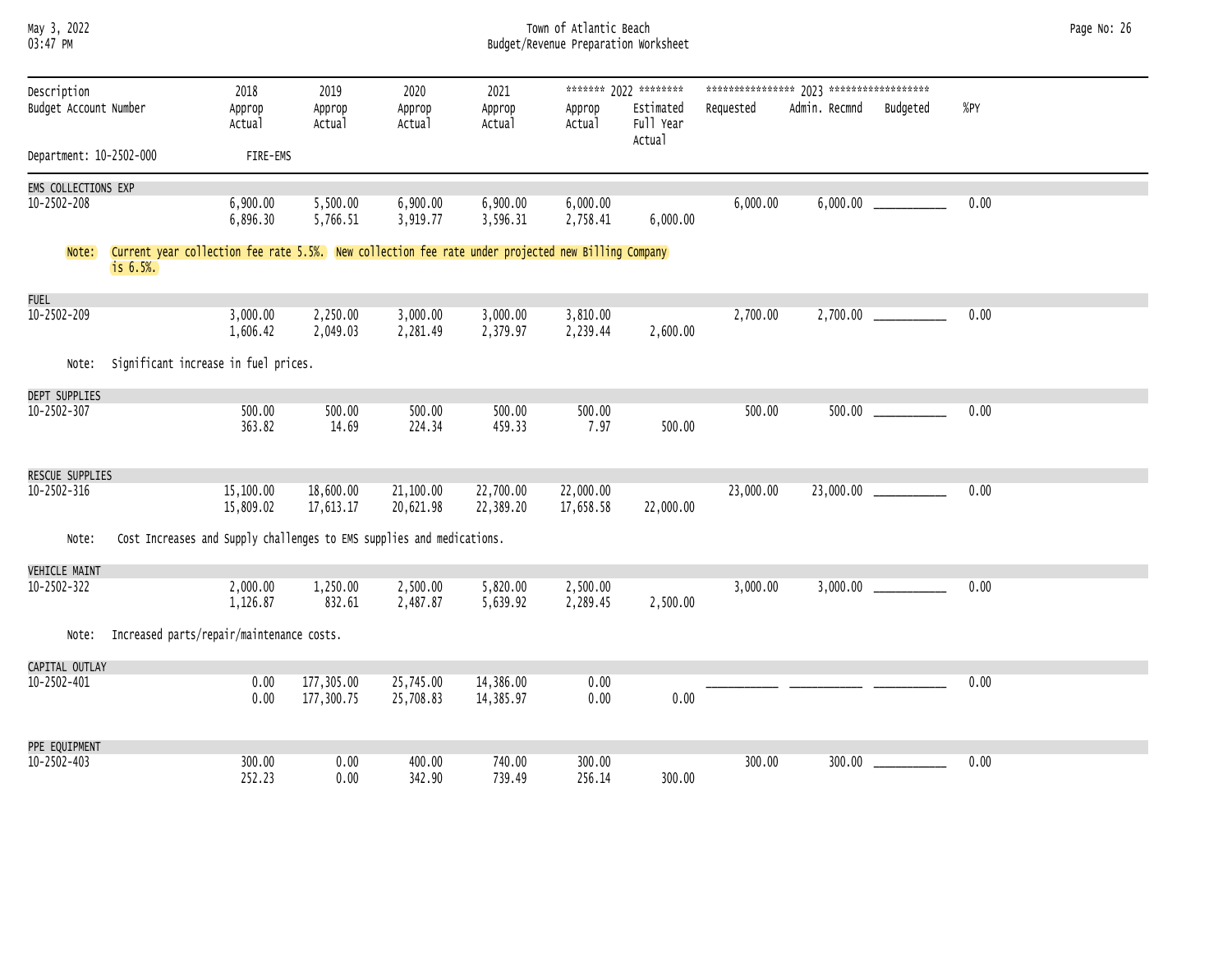Town of Atlantic Beach
Budget/Revenue Preparation Worksheet

| Description<br>Budget Account Number | 2018<br>Approp<br>Actual | 2019<br>Approp<br>Actual | 2020<br>Approp<br>Actual | 2021<br>Approp<br>Actual | 2022<br>Approp<br>Actual | 2022<br>Estimated<br>Full Year<br>Actual | 2023<br>Requested | 2023<br>Admin. Recmnd | 2023<br>Budgeted | %PY |
|---|---|---|---|---|---|---|---|---|---|---|
| Department: 10-2502-000 | FIRE-EMS | | | | | | | | | |
| EMS COLLECTIONS EXP | | | | | | | | | | |
| 10-2502-208 | 6,900.00<br>6,896.30 | 5,500.00<br>5,766.51 | 6,900.00<br>3,919.77 | 6,900.00<br>3,596.31 | 6,000.00<br>2,758.41 | 6,000.00 | 6,000.00 | 6,000.00 | ___________ | 0.00 |
| Note: Current year collection fee rate 5.5%. New collection fee rate under projected new Billing Company is 6.5%. | | | | | | | | | | |
| FUEL | | | | | | | | | | |
| 10-2502-209 | 3,000.00<br>1,606.42 | 2,250.00<br>2,049.03 | 3,000.00<br>2,281.49 | 3,000.00<br>2,379.97 | 3,810.00<br>2,239.44 | 2,600.00 | 2,700.00 | 2,700.00 | ___________ | 0.00 |
| Note: Significant increase in fuel prices. | | | | | | | | | | |
| DEPT SUPPLIES | | | | | | | | | | |
| 10-2502-307 | 500.00<br>363.82 | 500.00<br>14.69 | 500.00<br>224.34 | 500.00<br>459.33 | 500.00<br>7.97 | 500.00 | 500.00 | 500.00 | ___________ | 0.00 |
| RESCUE SUPPLIES | | | | | | | | | | |
| 10-2502-316 | 15,100.00<br>15,809.02 | 18,600.00<br>17,613.17 | 21,100.00<br>20,621.98 | 22,700.00<br>22,389.20 | 22,000.00<br>17,658.58 | 22,000.00 | 23,000.00 | 23,000.00 | ___________ | 0.00 |
| Note: Cost Increases and Supply challenges to EMS supplies and medications. | | | | | | | | | | |
| VEHICLE MAINT | | | | | | | | | | |
| 10-2502-322 | 2,000.00<br>1,126.87 | 1,250.00<br>832.61 | 2,500.00<br>2,487.87 | 5,820.00<br>5,639.92 | 2,500.00<br>2,289.45 | 2,500.00 | 3,000.00 | 3,000.00 | ___________ | 0.00 |
| Note: Increased parts/repair/maintenance costs. | | | | | | | | | | |
| CAPITAL OUTLAY | | | | | | | | | | |
| 10-2502-401 | 0.00<br>0.00 | 177,305.00<br>177,300.75 | 25,745.00<br>25,708.83 | 14,386.00<br>14,385.97 | 0.00<br>0.00 | 0.00 | ___________ | ___________ | ___________ | 0.00 |
| PPE EQUIPMENT | | | | | | | | | | |
| 10-2502-403 | 300.00<br>252.23 | 0.00<br>0.00 | 400.00<br>342.90 | 740.00<br>739.49 | 300.00<br>256.14 | 300.00 | 300.00 | 300.00 | ___________ | 0.00 |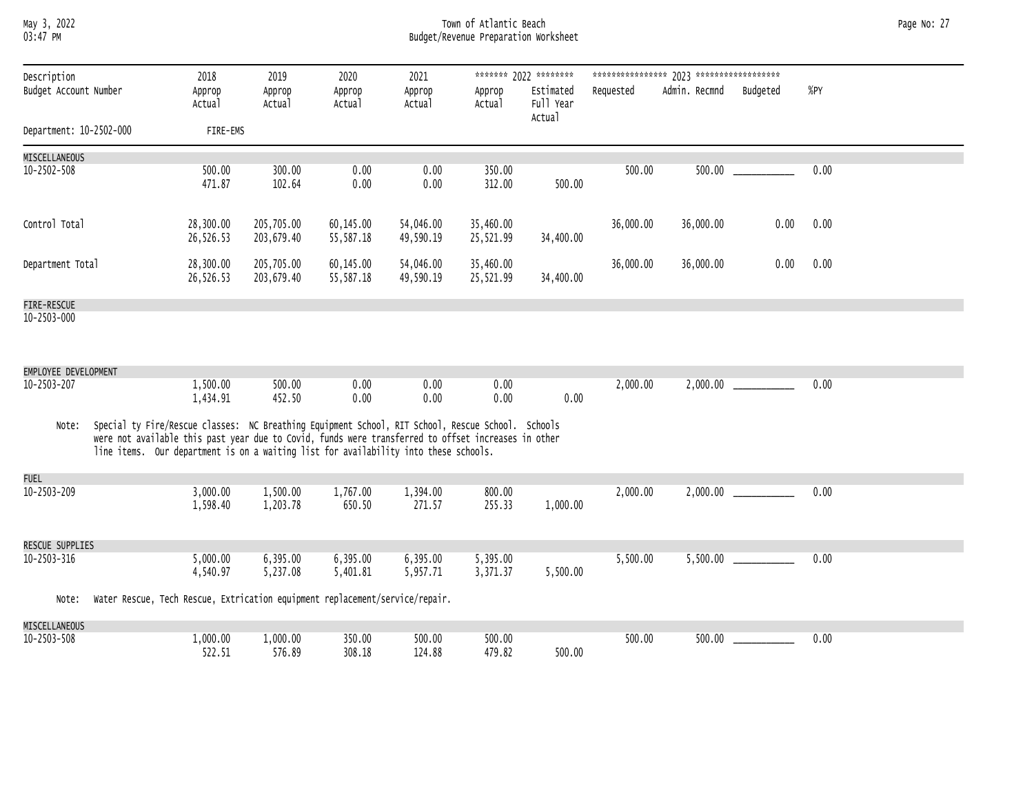| Description<br>Budget Account Number | 2018<br>Approp<br>Actual | 2019<br>Approp<br>Actual | 2020<br>Approp<br>Actual | 2021<br>Approp<br>Actual | 2022<br>Approp<br>Actual | 2022<br>Estimated<br>Full Year<br>Actual | 2023<br>Requested | 2023<br>Admin. Recmnd | 2023<br>Budgeted | %PY |
|---|---|---|---|---|---|---|---|---|---|---|
| Department: 10-2502-000 | FIRE-EMS | | | | | | | | | |
| **MISCELLANEOUS** | | | | | | | | | | |
| 10-2502-508 | 500.00<br>471.87 | 300.00<br>102.64 | 0.00<br>0.00 | 0.00<br>0.00 | 350.00<br>312.00 | 500.00 | 500.00 | 500.00 | ___________ | 0.00 |
| Control Total | 28,300.00<br>26,526.53 | 205,705.00<br>203,679.40 | 60,145.00<br>55,587.18 | 54,046.00<br>49,590.19 | 35,460.00<br>25,521.99 | 34,400.00 | 36,000.00 | 36,000.00 | 0.00 | 0.00 |
| Department Total | 28,300.00<br>26,526.53 | 205,705.00<br>203,679.40 | 60,145.00<br>55,587.18 | 54,046.00<br>49,590.19 | 35,460.00<br>25,521.99 | 34,400.00 | 36,000.00 | 36,000.00 | 0.00 | 0.00 |
| **FIRE-RESCUE** | | | | | | | | | | |
| 10-2503-000 | | | | | | | | | | |
| **EMPLOYEE DEVELOPMENT** | | | | | | | | | | |
| 10-2503-207 | 1,500.00<br>1,434.91 | 500.00<br>452.50 | 0.00<br>0.00 | 0.00<br>0.00 | 0.00<br>0.00 | 0.00 | 2,000.00 | 2,000.00 | ___________ | 0.00 |

Note: Special ty Fire/Rescue classes: NC Breathing Equipment School, RIT School, Rescue School. Schools were not available this past year due to Covid, funds were transferred to offset increases in other line items. Our department is on a waiting list for availability into these schools.

| Description<br>Budget Account Number | 2018<br>Approp<br>Actual | 2019<br>Approp<br>Actual | 2020<br>Approp<br>Actual | 2021<br>Approp<br>Actual | 2022<br>Approp<br>Actual | 2022<br>Estimated<br>Full Year<br>Actual | 2023<br>Requested | 2023<br>Admin. Recmnd | 2023<br>Budgeted | %PY |
|---|---|---|---|---|---|---|---|---|---|---|
| **FUEL** | | | | | | | | | | |
| 10-2503-209 | 3,000.00<br>1,598.40 | 1,500.00<br>1,203.78 | 1,767.00<br>650.50 | 1,394.00<br>271.57 | 800.00<br>255.33 | 1,000.00 | 2,000.00 | 2,000.00 | ___________ | 0.00 |
| **RESCUE SUPPLIES** | | | | | | | | | | |
| 10-2503-316 | 5,000.00<br>4,540.97 | 6,395.00<br>5,237.08 | 6,395.00<br>5,401.81 | 6,395.00<br>5,957.71 | 5,395.00<br>3,371.37 | 5,500.00 | 5,500.00 | 5,500.00 | ___________ | 0.00 |

Note: Water Rescue, Tech Rescue, Extrication equipment replacement/service/repair.

| Description<br>Budget Account Number | 2018<br>Approp<br>Actual | 2019<br>Approp<br>Actual | 2020<br>Approp<br>Actual | 2021<br>Approp<br>Actual | 2022<br>Approp<br>Actual | 2022<br>Estimated<br>Full Year<br>Actual | 2023<br>Requested | 2023<br>Admin. Recmnd | 2023<br>Budgeted | %PY |
|---|---|---|---|---|---|---|---|---|---|---|
| **MISCELLANEOUS** | | | | | | | | | | |
| 10-2503-508 | 1,000.00<br>522.51 | 1,000.00<br>576.89 | 350.00<br>308.18 | 500.00<br>124.88 | 500.00<br>479.82 | 500.00 | 500.00 | 500.00 | ___________ | 0.00 |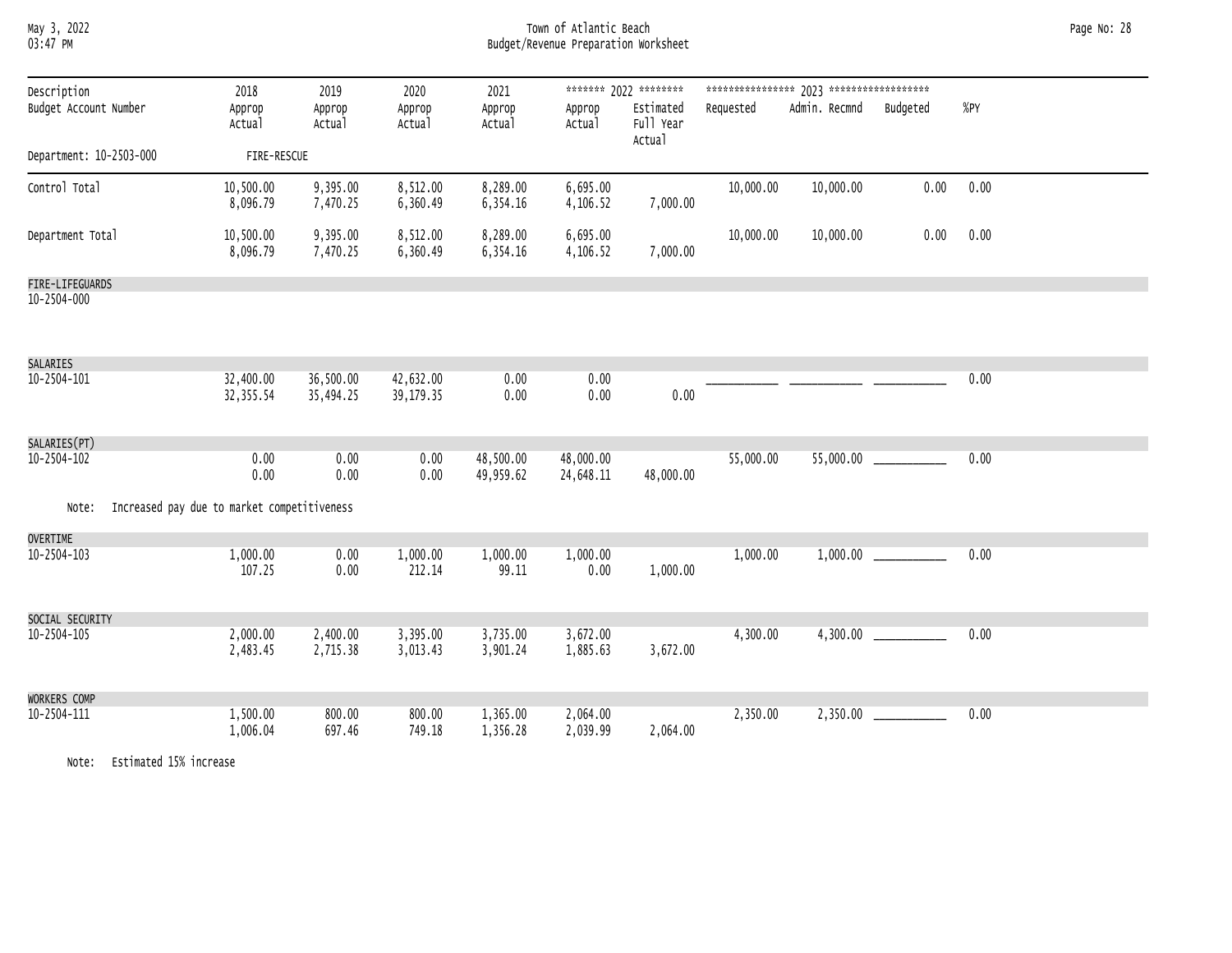Town of Atlantic Beach
Budget/Revenue Preparation Worksheet

| Description<br>Budget Account Number | 2018<br>Approp<br>Actual | 2019<br>Approp<br>Actual | 2020<br>Approp<br>Actual | 2021<br>Approp<br>Actual | 2022<br>Approp<br>Actual | 2022<br>Estimated Full Year Actual | 2023<br>Requested | 2023<br>Admin. Recmnd | 2023<br>Budgeted | %PY |
|---|---|---|---|---|---|---|---|---|---|---|
| Department: 10-2503-000 FIRE-RESCUE | | | | | | | | | | |
| Control Total | 10,500.00<br>8,096.79 | 9,395.00<br>7,470.25 | 8,512.00<br>6,360.49 | 8,289.00<br>6,354.16 | 6,695.00<br>4,106.52 | 7,000.00 | 10,000.00 | 10,000.00 | 0.00 | 0.00 |
| Department Total | 10,500.00<br>8,096.79 | 9,395.00<br>7,470.25 | 8,512.00<br>6,360.49 | 8,289.00<br>6,354.16 | 6,695.00<br>4,106.52 | 7,000.00 | 10,000.00 | 10,000.00 | 0.00 | 0.00 |
| FIRE-LIFEGUARDS<br>10-2504-000 | | | | | | | | | | |
| SALARIES<br>10-2504-101 | 32,400.00<br>32,355.54 | 36,500.00<br>35,494.25 | 42,632.00<br>39,179.35 | 0.00<br>0.00 | 0.00<br>0.00 | 0.00 | ___________ | ___________ | ___________ | 0.00 |
| SALARIES(PT)<br>10-2504-102 | 0.00<br>0.00 | 0.00<br>0.00 | 0.00<br>0.00 | 48,500.00<br>49,959.62 | 48,000.00<br>24,648.11 | 48,000.00 | 55,000.00 | 55,000.00 | ___________ | 0.00 |
| Note: Increased pay due to market competitiveness | | | | | | | | | | |
| OVERTIME<br>10-2504-103 | 1,000.00<br>107.25 | 0.00<br>0.00 | 1,000.00<br>212.14 | 1,000.00<br>99.11 | 1,000.00<br>0.00 | 1,000.00 | 1,000.00 | 1,000.00 | ___________ | 0.00 |
| SOCIAL SECURITY<br>10-2504-105 | 2,000.00<br>2,483.45 | 2,400.00<br>2,715.38 | 3,395.00<br>3,013.43 | 3,735.00<br>3,901.24 | 3,672.00<br>1,885.63 | 3,672.00 | 4,300.00 | 4,300.00 | ___________ | 0.00 |
| WORKERS COMP<br>10-2504-111 | 1,500.00<br>1,006.04 | 800.00<br>697.46 | 800.00<br>749.18 | 1,365.00<br>1,356.28 | 2,064.00<br>2,039.99 | 2,064.00 | 2,350.00 | 2,350.00 | ___________ | 0.00 |
| Note: Estimated 15% increase | | | | | | | | | | |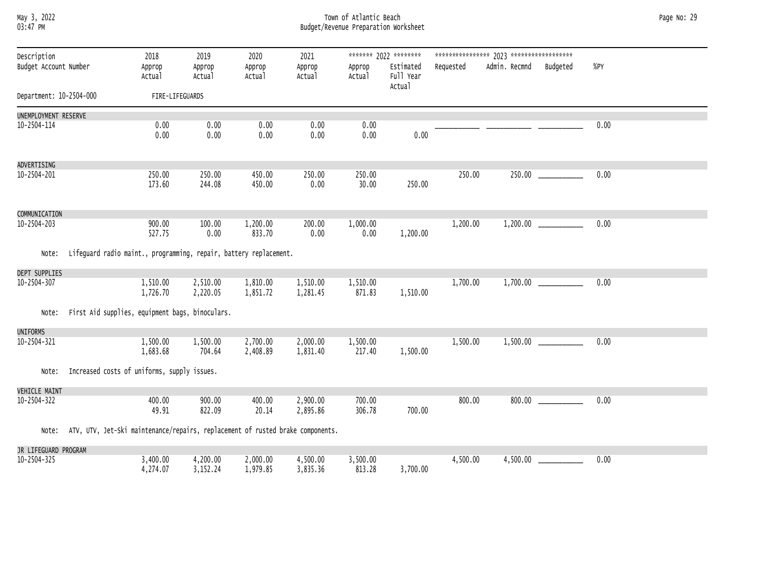Town of Atlantic Beach
Budget/Revenue Preparation Worksheet

| Description / Budget Account Number | 2018 Approp / Actual | 2019 Approp / Actual | 2020 Approp / Actual | 2021 Approp / Actual | 2022 Approp / Actual | 2022 Estimated Full Year Actual | 2023 Requested | 2023 Admin. Recmnd | 2023 Budgeted | %PY |
|---|---|---|---|---|---|---|---|---|---|---|
| Department: 10-2504-000 FIRE-LIFEGUARDS | | | | | | | | | | |
| UNEMPLOYMENT RESERVE | | | | | | | | | | |
| 10-2504-114 | 0.00 | 0.00 | 0.00 | 0.00 | 0.00 | | ___________ | ___________ | ___________ | 0.00 |
| | 0.00 | 0.00 | 0.00 | 0.00 | 0.00 | 0.00 | | | | |
| ADVERTISING | | | | | | | | | | |
| 10-2504-201 | 250.00 | 250.00 | 450.00 | 250.00 | 250.00 | | 250.00 | 250.00 | ___________ | 0.00 |
| | 173.60 | 244.08 | 450.00 | 0.00 | 30.00 | 250.00 | | | | |
| COMMUNICATION | | | | | | | | | | |
| 10-2504-203 | 900.00 | 100.00 | 1,200.00 | 200.00 | 1,000.00 | | 1,200.00 | 1,200.00 | ___________ | 0.00 |
| | 527.75 | 0.00 | 833.70 | 0.00 | 0.00 | 1,200.00 | | | | |
| Note: Lifeguard radio maint., programming, repair, battery replacement. | | | | | | | | | | |
| DEPT SUPPLIES | | | | | | | | | | |
| 10-2504-307 | 1,510.00 | 2,510.00 | 1,810.00 | 1,510.00 | 1,510.00 | | 1,700.00 | 1,700.00 | ___________ | 0.00 |
| | 1,726.70 | 2,220.05 | 1,851.72 | 1,281.45 | 871.83 | 1,510.00 | | | | |
| Note: First Aid supplies, equipment bags, binoculars. | | | | | | | | | | |
| UNIFORMS | | | | | | | | | | |
| 10-2504-321 | 1,500.00 | 1,500.00 | 2,700.00 | 2,000.00 | 1,500.00 | | 1,500.00 | 1,500.00 | ___________ | 0.00 |
| | 1,683.68 | 704.64 | 2,408.89 | 1,831.40 | 217.40 | 1,500.00 | | | | |
| Note: Increased costs of uniforms, supply issues. | | | | | | | | | | |
| VEHICLE MAINT | | | | | | | | | | |
| 10-2504-322 | 400.00 | 900.00 | 400.00 | 2,900.00 | 700.00 | | 800.00 | 800.00 | ___________ | 0.00 |
| | 49.91 | 822.09 | 20.14 | 2,895.86 | 306.78 | 700.00 | | | | |
| Note: ATV, UTV, Jet-Ski maintenance/repairs, replacement of rusted brake components. | | | | | | | | | | |
| JR LIFEGUARD PROGRAM | | | | | | | | | | |
| 10-2504-325 | 3,400.00 | 4,200.00 | 2,000.00 | 4,500.00 | 3,500.00 | | 4,500.00 | 4,500.00 | ___________ | 0.00 |
| | 4,274.07 | 3,152.24 | 1,979.85 | 3,835.36 | 813.28 | 3,700.00 | | | | |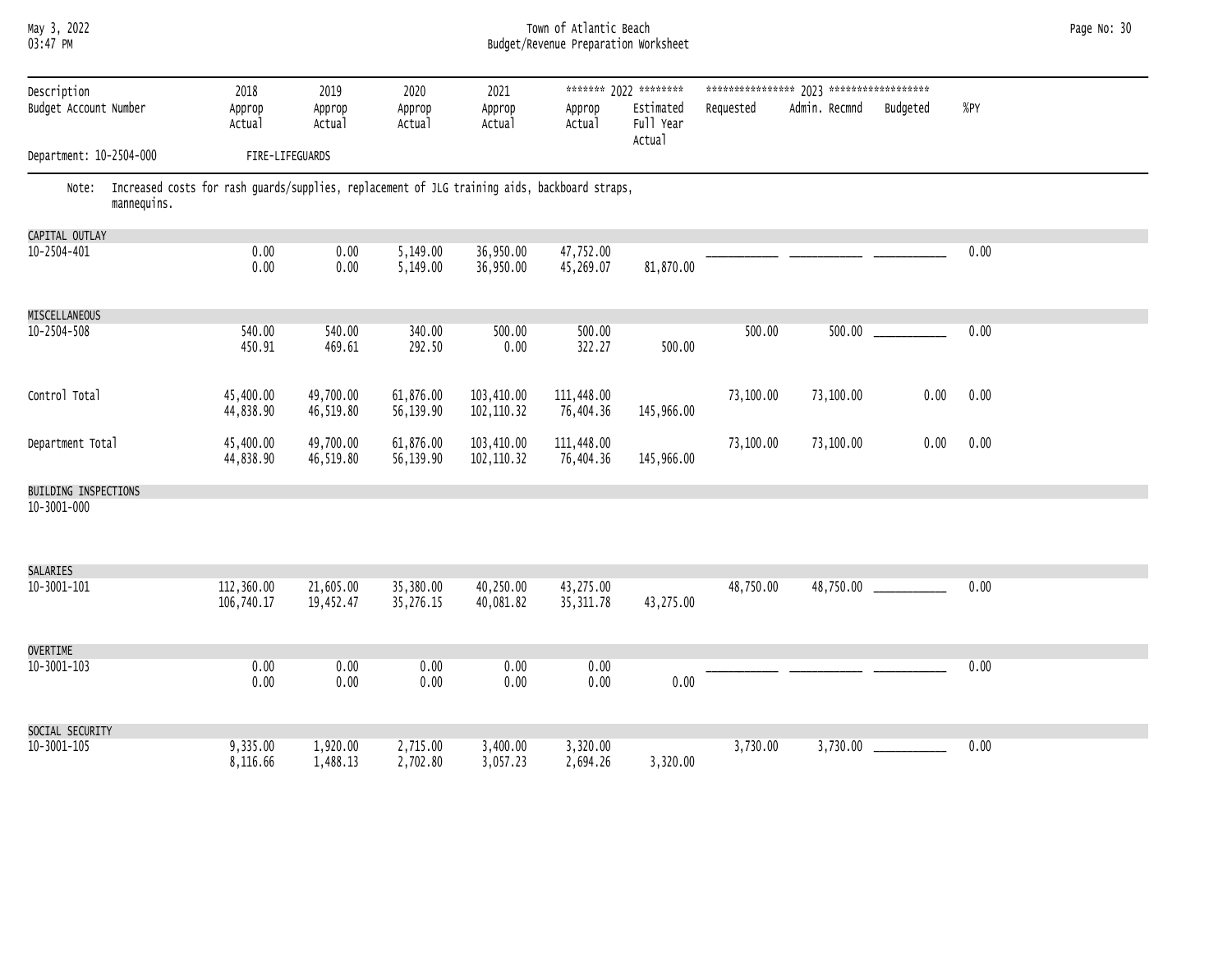| Description<br>Budget Account Number | 2018<br>Approp<br>Actual | 2019<br>Approp<br>Actual | 2020<br>Approp<br>Actual | 2021<br>Approp<br>Actual | 2022<br>Approp<br>Actual | 2022<br>Estimated<br>Full Year<br>Actual | 2023<br>Requested | 2023<br>Admin. Recmnd | 2023<br>Budgeted | %PY |
|---|---|---|---|---|---|---|---|---|---|---|
| Department: 10-2504-000 FIRE-LIFEGUARDS | | | | | | | | | | |
| Note: Increased costs for rash guards/supplies, replacement of JLG training aids, backboard straps, mannequins. | | | | | | | | | | |
| CAPITAL OUTLAY<br>10-2504-401 | 0.00<br>0.00 | 0.00<br>0.00 | 5,149.00<br>5,149.00 | 36,950.00<br>36,950.00 | 47,752.00<br>45,269.07 | 81,870.00 | ___ | ___ | ___ | 0.00 |
| MISCELLANEOUS<br>10-2504-508 | 540.00<br>450.91 | 540.00<br>469.61 | 340.00<br>292.50 | 500.00<br>0.00 | 500.00<br>322.27 | 500.00 | 500.00 | 500.00 | ___ | 0.00 |
| Control Total | 45,400.00<br>44,838.90 | 49,700.00<br>46,519.80 | 61,876.00<br>56,139.90 | 103,410.00<br>102,110.32 | 111,448.00<br>76,404.36 | 145,966.00 | 73,100.00 | 73,100.00 | 0.00 | 0.00 |
| Department Total | 45,400.00<br>44,838.90 | 49,700.00<br>46,519.80 | 61,876.00<br>56,139.90 | 103,410.00<br>102,110.32 | 111,448.00<br>76,404.36 | 145,966.00 | 73,100.00 | 73,100.00 | 0.00 | 0.00 |
| BUILDING INSPECTIONS<br>10-3001-000 | | | | | | | | | | |
| SALARIES<br>10-3001-101 | 112,360.00<br>106,740.17 | 21,605.00<br>19,452.47 | 35,380.00<br>35,276.15 | 40,250.00<br>40,081.82 | 43,275.00<br>35,311.78 | 43,275.00 | 48,750.00 | 48,750.00 | ___ | 0.00 |
| OVERTIME<br>10-3001-103 | 0.00<br>0.00 | 0.00<br>0.00 | 0.00<br>0.00 | 0.00<br>0.00 | 0.00<br>0.00 | 0.00 | ___ | ___ | ___ | 0.00 |
| SOCIAL SECURITY<br>10-3001-105 | 9,335.00<br>8,116.66 | 1,920.00<br>1,488.13 | 2,715.00<br>2,702.80 | 3,400.00<br>3,057.23 | 3,320.00<br>2,694.26 | 3,320.00 | 3,730.00 | 3,730.00 | ___ | 0.00 |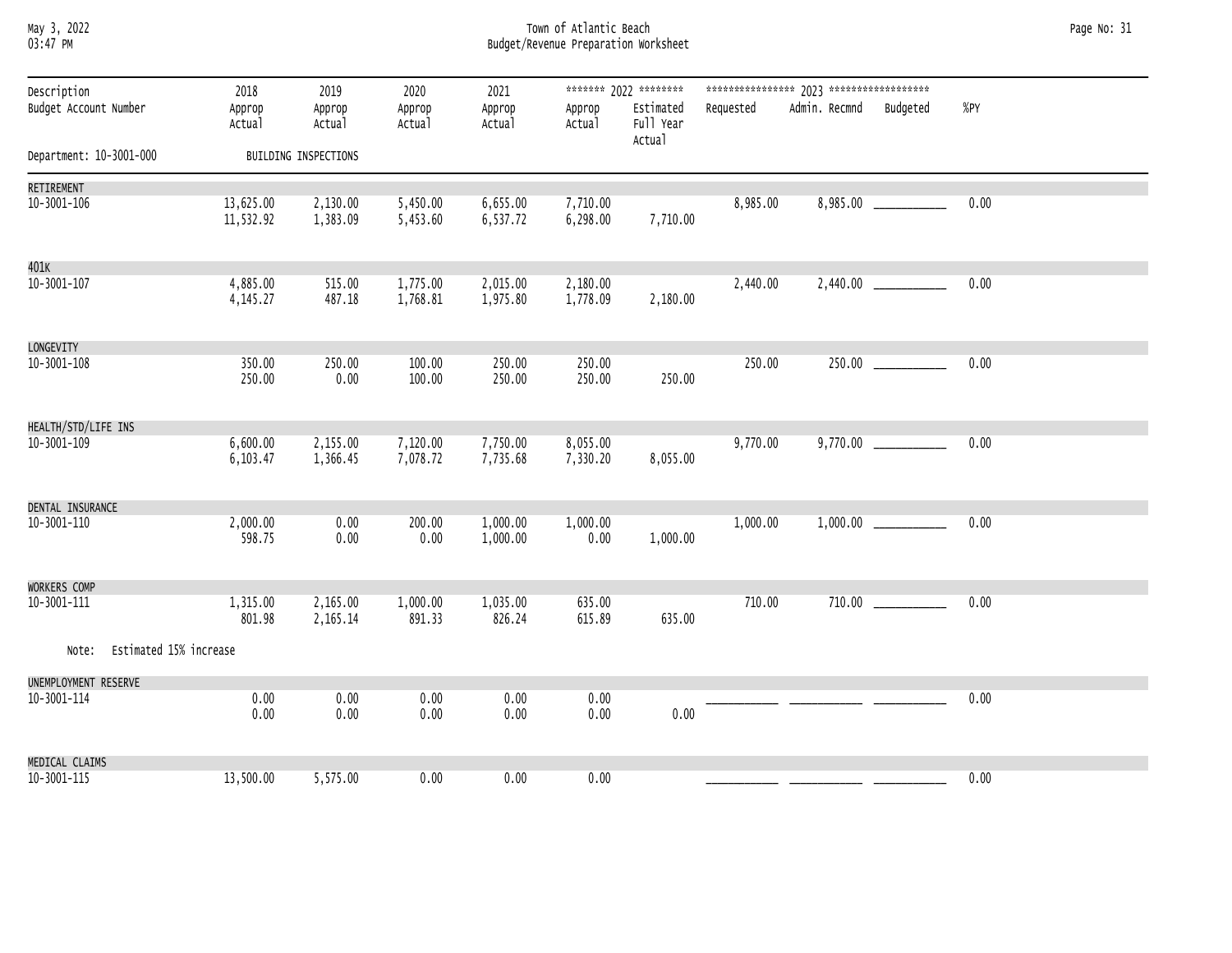Town of Atlantic Beach
Budget/Revenue Preparation Worksheet

Department: 10-3001-000 BUILDING INSPECTIONS

| Description / Budget Account Number | 2018 Approp / Actual | 2019 Approp / Actual | 2020 Approp / Actual | 2021 Approp / Actual | 2022 Approp / Actual | 2022 Estimated Full Year Actual | 2023 Requested | 2023 Admin. Recmnd | 2023 Budgeted | %PY |
|---|---|---|---|---|---|---|---|---|---|---|
| RETIREMENT 10-3001-106 | 13,625.00 | 2,130.00 | 5,450.00 | 6,655.00 | 7,710.00 | | 8,985.00 | 8,985.00 | ___________ | 0.00 |
| | 11,532.92 | 1,383.09 | 5,453.60 | 6,537.72 | 6,298.00 | 7,710.00 | | | | |
| 401K 10-3001-107 | 4,885.00 | 515.00 | 1,775.00 | 2,015.00 | 2,180.00 | | 2,440.00 | 2,440.00 | ___________ | 0.00 |
| | 4,145.27 | 487.18 | 1,768.81 | 1,975.80 | 1,778.09 | 2,180.00 | | | | |
| LONGEVITY 10-3001-108 | 350.00 | 250.00 | 100.00 | 250.00 | 250.00 | | 250.00 | 250.00 | ___________ | 0.00 |
| | 250.00 | 0.00 | 100.00 | 250.00 | 250.00 | 250.00 | | | | |
| HEALTH/STD/LIFE INS 10-3001-109 | 6,600.00 | 2,155.00 | 7,120.00 | 7,750.00 | 8,055.00 | | 9,770.00 | 9,770.00 | ___________ | 0.00 |
| | 6,103.47 | 1,366.45 | 7,078.72 | 7,735.68 | 7,330.20 | 8,055.00 | | | | |
| DENTAL INSURANCE 10-3001-110 | 2,000.00 | 0.00 | 200.00 | 1,000.00 | 1,000.00 | | 1,000.00 | 1,000.00 | ___________ | 0.00 |
| | 598.75 | 0.00 | 0.00 | 1,000.00 | 0.00 | 1,000.00 | | | | |
| WORKERS COMP 10-3001-111 | 1,315.00 | 2,165.00 | 1,000.00 | 1,035.00 | 635.00 | | 710.00 | 710.00 | ___________ | 0.00 |
| | 801.98 | 2,165.14 | 891.33 | 826.24 | 615.89 | 635.00 | | | | |
| Note: Estimated 15% increase | | | | | | | | | | |
| UNEMPLOYMENT RESERVE 10-3001-114 | 0.00 | 0.00 | 0.00 | 0.00 | 0.00 | | ___________ | ___________ | ___________ | 0.00 |
| | 0.00 | 0.00 | 0.00 | 0.00 | 0.00 | 0.00 | | | | |
| MEDICAL CLAIMS 10-3001-115 | 13,500.00 | 5,575.00 | 0.00 | 0.00 | 0.00 | | ___________ | ___________ | ___________ | 0.00 |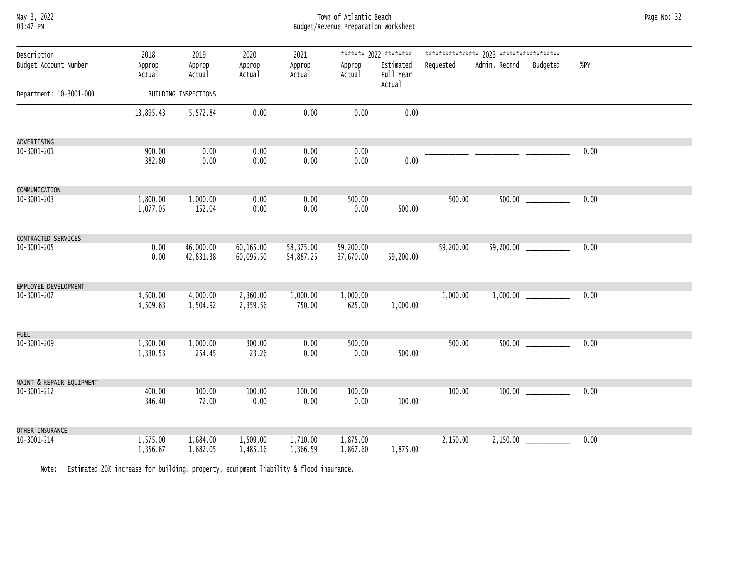Town of Atlantic Beach
Budget/Revenue Preparation Worksheet

| Description / Budget Account Number | 2018 Approp / Actual | 2019 Approp / Actual | 2020 Approp / Actual | 2021 Approp / Actual | 2022 Approp / Actual | 2022 Estimated Full Year Actual | 2023 Requested | 2023 Admin. Recmnd | 2023 Budgeted | %PY |
|---|---|---|---|---|---|---|---|---|---|---|
| Department: 10-3001-000 BUILDING INSPECTIONS | | | | | | | | | | |
| | 13,895.43 | 5,572.84 | 0.00 | 0.00 | 0.00 | 0.00 | | | | |
| ADVERTISING | | | | | | | | | | |
| 10-3001-201 | 900.00 | 0.00 | 0.00 | 0.00 | 0.00 | | ___________ | ___________ | ___________ | 0.00 |
| | 382.80 | 0.00 | 0.00 | 0.00 | 0.00 | 0.00 | | | | |
| COMMUNICATION | | | | | | | | | | |
| 10-3001-203 | 1,800.00 | 1,000.00 | 0.00 | 0.00 | 500.00 | | 500.00 | 500.00 | ___________ | 0.00 |
| | 1,077.05 | 152.04 | 0.00 | 0.00 | 0.00 | 500.00 | | | | |
| CONTRACTED SERVICES | | | | | | | | | | |
| 10-3001-205 | 0.00 | 46,000.00 | 60,165.00 | 58,375.00 | 59,200.00 | | 59,200.00 | 59,200.00 | ___________ | 0.00 |
| | 0.00 | 42,831.38 | 60,095.50 | 54,887.25 | 37,670.00 | 59,200.00 | | | | |
| EMPLOYEE DEVELOPMENT | | | | | | | | | | |
| 10-3001-207 | 4,500.00 | 4,000.00 | 2,360.00 | 1,000.00 | 1,000.00 | | 1,000.00 | 1,000.00 | ___________ | 0.00 |
| | 4,509.63 | 1,504.92 | 2,359.56 | 750.00 | 625.00 | 1,000.00 | | | | |
| FUEL | | | | | | | | | | |
| 10-3001-209 | 1,300.00 | 1,000.00 | 300.00 | 0.00 | 500.00 | | 500.00 | 500.00 | ___________ | 0.00 |
| | 1,330.53 | 254.45 | 23.26 | 0.00 | 0.00 | 500.00 | | | | |
| MAINT & REPAIR EQUIPMENT | | | | | | | | | | |
| 10-3001-212 | 400.00 | 100.00 | 100.00 | 100.00 | 100.00 | | 100.00 | 100.00 | ___________ | 0.00 |
| | 346.40 | 72.00 | 0.00 | 0.00 | 0.00 | 100.00 | | | | |
| OTHER INSURANCE | | | | | | | | | | |
| 10-3001-214 | 1,575.00 | 1,684.00 | 1,509.00 | 1,710.00 | 1,875.00 | | 2,150.00 | 2,150.00 | ___________ | 0.00 |
| | 1,356.67 | 1,682.05 | 1,485.16 | 1,366.59 | 1,867.60 | 1,875.00 | | | | |

Note: Estimated 20% increase for building, property, equipment liability & flood insurance.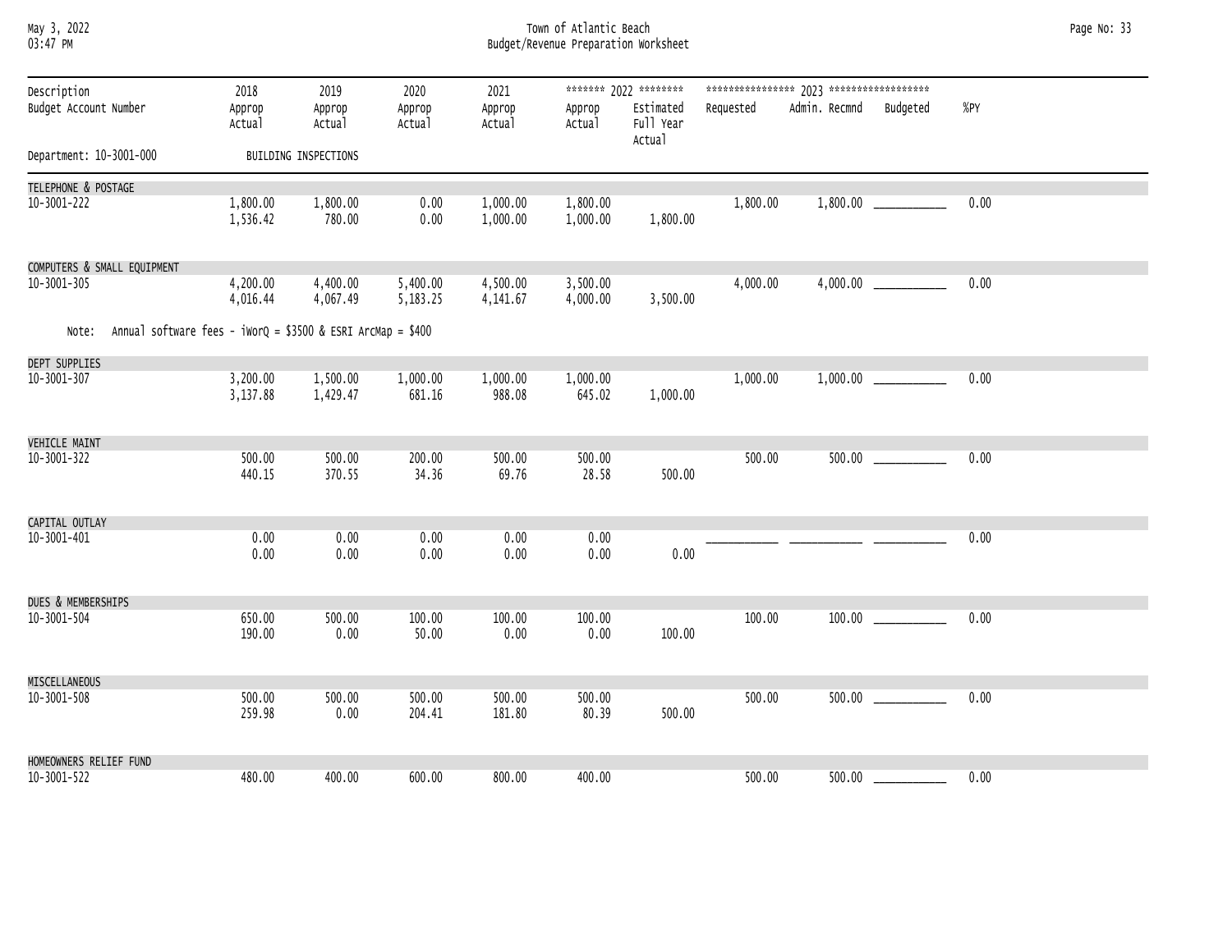| Description / Budget Account Number | 2018 Approp / Actual | 2019 Approp / Actual | 2020 Approp / Actual | 2021 Approp / Actual | ******* 2022 ******** Approp / Actual | Estimated Full Year Actual | **************** 2023 ****************** Requested | Admin. Recmnd | Budgeted | %PY |
|---|---|---|---|---|---|---|---|---|---|---|
| Department: 10-3001-000 | BUILDING INSPECTIONS | | | | | | | | | |
| TELEPHONE & POSTAGE | | | | | | | | | | |
| 10-3001-222 | 1,800.00 | 1,800.00 | 0.00 | 1,000.00 | 1,800.00 | | 1,800.00 | 1,800.00 | ___________ | 0.00 |
| | 1,536.42 | 780.00 | 0.00 | 1,000.00 | 1,000.00 | 1,800.00 | | | | |
| COMPUTERS & SMALL EQUIPMENT | | | | | | | | | | |
| 10-3001-305 | 4,200.00 | 4,400.00 | 5,400.00 | 4,500.00 | 3,500.00 | | 4,000.00 | 4,000.00 | ___________ | 0.00 |
| | 4,016.44 | 4,067.49 | 5,183.25 | 4,141.67 | 4,000.00 | 3,500.00 | | | | |
| Note: Annual software fees - iWorQ = $3500 & ESRI ArcMap = $400 | | | | | | | | | | |
| DEPT SUPPLIES | | | | | | | | | | |
| 10-3001-307 | 3,200.00 | 1,500.00 | 1,000.00 | 1,000.00 | 1,000.00 | | 1,000.00 | 1,000.00 | ___________ | 0.00 |
| | 3,137.88 | 1,429.47 | 681.16 | 988.08 | 645.02 | 1,000.00 | | | | |
| VEHICLE MAINT | | | | | | | | | | |
| 10-3001-322 | 500.00 | 500.00 | 200.00 | 500.00 | 500.00 | | 500.00 | 500.00 | ___________ | 0.00 |
| | 440.15 | 370.55 | 34.36 | 69.76 | 28.58 | 500.00 | | | | |
| CAPITAL OUTLAY | | | | | | | | | | |
| 10-3001-401 | 0.00 | 0.00 | 0.00 | 0.00 | 0.00 | | ___________ | ___________ | ___________ | 0.00 |
| | 0.00 | 0.00 | 0.00 | 0.00 | 0.00 | 0.00 | | | | |
| DUES & MEMBERSHIPS | | | | | | | | | | |
| 10-3001-504 | 650.00 | 500.00 | 100.00 | 100.00 | 100.00 | | 100.00 | 100.00 | ___________ | 0.00 |
| | 190.00 | 0.00 | 50.00 | 0.00 | 0.00 | 100.00 | | | | |
| MISCELLANEOUS | | | | | | | | | | |
| 10-3001-508 | 500.00 | 500.00 | 500.00 | 500.00 | 500.00 | | 500.00 | 500.00 | ___________ | 0.00 |
| | 259.98 | 0.00 | 204.41 | 181.80 | 80.39 | 500.00 | | | | |
| HOMEOWNERS RELIEF FUND | | | | | | | | | | |
| 10-3001-522 | 480.00 | 400.00 | 600.00 | 800.00 | 400.00 | | 500.00 | 500.00 | ___________ | 0.00 |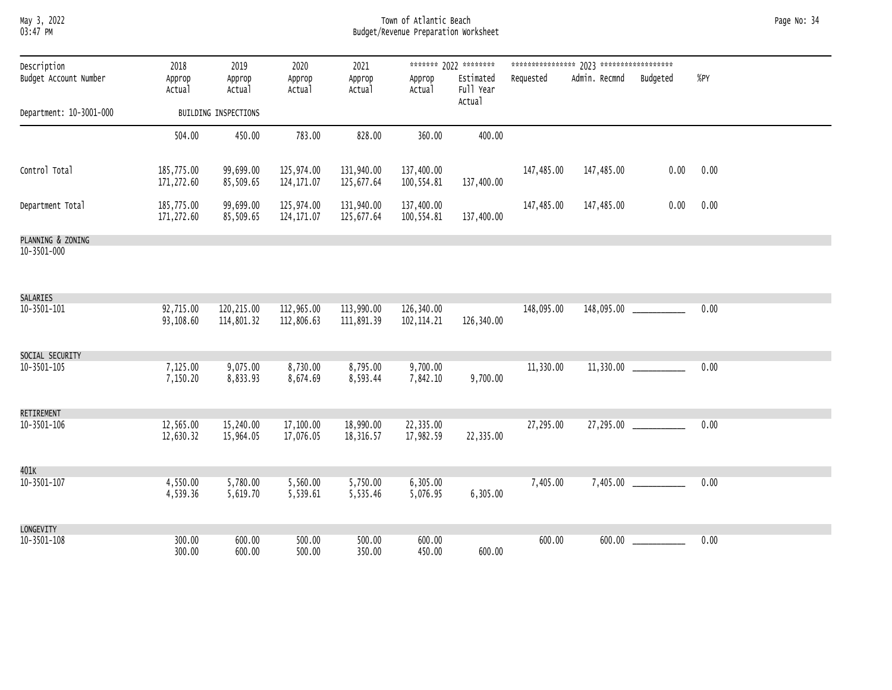# Town of Atlantic Beach
## Budget/Revenue Preparation Worksheet

| Description<br>Budget Account Number | 2018<br>Approp<br>Actual | 2019<br>Approp<br>Actual | 2020<br>Approp<br>Actual | 2021<br>Approp<br>Actual | 2022<br>Approp<br>Actual | 2022<br>Estimated<br>Full Year<br>Actual | 2023<br>Requested | 2023<br>Admin. Recmnd | 2023<br>Budgeted | %PY |
|---|---|---|---|---|---|---|---|---|---|---|
| Department: 10-3001-000 | BUILDING INSPECTIONS | | | | | | | | | |
| | 504.00 | 450.00 | 783.00 | 828.00 | 360.00 | 400.00 | | | | |
| Control Total | 185,775.00<br>171,272.60 | 99,699.00<br>85,509.65 | 125,974.00<br>124,171.07 | 131,940.00<br>125,677.64 | 137,400.00<br>100,554.81 | 137,400.00 | 147,485.00 | 147,485.00 | 0.00 | 0.00 |
| Department Total | 185,775.00<br>171,272.60 | 99,699.00<br>85,509.65 | 125,974.00<br>124,171.07 | 131,940.00<br>125,677.64 | 137,400.00<br>100,554.81 | 137,400.00 | 147,485.00 | 147,485.00 | 0.00 | 0.00 |
| PLANNING & ZONING<br>10-3501-000 | | | | | | | | | | |
| SALARIES<br>10-3501-101 | 92,715.00<br>93,108.60 | 120,215.00<br>114,801.32 | 112,965.00<br>112,806.63 | 113,990.00<br>111,891.39 | 126,340.00<br>102,114.21 | 126,340.00 | 148,095.00 | 148,095.00 | ___________ | 0.00 |
| SOCIAL SECURITY<br>10-3501-105 | 7,125.00<br>7,150.20 | 9,075.00<br>8,833.93 | 8,730.00<br>8,674.69 | 8,795.00<br>8,593.44 | 9,700.00<br>7,842.10 | 9,700.00 | 11,330.00 | 11,330.00 | ___________ | 0.00 |
| RETIREMENT<br>10-3501-106 | 12,565.00<br>12,630.32 | 15,240.00<br>15,964.05 | 17,100.00<br>17,076.05 | 18,990.00<br>18,316.57 | 22,335.00<br>17,982.59 | 22,335.00 | 27,295.00 | 27,295.00 | ___________ | 0.00 |
| 401K<br>10-3501-107 | 4,550.00<br>4,539.36 | 5,780.00<br>5,619.70 | 5,560.00<br>5,539.61 | 5,750.00<br>5,535.46 | 6,305.00<br>5,076.95 | 6,305.00 | 7,405.00 | 7,405.00 | ___________ | 0.00 |
| LONGEVITY<br>10-3501-108 | 300.00<br>300.00 | 600.00<br>600.00 | 500.00<br>500.00 | 500.00<br>350.00 | 600.00<br>450.00 | 600.00 | 600.00 | 600.00 | ___________ | 0.00 |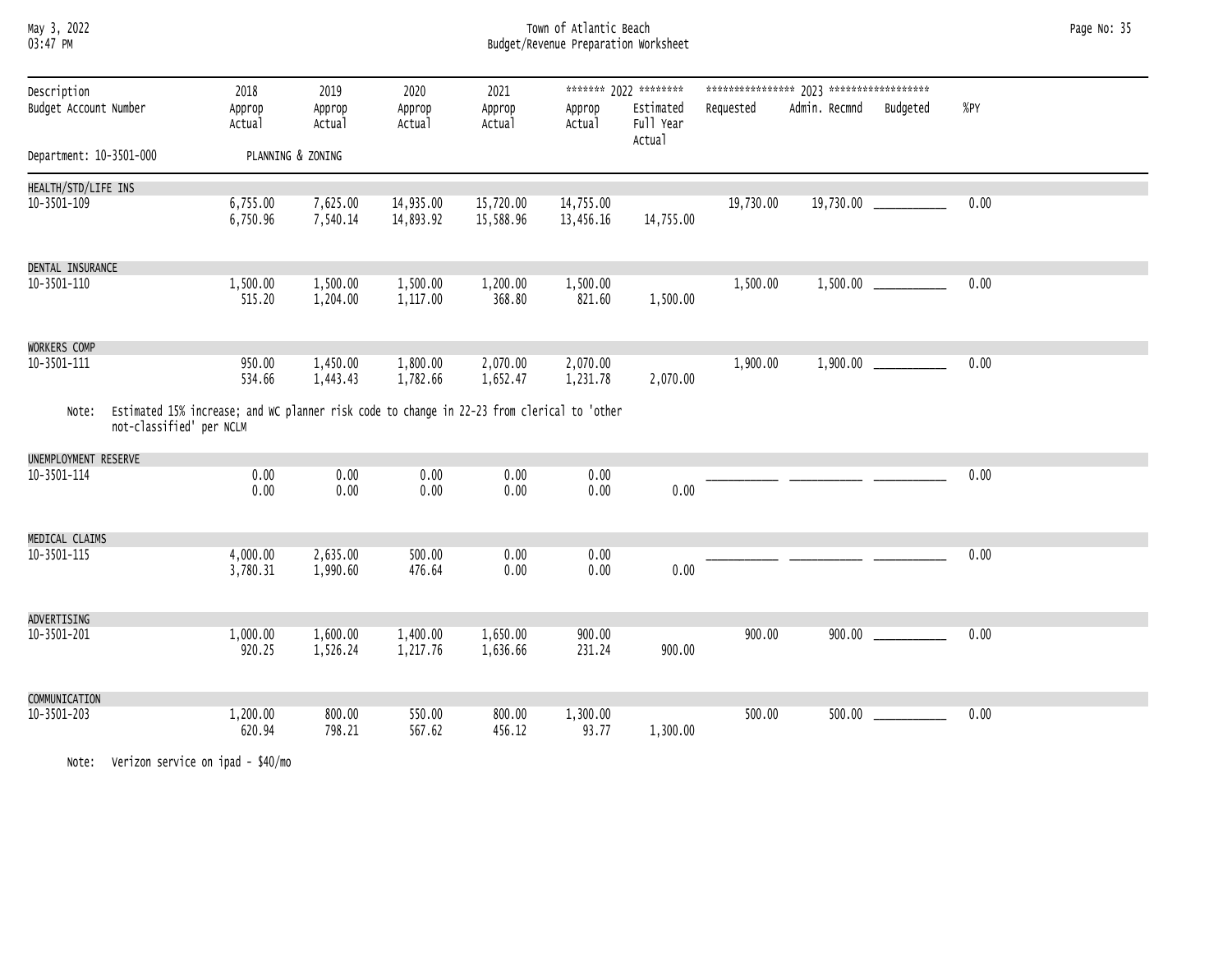Town of Atlantic Beach
Budget/Revenue Preparation Worksheet

May 3, 2022
03:47 PM

Department: 10-3501-000 PLANNING & ZONING

| Description / Budget Account Number | 2018 Approp / Actual | 2019 Approp / Actual | 2020 Approp / Actual | 2021 Approp / Actual | 2022 Approp / Actual | 2022 Estimated Full Year Actual | 2023 Requested | 2023 Admin. Recmnd | 2023 Budgeted | %PY |
|---|---|---|---|---|---|---|---|---|---|---|
| HEALTH/STD/LIFE INS | | | | | | | | | | |
| 10-3501-109 | 6,755.00 | 7,625.00 | 14,935.00 | 15,720.00 | 14,755.00 | | 19,730.00 | 19,730.00 | ___________ | 0.00 |
| | 6,750.96 | 7,540.14 | 14,893.92 | 15,588.96 | 13,456.16 | 14,755.00 | | | | |
| DENTAL INSURANCE | | | | | | | | | | |
| 10-3501-110 | 1,500.00 | 1,500.00 | 1,500.00 | 1,200.00 | 1,500.00 | | 1,500.00 | 1,500.00 | ___________ | 0.00 |
| | 515.20 | 1,204.00 | 1,117.00 | 368.80 | 821.60 | 1,500.00 | | | | |
| WORKERS COMP | | | | | | | | | | |
| 10-3501-111 | 950.00 | 1,450.00 | 1,800.00 | 2,070.00 | 2,070.00 | | 1,900.00 | 1,900.00 | ___________ | 0.00 |
| | 534.66 | 1,443.43 | 1,782.66 | 1,652.47 | 1,231.78 | 2,070.00 | | | | |

Note: Estimated 15% increase; and WC planner risk code to change in 22-23 from clerical to 'other not-classified' per NCLM

| Description / Budget Account Number | 2018 Approp / Actual | 2019 Approp / Actual | 2020 Approp / Actual | 2021 Approp / Actual | 2022 Approp / Actual | 2022 Estimated Full Year Actual | 2023 Requested | 2023 Admin. Recmnd | 2023 Budgeted | %PY |
|---|---|---|---|---|---|---|---|---|---|---|
| UNEMPLOYMENT RESERVE | | | | | | | | | | |
| 10-3501-114 | 0.00 | 0.00 | 0.00 | 0.00 | 0.00 | | ___________ | ___________ | ___________ | 0.00 |
| | 0.00 | 0.00 | 0.00 | 0.00 | 0.00 | 0.00 | | | | |
| MEDICAL CLAIMS | | | | | | | | | | |
| 10-3501-115 | 4,000.00 | 2,635.00 | 500.00 | 0.00 | 0.00 | | ___________ | ___________ | ___________ | 0.00 |
| | 3,780.31 | 1,990.60 | 476.64 | 0.00 | 0.00 | 0.00 | | | | |
| ADVERTISING | | | | | | | | | | |
| 10-3501-201 | 1,000.00 | 1,600.00 | 1,400.00 | 1,650.00 | 900.00 | | 900.00 | 900.00 | ___________ | 0.00 |
| | 920.25 | 1,526.24 | 1,217.76 | 1,636.66 | 231.24 | 900.00 | | | | |
| COMMUNICATION | | | | | | | | | | |
| 10-3501-203 | 1,200.00 | 800.00 | 550.00 | 800.00 | 1,300.00 | | 500.00 | 500.00 | ___________ | 0.00 |
| | 620.94 | 798.21 | 567.62 | 456.12 | 93.77 | 1,300.00 | | | | |

Note: Verizon service on ipad - $40/mo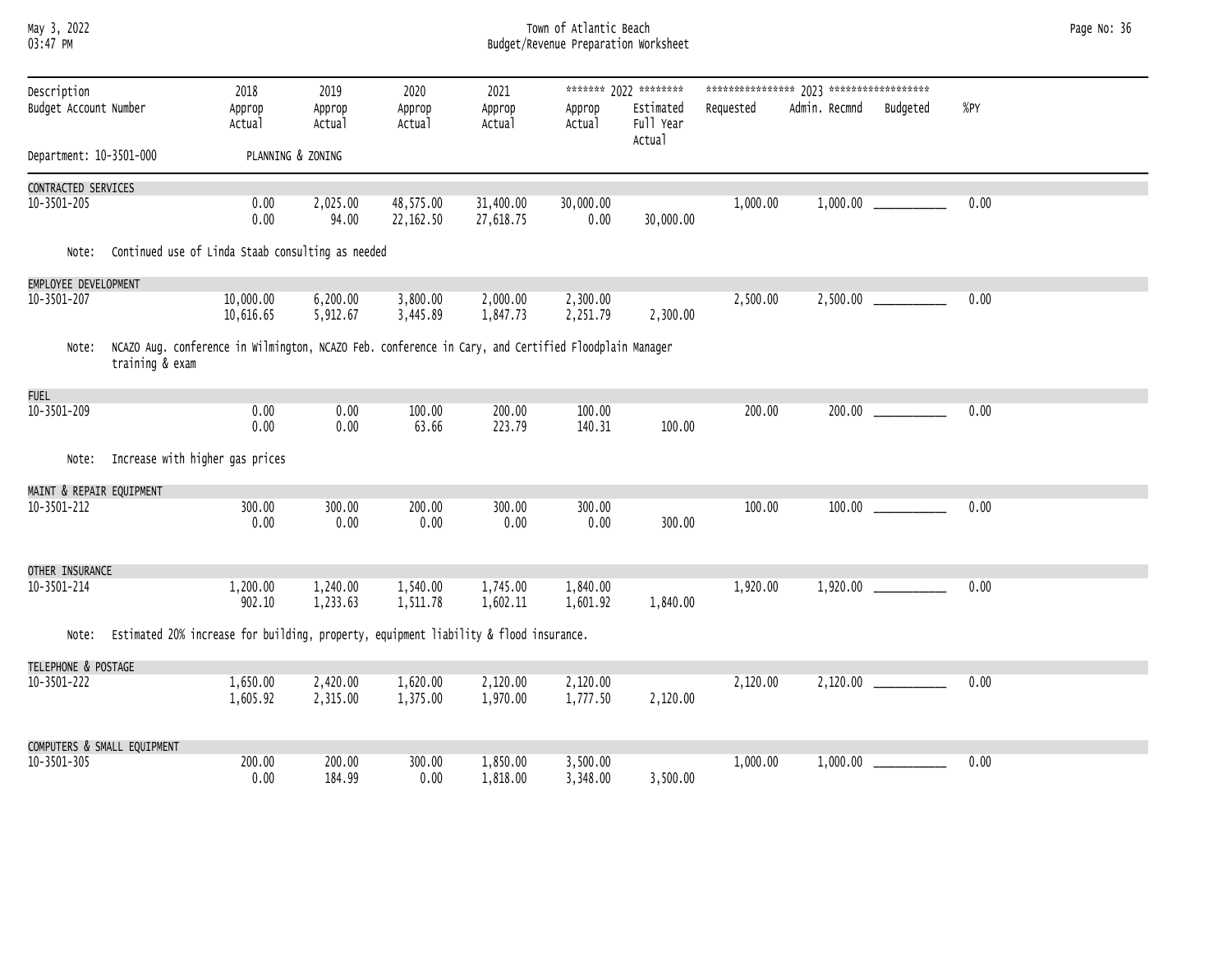Town of Atlantic Beach
Budget/Revenue Preparation Worksheet

Department: 10-3501-000 PLANNING & ZONING

| Description / Budget Account Number | 2018 Approp / Actual | 2019 Approp / Actual | 2020 Approp / Actual | 2021 Approp / Actual | 2022 Approp / Actual | 2022 Estimated Full Year Actual | 2023 Requested | 2023 Admin. Recmnd | 2023 Budgeted | %PY |
|---|---|---|---|---|---|---|---|---|---|---|
| CONTRACTED SERVICES | | | | | | | | | | |
| 10-3501-205 | 0.00 | 2,025.00 | 48,575.00 | 31,400.00 | 30,000.00 | | 1,000.00 | 1,000.00 | ___________ | 0.00 |
| | 0.00 | 94.00 | 22,162.50 | 27,618.75 | 0.00 | 30,000.00 | | | | |
| Note: Continued use of Linda Staab consulting as needed | | | | | | | | | | |
| EMPLOYEE DEVELOPMENT | | | | | | | | | | |
| 10-3501-207 | 10,000.00 | 6,200.00 | 3,800.00 | 2,000.00 | 2,300.00 | | 2,500.00 | 2,500.00 | ___________ | 0.00 |
| | 10,616.65 | 5,912.67 | 3,445.89 | 1,847.73 | 2,251.79 | 2,300.00 | | | | |
| Note: NCAZO Aug. conference in Wilmington, NCAZO Feb. conference in Cary, and Certified Floodplain Manager training & exam | | | | | | | | | | |
| FUEL | | | | | | | | | | |
| 10-3501-209 | 0.00 | 0.00 | 100.00 | 200.00 | 100.00 | | 200.00 | 200.00 | ___________ | 0.00 |
| | 0.00 | 0.00 | 63.66 | 223.79 | 140.31 | 100.00 | | | | |
| Note: Increase with higher gas prices | | | | | | | | | | |
| MAINT & REPAIR EQUIPMENT | | | | | | | | | | |
| 10-3501-212 | 300.00 | 300.00 | 200.00 | 300.00 | 300.00 | | 100.00 | 100.00 | ___________ | 0.00 |
| | 0.00 | 0.00 | 0.00 | 0.00 | 0.00 | 300.00 | | | | |
| OTHER INSURANCE | | | | | | | | | | |
| 10-3501-214 | 1,200.00 | 1,240.00 | 1,540.00 | 1,745.00 | 1,840.00 | | 1,920.00 | 1,920.00 | ___________ | 0.00 |
| | 902.10 | 1,233.63 | 1,511.78 | 1,602.11 | 1,601.92 | 1,840.00 | | | | |
| Note: Estimated 20% increase for building, property, equipment liability & flood insurance. | | | | | | | | | | |
| TELEPHONE & POSTAGE | | | | | | | | | | |
| 10-3501-222 | 1,650.00 | 2,420.00 | 1,620.00 | 2,120.00 | 2,120.00 | | 2,120.00 | 2,120.00 | ___________ | 0.00 |
| | 1,605.92 | 2,315.00 | 1,375.00 | 1,970.00 | 1,777.50 | 2,120.00 | | | | |
| COMPUTERS & SMALL EQUIPMENT | | | | | | | | | | |
| 10-3501-305 | 200.00 | 200.00 | 300.00 | 1,850.00 | 3,500.00 | | 1,000.00 | 1,000.00 | ___________ | 0.00 |
| | 0.00 | 184.99 | 0.00 | 1,818.00 | 3,348.00 | 3,500.00 | | | | |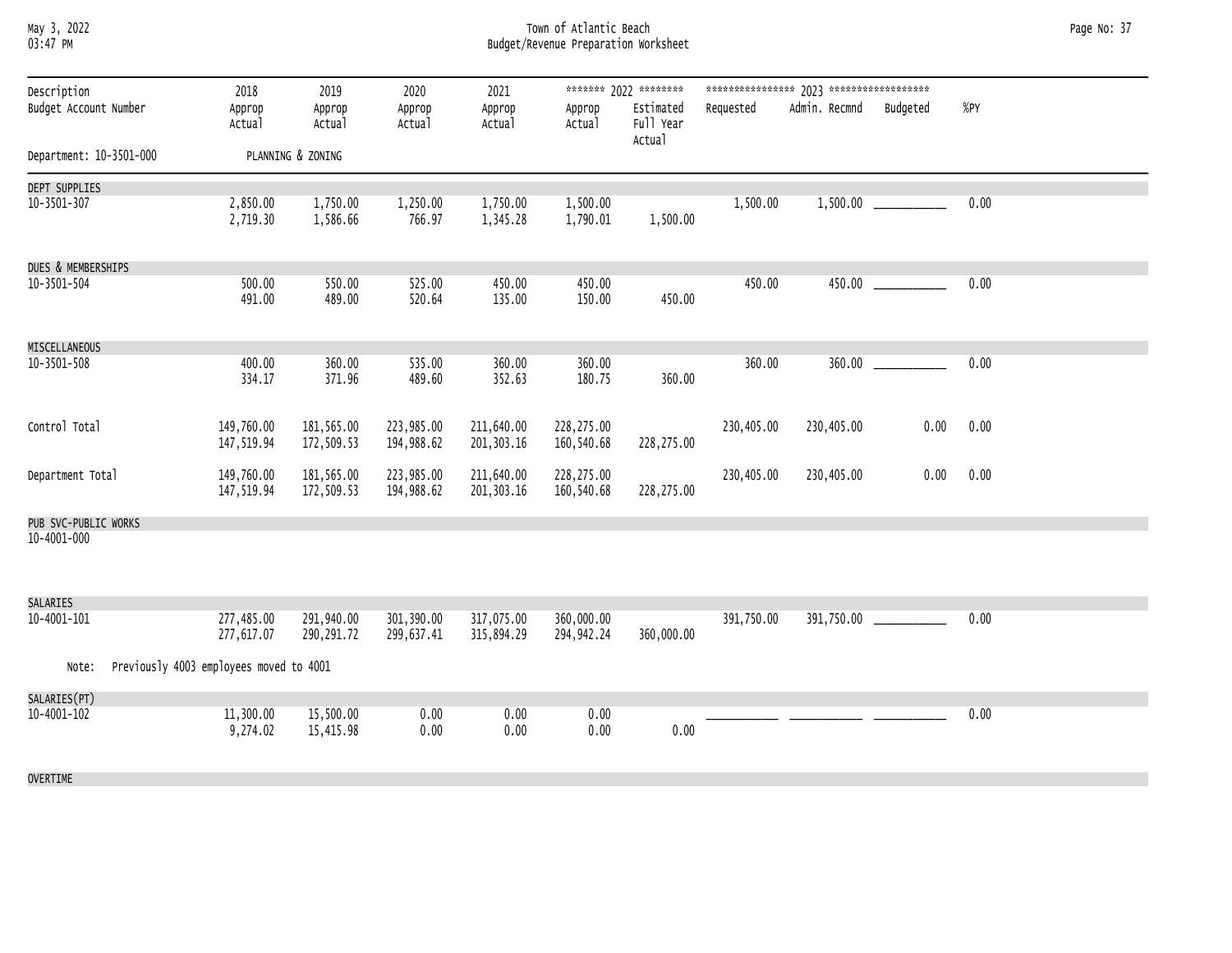Town of Atlantic Beach
Budget/Revenue Preparation Worksheet

| Description / Budget Account Number | 2018 Approp / Actual | 2019 Approp / Actual | 2020 Approp / Actual | 2021 Approp / Actual | 2022 Approp / Actual | 2022 Estimated Full Year Actual | 2023 Requested | 2023 Admin. Recmnd | 2023 Budgeted | %PY |
|---|---|---|---|---|---|---|---|---|---|---|
| Department: 10-3501-000 PLANNING & ZONING | | | | | | | | | | |
| DEPT SUPPLIES | | | | | | | | | | |
| 10-3501-307 | 2,850.00 | 1,750.00 | 1,250.00 | 1,750.00 | 1,500.00 | | 1,500.00 | 1,500.00 | ___________ | 0.00 |
| | 2,719.30 | 1,586.66 | 766.97 | 1,345.28 | 1,790.01 | 1,500.00 | | | | |
| DUES & MEMBERSHIPS | | | | | | | | | | |
| 10-3501-504 | 500.00 | 550.00 | 525.00 | 450.00 | 450.00 | | 450.00 | 450.00 | ___________ | 0.00 |
| | 491.00 | 489.00 | 520.64 | 135.00 | 150.00 | 450.00 | | | | |
| MISCELLANEOUS | | | | | | | | | | |
| 10-3501-508 | 400.00 | 360.00 | 535.00 | 360.00 | 360.00 | | 360.00 | 360.00 | ___________ | 0.00 |
| | 334.17 | 371.96 | 489.60 | 352.63 | 180.75 | 360.00 | | | | |
| Control Total | 149,760.00 | 181,565.00 | 223,985.00 | 211,640.00 | 228,275.00 | | 230,405.00 | 230,405.00 | 0.00 | 0.00 |
| | 147,519.94 | 172,509.53 | 194,988.62 | 201,303.16 | 160,540.68 | 228,275.00 | | | | |
| Department Total | 149,760.00 | 181,565.00 | 223,985.00 | 211,640.00 | 228,275.00 | | 230,405.00 | 230,405.00 | 0.00 | 0.00 |
| | 147,519.94 | 172,509.53 | 194,988.62 | 201,303.16 | 160,540.68 | 228,275.00 | | | | |
| PUB SVC-PUBLIC WORKS | | | | | | | | | | |
| 10-4001-000 | | | | | | | | | | |
| SALARIES | | | | | | | | | | |
| 10-4001-101 | 277,485.00 | 291,940.00 | 301,390.00 | 317,075.00 | 360,000.00 | | 391,750.00 | 391,750.00 | ___________ | 0.00 |
| | 277,617.07 | 290,291.72 | 299,637.41 | 315,894.29 | 294,942.24 | 360,000.00 | | | | |
| Note: Previously 4003 employees moved to 4001 | | | | | | | | | | |
| SALARIES(PT) | | | | | | | | | | |
| 10-4001-102 | 11,300.00 | 15,500.00 | 0.00 | 0.00 | 0.00 | | ___________ | ___________ | ___________ | 0.00 |
| | 9,274.02 | 15,415.98 | 0.00 | 0.00 | 0.00 | 0.00 | | | | |
| OVERTIME | | | | | | | | | | |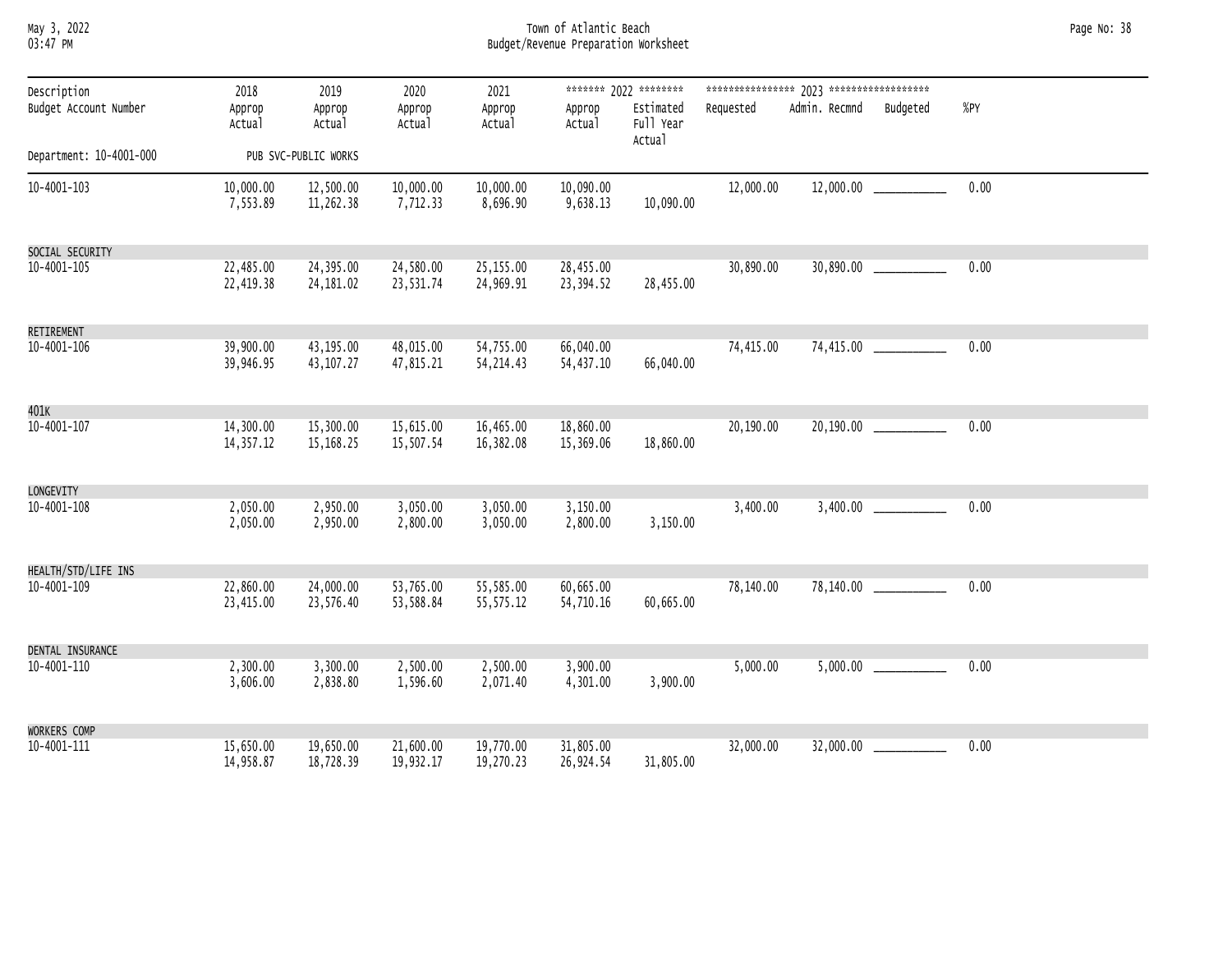Town of Atlantic Beach
Budget/Revenue Preparation Worksheet

| Description / Budget Account Number | 2018 Approp / Actual | 2019 Approp / Actual | 2020 Approp / Actual | 2021 Approp / Actual | 2022 Approp / Actual | 2022 Estimated Full Year Actual | 2023 Requested | 2023 Admin. Recmnd | 2023 Budgeted | %PY |
|---|---|---|---|---|---|---|---|---|---|---|
| Department: 10-4001-000 | PUB SVC-PUBLIC WORKS | | | | | | | | | |
| 10-4001-103 | 10,000.00 | 12,500.00 | 10,000.00 | 10,000.00 | 10,090.00 | | 12,000.00 | 12,000.00 | ___________ | 0.00 |
| | 7,553.89 | 11,262.38 | 7,712.33 | 8,696.90 | 9,638.13 | 10,090.00 | | | | |
| SOCIAL SECURITY | | | | | | | | | | |
| 10-4001-105 | 22,485.00 | 24,395.00 | 24,580.00 | 25,155.00 | 28,455.00 | | 30,890.00 | 30,890.00 | ___________ | 0.00 |
| | 22,419.38 | 24,181.02 | 23,531.74 | 24,969.91 | 23,394.52 | 28,455.00 | | | | |
| RETIREMENT | | | | | | | | | | |
| 10-4001-106 | 39,900.00 | 43,195.00 | 48,015.00 | 54,755.00 | 66,040.00 | | 74,415.00 | 74,415.00 | ___________ | 0.00 |
| | 39,946.95 | 43,107.27 | 47,815.21 | 54,214.43 | 54,437.10 | 66,040.00 | | | | |
| 401K | | | | | | | | | | |
| 10-4001-107 | 14,300.00 | 15,300.00 | 15,615.00 | 16,465.00 | 18,860.00 | | 20,190.00 | 20,190.00 | ___________ | 0.00 |
| | 14,357.12 | 15,168.25 | 15,507.54 | 16,382.08 | 15,369.06 | 18,860.00 | | | | |
| LONGEVITY | | | | | | | | | | |
| 10-4001-108 | 2,050.00 | 2,950.00 | 3,050.00 | 3,050.00 | 3,150.00 | | 3,400.00 | 3,400.00 | ___________ | 0.00 |
| | 2,050.00 | 2,950.00 | 2,800.00 | 3,050.00 | 2,800.00 | 3,150.00 | | | | |
| HEALTH/STD/LIFE INS | | | | | | | | | | |
| 10-4001-109 | 22,860.00 | 24,000.00 | 53,765.00 | 55,585.00 | 60,665.00 | | 78,140.00 | 78,140.00 | ___________ | 0.00 |
| | 23,415.00 | 23,576.40 | 53,588.84 | 55,575.12 | 54,710.16 | 60,665.00 | | | | |
| DENTAL INSURANCE | | | | | | | | | | |
| 10-4001-110 | 2,300.00 | 3,300.00 | 2,500.00 | 2,500.00 | 3,900.00 | | 5,000.00 | 5,000.00 | ___________ | 0.00 |
| | 3,606.00 | 2,838.80 | 1,596.60 | 2,071.40 | 4,301.00 | 3,900.00 | | | | |
| WORKERS COMP | | | | | | | | | | |
| 10-4001-111 | 15,650.00 | 19,650.00 | 21,600.00 | 19,770.00 | 31,805.00 | | 32,000.00 | 32,000.00 | ___________ | 0.00 |
| | 14,958.87 | 18,728.39 | 19,932.17 | 19,270.23 | 26,924.54 | 31,805.00 | | | | |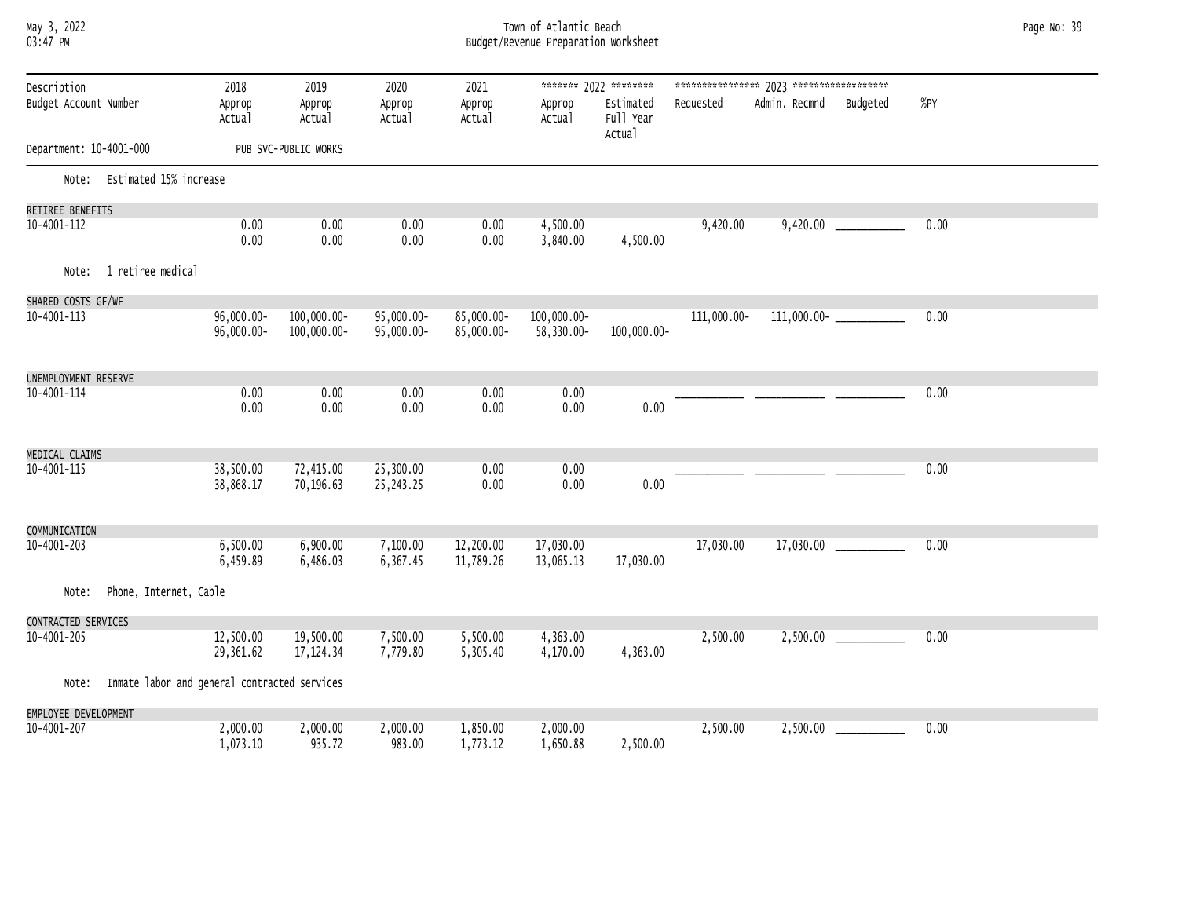Town of Atlantic Beach
Budget/Revenue Preparation Worksheet

| Description / Budget Account Number | 2018 Approp / Actual | 2019 Approp / Actual | 2020 Approp / Actual | 2021 Approp / Actual | 2022 Approp / Actual | 2022 Estimated Full Year Actual | 2023 Requested | 2023 Admin. Recmnd | 2023 Budgeted | %PY |
|---|---|---|---|---|---|---|---|---|---|---|
| Department: 10-4001-000 | PUB SVC-PUBLIC WORKS | | | | | | | | | |
| Note: Estimated 15% increase | | | | | | | | | | |
| RETIREE BENEFITS | | | | | | | | | | |
| 10-4001-112 | 0.00 | 0.00 | 0.00 | 0.00 | 4,500.00 | | 9,420.00 | 9,420.00 | ___________ | 0.00 |
| | 0.00 | 0.00 | 0.00 | 0.00 | 3,840.00 | 4,500.00 | | | | |
| Note: 1 retiree medical | | | | | | | | | | |
| SHARED COSTS GF/WF | | | | | | | | | | |
| 10-4001-113 | 96,000.00- | 100,000.00- | 95,000.00- | 85,000.00- | 100,000.00- | | 111,000.00- | 111,000.00- | ___________ | 0.00 |
| | 96,000.00- | 100,000.00- | 95,000.00- | 85,000.00- | 58,330.00- | 100,000.00- | | | | |
| UNEMPLOYMENT RESERVE | | | | | | | | | | |
| 10-4001-114 | 0.00 | 0.00 | 0.00 | 0.00 | 0.00 | | ___________ | ___________ | ___________ | 0.00 |
| | 0.00 | 0.00 | 0.00 | 0.00 | 0.00 | 0.00 | | | | |
| MEDICAL CLAIMS | | | | | | | | | | |
| 10-4001-115 | 38,500.00 | 72,415.00 | 25,300.00 | 0.00 | 0.00 | | ___________ | ___________ | ___________ | 0.00 |
| | 38,868.17 | 70,196.63 | 25,243.25 | 0.00 | 0.00 | 0.00 | | | | |
| COMMUNICATION | | | | | | | | | | |
| 10-4001-203 | 6,500.00 | 6,900.00 | 7,100.00 | 12,200.00 | 17,030.00 | | 17,030.00 | 17,030.00 | ___________ | 0.00 |
| | 6,459.89 | 6,486.03 | 6,367.45 | 11,789.26 | 13,065.13 | 17,030.00 | | | | |
| Note: Phone, Internet, Cable | | | | | | | | | | |
| CONTRACTED SERVICES | | | | | | | | | | |
| 10-4001-205 | 12,500.00 | 19,500.00 | 7,500.00 | 5,500.00 | 4,363.00 | | 2,500.00 | 2,500.00 | ___________ | 0.00 |
| | 29,361.62 | 17,124.34 | 7,779.80 | 5,305.40 | 4,170.00 | 4,363.00 | | | | |
| Note: Inmate labor and general contracted services | | | | | | | | | | |
| EMPLOYEE DEVELOPMENT | | | | | | | | | | |
| 10-4001-207 | 2,000.00 | 2,000.00 | 2,000.00 | 1,850.00 | 2,000.00 | | 2,500.00 | 2,500.00 | ___________ | 0.00 |
| | 1,073.10 | 935.72 | 983.00 | 1,773.12 | 1,650.88 | 2,500.00 | | | | |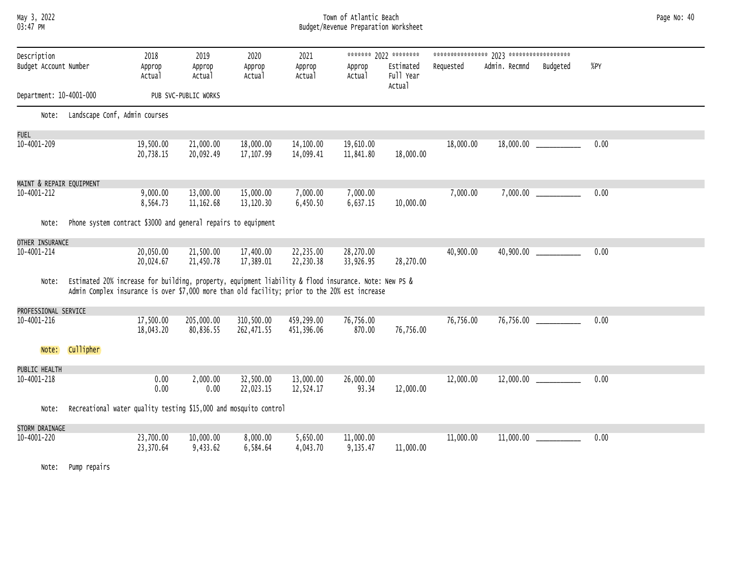Town of Atlantic Beach
Budget/Revenue Preparation Worksheet

May 3, 2022
03:47 PM

| Description / Budget Account Number | 2018 Approp / Actual | 2019 Approp / Actual | 2020 Approp / Actual | 2021 Approp / Actual | 2022 Approp / Actual | 2022 Estimated Full Year Actual | 2023 Requested | 2023 Admin. Recmnd | 2023 Budgeted | %PY |
|---|---|---|---|---|---|---|---|---|---|---|
| Department: 10-4001-000 | PUB SVC-PUBLIC WORKS | | | | | | | | | |

Note: Landscape Conf, Admin courses

| Description / Budget Account Number | 2018 Approp / Actual | 2019 Approp / Actual | 2020 Approp / Actual | 2021 Approp / Actual | 2022 Approp / Actual | 2022 Estimated Full Year Actual | 2023 Requested | 2023 Admin. Recmnd | 2023 Budgeted | %PY |
|---|---|---|---|---|---|---|---|---|---|---|
| FUEL | | | | | | | | | | |
| 10-4001-209 | 19,500.00 | 21,000.00 | 18,000.00 | 14,100.00 | 19,610.00 | | 18,000.00 | 18,000.00 | ___________ | 0.00 |
| | 20,738.15 | 20,092.49 | 17,107.99 | 14,099.41 | 11,841.80 | 18,000.00 | | | | |
| MAINT & REPAIR EQUIPMENT | | | | | | | | | | |
| 10-4001-212 | 9,000.00 | 13,000.00 | 15,000.00 | 7,000.00 | 7,000.00 | | 7,000.00 | 7,000.00 | ___________ | 0.00 |
| | 8,564.73 | 11,162.68 | 13,120.30 | 6,450.50 | 6,637.15 | 10,000.00 | | | | |

Note: Phone system contract $3000 and general repairs to equipment

| Description / Budget Account Number | 2018 Approp / Actual | 2019 Approp / Actual | 2020 Approp / Actual | 2021 Approp / Actual | 2022 Approp / Actual | 2022 Estimated Full Year Actual | 2023 Requested | 2023 Admin. Recmnd | 2023 Budgeted | %PY |
|---|---|---|---|---|---|---|---|---|---|---|
| OTHER INSURANCE | | | | | | | | | | |
| 10-4001-214 | 20,050.00 | 21,500.00 | 17,400.00 | 22,235.00 | 28,270.00 | | 40,900.00 | 40,900.00 | ___________ | 0.00 |
| | 20,024.67 | 21,450.78 | 17,389.01 | 22,230.38 | 33,926.95 | 28,270.00 | | | | |

Note: Estimated 20% increase for building, property, equipment liability & flood insurance. Note: New PS & Admin Complex insurance is over $7,000 more than old facility; prior to the 20% est increase

| Description / Budget Account Number | 2018 Approp / Actual | 2019 Approp / Actual | 2020 Approp / Actual | 2021 Approp / Actual | 2022 Approp / Actual | 2022 Estimated Full Year Actual | 2023 Requested | 2023 Admin. Recmnd | 2023 Budgeted | %PY |
|---|---|---|---|---|---|---|---|---|---|---|
| PROFESSIONAL SERVICE | | | | | | | | | | |
| 10-4001-216 | 17,500.00 | 205,000.00 | 310,500.00 | 459,299.00 | 76,756.00 | | 76,756.00 | 76,756.00 | ___________ | 0.00 |
| | 18,043.20 | 80,836.55 | 262,471.55 | 451,396.06 | 870.00 | 76,756.00 | | | | |

Note: Cullipher

| Description / Budget Account Number | 2018 Approp / Actual | 2019 Approp / Actual | 2020 Approp / Actual | 2021 Approp / Actual | 2022 Approp / Actual | 2022 Estimated Full Year Actual | 2023 Requested | 2023 Admin. Recmnd | 2023 Budgeted | %PY |
|---|---|---|---|---|---|---|---|---|---|---|
| PUBLIC HEALTH | | | | | | | | | | |
| 10-4001-218 | 0.00 | 2,000.00 | 32,500.00 | 13,000.00 | 26,000.00 | | 12,000.00 | 12,000.00 | ___________ | 0.00 |
| | 0.00 | 0.00 | 22,023.15 | 12,524.17 | 93.34 | 12,000.00 | | | | |

Note: Recreational water quality testing $15,000 and mosquito control

| Description / Budget Account Number | 2018 Approp / Actual | 2019 Approp / Actual | 2020 Approp / Actual | 2021 Approp / Actual | 2022 Approp / Actual | 2022 Estimated Full Year Actual | 2023 Requested | 2023 Admin. Recmnd | 2023 Budgeted | %PY |
|---|---|---|---|---|---|---|---|---|---|---|
| STORM DRAINAGE | | | | | | | | | | |
| 10-4001-220 | 23,700.00 | 10,000.00 | 8,000.00 | 5,650.00 | 11,000.00 | | 11,000.00 | 11,000.00 | ___________ | 0.00 |
| | 23,370.64 | 9,433.62 | 6,584.64 | 4,043.70 | 9,135.47 | 11,000.00 | | | | |

Note: Pump repairs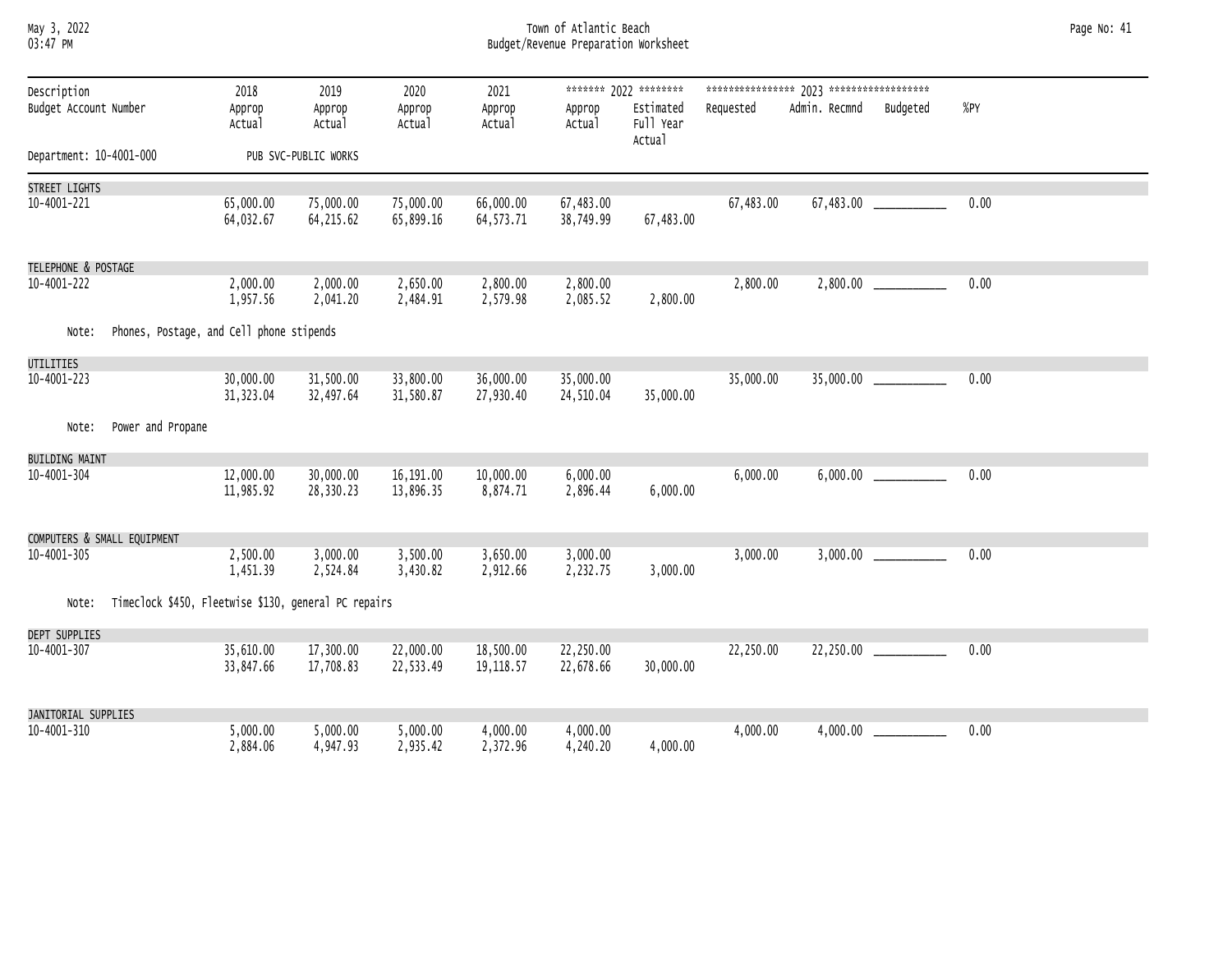# Town of Atlantic Beach
## Budget/Revenue Preparation Worksheet

Department: 10-4001-000 PUB SVC-PUBLIC WORKS

| Description / Budget Account Number | 2018 Approp / Actual | 2019 Approp / Actual | 2020 Approp / Actual | 2021 Approp / Actual | 2022 Approp / Actual | 2022 Estimated Full Year Actual | 2023 Requested | 2023 Admin. Recmnd | 2023 Budgeted | %PY |
|---|---|---|---|---|---|---|---|---|---|---|
| STREET LIGHTS | | | | | | | | | | |
| 10-4001-221 | 65,000.00 | 75,000.00 | 75,000.00 | 66,000.00 | 67,483.00 | | 67,483.00 | 67,483.00 | ___________ | 0.00 |
| | 64,032.67 | 64,215.62 | 65,899.16 | 64,573.71 | 38,749.99 | 67,483.00 | | | | |
| TELEPHONE & POSTAGE | | | | | | | | | | |
| 10-4001-222 | 2,000.00 | 2,000.00 | 2,650.00 | 2,800.00 | 2,800.00 | | 2,800.00 | 2,800.00 | ___________ | 0.00 |
| | 1,957.56 | 2,041.20 | 2,484.91 | 2,579.98 | 2,085.52 | 2,800.00 | | | | |
| Note: Phones, Postage, and Cell phone stipends | | | | | | | | | | |
| UTILITIES | | | | | | | | | | |
| 10-4001-223 | 30,000.00 | 31,500.00 | 33,800.00 | 36,000.00 | 35,000.00 | | 35,000.00 | 35,000.00 | ___________ | 0.00 |
| | 31,323.04 | 32,497.64 | 31,580.87 | 27,930.40 | 24,510.04 | 35,000.00 | | | | |
| Note: Power and Propane | | | | | | | | | | |
| BUILDING MAINT | | | | | | | | | | |
| 10-4001-304 | 12,000.00 | 30,000.00 | 16,191.00 | 10,000.00 | 6,000.00 | | 6,000.00 | 6,000.00 | ___________ | 0.00 |
| | 11,985.92 | 28,330.23 | 13,896.35 | 8,874.71 | 2,896.44 | 6,000.00 | | | | |
| COMPUTERS & SMALL EQUIPMENT | | | | | | | | | | |
| 10-4001-305 | 2,500.00 | 3,000.00 | 3,500.00 | 3,650.00 | 3,000.00 | | 3,000.00 | 3,000.00 | ___________ | 0.00 |
| | 1,451.39 | 2,524.84 | 3,430.82 | 2,912.66 | 2,232.75 | 3,000.00 | | | | |
| Note: Timeclock $450, Fleetwise $130, general PC repairs | | | | | | | | | | |
| DEPT SUPPLIES | | | | | | | | | | |
| 10-4001-307 | 35,610.00 | 17,300.00 | 22,000.00 | 18,500.00 | 22,250.00 | | 22,250.00 | 22,250.00 | ___________ | 0.00 |
| | 33,847.66 | 17,708.83 | 22,533.49 | 19,118.57 | 22,678.66 | 30,000.00 | | | | |
| JANITORIAL SUPPLIES | | | | | | | | | | |
| 10-4001-310 | 5,000.00 | 5,000.00 | 5,000.00 | 4,000.00 | 4,000.00 | | 4,000.00 | 4,000.00 | ___________ | 0.00 |
| | 2,884.06 | 4,947.93 | 2,935.42 | 2,372.96 | 4,240.20 | 4,000.00 | | | | |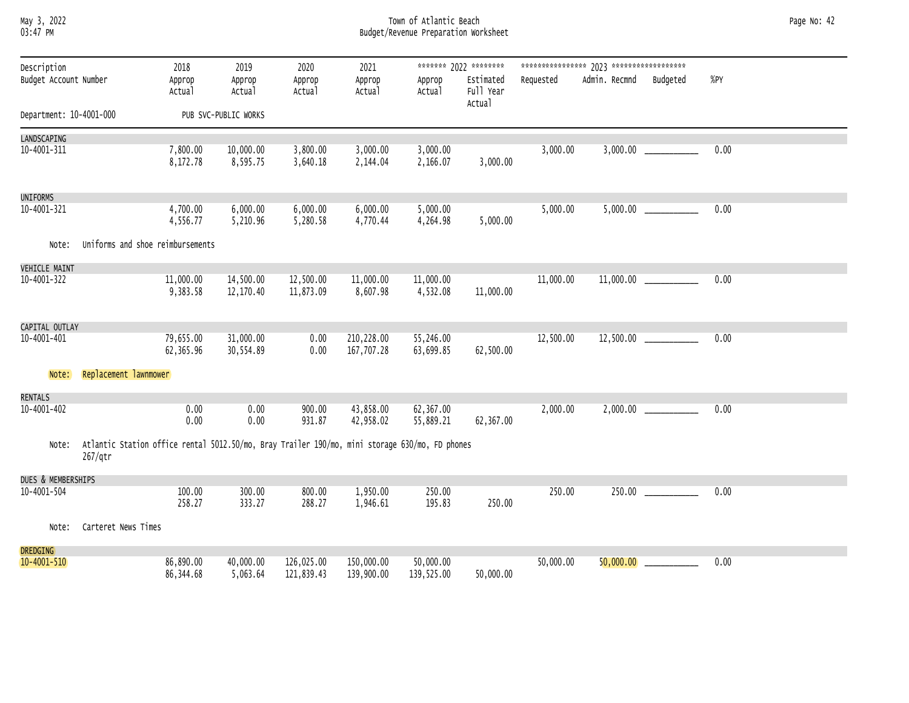Town of Atlantic Beach
Budget/Revenue Preparation Worksheet

| Description / Budget Account Number | | 2018 Approp / Actual | 2019 Approp / Actual | 2020 Approp / Actual | 2021 Approp / Actual | 2022 Approp / Actual | 2022 Estimated Full Year Actual | 2023 Requested | 2023 Admin. Recmnd | 2023 Budgeted | %PY |
|---|---|---|---|---|---|---|---|---|---|---|---|
| Department: 10-4001-000 | PUB SVC-PUBLIC WORKS | | | | | | | | | | |
| LANDSCAPING | | | | | | | | | | | |
| 10-4001-311 | Approp | 7,800.00 | 10,000.00 | 3,800.00 | 3,000.00 | 3,000.00 | | 3,000.00 | 3,000.00 | ___________ | 0.00 |
| | Actual | 8,172.78 | 8,595.75 | 3,640.18 | 2,144.04 | 2,166.07 | 3,000.00 | | | | |
| UNIFORMS | | | | | | | | | | | |
| 10-4001-321 | Approp | 4,700.00 | 6,000.00 | 6,000.00 | 6,000.00 | 5,000.00 | | 5,000.00 | 5,000.00 | ___________ | 0.00 |
| | Actual | 4,556.77 | 5,210.96 | 5,280.58 | 4,770.44 | 4,264.98 | 5,000.00 | | | | |
| Note: Uniforms and shoe reimbursements | | | | | | | | | | | |
| VEHICLE MAINT | | | | | | | | | | | |
| 10-4001-322 | Approp | 11,000.00 | 14,500.00 | 12,500.00 | 11,000.00 | 11,000.00 | | 11,000.00 | 11,000.00 | ___________ | 0.00 |
| | Actual | 9,383.58 | 12,170.40 | 11,873.09 | 8,607.98 | 4,532.08 | 11,000.00 | | | | |
| CAPITAL OUTLAY | | | | | | | | | | | |
| 10-4001-401 | Approp | 79,655.00 | 31,000.00 | 0.00 | 210,228.00 | 55,246.00 | | 12,500.00 | 12,500.00 | ___________ | 0.00 |
| | Actual | 62,365.96 | 30,554.89 | 0.00 | 167,707.28 | 63,699.85 | 62,500.00 | | | | |
| Note: Replacement lawnmower | | | | | | | | | | | |
| RENTALS | | | | | | | | | | | |
| 10-4001-402 | Approp | 0.00 | 0.00 | 900.00 | 43,858.00 | 62,367.00 | | 2,000.00 | 2,000.00 | ___________ | 0.00 |
| | Actual | 0.00 | 0.00 | 931.87 | 42,958.02 | 55,889.21 | 62,367.00 | | | | |
| Note: Atlantic Station office rental 5012.50/mo, Bray Trailer 190/mo, mini storage 630/mo, FD phones 267/qtr | | | | | | | | | | | |
| DUES & MEMBERSHIPS | | | | | | | | | | | |
| 10-4001-504 | Approp | 100.00 | 300.00 | 800.00 | 1,950.00 | 250.00 | | 250.00 | 250.00 | ___________ | 0.00 |
| | Actual | 258.27 | 333.27 | 288.27 | 1,946.61 | 195.83 | 250.00 | | | | |
| Note: Carteret News Times | | | | | | | | | | | |
| DREDGING | | | | | | | | | | | |
| 10-4001-510 | Approp | 86,890.00 | 40,000.00 | 126,025.00 | 150,000.00 | 50,000.00 | | 50,000.00 | 50,000.00 | ___________ | 0.00 |
| | Actual | 86,344.68 | 5,063.64 | 121,839.43 | 139,900.00 | 139,525.00 | 50,000.00 | | | | |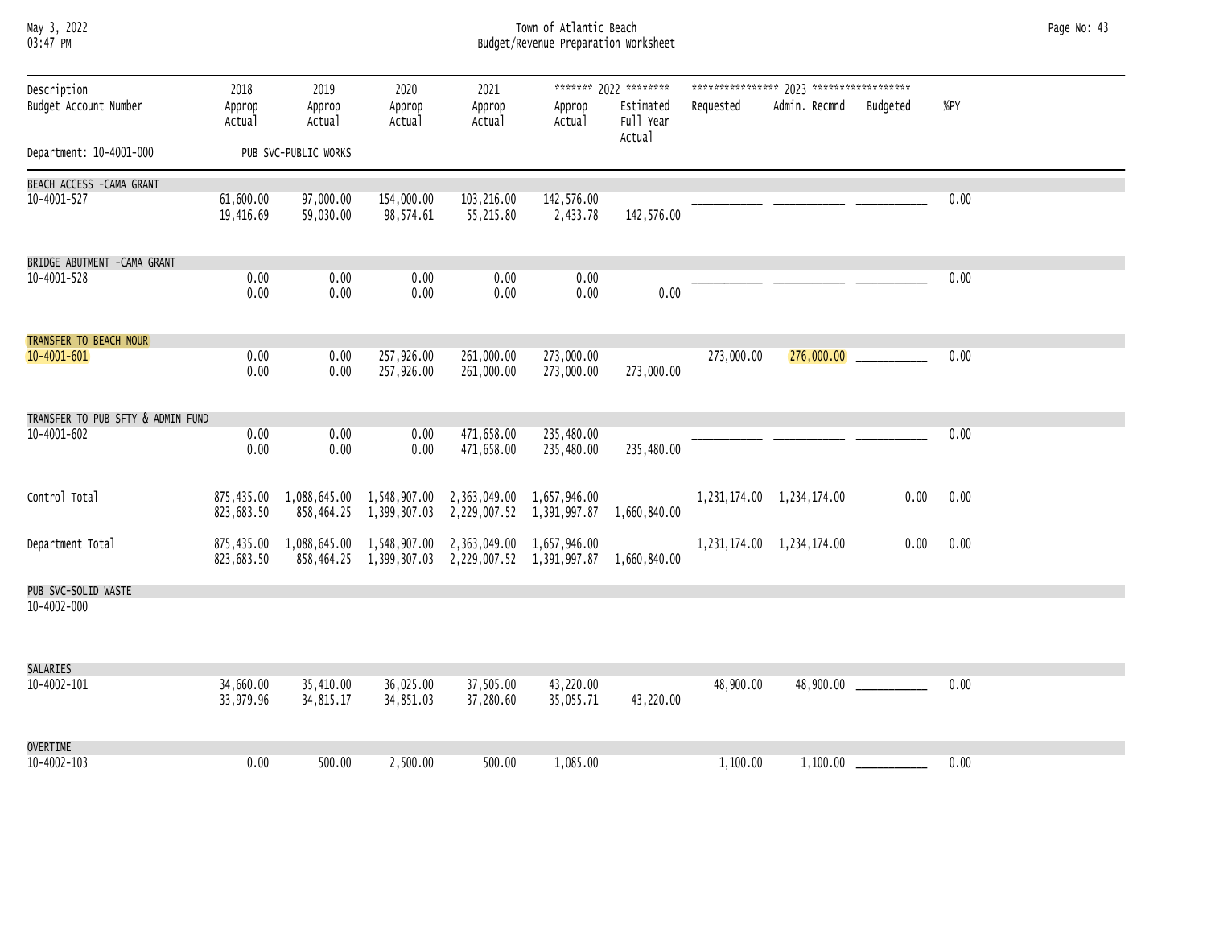Town of Atlantic Beach
Budget/Revenue Preparation Worksheet

| Description<br>Budget Account Number | 2018<br>Approp<br>Actual | 2019<br>Approp<br>Actual | 2020<br>Approp<br>Actual | 2021<br>Approp<br>Actual | 2022<br>Approp<br>Actual | 2022<br>Estimated Full Year Actual | 2023<br>Requested | 2023<br>Admin. Recmnd | 2023<br>Budgeted | %PY |
|---|---|---|---|---|---|---|---|---|---|---|
| Department: 10-4001-000 | PUB SVC-PUBLIC WORKS | | | | | | | | | |
| BEACH ACCESS -CAMA GRANT | | | | | | | | | | |
| 10-4001-527 | 61,600.00<br>19,416.69 | 97,000.00<br>59,030.00 | 154,000.00<br>98,574.61 | 103,216.00<br>55,215.80 | 142,576.00<br>2,433.78 | 142,576.00 | ________ | ________ | ________ | 0.00 |
| BRIDGE ABUTMENT -CAMA GRANT | | | | | | | | | | |
| 10-4001-528 | 0.00<br>0.00 | 0.00<br>0.00 | 0.00<br>0.00 | 0.00<br>0.00 | 0.00<br>0.00 | 0.00 | ________ | ________ | ________ | 0.00 |
| TRANSFER TO BEACH NOUR | | | | | | | | | | |
| 10-4001-601 | 0.00<br>0.00 | 0.00<br>0.00 | 257,926.00<br>257,926.00 | 261,000.00<br>261,000.00 | 273,000.00<br>273,000.00 | 273,000.00 | 273,000.00 | 276,000.00 | ________ | 0.00 |
| TRANSFER TO PUB SFTY & ADMIN FUND | | | | | | | | | | |
| 10-4001-602 | 0.00<br>0.00 | 0.00<br>0.00 | 0.00<br>0.00 | 471,658.00<br>471,658.00 | 235,480.00<br>235,480.00 | 235,480.00 | ________ | ________ | ________ | 0.00 |
| Control Total | 875,435.00<br>823,683.50 | 1,088,645.00<br>858,464.25 | 1,548,907.00<br>1,399,307.03 | 2,363,049.00<br>2,229,007.52 | 1,657,946.00<br>1,391,997.87 | 1,660,840.00 | 1,231,174.00 | 1,234,174.00 | 0.00 | 0.00 |
| Department Total | 875,435.00<br>823,683.50 | 1,088,645.00<br>858,464.25 | 1,548,907.00<br>1,399,307.03 | 2,363,049.00<br>2,229,007.52 | 1,657,946.00<br>1,391,997.87 | 1,660,840.00 | 1,231,174.00 | 1,234,174.00 | 0.00 | 0.00 |
| PUB SVC-SOLID WASTE | | | | | | | | | | |
| 10-4002-000 | | | | | | | | | | |
| SALARIES | | | | | | | | | | |
| 10-4002-101 | 34,660.00<br>33,979.96 | 35,410.00<br>34,815.17 | 36,025.00<br>34,851.03 | 37,505.00<br>37,280.60 | 43,220.00<br>35,055.71 | 43,220.00 | 48,900.00 | 48,900.00 | ________ | 0.00 |
| OVERTIME | | | | | | | | | | |
| 10-4002-103 | 0.00 | 500.00 | 2,500.00 | 500.00 | 1,085.00 | | 1,100.00 | 1,100.00 | ________ | 0.00 |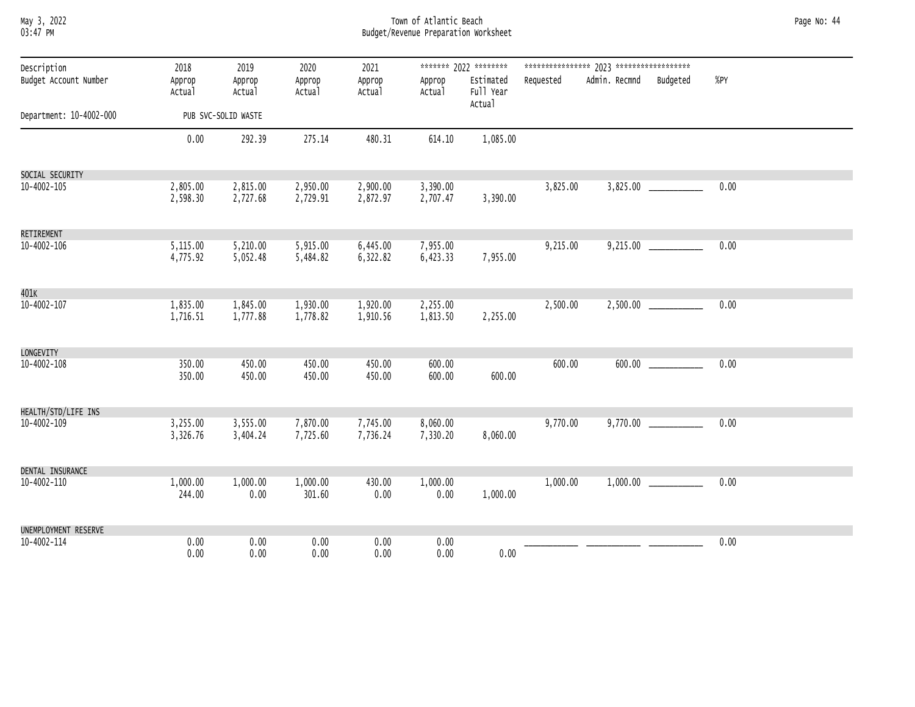Town of Atlantic Beach

Budget/Revenue Preparation Worksheet

| Description / Budget Account Number | 2018 Approp / Actual | 2019 Approp / Actual | 2020 Approp / Actual | 2021 Approp / Actual | 2022 Approp / Actual | 2022 Estimated Full Year Actual | 2023 Requested | 2023 Admin. Recmnd | 2023 Budgeted | %PY |
|---|---|---|---|---|---|---|---|---|---|---|
| Department: 10-4002-000 PUB SVC-SOLID WASTE | | | | | | | | | | |
| | 0.00 | 292.39 | 275.14 | 480.31 | 614.10 | 1,085.00 | | | | |
| SOCIAL SECURITY | | | | | | | | | | |
| 10-4002-105 | 2,805.00 | 2,815.00 | 2,950.00 | 2,900.00 | 3,390.00 | | 3,825.00 | 3,825.00 | ___________ | 0.00 |
| | 2,598.30 | 2,727.68 | 2,729.91 | 2,872.97 | 2,707.47 | 3,390.00 | | | | |
| RETIREMENT | | | | | | | | | | |
| 10-4002-106 | 5,115.00 | 5,210.00 | 5,915.00 | 6,445.00 | 7,955.00 | | 9,215.00 | 9,215.00 | ___________ | 0.00 |
| | 4,775.92 | 5,052.48 | 5,484.82 | 6,322.82 | 6,423.33 | 7,955.00 | | | | |
| 401K | | | | | | | | | | |
| 10-4002-107 | 1,835.00 | 1,845.00 | 1,930.00 | 1,920.00 | 2,255.00 | | 2,500.00 | 2,500.00 | ___________ | 0.00 |
| | 1,716.51 | 1,777.88 | 1,778.82 | 1,910.56 | 1,813.50 | 2,255.00 | | | | |
| LONGEVITY | | | | | | | | | | |
| 10-4002-108 | 350.00 | 450.00 | 450.00 | 450.00 | 600.00 | | 600.00 | 600.00 | ___________ | 0.00 |
| | 350.00 | 450.00 | 450.00 | 450.00 | 600.00 | 600.00 | | | | |
| HEALTH/STD/LIFE INS | | | | | | | | | | |
| 10-4002-109 | 3,255.00 | 3,555.00 | 7,870.00 | 7,745.00 | 8,060.00 | | 9,770.00 | 9,770.00 | ___________ | 0.00 |
| | 3,326.76 | 3,404.24 | 7,725.60 | 7,736.24 | 7,330.20 | 8,060.00 | | | | |
| DENTAL INSURANCE | | | | | | | | | | |
| 10-4002-110 | 1,000.00 | 1,000.00 | 1,000.00 | 430.00 | 1,000.00 | | 1,000.00 | 1,000.00 | ___________ | 0.00 |
| | 244.00 | 0.00 | 301.60 | 0.00 | 0.00 | 1,000.00 | | | | |
| UNEMPLOYMENT RESERVE | | | | | | | | | | |
| 10-4002-114 | 0.00 | 0.00 | 0.00 | 0.00 | 0.00 | | ___________ | ___________ | ___________ | 0.00 |
| | 0.00 | 0.00 | 0.00 | 0.00 | 0.00 | 0.00 | | | | |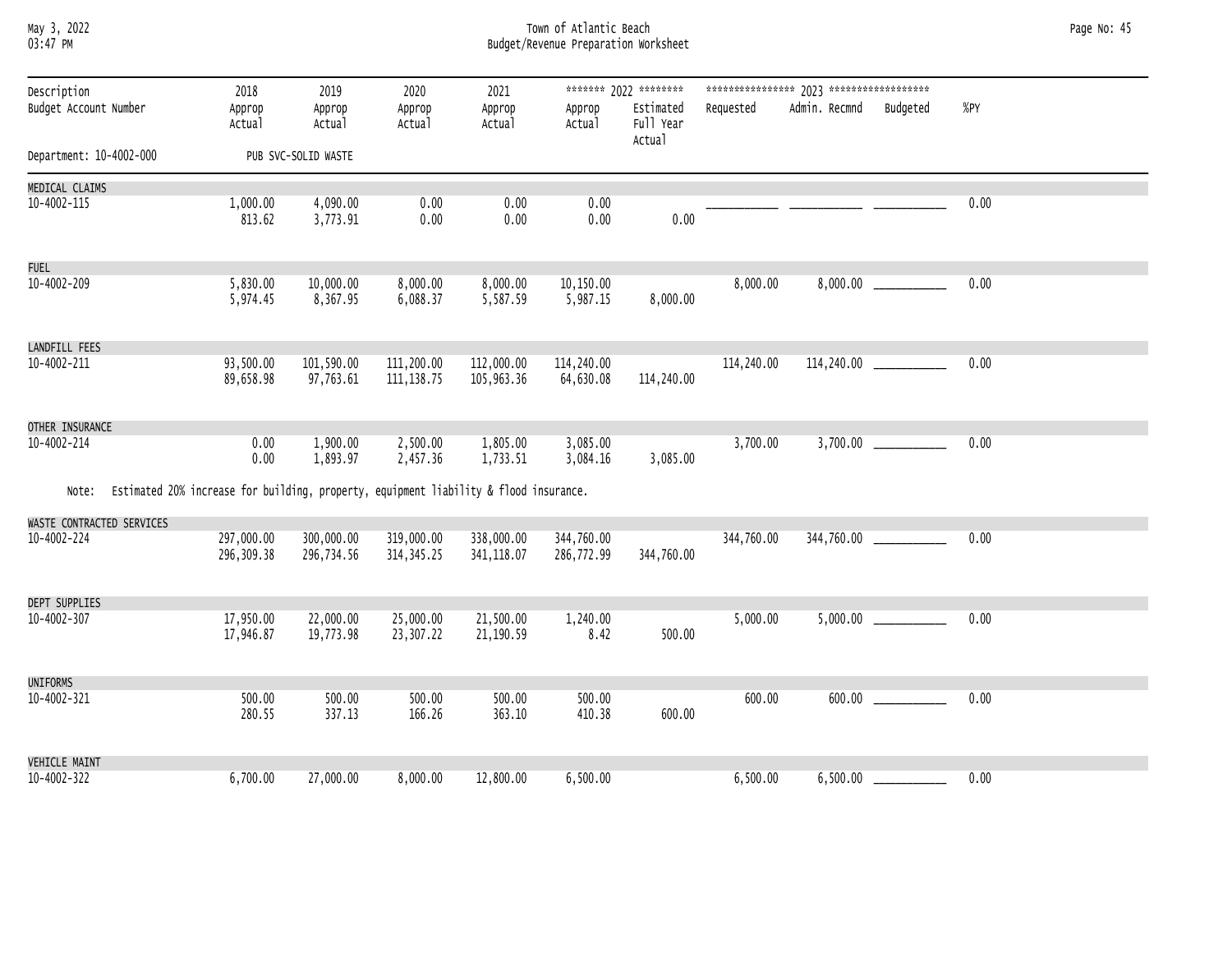# Town of Atlantic Beach
## Budget/Revenue Preparation Worksheet

Department: 10-4002-000 PUB SVC-SOLID WASTE

| Description / Budget Account Number | 2018 Approp / Actual | 2019 Approp / Actual | 2020 Approp / Actual | 2021 Approp / Actual | 2022 Approp / Actual | 2022 Estimated Full Year Actual | 2023 Requested | 2023 Admin. Recmnd | 2023 Budgeted | %PY |
|---|---|---|---|---|---|---|---|---|---|---|
| MEDICAL CLAIMS | | | | | | | | | | |
| 10-4002-115 | 1,000.00 | 4,090.00 | 0.00 | 0.00 | 0.00 | | ___________ | ___________ | ___________ | 0.00 |
| | 813.62 | 3,773.91 | 0.00 | 0.00 | 0.00 | 0.00 | | | | |
| FUEL | | | | | | | | | | |
| 10-4002-209 | 5,830.00 | 10,000.00 | 8,000.00 | 8,000.00 | 10,150.00 | | 8,000.00 | 8,000.00 | ___________ | 0.00 |
| | 5,974.45 | 8,367.95 | 6,088.37 | 5,587.59 | 5,987.15 | 8,000.00 | | | | |
| LANDFILL FEES | | | | | | | | | | |
| 10-4002-211 | 93,500.00 | 101,590.00 | 111,200.00 | 112,000.00 | 114,240.00 | | 114,240.00 | 114,240.00 | ___________ | 0.00 |
| | 89,658.98 | 97,763.61 | 111,138.75 | 105,963.36 | 64,630.08 | 114,240.00 | | | | |
| OTHER INSURANCE | | | | | | | | | | |
| 10-4002-214 | 0.00 | 1,900.00 | 2,500.00 | 1,805.00 | 3,085.00 | | 3,700.00 | 3,700.00 | ___________ | 0.00 |
| | 0.00 | 1,893.97 | 2,457.36 | 1,733.51 | 3,084.16 | 3,085.00 | | | | |
| Note: Estimated 20% increase for building, property, equipment liability & flood insurance. | | | | | | | | | | |
| WASTE CONTRACTED SERVICES | | | | | | | | | | |
| 10-4002-224 | 297,000.00 | 300,000.00 | 319,000.00 | 338,000.00 | 344,760.00 | | 344,760.00 | 344,760.00 | ___________ | 0.00 |
| | 296,309.38 | 296,734.56 | 314,345.25 | 341,118.07 | 286,772.99 | 344,760.00 | | | | |
| DEPT SUPPLIES | | | | | | | | | | |
| 10-4002-307 | 17,950.00 | 22,000.00 | 25,000.00 | 21,500.00 | 1,240.00 | | 5,000.00 | 5,000.00 | ___________ | 0.00 |
| | 17,946.87 | 19,773.98 | 23,307.22 | 21,190.59 | 8.42 | 500.00 | | | | |
| UNIFORMS | | | | | | | | | | |
| 10-4002-321 | 500.00 | 500.00 | 500.00 | 500.00 | 500.00 | | 600.00 | 600.00 | ___________ | 0.00 |
| | 280.55 | 337.13 | 166.26 | 363.10 | 410.38 | 600.00 | | | | |
| VEHICLE MAINT | | | | | | | | | | |
| 10-4002-322 | 6,700.00 | 27,000.00 | 8,000.00 | 12,800.00 | 6,500.00 | | 6,500.00 | 6,500.00 | ___________ | 0.00 |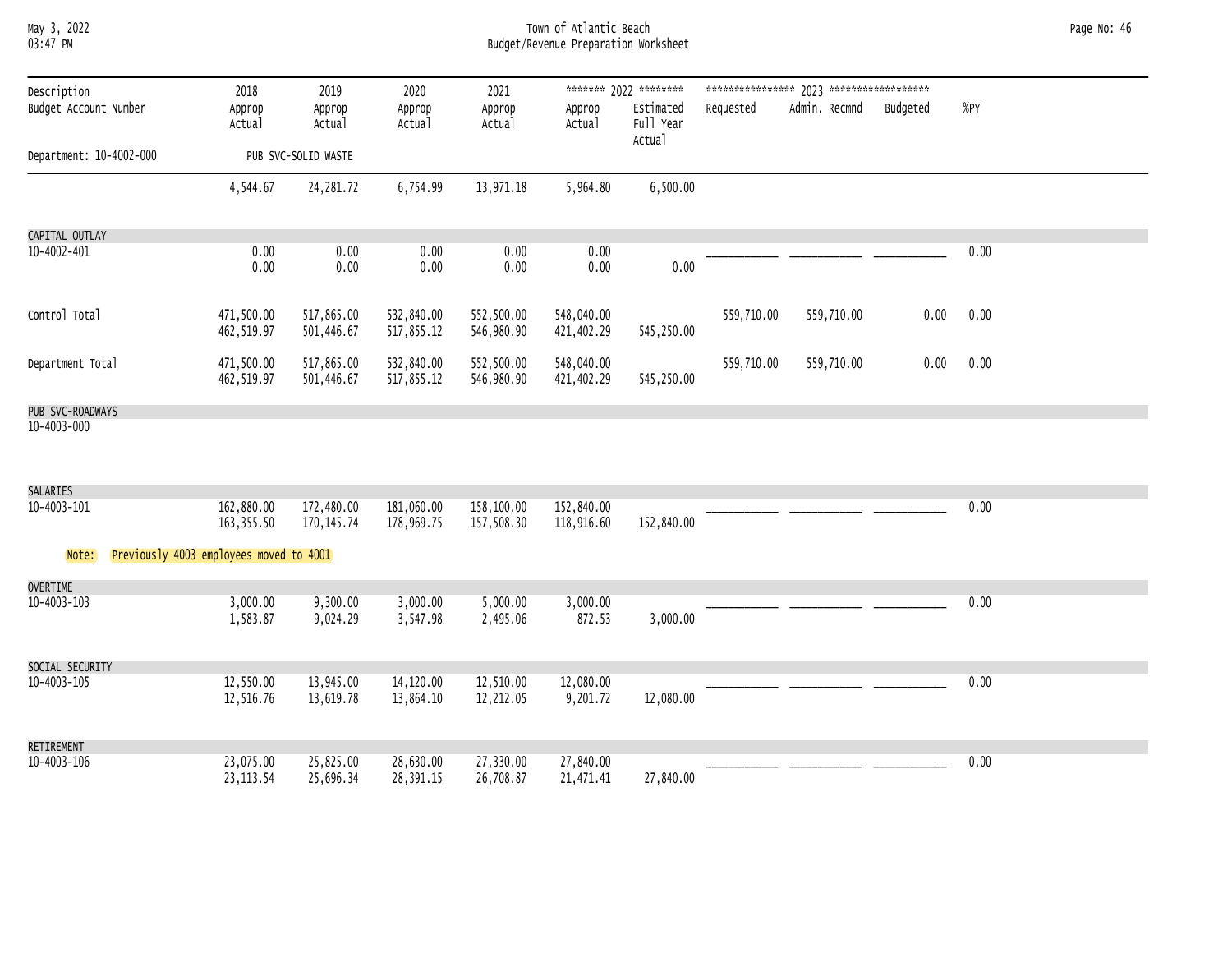Town of Atlantic Beach
Budget/Revenue Preparation Worksheet

| Description / Budget Account Number | 2018 Approp Actual | 2019 Approp Actual | 2020 Approp Actual | 2021 Approp Actual | 2022 Approp Actual | 2022 Estimated Full Year Actual | 2023 Requested | 2023 Admin. Recmnd | 2023 Budgeted | %PY |
|---|---|---|---|---|---|---|---|---|---|---|
| Department: 10-4002-000 PUB SVC-SOLID WASTE | | | | | | | | | | |
| | 4,544.67 | 24,281.72 | 6,754.99 | 13,971.18 | 5,964.80 | 6,500.00 | | | | |
| CAPITAL OUTLAY 10-4002-401 | 0.00 | 0.00 | 0.00 | 0.00 | 0.00 | | ___________ | ___________ | ___________ | 0.00 |
| | 0.00 | 0.00 | 0.00 | 0.00 | 0.00 | 0.00 | | | | |
| Control Total | 471,500.00 | 517,865.00 | 532,840.00 | 552,500.00 | 548,040.00 | | 559,710.00 | 559,710.00 | 0.00 | 0.00 |
| | 462,519.97 | 501,446.67 | 517,855.12 | 546,980.90 | 421,402.29 | 545,250.00 | | | | |
| Department Total | 471,500.00 | 517,865.00 | 532,840.00 | 552,500.00 | 548,040.00 | | 559,710.00 | 559,710.00 | 0.00 | 0.00 |
| | 462,519.97 | 501,446.67 | 517,855.12 | 546,980.90 | 421,402.29 | 545,250.00 | | | | |
| PUB SVC-ROADWAYS 10-4003-000 | | | | | | | | | | |
| SALARIES 10-4003-101 | 162,880.00 | 172,480.00 | 181,060.00 | 158,100.00 | 152,840.00 | | ___________ | ___________ | ___________ | 0.00 |
| | 163,355.50 | 170,145.74 | 178,969.75 | 157,508.30 | 118,916.60 | 152,840.00 | | | | |
| Note: Previously 4003 employees moved to 4001 | | | | | | | | | | |
| OVERTIME 10-4003-103 | 3,000.00 | 9,300.00 | 3,000.00 | 5,000.00 | 3,000.00 | | ___________ | ___________ | ___________ | 0.00 |
| | 1,583.87 | 9,024.29 | 3,547.98 | 2,495.06 | 872.53 | 3,000.00 | | | | |
| SOCIAL SECURITY 10-4003-105 | 12,550.00 | 13,945.00 | 14,120.00 | 12,510.00 | 12,080.00 | | ___________ | ___________ | ___________ | 0.00 |
| | 12,516.76 | 13,619.78 | 13,864.10 | 12,212.05 | 9,201.72 | 12,080.00 | | | | |
| RETIREMENT 10-4003-106 | 23,075.00 | 25,825.00 | 28,630.00 | 27,330.00 | 27,840.00 | | ___________ | ___________ | ___________ | 0.00 |
| | 23,113.54 | 25,696.34 | 28,391.15 | 26,708.87 | 21,471.41 | 27,840.00 | | | | |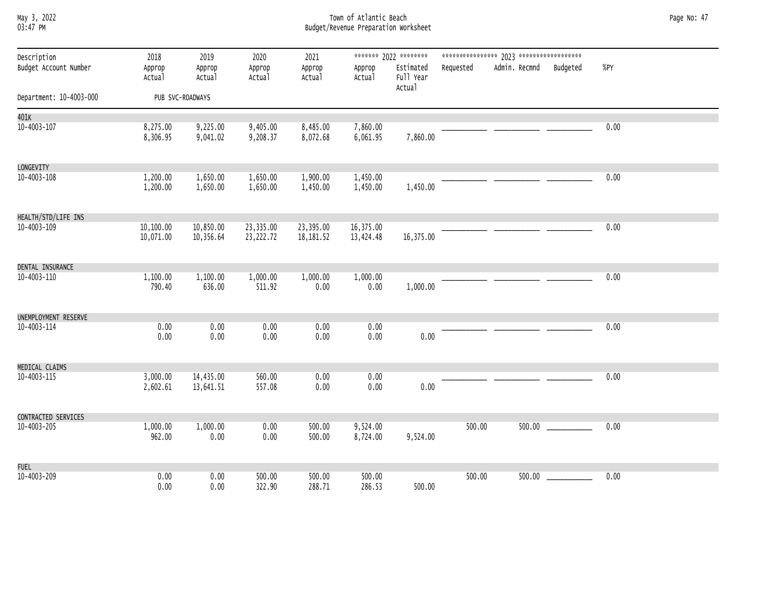Town of Atlantic Beach
Budget/Revenue Preparation Worksheet

| Description / Budget Account Number | 2018 Approp / Actual | 2019 Approp / Actual | 2020 Approp / Actual | 2021 Approp / Actual | 2022 Approp / Actual | 2022 Estimated Full Year Actual | 2023 Requested | 2023 Admin. Recmnd | 2023 Budgeted | %PY |
|---|---|---|---|---|---|---|---|---|---|---|
| Department: 10-4003-000 PUB SVC-ROADWAYS | | | | | | | | | | |
| 401K | | | | | | | | | | |
| 10-4003-107 | 8,275.00 | 9,225.00 | 9,405.00 | 8,485.00 | 7,860.00 | | ___________ | ___________ | ___________ | 0.00 |
| | 8,306.95 | 9,041.02 | 9,208.37 | 8,072.68 | 6,061.95 | 7,860.00 | | | | |
| LONGEVITY | | | | | | | | | | |
| 10-4003-108 | 1,200.00 | 1,650.00 | 1,650.00 | 1,900.00 | 1,450.00 | | ___________ | ___________ | ___________ | 0.00 |
| | 1,200.00 | 1,650.00 | 1,650.00 | 1,450.00 | 1,450.00 | 1,450.00 | | | | |
| HEALTH/STD/LIFE INS | | | | | | | | | | |
| 10-4003-109 | 10,100.00 | 10,850.00 | 23,335.00 | 23,395.00 | 16,375.00 | | ___________ | ___________ | ___________ | 0.00 |
| | 10,071.00 | 10,356.64 | 23,222.72 | 18,181.52 | 13,424.48 | 16,375.00 | | | | |
| DENTAL INSURANCE | | | | | | | | | | |
| 10-4003-110 | 1,100.00 | 1,100.00 | 1,000.00 | 1,000.00 | 1,000.00 | | ___________ | ___________ | ___________ | 0.00 |
| | 790.40 | 636.00 | 511.92 | 0.00 | 0.00 | 1,000.00 | | | | |
| UNEMPLOYMENT RESERVE | | | | | | | | | | |
| 10-4003-114 | 0.00 | 0.00 | 0.00 | 0.00 | 0.00 | | ___________ | ___________ | ___________ | 0.00 |
| | 0.00 | 0.00 | 0.00 | 0.00 | 0.00 | 0.00 | | | | |
| MEDICAL CLAIMS | | | | | | | | | | |
| 10-4003-115 | 3,000.00 | 14,435.00 | 560.00 | 0.00 | 0.00 | | ___________ | ___________ | ___________ | 0.00 |
| | 2,602.61 | 13,641.51 | 557.08 | 0.00 | 0.00 | 0.00 | | | | |
| CONTRACTED SERVICES | | | | | | | | | | |
| 10-4003-205 | 1,000.00 | 1,000.00 | 0.00 | 500.00 | 9,524.00 | | 500.00 | 500.00 | ___________ | 0.00 |
| | 962.00 | 0.00 | 0.00 | 500.00 | 8,724.00 | 9,524.00 | | | | |
| FUEL | | | | | | | | | | |
| 10-4003-209 | 0.00 | 0.00 | 500.00 | 500.00 | 500.00 | | 500.00 | 500.00 | ___________ | 0.00 |
| | 0.00 | 0.00 | 322.90 | 288.71 | 286.53 | 500.00 | | | | |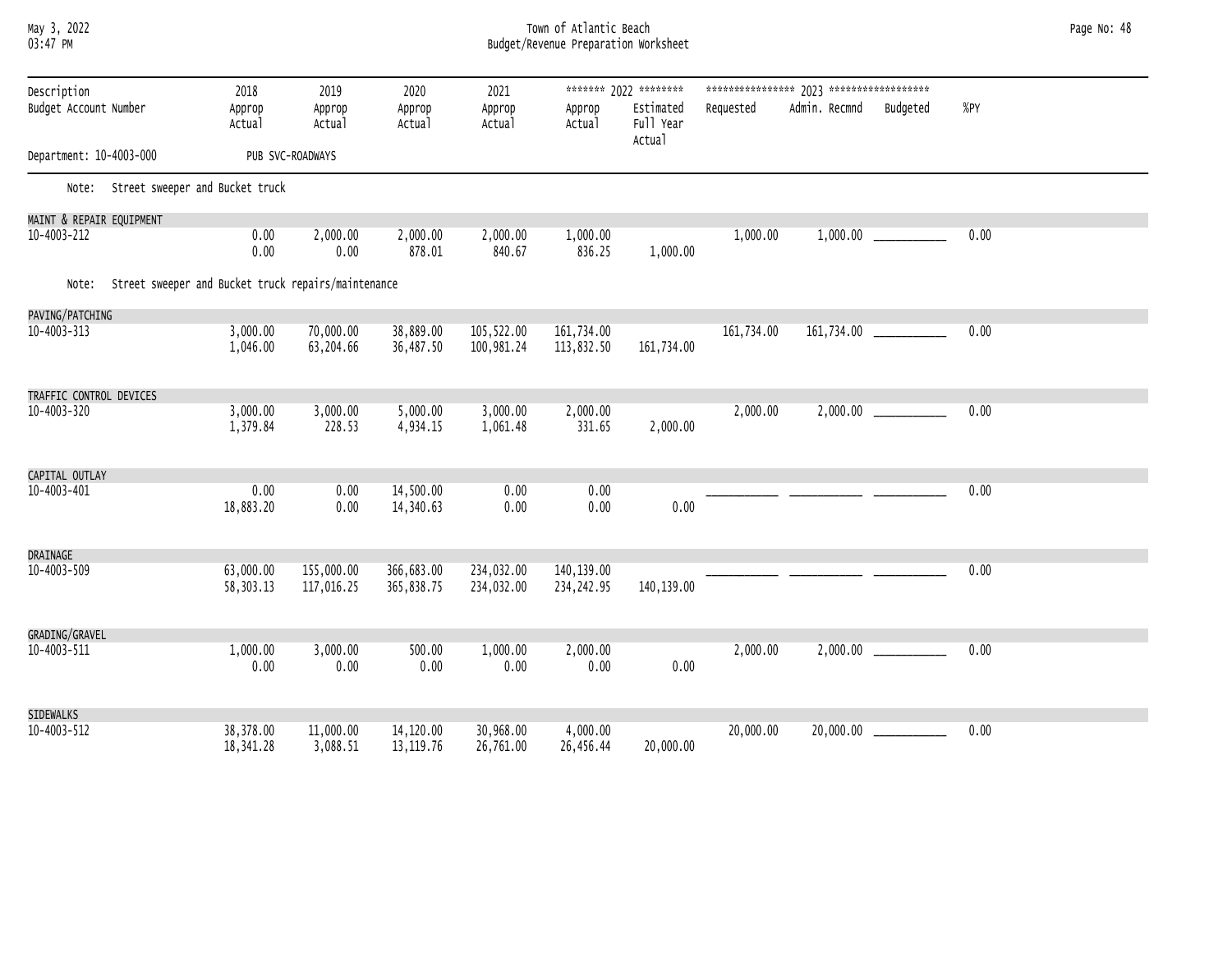Town of Atlantic Beach
Budget/Revenue Preparation Worksheet

| Description / Budget Account Number | 2018 Approp / Actual | 2019 Approp / Actual | 2020 Approp / Actual | 2021 Approp / Actual | 2022 Approp / Actual | 2022 Estimated Full Year Actual | 2023 Requested | 2023 Admin. Recmnd | 2023 Budgeted | %PY |
|---|---|---|---|---|---|---|---|---|---|---|
| Department: 10-4003-000 PUB SVC-ROADWAYS | | | | | | | | | | |

Note: Street sweeper and Bucket truck

| Description / Budget Account Number | 2018 | 2019 | 2020 | 2021 | 2022 | 2022 Estimated Full Year Actual | 2023 Requested | 2023 Admin. Recmnd | 2023 Budgeted | %PY |
|---|---|---|---|---|---|---|---|---|---|---|
| MAINT & REPAIR EQUIPMENT 10-4003-212 | 0.00 | 2,000.00 | 2,000.00 | 2,000.00 | 1,000.00 | | 1,000.00 | 1,000.00 | ___________ | 0.00 |
| | 0.00 | 0.00 | 878.01 | 840.67 | 836.25 | 1,000.00 | | | | |

Note: Street sweeper and Bucket truck repairs/maintenance

| Description / Budget Account Number | 2018 | 2019 | 2020 | 2021 | 2022 | 2022 Estimated Full Year Actual | 2023 Requested | 2023 Admin. Recmnd | 2023 Budgeted | %PY |
|---|---|---|---|---|---|---|---|---|---|---|
| PAVING/PATCHING 10-4003-313 | 3,000.00 | 70,000.00 | 38,889.00 | 105,522.00 | 161,734.00 | | 161,734.00 | 161,734.00 | ___________ | 0.00 |
| | 1,046.00 | 63,204.66 | 36,487.50 | 100,981.24 | 113,832.50 | 161,734.00 | | | | |
| TRAFFIC CONTROL DEVICES 10-4003-320 | 3,000.00 | 3,000.00 | 5,000.00 | 3,000.00 | 2,000.00 | | 2,000.00 | 2,000.00 | ___________ | 0.00 |
| | 1,379.84 | 228.53 | 4,934.15 | 1,061.48 | 331.65 | 2,000.00 | | | | |
| CAPITAL OUTLAY 10-4003-401 | 0.00 | 0.00 | 14,500.00 | 0.00 | 0.00 | | ___________ | ___________ | ___________ | 0.00 |
| | 18,883.20 | 0.00 | 14,340.63 | 0.00 | 0.00 | 0.00 | | | | |
| DRAINAGE 10-4003-509 | 63,000.00 | 155,000.00 | 366,683.00 | 234,032.00 | 140,139.00 | | ___________ | ___________ | ___________ | 0.00 |
| | 58,303.13 | 117,016.25 | 365,838.75 | 234,032.00 | 234,242.95 | 140,139.00 | | | | |
| GRADING/GRAVEL 10-4003-511 | 1,000.00 | 3,000.00 | 500.00 | 1,000.00 | 2,000.00 | | 2,000.00 | 2,000.00 | ___________ | 0.00 |
| | 0.00 | 0.00 | 0.00 | 0.00 | 0.00 | 0.00 | | | | |
| SIDEWALKS 10-4003-512 | 38,378.00 | 11,000.00 | 14,120.00 | 30,968.00 | 4,000.00 | | 20,000.00 | 20,000.00 | ___________ | 0.00 |
| | 18,341.28 | 3,088.51 | 13,119.76 | 26,761.00 | 26,456.44 | 20,000.00 | | | | |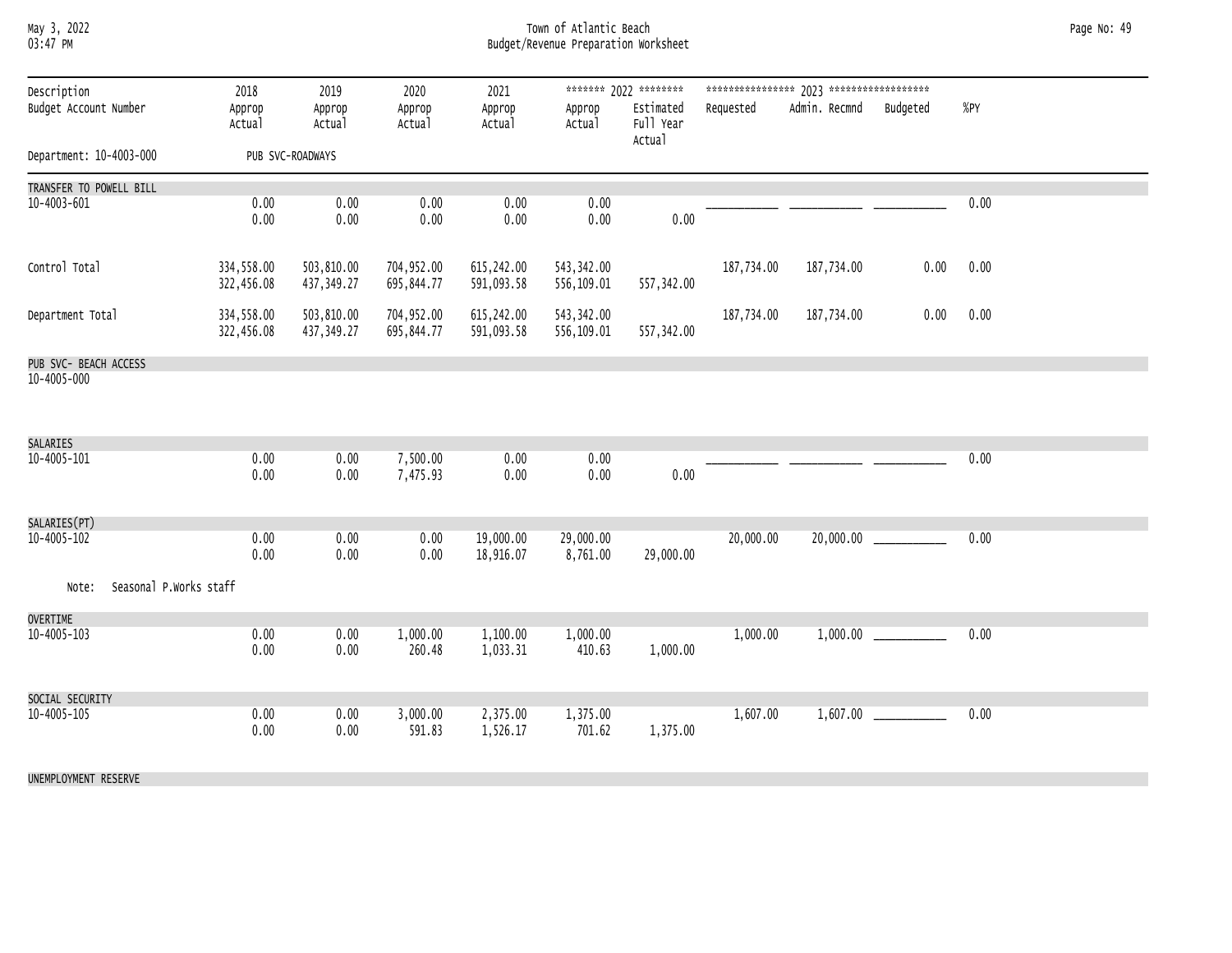| Description<br>Budget Account Number | 2018<br>Approp<br>Actual | 2019<br>Approp<br>Actual | 2020<br>Approp<br>Actual | 2021<br>Approp<br>Actual | 2022<br>Approp<br>Actual | 2022<br>Estimated<br>Full Year<br>Actual | 2023<br>Requested | 2023<br>Admin. Recmnd | 2023<br>Budgeted | %PY |
|---|---|---|---|---|---|---|---|---|---|---|
| Department: 10-4003-000 PUB SVC-ROADWAYS | | | | | | | | | | |
| TRANSFER TO POWELL BILL | | | | | | | | | | |
| 10-4003-601 | 0.00<br>0.00 | 0.00<br>0.00 | 0.00<br>0.00 | 0.00<br>0.00 | 0.00<br>0.00 | 0.00 | ___________ | ___________ | ___________ | 0.00 |
| Control Total | 334,558.00<br>322,456.08 | 503,810.00<br>437,349.27 | 704,952.00<br>695,844.77 | 615,242.00<br>591,093.58 | 543,342.00<br>556,109.01 | 557,342.00 | 187,734.00 | 187,734.00 | 0.00 | 0.00 |
| Department Total | 334,558.00<br>322,456.08 | 503,810.00<br>437,349.27 | 704,952.00<br>695,844.77 | 615,242.00<br>591,093.58 | 543,342.00<br>556,109.01 | 557,342.00 | 187,734.00 | 187,734.00 | 0.00 | 0.00 |
| PUB SVC- BEACH ACCESS | | | | | | | | | | |
| 10-4005-000 | | | | | | | | | | |
| SALARIES | | | | | | | | | | |
| 10-4005-101 | 0.00<br>0.00 | 0.00<br>0.00 | 7,500.00<br>7,475.93 | 0.00<br>0.00 | 0.00<br>0.00 | 0.00 | ___________ | ___________ | ___________ | 0.00 |
| SALARIES(PT) | | | | | | | | | | |
| 10-4005-102 | 0.00<br>0.00 | 0.00<br>0.00 | 0.00<br>0.00 | 19,000.00<br>18,916.07 | 29,000.00<br>8,761.00 | 29,000.00 | 20,000.00 | 20,000.00 | ___________ | 0.00 |
| Note: Seasonal P.Works staff | | | | | | | | | | |
| OVERTIME | | | | | | | | | | |
| 10-4005-103 | 0.00<br>0.00 | 0.00<br>0.00 | 1,000.00<br>260.48 | 1,100.00<br>1,033.31 | 1,000.00<br>410.63 | 1,000.00 | 1,000.00 | 1,000.00 | ___________ | 0.00 |
| SOCIAL SECURITY | | | | | | | | | | |
| 10-4005-105 | 0.00<br>0.00 | 0.00<br>0.00 | 3,000.00<br>591.83 | 2,375.00<br>1,526.17 | 1,375.00<br>701.62 | 1,375.00 | 1,607.00 | 1,607.00 | ___________ | 0.00 |
| UNEMPLOYMENT RESERVE | | | | | | | | | | |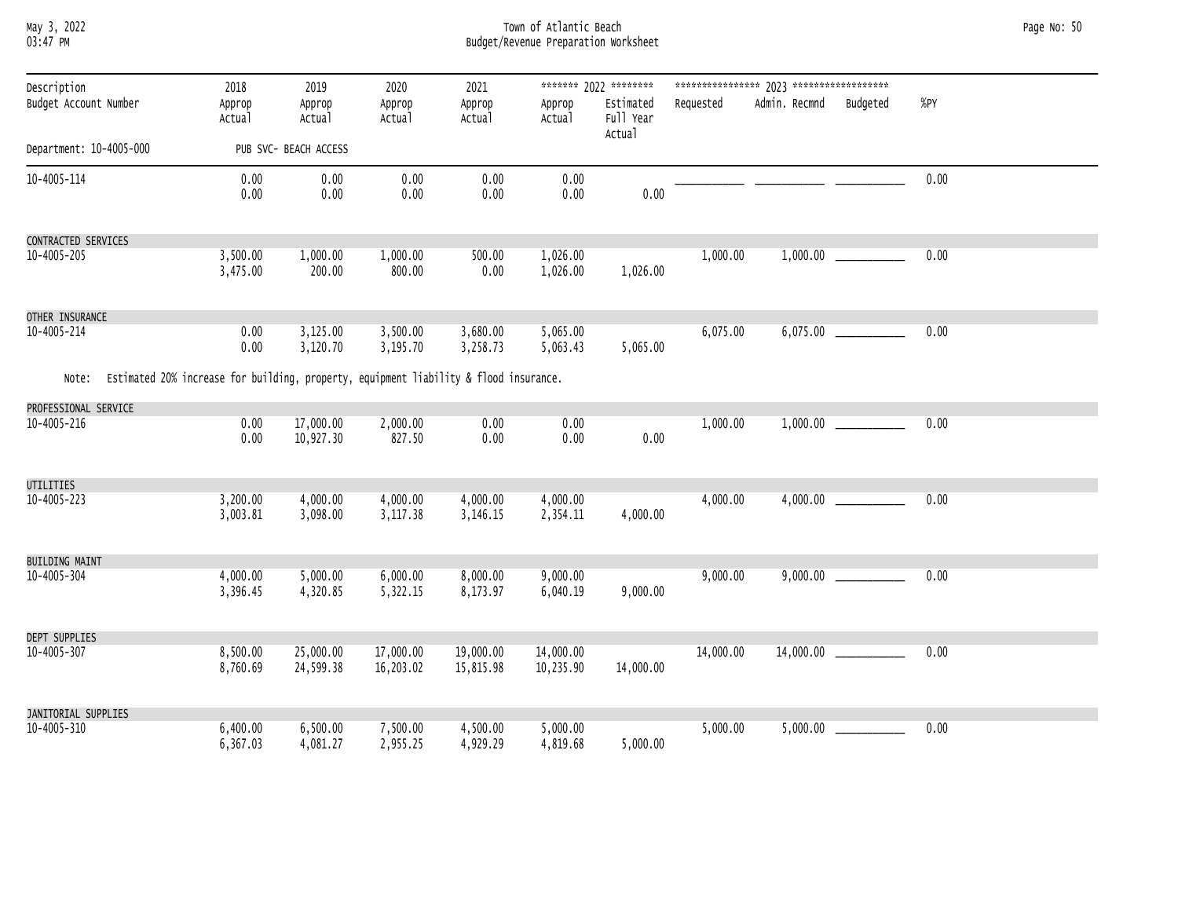# Town of Atlantic Beach
## Budget/Revenue Preparation Worksheet

May 3, 2022
03:47 PM

| Description / Budget Account Number | 2018 Approp / Actual | 2019 Approp / Actual | 2020 Approp / Actual | 2021 Approp / Actual | 2022 Approp / Actual | 2022 Estimated Full Year Actual | 2023 Requested | 2023 Admin. Recmnd | 2023 Budgeted | %PY |
|---|---|---|---|---|---|---|---|---|---|---|
| Department: 10-4005-000 | PUB SVC- BEACH ACCESS | | | | | | | | | |
| 10-4005-114 | 0.00 | 0.00 | 0.00 | 0.00 | 0.00 | | ___________ | ___________ | ___________ | 0.00 |
| | 0.00 | 0.00 | 0.00 | 0.00 | 0.00 | 0.00 | | | | |
| CONTRACTED SERVICES | | | | | | | | | | |
| 10-4005-205 | 3,500.00 | 1,000.00 | 1,000.00 | 500.00 | 1,026.00 | | 1,000.00 | 1,000.00 | ___________ | 0.00 |
| | 3,475.00 | 200.00 | 800.00 | 0.00 | 1,026.00 | 1,026.00 | | | | |
| OTHER INSURANCE | | | | | | | | | | |
| 10-4005-214 | 0.00 | 3,125.00 | 3,500.00 | 3,680.00 | 5,065.00 | | 6,075.00 | 6,075.00 | ___________ | 0.00 |
| | 0.00 | 3,120.70 | 3,195.70 | 3,258.73 | 5,063.43 | 5,065.00 | | | | |
| Note: Estimated 20% increase for building, property, equipment liability & flood insurance. | | | | | | | | | | |
| PROFESSIONAL SERVICE | | | | | | | | | | |
| 10-4005-216 | 0.00 | 17,000.00 | 2,000.00 | 0.00 | 0.00 | | 1,000.00 | 1,000.00 | ___________ | 0.00 |
| | 0.00 | 10,927.30 | 827.50 | 0.00 | 0.00 | 0.00 | | | | |
| UTILITIES | | | | | | | | | | |
| 10-4005-223 | 3,200.00 | 4,000.00 | 4,000.00 | 4,000.00 | 4,000.00 | | 4,000.00 | 4,000.00 | ___________ | 0.00 |
| | 3,003.81 | 3,098.00 | 3,117.38 | 3,146.15 | 2,354.11 | 4,000.00 | | | | |
| BUILDING MAINT | | | | | | | | | | |
| 10-4005-304 | 4,000.00 | 5,000.00 | 6,000.00 | 8,000.00 | 9,000.00 | | 9,000.00 | 9,000.00 | ___________ | 0.00 |
| | 3,396.45 | 4,320.85 | 5,322.15 | 8,173.97 | 6,040.19 | 9,000.00 | | | | |
| DEPT SUPPLIES | | | | | | | | | | |
| 10-4005-307 | 8,500.00 | 25,000.00 | 17,000.00 | 19,000.00 | 14,000.00 | | 14,000.00 | 14,000.00 | ___________ | 0.00 |
| | 8,760.69 | 24,599.38 | 16,203.02 | 15,815.98 | 10,235.90 | 14,000.00 | | | | |
| JANITORIAL SUPPLIES | | | | | | | | | | |
| 10-4005-310 | 6,400.00 | 6,500.00 | 7,500.00 | 4,500.00 | 5,000.00 | | 5,000.00 | 5,000.00 | ___________ | 0.00 |
| | 6,367.03 | 4,081.27 | 2,955.25 | 4,929.29 | 4,819.68 | 5,000.00 | | | | |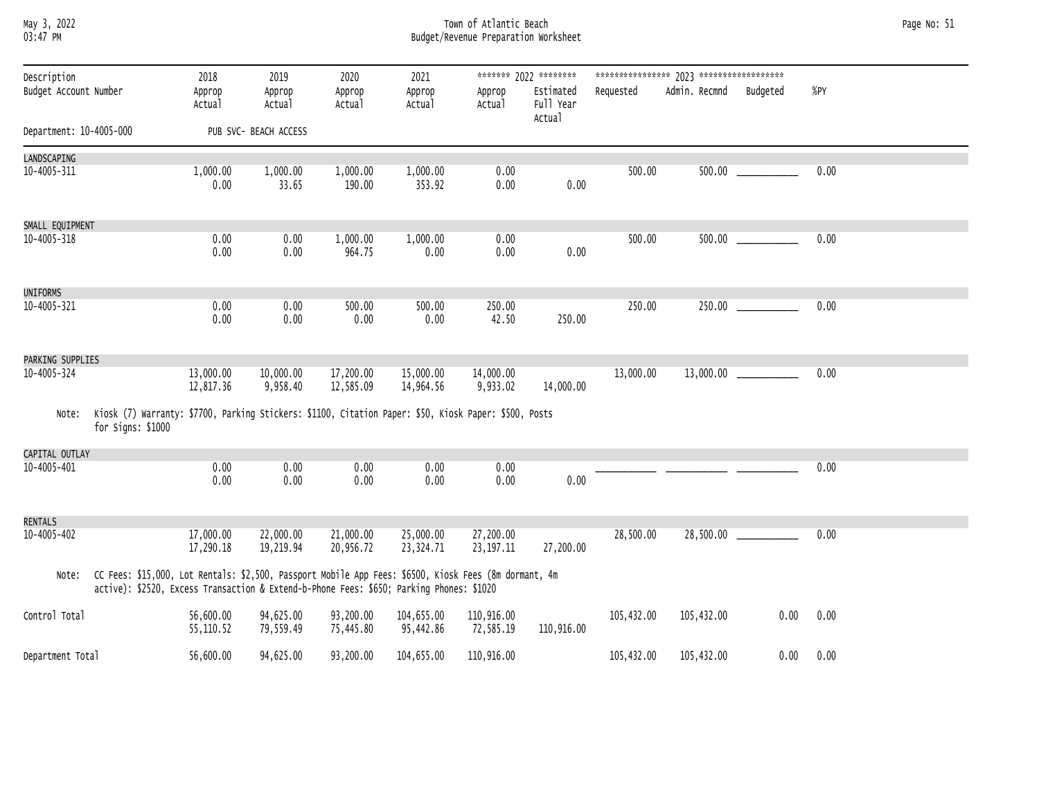Town of Atlantic Beach
Budget/Revenue Preparation Worksheet

| Description / Budget Account Number | 2018 Approp / Actual | 2019 Approp / Actual | 2020 Approp / Actual | 2021 Approp / Actual | 2022 Approp / Actual | 2022 Estimated Full Year Actual | 2023 Requested | 2023 Admin. Recmnd | 2023 Budgeted | %PY |
|---|---|---|---|---|---|---|---|---|---|---|
| Department: 10-4005-000 | PUB SVC- BEACH ACCESS | | | | | | | | | |
| **LANDSCAPING** | | | | | | | | | | |
| 10-4005-311 | 1,000.00 | 1,000.00 | 1,000.00 | 1,000.00 | 0.00 | | 500.00 | 500.00 | ___________ | 0.00 |
| | 0.00 | 33.65 | 190.00 | 353.92 | 0.00 | 0.00 | | | | |
| **SMALL EQUIPMENT** | | | | | | | | | | |
| 10-4005-318 | 0.00 | 0.00 | 1,000.00 | 1,000.00 | 0.00 | | 500.00 | 500.00 | ___________ | 0.00 |
| | 0.00 | 0.00 | 964.75 | 0.00 | 0.00 | 0.00 | | | | |
| **UNIFORMS** | | | | | | | | | | |
| 10-4005-321 | 0.00 | 0.00 | 500.00 | 500.00 | 250.00 | | 250.00 | 250.00 | ___________ | 0.00 |
| | 0.00 | 0.00 | 0.00 | 0.00 | 42.50 | 250.00 | | | | |
| **PARKING SUPPLIES** | | | | | | | | | | |
| 10-4005-324 | 13,000.00 | 10,000.00 | 17,200.00 | 15,000.00 | 14,000.00 | | 13,000.00 | 13,000.00 | ___________ | 0.00 |
| | 12,817.36 | 9,958.40 | 12,585.09 | 14,964.56 | 9,933.02 | 14,000.00 | | | | |
| Note: Kiosk (7) Warranty: $7700, Parking Stickers: $1100, Citation Paper: $50, Kiosk Paper: $500, Posts for Signs: $1000 | | | | | | | | | | |
| **CAPITAL OUTLAY** | | | | | | | | | | |
| 10-4005-401 | 0.00 | 0.00 | 0.00 | 0.00 | 0.00 | | ___________ | ___________ | ___________ | 0.00 |
| | 0.00 | 0.00 | 0.00 | 0.00 | 0.00 | 0.00 | | | | |
| **RENTALS** | | | | | | | | | | |
| 10-4005-402 | 17,000.00 | 22,000.00 | 21,000.00 | 25,000.00 | 27,200.00 | | 28,500.00 | 28,500.00 | ___________ | 0.00 |
| | 17,290.18 | 19,219.94 | 20,956.72 | 23,324.71 | 23,197.11 | 27,200.00 | | | | |
| Note: CC Fees: $15,000, Lot Rentals: $2,500, Passport Mobile App Fees: $6500, Kiosk Fees (8m dormant, 4m active): $2520, Excess Transaction & Extend-b-Phone Fees: $650; Parking Phones: $1020 | | | | | | | | | | |
| Control Total | 56,600.00 | 94,625.00 | 93,200.00 | 104,655.00 | 110,916.00 | | 105,432.00 | 105,432.00 | 0.00 | 0.00 |
| | 55,110.52 | 79,559.49 | 75,445.80 | 95,442.86 | 72,585.19 | 110,916.00 | | | | |
| Department Total | 56,600.00 | 94,625.00 | 93,200.00 | 104,655.00 | 110,916.00 | | 105,432.00 | 105,432.00 | 0.00 | 0.00 |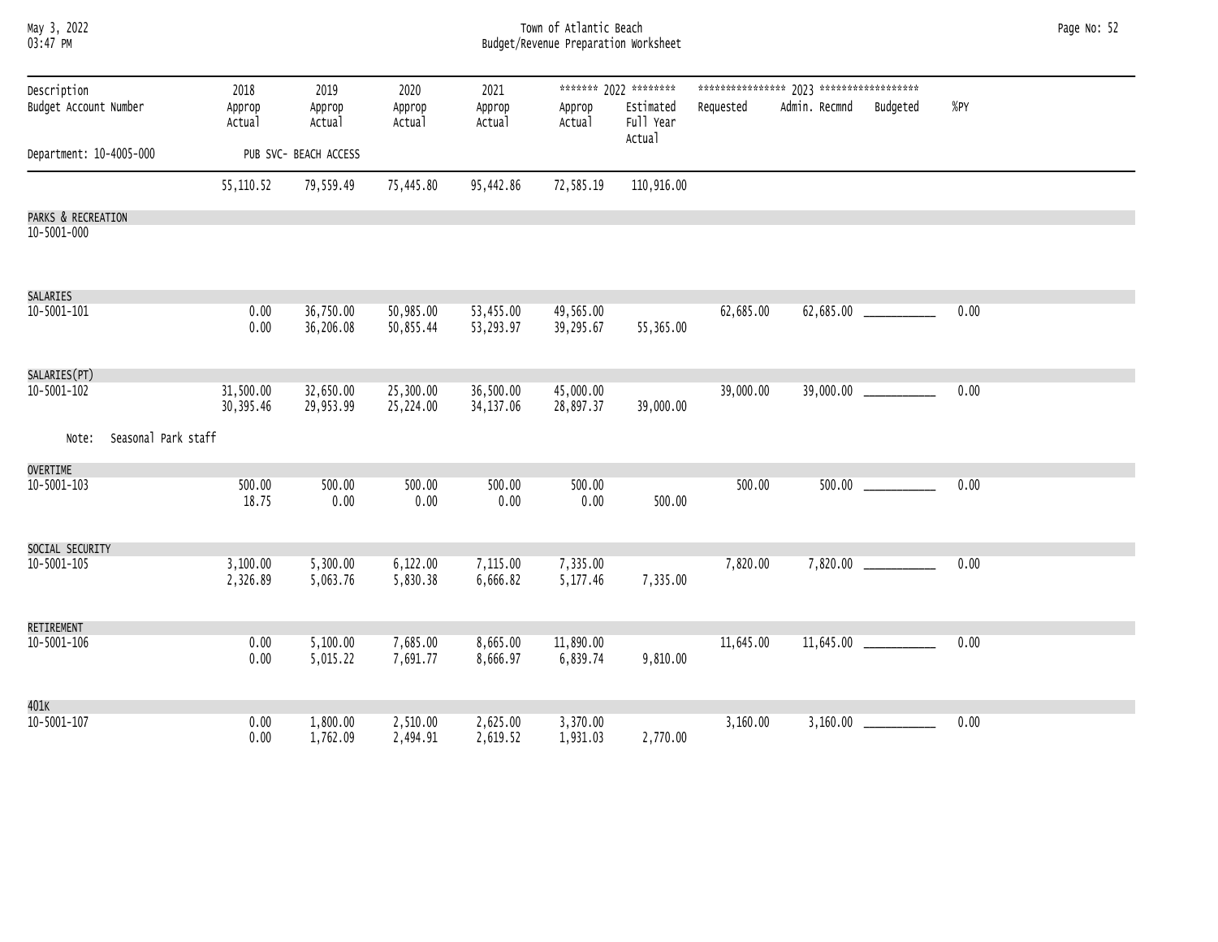Town of Atlantic Beach
Budget/Revenue Preparation Worksheet

| Description / Budget Account Number | 2018 Approp / Actual | 2019 Approp / Actual | 2020 Approp / Actual | 2021 Approp / Actual | 2022 Approp / Actual | 2022 Estimated Full Year Actual | 2023 Requested | 2023 Admin. Recmnd | 2023 Budgeted | %PY |
|---|---|---|---|---|---|---|---|---|---|---|
| Department: 10-4005-000 PUB SVC- BEACH ACCESS | | | | | | | | | | |
| | 55,110.52 | 79,559.49 | 75,445.80 | 95,442.86 | 72,585.19 | 110,916.00 | | | | |
| PARKS & RECREATION 10-5001-000 | | | | | | | | | | |
| SALARIES 10-5001-101 | 0.00 | 36,750.00 | 50,985.00 | 53,455.00 | 49,565.00 | | 62,685.00 | 62,685.00 | ___________ | 0.00 |
| | 0.00 | 36,206.08 | 50,855.44 | 53,293.97 | 39,295.67 | 55,365.00 | | | | |
| SALARIES(PT) 10-5001-102 | 31,500.00 | 32,650.00 | 25,300.00 | 36,500.00 | 45,000.00 | | 39,000.00 | 39,000.00 | ___________ | 0.00 |
| | 30,395.46 | 29,953.99 | 25,224.00 | 34,137.06 | 28,897.37 | 39,000.00 | | | | |
| Note: Seasonal Park staff | | | | | | | | | | |
| OVERTIME 10-5001-103 | 500.00 | 500.00 | 500.00 | 500.00 | 500.00 | | 500.00 | 500.00 | ___________ | 0.00 |
| | 18.75 | 0.00 | 0.00 | 0.00 | 0.00 | 500.00 | | | | |
| SOCIAL SECURITY 10-5001-105 | 3,100.00 | 5,300.00 | 6,122.00 | 7,115.00 | 7,335.00 | | 7,820.00 | 7,820.00 | ___________ | 0.00 |
| | 2,326.89 | 5,063.76 | 5,830.38 | 6,666.82 | 5,177.46 | 7,335.00 | | | | |
| RETIREMENT 10-5001-106 | 0.00 | 5,100.00 | 7,685.00 | 8,665.00 | 11,890.00 | | 11,645.00 | 11,645.00 | ___________ | 0.00 |
| | 0.00 | 5,015.22 | 7,691.77 | 8,666.97 | 6,839.74 | 9,810.00 | | | | |
| 401K 10-5001-107 | 0.00 | 1,800.00 | 2,510.00 | 2,625.00 | 3,370.00 | | 3,160.00 | 3,160.00 | ___________ | 0.00 |
| | 0.00 | 1,762.09 | 2,494.91 | 2,619.52 | 1,931.03 | 2,770.00 | | | | |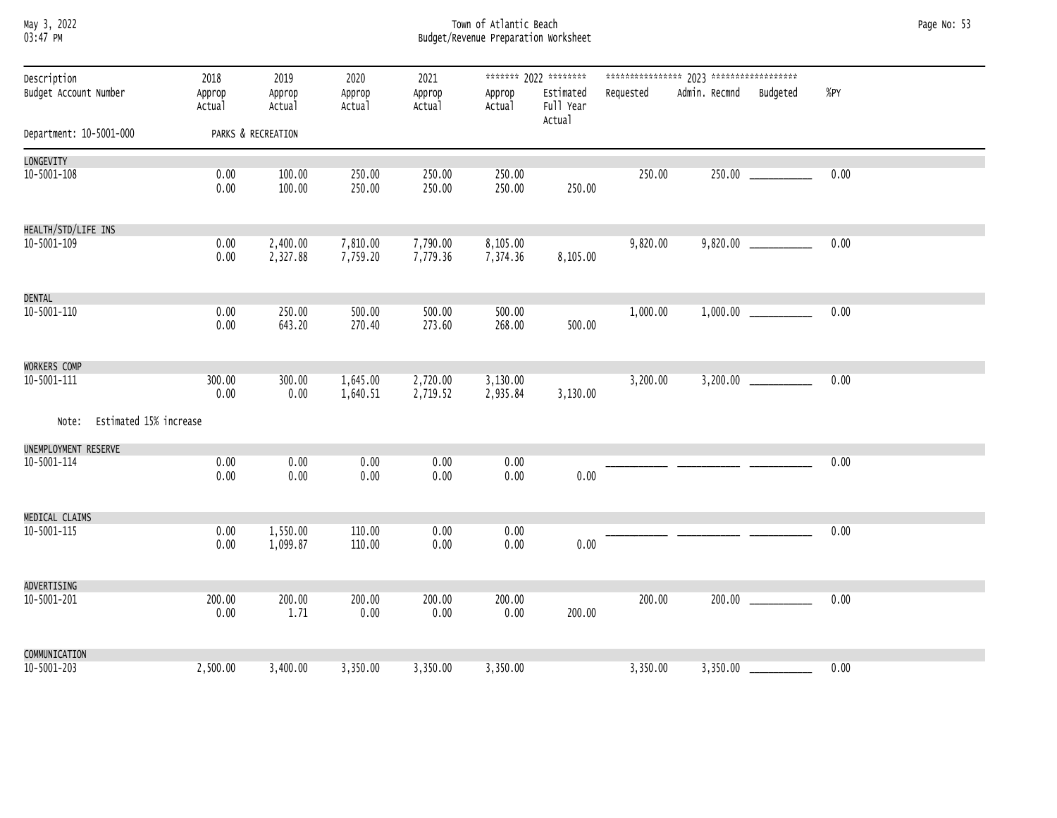Town of Atlantic Beach
Budget/Revenue Preparation Worksheet

| Description / Budget Account Number | 2018 Approp / Actual | 2019 Approp / Actual | 2020 Approp / Actual | 2021 Approp / Actual | 2022 Approp / Actual | 2022 Estimated Full Year Actual | 2023 Requested | 2023 Admin. Recmnd | 2023 Budgeted | %PY |
|---|---|---|---|---|---|---|---|---|---|---|
| Department: 10-5001-000 PARKS & RECREATION | | | | | | | | | | |
| LONGEVITY | | | | | | | | | | |
| 10-5001-108 | 0.00 | 100.00 | 250.00 | 250.00 | 250.00 | | 250.00 | 250.00 | ___________ | 0.00 |
| | 0.00 | 100.00 | 250.00 | 250.00 | 250.00 | 250.00 | | | | |
| HEALTH/STD/LIFE INS | | | | | | | | | | |
| 10-5001-109 | 0.00 | 2,400.00 | 7,810.00 | 7,790.00 | 8,105.00 | | 9,820.00 | 9,820.00 | ___________ | 0.00 |
| | 0.00 | 2,327.88 | 7,759.20 | 7,779.36 | 7,374.36 | 8,105.00 | | | | |
| DENTAL | | | | | | | | | | |
| 10-5001-110 | 0.00 | 250.00 | 500.00 | 500.00 | 500.00 | | 1,000.00 | 1,000.00 | ___________ | 0.00 |
| | 0.00 | 643.20 | 270.40 | 273.60 | 268.00 | 500.00 | | | | |
| WORKERS COMP | | | | | | | | | | |
| 10-5001-111 | 300.00 | 300.00 | 1,645.00 | 2,720.00 | 3,130.00 | | 3,200.00 | 3,200.00 | ___________ | 0.00 |
| | 0.00 | 0.00 | 1,640.51 | 2,719.52 | 2,935.84 | 3,130.00 | | | | |
| Note: Estimated 15% increase | | | | | | | | | | |
| UNEMPLOYMENT RESERVE | | | | | | | | | | |
| 10-5001-114 | 0.00 | 0.00 | 0.00 | 0.00 | 0.00 | | ___________ | ___________ | ___________ | 0.00 |
| | 0.00 | 0.00 | 0.00 | 0.00 | 0.00 | 0.00 | | | | |
| MEDICAL CLAIMS | | | | | | | | | | |
| 10-5001-115 | 0.00 | 1,550.00 | 110.00 | 0.00 | 0.00 | | ___________ | ___________ | ___________ | 0.00 |
| | 0.00 | 1,099.87 | 110.00 | 0.00 | 0.00 | 0.00 | | | | |
| ADVERTISING | | | | | | | | | | |
| 10-5001-201 | 200.00 | 200.00 | 200.00 | 200.00 | 200.00 | | 200.00 | 200.00 | ___________ | 0.00 |
| | 0.00 | 1.71 | 0.00 | 0.00 | 0.00 | 200.00 | | | | |
| COMMUNICATION | | | | | | | | | | |
| 10-5001-203 | 2,500.00 | 3,400.00 | 3,350.00 | 3,350.00 | 3,350.00 | | 3,350.00 | 3,350.00 | ___________ | 0.00 |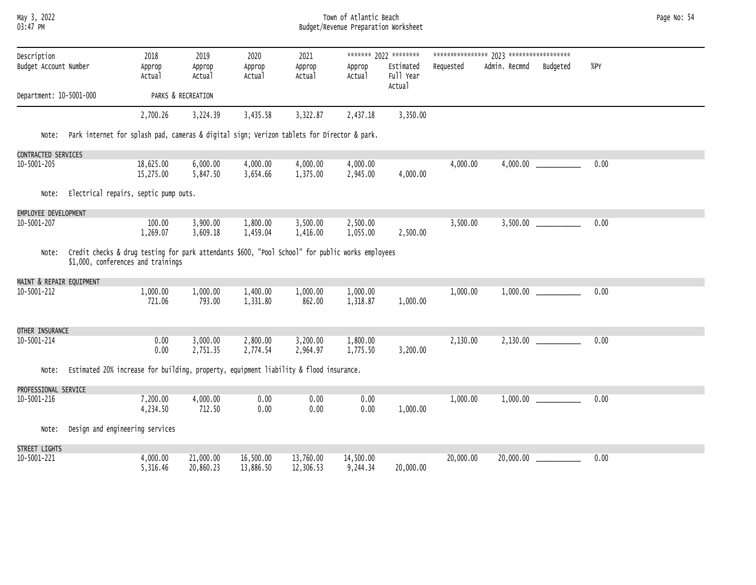| Description<br>Budget Account Number | 2018<br>Approp<br>Actual | 2019<br>Approp<br>Actual | 2020<br>Approp<br>Actual | 2021<br>Approp<br>Actual | 2022<br>Approp<br>Actual | 2022<br>Estimated<br>Full Year<br>Actual | 2023<br>Requested | 2023<br>Admin. Recmnd | 2023<br>Budgeted | %PY |
|---|---|---|---|---|---|---|---|---|---|---|
| Department: 10-5001-000 | PARKS & RECREATION | | | | | | | | | |
| | 2,700.26 | 3,224.39 | 3,435.58 | 3,322.87 | 2,437.18 | 3,350.00 | | | | |

Note: Park internet for splash pad, cameras & digital sign; Verizon tablets for Director & park.

| Description<br>Budget Account Number | 2018<br>Approp<br>Actual | 2019<br>Approp<br>Actual | 2020<br>Approp<br>Actual | 2021<br>Approp<br>Actual | 2022<br>Approp<br>Actual | 2022<br>Estimated<br>Full Year<br>Actual | 2023<br>Requested | 2023<br>Admin. Recmnd | 2023<br>Budgeted | %PY |
|---|---|---|---|---|---|---|---|---|---|---|
| CONTRACTED SERVICES<br>10-5001-205 | 18,625.00<br>15,275.00 | 6,000.00<br>5,847.50 | 4,000.00<br>3,654.66 | 4,000.00<br>1,375.00 | 4,000.00<br>2,945.00 | 4,000.00 | 4,000.00 | 4,000.00 | ___________ | 0.00 |

Note: Electrical repairs, septic pump outs.

| Description<br>Budget Account Number | 2018<br>Approp<br>Actual | 2019<br>Approp<br>Actual | 2020<br>Approp<br>Actual | 2021<br>Approp<br>Actual | 2022<br>Approp<br>Actual | 2022<br>Estimated<br>Full Year<br>Actual | 2023<br>Requested | 2023<br>Admin. Recmnd | 2023<br>Budgeted | %PY |
|---|---|---|---|---|---|---|---|---|---|---|
| EMPLOYEE DEVELOPMENT<br>10-5001-207 | 100.00<br>1,269.07 | 3,900.00<br>3,609.18 | 1,800.00<br>1,459.04 | 3,500.00<br>1,416.00 | 2,500.00<br>1,055.00 | 2,500.00 | 3,500.00 | 3,500.00 | ___________ | 0.00 |

Note: Credit checks & drug testing for park attendants $600, "Pool School" for public works employees $1,000, conferences and trainings

| Description<br>Budget Account Number | 2018<br>Approp<br>Actual | 2019<br>Approp<br>Actual | 2020<br>Approp<br>Actual | 2021<br>Approp<br>Actual | 2022<br>Approp<br>Actual | 2022<br>Estimated<br>Full Year<br>Actual | 2023<br>Requested | 2023<br>Admin. Recmnd | 2023<br>Budgeted | %PY |
|---|---|---|---|---|---|---|---|---|---|---|
| MAINT & REPAIR EQUIPMENT<br>10-5001-212 | 1,000.00<br>721.06 | 1,000.00<br>793.00 | 1,400.00<br>1,331.80 | 1,000.00<br>862.00 | 1,000.00<br>1,318.87 | 1,000.00 | 1,000.00 | 1,000.00 | ___________ | 0.00 |
| OTHER INSURANCE<br>10-5001-214 | 0.00<br>0.00 | 3,000.00<br>2,751.35 | 2,800.00<br>2,774.54 | 3,200.00<br>2,964.97 | 1,800.00<br>1,775.50 | 3,200.00 | 2,130.00 | 2,130.00 | ___________ | 0.00 |

Note: Estimated 20% increase for building, property, equipment liability & flood insurance.

| Description<br>Budget Account Number | 2018<br>Approp<br>Actual | 2019<br>Approp<br>Actual | 2020<br>Approp<br>Actual | 2021<br>Approp<br>Actual | 2022<br>Approp<br>Actual | 2022<br>Estimated<br>Full Year<br>Actual | 2023<br>Requested | 2023<br>Admin. Recmnd | 2023<br>Budgeted | %PY |
|---|---|---|---|---|---|---|---|---|---|---|
| PROFESSIONAL SERVICE<br>10-5001-216 | 7,200.00<br>4,234.50 | 4,000.00<br>712.50 | 0.00<br>0.00 | 0.00<br>0.00 | 0.00<br>0.00 | 1,000.00 | 1,000.00 | 1,000.00 | ___________ | 0.00 |

Note: Design and engineering services

| Description<br>Budget Account Number | 2018<br>Approp<br>Actual | 2019<br>Approp<br>Actual | 2020<br>Approp<br>Actual | 2021<br>Approp<br>Actual | 2022<br>Approp<br>Actual | 2022<br>Estimated<br>Full Year<br>Actual | 2023<br>Requested | 2023<br>Admin. Recmnd | 2023<br>Budgeted | %PY |
|---|---|---|---|---|---|---|---|---|---|---|
| STREET LIGHTS<br>10-5001-221 | 4,000.00<br>5,316.46 | 21,000.00<br>20,860.23 | 16,500.00<br>13,886.50 | 13,760.00<br>12,306.53 | 14,500.00<br>9,244.34 | 20,000.00 | 20,000.00 | 20,000.00 | ___________ | 0.00 |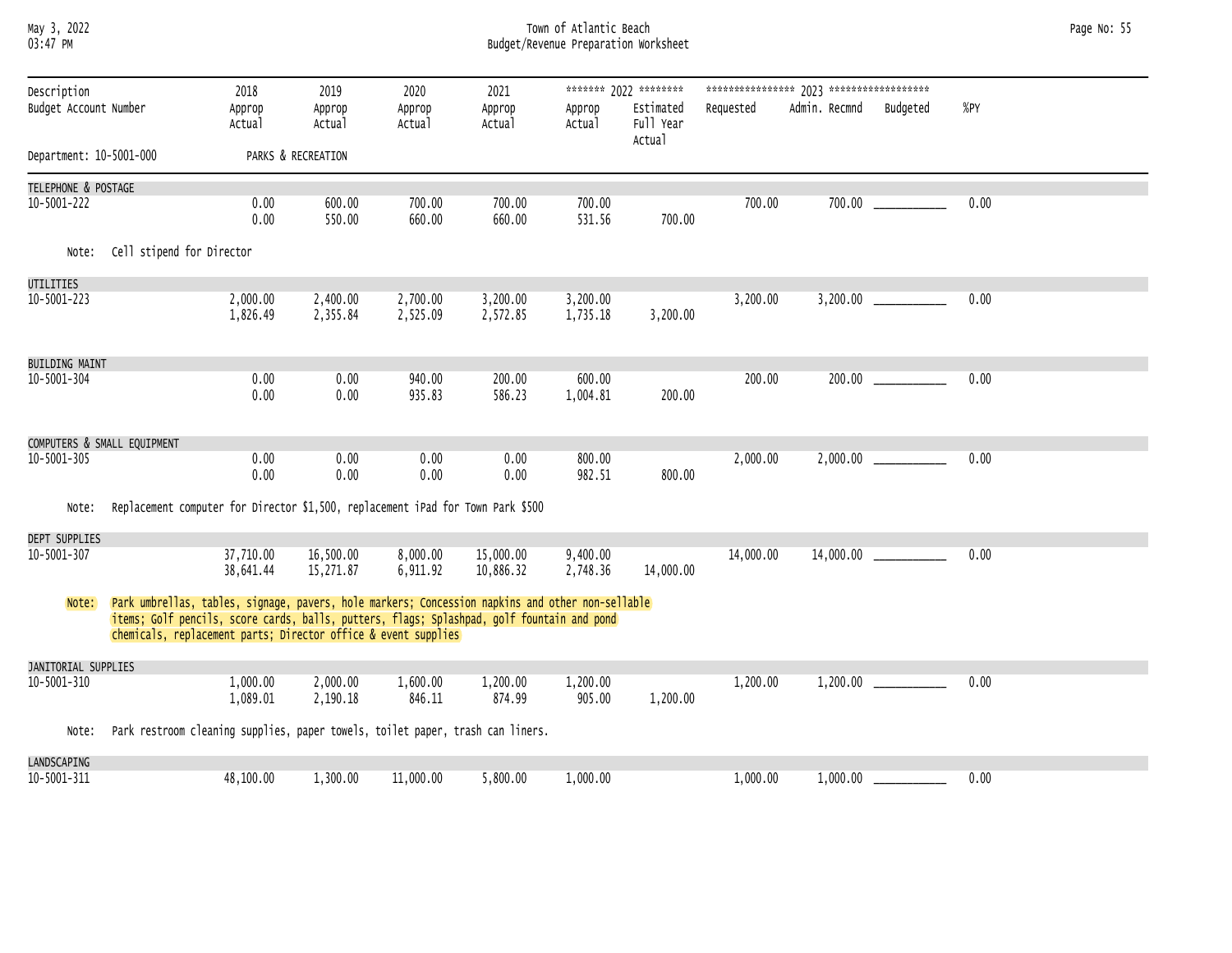Town of Atlantic Beach
Budget/Revenue Preparation Worksheet

| Description / Budget Account Number | 2018 Approp / Actual | 2019 Approp / Actual | 2020 Approp / Actual | 2021 Approp / Actual | 2022 Approp / Actual | 2022 Estimated Full Year Actual | 2023 Requested | 2023 Admin. Recmnd | 2023 Budgeted | %PY |
|---|---|---|---|---|---|---|---|---|---|---|
| Department: 10-5001-000 PARKS & RECREATION | | | | | | | | | | |
| **TELEPHONE & POSTAGE** | | | | | | | | | | |
| 10-5001-222 | 0.00 | 600.00 | 700.00 | 700.00 | 700.00 | | 700.00 | 700.00 | ___________ | 0.00 |
| | 0.00 | 550.00 | 660.00 | 660.00 | 531.56 | 700.00 | | | | |
| Note: Cell stipend for Director | | | | | | | | | | |
| **UTILITIES** | | | | | | | | | | |
| 10-5001-223 | 2,000.00 | 2,400.00 | 2,700.00 | 3,200.00 | 3,200.00 | | 3,200.00 | 3,200.00 | ___________ | 0.00 |
| | 1,826.49 | 2,355.84 | 2,525.09 | 2,572.85 | 1,735.18 | 3,200.00 | | | | |
| **BUILDING MAINT** | | | | | | | | | | |
| 10-5001-304 | 0.00 | 0.00 | 940.00 | 200.00 | 600.00 | | 200.00 | 200.00 | ___________ | 0.00 |
| | 0.00 | 0.00 | 935.83 | 586.23 | 1,004.81 | 200.00 | | | | |
| **COMPUTERS & SMALL EQUIPMENT** | | | | | | | | | | |
| 10-5001-305 | 0.00 | 0.00 | 0.00 | 0.00 | 800.00 | | 2,000.00 | 2,000.00 | ___________ | 0.00 |
| | 0.00 | 0.00 | 0.00 | 0.00 | 982.51 | 800.00 | | | | |
| Note: Replacement computer for Director $1,500, replacement iPad for Town Park $500 | | | | | | | | | | |
| **DEPT SUPPLIES** | | | | | | | | | | |
| 10-5001-307 | 37,710.00 | 16,500.00 | 8,000.00 | 15,000.00 | 9,400.00 | | 14,000.00 | 14,000.00 | ___________ | 0.00 |
| | 38,641.44 | 15,271.87 | 6,911.92 | 10,886.32 | 2,748.36 | 14,000.00 | | | | |
| Note: Park umbrellas, tables, signage, pavers, hole markers; Concession napkins and other non-sellable items; Golf pencils, score cards, balls, putters, flags; Splashpad, golf fountain and pond chemicals, replacement parts; Director office & event supplies | | | | | | | | | | |
| **JANITORIAL SUPPLIES** | | | | | | | | | | |
| 10-5001-310 | 1,000.00 | 2,000.00 | 1,600.00 | 1,200.00 | 1,200.00 | | 1,200.00 | 1,200.00 | ___________ | 0.00 |
| | 1,089.01 | 2,190.18 | 846.11 | 874.99 | 905.00 | 1,200.00 | | | | |
| Note: Park restroom cleaning supplies, paper towels, toilet paper, trash can liners. | | | | | | | | | | |
| **LANDSCAPING** | | | | | | | | | | |
| 10-5001-311 | 48,100.00 | 1,300.00 | 11,000.00 | 5,800.00 | 1,000.00 | | 1,000.00 | 1,000.00 | ___________ | 0.00 |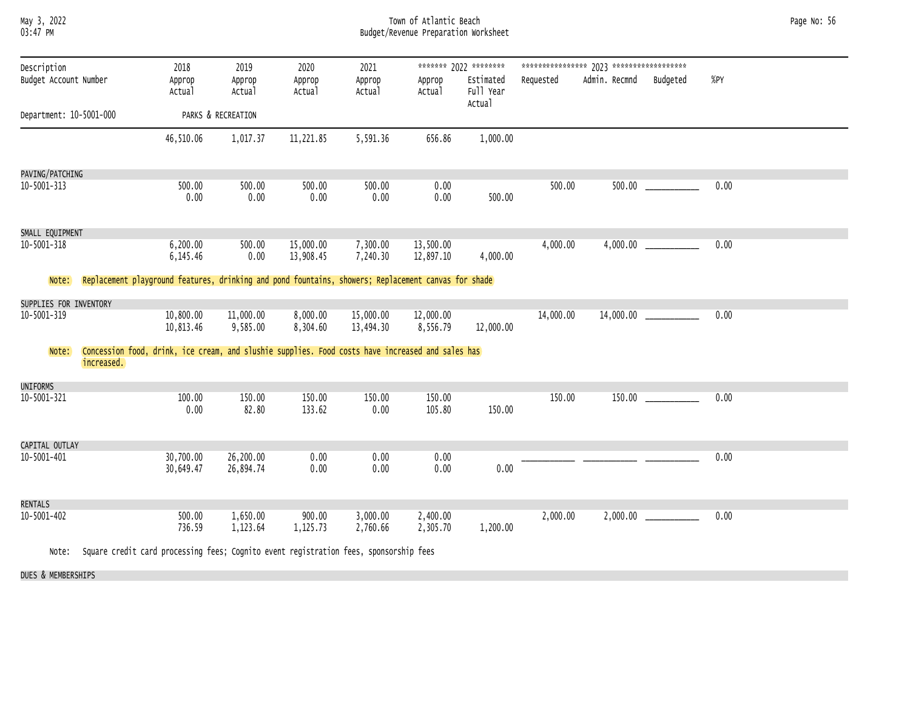Town of Atlantic Beach
Budget/Revenue Preparation Worksheet

| Description / Budget Account Number | 2018 Approp / Actual | 2019 Approp / Actual | 2020 Approp / Actual | 2021 Approp / Actual | 2022 Approp / Actual | 2022 Estimated Full Year Actual | 2023 Requested | 2023 Admin. Recmnd | 2023 Budgeted | %PY |
|---|---|---|---|---|---|---|---|---|---|---|
| Department: 10-5001-000 PARKS & RECREATION | | | | | | | | | | |
| | 46,510.06 | 1,017.37 | 11,221.85 | 5,591.36 | 656.86 | 1,000.00 | | | | |
| **PAVING/PATCHING** | | | | | | | | | | |
| 10-5001-313 | 500.00 | 500.00 | 500.00 | 500.00 | 0.00 | | 500.00 | 500.00 | ___________ | 0.00 |
| | 0.00 | 0.00 | 0.00 | 0.00 | 0.00 | 500.00 | | | | |
| **SMALL EQUIPMENT** | | | | | | | | | | |
| 10-5001-318 | 6,200.00 | 500.00 | 15,000.00 | 7,300.00 | 13,500.00 | | 4,000.00 | 4,000.00 | ___________ | 0.00 |
| | 6,145.46 | 0.00 | 13,908.45 | 7,240.30 | 12,897.10 | 4,000.00 | | | | |
| Note: Replacement playground features, drinking and pond fountains, showers; Replacement canvas for shade | | | | | | | | | | |
| **SUPPLIES FOR INVENTORY** | | | | | | | | | | |
| 10-5001-319 | 10,800.00 | 11,000.00 | 8,000.00 | 15,000.00 | 12,000.00 | | 14,000.00 | 14,000.00 | ___________ | 0.00 |
| | 10,813.46 | 9,585.00 | 8,304.60 | 13,494.30 | 8,556.79 | 12,000.00 | | | | |
| Note: Concession food, drink, ice cream, and slushie supplies. Food costs have increased and sales has increased. | | | | | | | | | | |
| **UNIFORMS** | | | | | | | | | | |
| 10-5001-321 | 100.00 | 150.00 | 150.00 | 150.00 | 150.00 | | 150.00 | 150.00 | ___________ | 0.00 |
| | 0.00 | 82.80 | 133.62 | 0.00 | 105.80 | 150.00 | | | | |
| **CAPITAL OUTLAY** | | | | | | | | | | |
| 10-5001-401 | 30,700.00 | 26,200.00 | 0.00 | 0.00 | 0.00 | | ___________ | ___________ | ___________ | 0.00 |
| | 30,649.47 | 26,894.74 | 0.00 | 0.00 | 0.00 | 0.00 | | | | |
| **RENTALS** | | | | | | | | | | |
| 10-5001-402 | 500.00 | 1,650.00 | 900.00 | 3,000.00 | 2,400.00 | | 2,000.00 | 2,000.00 | ___________ | 0.00 |
| | 736.59 | 1,123.64 | 1,125.73 | 2,760.66 | 2,305.70 | 1,200.00 | | | | |
| Note: Square credit card processing fees; Cognito event registration fees, sponsorship fees | | | | | | | | | | |
| **DUES & MEMBERSHIPS** | | | | | | | | | | |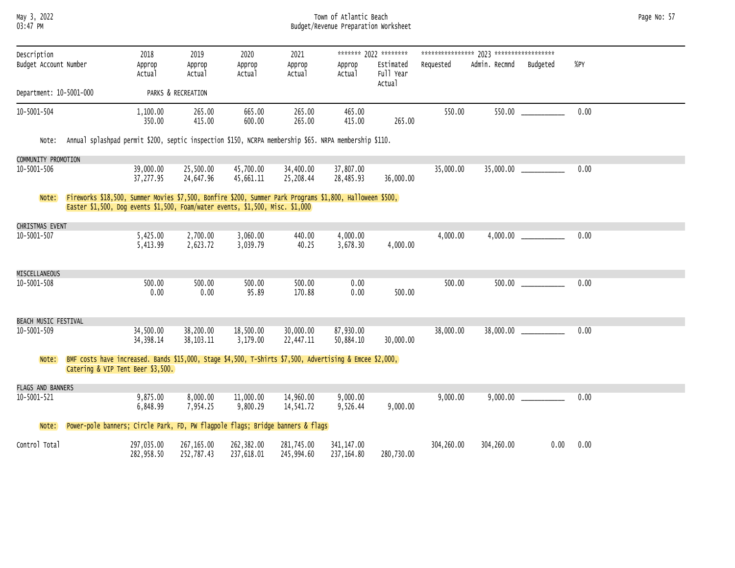Town of Atlantic Beach
Budget/Revenue Preparation Worksheet

Department: 10-5001-000 PARKS & RECREATION

| Description / Budget Account Number | | 2018 Approp / Actual | 2019 Approp / Actual | 2020 Approp / Actual | 2021 Approp / Actual | 2022 Approp / Actual | 2022 Estimated Full Year Actual | 2023 Requested | 2023 Admin. Recmnd | 2023 Budgeted | %PY |
|---|---|---|---|---|---|---|---|---|---|---|---|
| 10-5001-504 | Approp | 1,100.00 | 265.00 | 665.00 | 265.00 | 465.00 | | 550.00 | 550.00 | ___________ | 0.00 |
| | Actual | 350.00 | 415.00 | 600.00 | 265.00 | 415.00 | 265.00 | | | | |
| Note: Annual splashpad permit $200, septic inspection $150, NCRPA membership $65. NRPA membership $110. | | | | | | | | | | | |
| COMMUNITY PROMOTION | | | | | | | | | | | |
| 10-5001-506 | Approp | 39,000.00 | 25,500.00 | 45,700.00 | 34,400.00 | 37,807.00 | | 35,000.00 | 35,000.00 | ___________ | 0.00 |
| | Actual | 37,277.95 | 24,647.96 | 45,661.11 | 25,208.44 | 28,485.93 | 36,000.00 | | | | |
| Note: Fireworks $18,500, Summer Movies $7,500, Bonfire $200, Summer Park Programs $1,800, Halloween $500, Easter $1,500, Dog events $1,500, Foam/water events, $1,500, Misc. $1,000 | | | | | | | | | | | |
| CHRISTMAS EVENT | | | | | | | | | | | |
| 10-5001-507 | Approp | 5,425.00 | 2,700.00 | 3,060.00 | 440.00 | 4,000.00 | | 4,000.00 | 4,000.00 | ___________ | 0.00 |
| | Actual | 5,413.99 | 2,623.72 | 3,039.79 | 40.25 | 3,678.30 | 4,000.00 | | | | |
| MISCELLANEOUS | | | | | | | | | | | |
| 10-5001-508 | Approp | 500.00 | 500.00 | 500.00 | 500.00 | 0.00 | | 500.00 | 500.00 | ___________ | 0.00 |
| | Actual | 0.00 | 0.00 | 95.89 | 170.88 | 0.00 | 500.00 | | | | |
| BEACH MUSIC FESTIVAL | | | | | | | | | | | |
| 10-5001-509 | Approp | 34,500.00 | 38,200.00 | 18,500.00 | 30,000.00 | 87,930.00 | | 38,000.00 | 38,000.00 | ___________ | 0.00 |
| | Actual | 34,398.14 | 38,103.11 | 3,179.00 | 22,447.11 | 50,884.10 | 30,000.00 | | | | |
| Note: BMF costs have increased. Bands $15,000, Stage $4,500, T-Shirts $7,500, Advertising & Emcee $2,000, Catering & VIP Tent Beer $3,500. | | | | | | | | | | | |
| FLAGS AND BANNERS | | | | | | | | | | | |
| 10-5001-521 | Approp | 9,875.00 | 8,000.00 | 11,000.00 | 14,960.00 | 9,000.00 | | 9,000.00 | 9,000.00 | ___________ | 0.00 |
| | Actual | 6,848.99 | 7,954.25 | 9,800.29 | 14,541.72 | 9,526.44 | 9,000.00 | | | | |
| Note: Power-pole banners; Circle Park, FD, PW flagpole flags; Bridge banners & flags | | | | | | | | | | | |
| Control Total | Approp | 297,035.00 | 267,165.00 | 262,382.00 | 281,745.00 | 341,147.00 | | 304,260.00 | 304,260.00 | 0.00 | 0.00 |
| | Actual | 282,958.50 | 252,787.43 | 237,618.01 | 245,994.60 | 237,164.80 | 280,730.00 | | | | |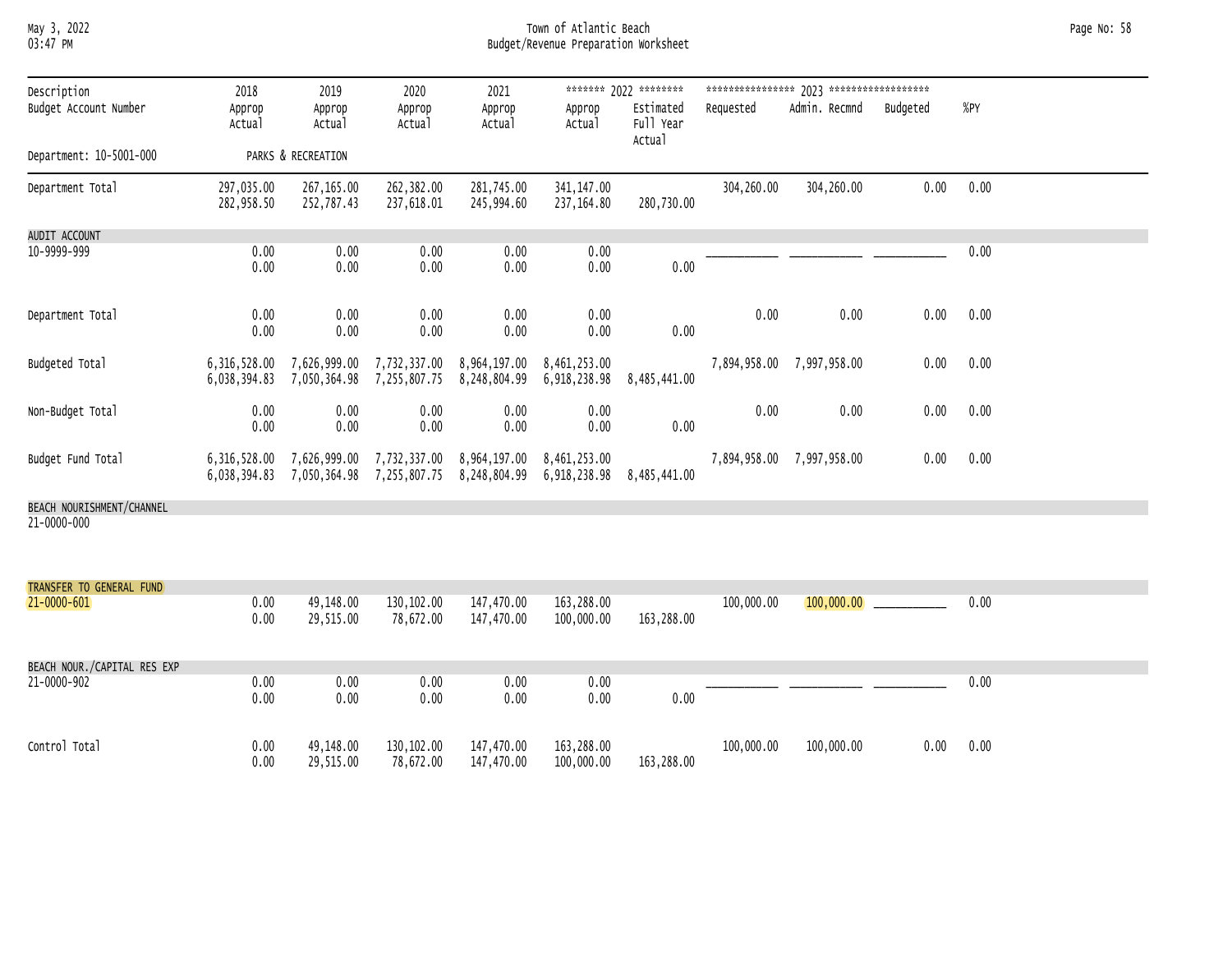Town of Atlantic Beach

Budget/Revenue Preparation Worksheet

| Description<br>Budget Account Number | 2018<br>Approp<br>Actual | 2019<br>Approp<br>Actual | 2020<br>Approp<br>Actual | 2021<br>Approp<br>Actual | 2022<br>Approp<br>Actual | 2022<br>Estimated Full Year Actual | 2023<br>Requested | 2023<br>Admin. Recmnd | 2023<br>Budgeted | %PY |
|---|---|---|---|---|---|---|---|---|---|---|
| Department: 10-5001-000 | PARKS & RECREATION | | | | | | | | | |
| Department Total | 297,035.00<br>282,958.50 | 267,165.00<br>252,787.43 | 262,382.00<br>237,618.01 | 281,745.00<br>245,994.60 | 341,147.00<br>237,164.80 | 280,730.00 | 304,260.00 | 304,260.00 | 0.00 | 0.00 |
| AUDIT ACCOUNT<br>10-9999-999 | 0.00<br>0.00 | 0.00<br>0.00 | 0.00<br>0.00 | 0.00<br>0.00 | 0.00<br>0.00 | 0.00 | ___________ | ___________ | ___________ | 0.00 |
| Department Total | 0.00<br>0.00 | 0.00<br>0.00 | 0.00<br>0.00 | 0.00<br>0.00 | 0.00<br>0.00 | 0.00 | 0.00 | 0.00 | 0.00 | 0.00 |
| Budgeted Total | 6,316,528.00<br>6,038,394.83 | 7,626,999.00<br>7,050,364.98 | 7,732,337.00<br>7,255,807.75 | 8,964,197.00<br>8,248,804.99 | 8,461,253.00<br>6,918,238.98 | 8,485,441.00 | 7,894,958.00 | 7,997,958.00 | 0.00 | 0.00 |
| Non-Budget Total | 0.00<br>0.00 | 0.00<br>0.00 | 0.00<br>0.00 | 0.00<br>0.00 | 0.00<br>0.00 | 0.00 | 0.00 | 0.00 | 0.00 | 0.00 |
| Budget Fund Total | 6,316,528.00<br>6,038,394.83 | 7,626,999.00<br>7,050,364.98 | 7,732,337.00<br>7,255,807.75 | 8,964,197.00<br>8,248,804.99 | 8,461,253.00<br>6,918,238.98 | 8,485,441.00 | 7,894,958.00 | 7,997,958.00 | 0.00 | 0.00 |
| BEACH NOURISHMENT/CHANNEL<br>21-0000-000 | | | | | | | | | | |
| TRANSFER TO GENERAL FUND<br>21-0000-601 | 0.00<br>0.00 | 49,148.00<br>29,515.00 | 130,102.00<br>78,672.00 | 147,470.00<br>147,470.00 | 163,288.00<br>100,000.00 | 163,288.00 | 100,000.00 | 100,000.00 | ___________ | 0.00 |
| BEACH NOUR./CAPITAL RES EXP<br>21-0000-902 | 0.00<br>0.00 | 0.00<br>0.00 | 0.00<br>0.00 | 0.00<br>0.00 | 0.00<br>0.00 | 0.00 | ___________ | ___________ | ___________ | 0.00 |
| Control Total | 0.00<br>0.00 | 49,148.00<br>29,515.00 | 130,102.00<br>78,672.00 | 147,470.00<br>147,470.00 | 163,288.00<br>100,000.00 | 163,288.00 | 100,000.00 | 100,000.00 | 0.00 | 0.00 |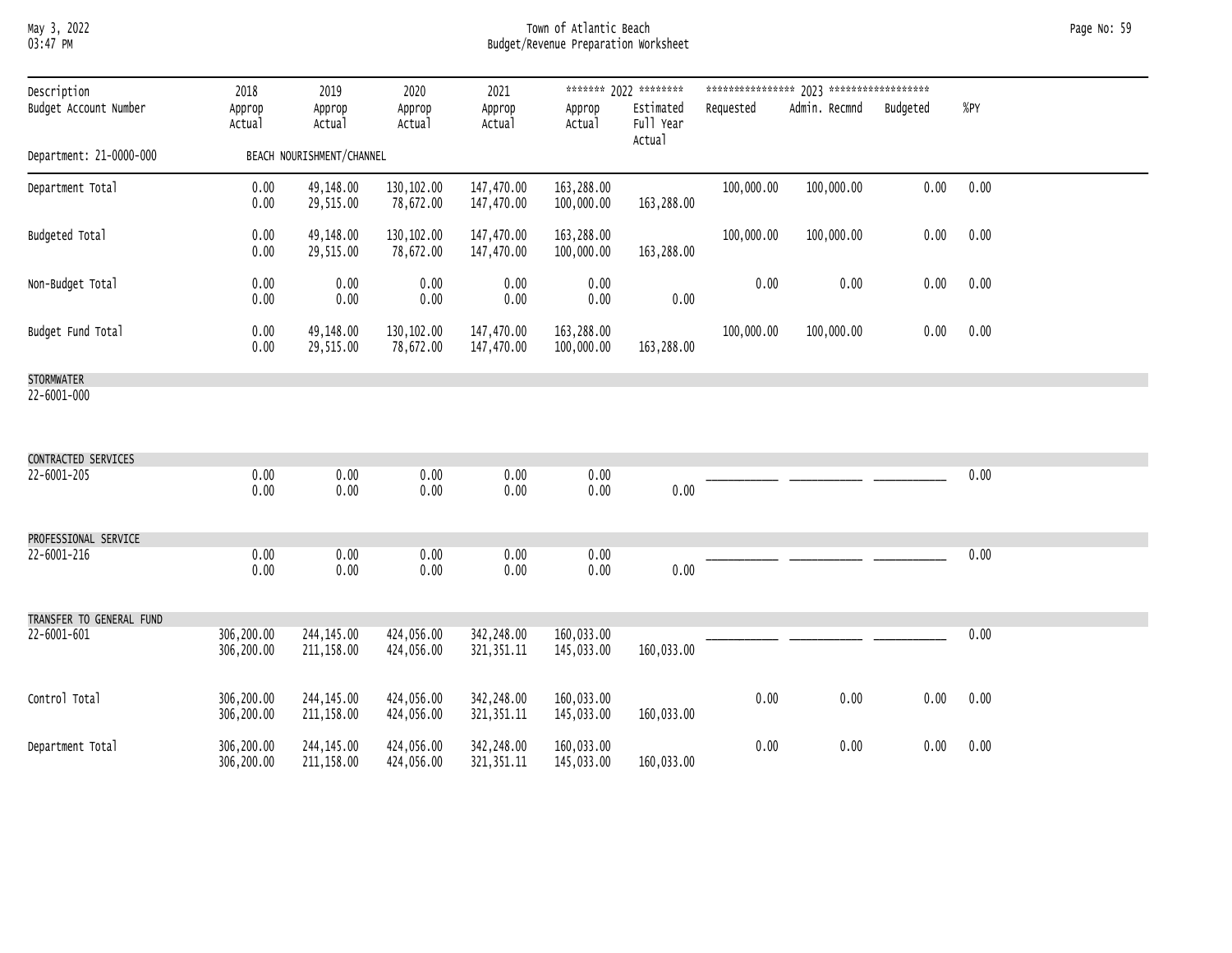Town of Atlantic Beach
Budget/Revenue Preparation Worksheet

| Description / Budget Account Number | 2018 Approp / Actual | 2019 Approp / Actual | 2020 Approp / Actual | 2021 Approp / Actual | 2022 Approp / Actual | 2022 Estimated Full Year Actual | 2023 Requested | 2023 Admin. Recmnd | 2023 Budgeted | %PY |
|---|---|---|---|---|---|---|---|---|---|---|
| Department: 21-0000-000 | | BEACH NOURISHMENT/CHANNEL | | | | | | | | |
| Department Total | 0.00 | 49,148.00 | 130,102.00 | 147,470.00 | 163,288.00 | | 100,000.00 | 100,000.00 | 0.00 | 0.00 |
| | 0.00 | 29,515.00 | 78,672.00 | 147,470.00 | 100,000.00 | 163,288.00 | | | | |
| Budgeted Total | 0.00 | 49,148.00 | 130,102.00 | 147,470.00 | 163,288.00 | | 100,000.00 | 100,000.00 | 0.00 | 0.00 |
| | 0.00 | 29,515.00 | 78,672.00 | 147,470.00 | 100,000.00 | 163,288.00 | | | | |
| Non-Budget Total | 0.00 | 0.00 | 0.00 | 0.00 | 0.00 | | 0.00 | 0.00 | 0.00 | 0.00 |
| | 0.00 | 0.00 | 0.00 | 0.00 | 0.00 | 0.00 | | | | |
| Budget Fund Total | 0.00 | 49,148.00 | 130,102.00 | 147,470.00 | 163,288.00 | | 100,000.00 | 100,000.00 | 0.00 | 0.00 |
| | 0.00 | 29,515.00 | 78,672.00 | 147,470.00 | 100,000.00 | 163,288.00 | | | | |
| STORMWATER 22-6001-000 | | | | | | | | | | |
| CONTRACTED SERVICES 22-6001-205 | 0.00 | 0.00 | 0.00 | 0.00 | 0.00 | | ________ | ________ | ________ | 0.00 |
| | 0.00 | 0.00 | 0.00 | 0.00 | 0.00 | 0.00 | | | | |
| PROFESSIONAL SERVICE 22-6001-216 | 0.00 | 0.00 | 0.00 | 0.00 | 0.00 | | ________ | ________ | ________ | 0.00 |
| | 0.00 | 0.00 | 0.00 | 0.00 | 0.00 | 0.00 | | | | |
| TRANSFER TO GENERAL FUND 22-6001-601 | 306,200.00 | 244,145.00 | 424,056.00 | 342,248.00 | 160,033.00 | | ________ | ________ | ________ | 0.00 |
| | 306,200.00 | 211,158.00 | 424,056.00 | 321,351.11 | 145,033.00 | 160,033.00 | | | | |
| Control Total | 306,200.00 | 244,145.00 | 424,056.00 | 342,248.00 | 160,033.00 | | 0.00 | 0.00 | 0.00 | 0.00 |
| | 306,200.00 | 211,158.00 | 424,056.00 | 321,351.11 | 145,033.00 | 160,033.00 | | | | |
| Department Total | 306,200.00 | 244,145.00 | 424,056.00 | 342,248.00 | 160,033.00 | | 0.00 | 0.00 | 0.00 | 0.00 |
| | 306,200.00 | 211,158.00 | 424,056.00 | 321,351.11 | 145,033.00 | 160,033.00 | | | | |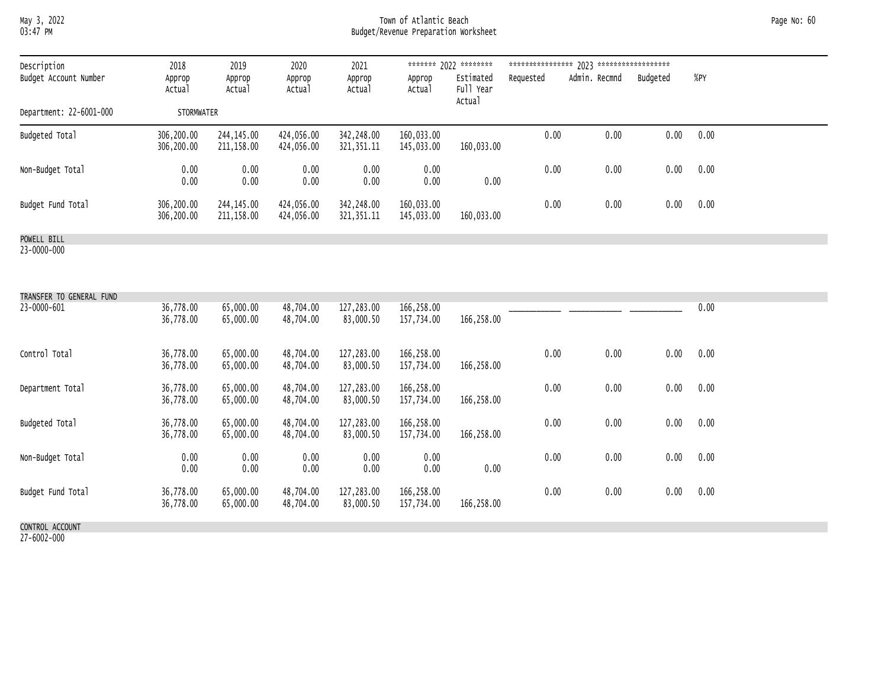| Description<br>Budget Account Number | 2018<br>Approp<br>Actual | 2019<br>Approp<br>Actual | 2020<br>Approp<br>Actual | 2021<br>Approp<br>Actual | ******* 2022 ********<br>Approp<br>Actual | <br>Estimated<br>Full Year<br>Actual | **************** 2023<br>Requested | ******************<br>Admin. Recmnd | <br>Budgeted | <br>%PY |
|---|---|---|---|---|---|---|---|---|---|---|
| Department: 22-6001-000 | STORMWATER | | | | | | | | | |
| Budgeted Total | 306,200.00<br>306,200.00 | 244,145.00<br>211,158.00 | 424,056.00<br>424,056.00 | 342,248.00<br>321,351.11 | 160,033.00<br>145,033.00 | <br>160,033.00 | 0.00 | 0.00 | 0.00 | 0.00 |
| Non-Budget Total | 0.00<br>0.00 | 0.00<br>0.00 | 0.00<br>0.00 | 0.00<br>0.00 | 0.00<br>0.00 | <br>0.00 | 0.00 | 0.00 | 0.00 | 0.00 |
| Budget Fund Total | 306,200.00<br>306,200.00 | 244,145.00<br>211,158.00 | 424,056.00<br>424,056.00 | 342,248.00<br>321,351.11 | 160,033.00<br>145,033.00 | <br>160,033.00 | 0.00 | 0.00 | 0.00 | 0.00 |
| POWELL BILL<br>23-0000-000 | | | | | | | | | | |
| TRANSFER TO GENERAL FUND<br>23-0000-601 | 36,778.00<br>36,778.00 | 65,000.00<br>65,000.00 | 48,704.00<br>48,704.00 | 127,283.00<br>83,000.50 | 166,258.00<br>157,734.00 | <br>166,258.00 | ___________ | ___________ | ___________ | 0.00 |
| Control Total | 36,778.00<br>36,778.00 | 65,000.00<br>65,000.00 | 48,704.00<br>48,704.00 | 127,283.00<br>83,000.50 | 166,258.00<br>157,734.00 | <br>166,258.00 | 0.00 | 0.00 | 0.00 | 0.00 |
| Department Total | 36,778.00<br>36,778.00 | 65,000.00<br>65,000.00 | 48,704.00<br>48,704.00 | 127,283.00<br>83,000.50 | 166,258.00<br>157,734.00 | <br>166,258.00 | 0.00 | 0.00 | 0.00 | 0.00 |
| Budgeted Total | 36,778.00<br>36,778.00 | 65,000.00<br>65,000.00 | 48,704.00<br>48,704.00 | 127,283.00<br>83,000.50 | 166,258.00<br>157,734.00 | <br>166,258.00 | 0.00 | 0.00 | 0.00 | 0.00 |
| Non-Budget Total | 0.00<br>0.00 | 0.00<br>0.00 | 0.00<br>0.00 | 0.00<br>0.00 | 0.00<br>0.00 | <br>0.00 | 0.00 | 0.00 | 0.00 | 0.00 |
| Budget Fund Total | 36,778.00<br>36,778.00 | 65,000.00<br>65,000.00 | 48,704.00<br>48,704.00 | 127,283.00<br>83,000.50 | 166,258.00<br>157,734.00 | <br>166,258.00 | 0.00 | 0.00 | 0.00 | 0.00 |
| CONTROL ACCOUNT<br>27-6002-000 | | | | | | | | | | |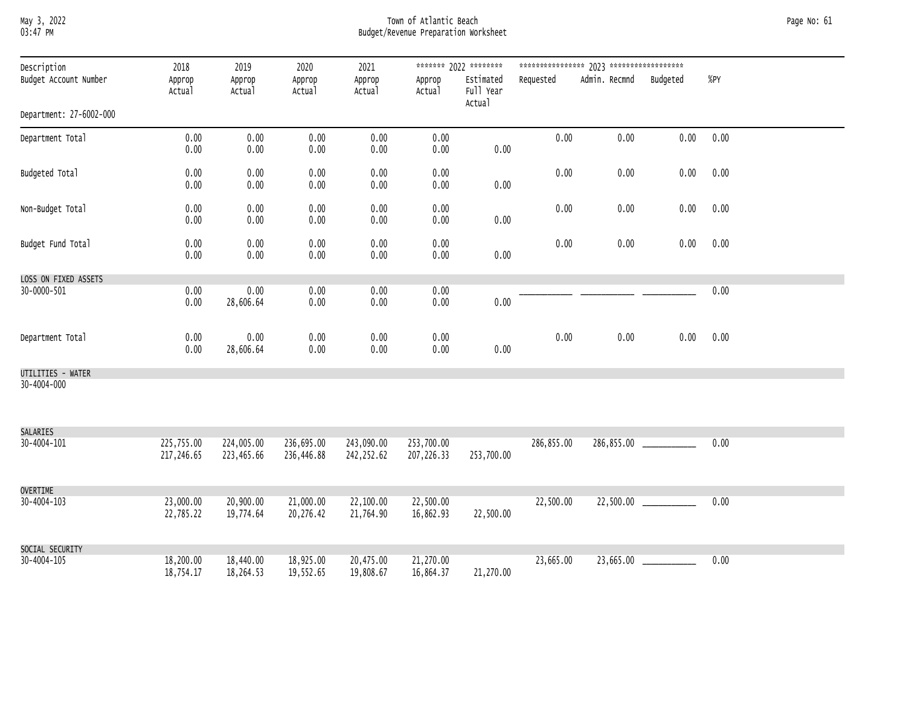Town of Atlantic Beach
Budget/Revenue Preparation Worksheet

| Description<br>Budget Account Number | 2018<br>Approp<br>Actual | 2019<br>Approp<br>Actual | 2020<br>Approp<br>Actual | 2021<br>Approp<br>Actual | ******* 2022 ********<br>Approp<br>Actual | Estimated<br>Full Year<br>Actual | **************** 2023 ******************<br>Requested | Admin. Recmnd | Budgeted | %PY |
|---|---|---|---|---|---|---|---|---|---|---|
| Department: 27-6002-000 | | | | | | | | | | |
| Department Total | 0.00<br>0.00 | 0.00<br>0.00 | 0.00<br>0.00 | 0.00<br>0.00 | 0.00<br>0.00 | 0.00 | 0.00 | 0.00 | 0.00 | 0.00 |
| Budgeted Total | 0.00<br>0.00 | 0.00<br>0.00 | 0.00<br>0.00 | 0.00<br>0.00 | 0.00<br>0.00 | 0.00 | 0.00 | 0.00 | 0.00 | 0.00 |
| Non-Budget Total | 0.00<br>0.00 | 0.00<br>0.00 | 0.00<br>0.00 | 0.00<br>0.00 | 0.00<br>0.00 | 0.00 | 0.00 | 0.00 | 0.00 | 0.00 |
| Budget Fund Total | 0.00<br>0.00 | 0.00<br>0.00 | 0.00<br>0.00 | 0.00<br>0.00 | 0.00<br>0.00 | 0.00 | 0.00 | 0.00 | 0.00 | 0.00 |
| LOSS ON FIXED ASSETS<br>30-0000-501 | 0.00<br>0.00 | 0.00<br>28,606.64 | 0.00<br>0.00 | 0.00<br>0.00 | 0.00<br>0.00 | 0.00 | ___________ | ___________ | ___________ | 0.00 |
| Department Total | 0.00<br>0.00 | 0.00<br>28,606.64 | 0.00<br>0.00 | 0.00<br>0.00 | 0.00<br>0.00 | 0.00 | 0.00 | 0.00 | 0.00 | 0.00 |
| UTILITIES - WATER<br>30-4004-000 | | | | | | | | | | |
| SALARIES<br>30-4004-101 | 225,755.00<br>217,246.65 | 224,005.00<br>223,465.66 | 236,695.00<br>236,446.88 | 243,090.00<br>242,252.62 | 253,700.00<br>207,226.33 | 253,700.00 | 286,855.00 | 286,855.00 | ___________ | 0.00 |
| OVERTIME<br>30-4004-103 | 23,000.00<br>22,785.22 | 20,900.00<br>19,774.64 | 21,000.00<br>20,276.42 | 22,100.00<br>21,764.90 | 22,500.00<br>16,862.93 | 22,500.00 | 22,500.00 | 22,500.00 | ___________ | 0.00 |
| SOCIAL SECURITY<br>30-4004-105 | 18,200.00<br>18,754.17 | 18,440.00<br>18,264.53 | 18,925.00<br>19,552.65 | 20,475.00<br>19,808.67 | 21,270.00<br>16,864.37 | 21,270.00 | 23,665.00 | 23,665.00 | ___________ | 0.00 |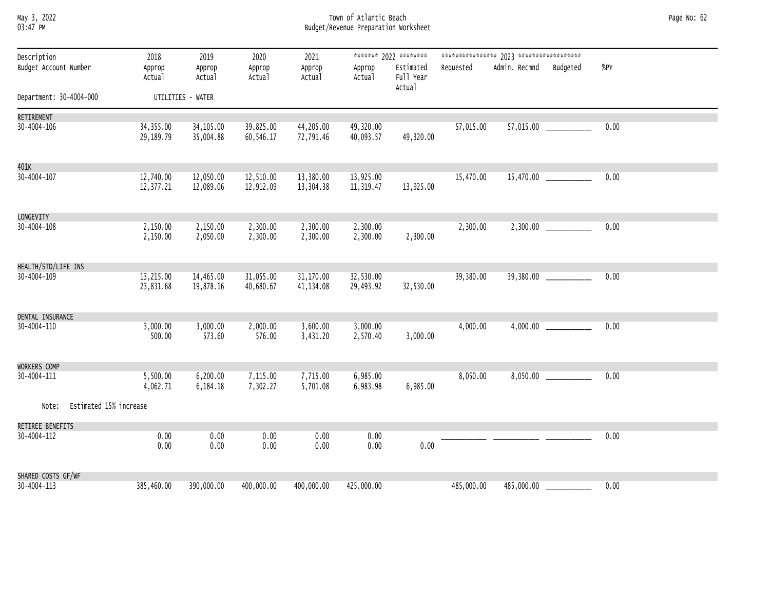Town of Atlantic Beach
Budget/Revenue Preparation Worksheet

Department: 30-4004-000 UTILITIES - WATER

| Description / Budget Account Number | 2018 Approp / Actual | 2019 Approp / Actual | 2020 Approp / Actual | 2021 Approp / Actual | 2022 Approp / Actual | 2022 Estimated Full Year Actual | 2023 Requested | 2023 Admin. Recmnd | 2023 Budgeted | %PY |
|---|---|---|---|---|---|---|---|---|---|---|
| RETIREMENT | | | | | | | | | | |
| 30-4004-106 | 34,355.00 | 34,105.00 | 39,825.00 | 44,205.00 | 49,320.00 | | 57,015.00 | 57,015.00 | ___________ | 0.00 |
| | 29,189.79 | 35,004.88 | 60,546.17 | 72,791.46 | 40,093.57 | 49,320.00 | | | | |
| 401K | | | | | | | | | | |
| 30-4004-107 | 12,740.00 | 12,050.00 | 12,510.00 | 13,380.00 | 13,925.00 | | 15,470.00 | 15,470.00 | ___________ | 0.00 |
| | 12,377.21 | 12,089.06 | 12,912.09 | 13,304.38 | 11,319.47 | 13,925.00 | | | | |
| LONGEVITY | | | | | | | | | | |
| 30-4004-108 | 2,150.00 | 2,150.00 | 2,300.00 | 2,300.00 | 2,300.00 | | 2,300.00 | 2,300.00 | ___________ | 0.00 |
| | 2,150.00 | 2,050.00 | 2,300.00 | 2,300.00 | 2,300.00 | 2,300.00 | | | | |
| HEALTH/STD/LIFE INS | | | | | | | | | | |
| 30-4004-109 | 13,215.00 | 14,465.00 | 31,055.00 | 31,170.00 | 32,530.00 | | 39,380.00 | 39,380.00 | ___________ | 0.00 |
| | 23,831.68 | 19,878.16 | 40,680.67 | 41,134.08 | 29,493.92 | 32,530.00 | | | | |
| DENTAL INSURANCE | | | | | | | | | | |
| 30-4004-110 | 3,000.00 | 3,000.00 | 2,000.00 | 3,600.00 | 3,000.00 | | 4,000.00 | 4,000.00 | ___________ | 0.00 |
| | 500.00 | 573.60 | 576.00 | 3,431.20 | 2,570.40 | 3,000.00 | | | | |
| WORKERS COMP | | | | | | | | | | |
| 30-4004-111 | 5,500.00 | 6,200.00 | 7,115.00 | 7,715.00 | 6,985.00 | | 8,050.00 | 8,050.00 | ___________ | 0.00 |
| | 4,062.71 | 6,184.18 | 7,302.27 | 5,701.08 | 6,983.98 | 6,985.00 | | | | |
| Note: Estimated 15% increase | | | | | | | | | | |
| RETIREE BENEFITS | | | | | | | | | | |
| 30-4004-112 | 0.00 | 0.00 | 0.00 | 0.00 | 0.00 | | ___________ | ___________ | ___________ | 0.00 |
| | 0.00 | 0.00 | 0.00 | 0.00 | 0.00 | 0.00 | | | | |
| SHARED COSTS GF/WF | | | | | | | | | | |
| 30-4004-113 | 385,460.00 | 390,000.00 | 400,000.00 | 400,000.00 | 425,000.00 | | 485,000.00 | 485,000.00 | ___________ | 0.00 |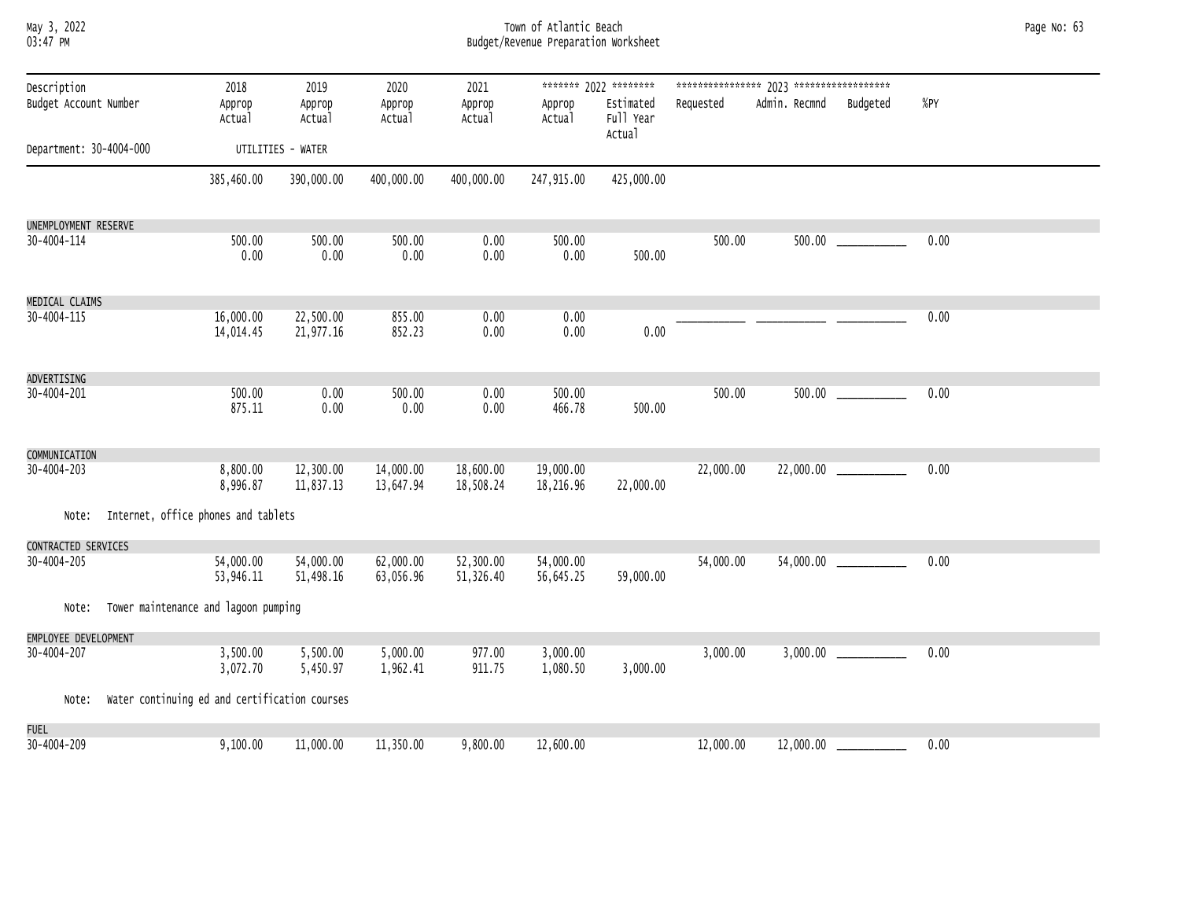Town of Atlantic Beach
Budget/Revenue Preparation Worksheet

| Description / Budget Account Number | 2018 Approp / Actual | 2019 Approp / Actual | 2020 Approp / Actual | 2021 Approp / Actual | 2022 Approp / Actual | 2022 Estimated Full Year Actual | 2023 Requested | 2023 Admin. Recmnd | 2023 Budgeted | %PY |
|---|---|---|---|---|---|---|---|---|---|---|
| Department: 30-4004-000 UTILITIES - WATER | | | | | | | | | | |
| | 385,460.00 | 390,000.00 | 400,000.00 | 400,000.00 | 247,915.00 | 425,000.00 | | | | |
| UNEMPLOYMENT RESERVE | | | | | | | | | | |
| 30-4004-114 | 500.00 | 500.00 | 500.00 | 0.00 | 500.00 | | 500.00 | 500.00 | ___________ | 0.00 |
| | 0.00 | 0.00 | 0.00 | 0.00 | 0.00 | 500.00 | | | | |
| MEDICAL CLAIMS | | | | | | | | | | |
| 30-4004-115 | 16,000.00 | 22,500.00 | 855.00 | 0.00 | 0.00 | | ___________ | ___________ | ___________ | 0.00 |
| | 14,014.45 | 21,977.16 | 852.23 | 0.00 | 0.00 | 0.00 | | | | |
| ADVERTISING | | | | | | | | | | |
| 30-4004-201 | 500.00 | 0.00 | 500.00 | 0.00 | 500.00 | | 500.00 | 500.00 | ___________ | 0.00 |
| | 875.11 | 0.00 | 0.00 | 0.00 | 466.78 | 500.00 | | | | |
| COMMUNICATION | | | | | | | | | | |
| 30-4004-203 | 8,800.00 | 12,300.00 | 14,000.00 | 18,600.00 | 19,000.00 | | 22,000.00 | 22,000.00 | ___________ | 0.00 |
| | 8,996.87 | 11,837.13 | 13,647.94 | 18,508.24 | 18,216.96 | 22,000.00 | | | | |
| Note: Internet, office phones and tablets | | | | | | | | | | |
| CONTRACTED SERVICES | | | | | | | | | | |
| 30-4004-205 | 54,000.00 | 54,000.00 | 62,000.00 | 52,300.00 | 54,000.00 | | 54,000.00 | 54,000.00 | ___________ | 0.00 |
| | 53,946.11 | 51,498.16 | 63,056.96 | 51,326.40 | 56,645.25 | 59,000.00 | | | | |
| Note: Tower maintenance and lagoon pumping | | | | | | | | | | |
| EMPLOYEE DEVELOPMENT | | | | | | | | | | |
| 30-4004-207 | 3,500.00 | 5,500.00 | 5,000.00 | 977.00 | 3,000.00 | | 3,000.00 | 3,000.00 | ___________ | 0.00 |
| | 3,072.70 | 5,450.97 | 1,962.41 | 911.75 | 1,080.50 | 3,000.00 | | | | |
| Note: Water continuing ed and certification courses | | | | | | | | | | |
| FUEL | | | | | | | | | | |
| 30-4004-209 | 9,100.00 | 11,000.00 | 11,350.00 | 9,800.00 | 12,600.00 | | 12,000.00 | 12,000.00 | ___________ | 0.00 |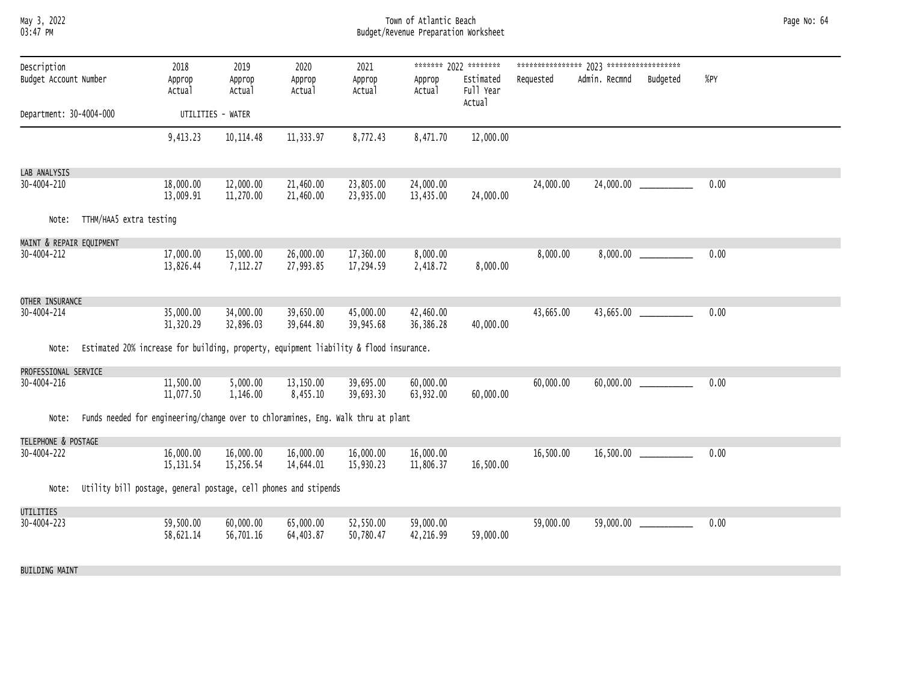Town of Atlantic Beach

Budget/Revenue Preparation Worksheet

| Description / Budget Account Number | 2018 Approp / Actual | 2019 Approp / Actual | 2020 Approp / Actual | 2021 Approp / Actual | 2022 Approp / Actual | 2022 Estimated Full Year Actual | 2023 Requested | 2023 Admin. Recmnd | 2023 Budgeted | %PY |
|---|---|---|---|---|---|---|---|---|---|---|
| **Department: 30-4004-000 UTILITIES - WATER** | | | | | | | | | | |
| | 9,413.23 | 10,114.48 | 11,333.97 | 8,772.43 | 8,471.70 | 12,000.00 | | | | |
| **LAB ANALYSIS** | | | | | | | | | | |
| 30-4004-210 | 18,000.00 | 12,000.00 | 21,460.00 | 23,805.00 | 24,000.00 | | 24,000.00 | 24,000.00 | ___________ | 0.00 |
| | 13,009.91 | 11,270.00 | 21,460.00 | 23,935.00 | 13,435.00 | 24,000.00 | | | | |
| Note: TTHM/HAA5 extra testing | | | | | | | | | | |
| **MAINT & REPAIR EQUIPMENT** | | | | | | | | | | |
| 30-4004-212 | 17,000.00 | 15,000.00 | 26,000.00 | 17,360.00 | 8,000.00 | | 8,000.00 | 8,000.00 | ___________ | 0.00 |
| | 13,826.44 | 7,112.27 | 27,993.85 | 17,294.59 | 2,418.72 | 8,000.00 | | | | |
| **OTHER INSURANCE** | | | | | | | | | | |
| 30-4004-214 | 35,000.00 | 34,000.00 | 39,650.00 | 45,000.00 | 42,460.00 | | 43,665.00 | 43,665.00 | ___________ | 0.00 |
| | 31,320.29 | 32,896.03 | 39,644.80 | 39,945.68 | 36,386.28 | 40,000.00 | | | | |
| Note: Estimated 20% increase for building, property, equipment liability & flood insurance. | | | | | | | | | | |
| **PROFESSIONAL SERVICE** | | | | | | | | | | |
| 30-4004-216 | 11,500.00 | 5,000.00 | 13,150.00 | 39,695.00 | 60,000.00 | | 60,000.00 | 60,000.00 | ___________ | 0.00 |
| | 11,077.50 | 1,146.00 | 8,455.10 | 39,693.30 | 63,932.00 | 60,000.00 | | | | |
| Note: Funds needed for engineering/change over to chloramines, Eng. Walk thru at plant | | | | | | | | | | |
| **TELEPHONE & POSTAGE** | | | | | | | | | | |
| 30-4004-222 | 16,000.00 | 16,000.00 | 16,000.00 | 16,000.00 | 16,000.00 | | 16,500.00 | 16,500.00 | ___________ | 0.00 |
| | 15,131.54 | 15,256.54 | 14,644.01 | 15,930.23 | 11,806.37 | 16,500.00 | | | | |
| Note: Utility bill postage, general postage, cell phones and stipends | | | | | | | | | | |
| **UTILITIES** | | | | | | | | | | |
| 30-4004-223 | 59,500.00 | 60,000.00 | 65,000.00 | 52,550.00 | 59,000.00 | | 59,000.00 | 59,000.00 | ___________ | 0.00 |
| | 58,621.14 | 56,701.16 | 64,403.87 | 50,780.47 | 42,216.99 | 59,000.00 | | | | |
| **BUILDING MAINT** | | | | | | | | | | |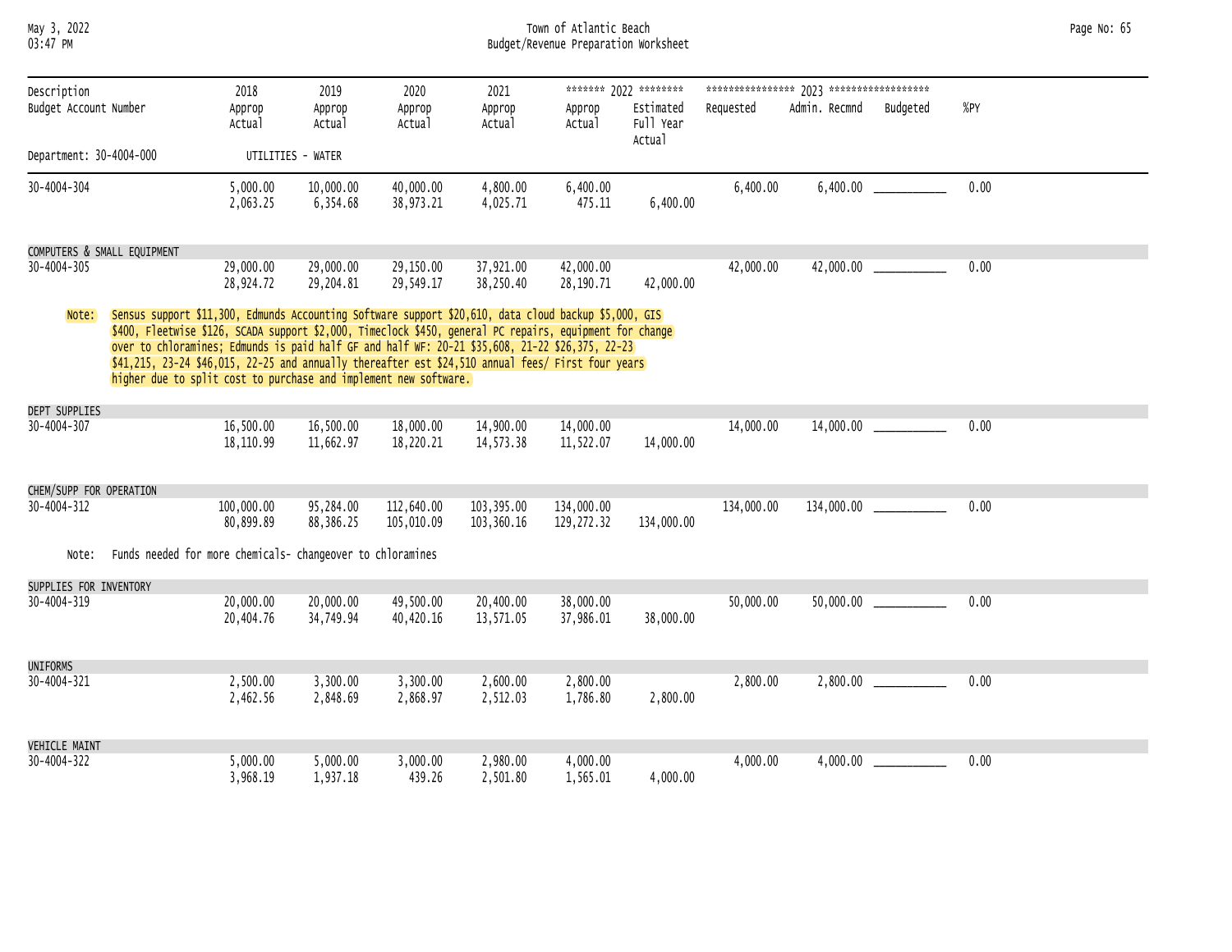Town of Atlantic Beach

Budget/Revenue Preparation Worksheet

May 3, 2022 03:47 PM

Department: 30-4004-000 UTILITIES - WATER

| Description / Budget Account Number | 2018 Approp / Actual | 2019 Approp / Actual | 2020 Approp / Actual | 2021 Approp / Actual | 2022 Approp / Actual | 2022 Estimated Full Year Actual | 2023 Requested | 2023 Admin. Recmnd | 2023 Budgeted | %PY |
|---|---|---|---|---|---|---|---|---|---|---|
| 30-4004-304 | 5,000.00 | 10,000.00 | 40,000.00 | 4,800.00 | 6,400.00 | | 6,400.00 | 6,400.00 | ___________ | 0.00 |
| | 2,063.25 | 6,354.68 | 38,973.21 | 4,025.71 | 475.11 | 6,400.00 | | | | |
| COMPUTERS & SMALL EQUIPMENT | | | | | | | | | | |
| 30-4004-305 | 29,000.00 | 29,000.00 | 29,150.00 | 37,921.00 | 42,000.00 | | 42,000.00 | 42,000.00 | ___________ | 0.00 |
| | 28,924.72 | 29,204.81 | 29,549.17 | 38,250.40 | 28,190.71 | 42,000.00 | | | | |

Note: Sensus support $11,300, Edmunds Accounting Software support $20,610, data cloud backup $5,000, GIS $400, Fleetwise $126, SCADA support $2,000, Timeclock $450, general PC repairs, equipment for change over to chloramines; Edmunds is paid half GF and half WF: 20-21 $35,608, 21-22 $26,375, 22-23 $41,215, 23-24 $46,015, 22-25 and annually thereafter est $24,510 annual fees/ First four years higher due to split cost to purchase and implement new software.

| Description / Budget Account Number | 2018 Approp / Actual | 2019 Approp / Actual | 2020 Approp / Actual | 2021 Approp / Actual | 2022 Approp / Actual | 2022 Estimated Full Year Actual | 2023 Requested | 2023 Admin. Recmnd | 2023 Budgeted | %PY |
|---|---|---|---|---|---|---|---|---|---|---|
| DEPT SUPPLIES | | | | | | | | | | |
| 30-4004-307 | 16,500.00 | 16,500.00 | 18,000.00 | 14,900.00 | 14,000.00 | | 14,000.00 | 14,000.00 | ___________ | 0.00 |
| | 18,110.99 | 11,662.97 | 18,220.21 | 14,573.38 | 11,522.07 | 14,000.00 | | | | |
| CHEM/SUPP FOR OPERATION | | | | | | | | | | |
| 30-4004-312 | 100,000.00 | 95,284.00 | 112,640.00 | 103,395.00 | 134,000.00 | | 134,000.00 | 134,000.00 | ___________ | 0.00 |
| | 80,899.89 | 88,386.25 | 105,010.09 | 103,360.16 | 129,272.32 | 134,000.00 | | | | |

Note: Funds needed for more chemicals- changeover to chloramines

| Description / Budget Account Number | 2018 Approp / Actual | 2019 Approp / Actual | 2020 Approp / Actual | 2021 Approp / Actual | 2022 Approp / Actual | 2022 Estimated Full Year Actual | 2023 Requested | 2023 Admin. Recmnd | 2023 Budgeted | %PY |
|---|---|---|---|---|---|---|---|---|---|---|
| SUPPLIES FOR INVENTORY | | | | | | | | | | |
| 30-4004-319 | 20,000.00 | 20,000.00 | 49,500.00 | 20,400.00 | 38,000.00 | | 50,000.00 | 50,000.00 | ___________ | 0.00 |
| | 20,404.76 | 34,749.94 | 40,420.16 | 13,571.05 | 37,986.01 | 38,000.00 | | | | |
| UNIFORMS | | | | | | | | | | |
| 30-4004-321 | 2,500.00 | 3,300.00 | 3,300.00 | 2,600.00 | 2,800.00 | | 2,800.00 | 2,800.00 | ___________ | 0.00 |
| | 2,462.56 | 2,848.69 | 2,868.97 | 2,512.03 | 1,786.80 | 2,800.00 | | | | |
| VEHICLE MAINT | | | | | | | | | | |
| 30-4004-322 | 5,000.00 | 5,000.00 | 3,000.00 | 2,980.00 | 4,000.00 | | 4,000.00 | 4,000.00 | ___________ | 0.00 |
| | 3,968.19 | 1,937.18 | 439.26 | 2,501.80 | 1,565.01 | 4,000.00 | | | | |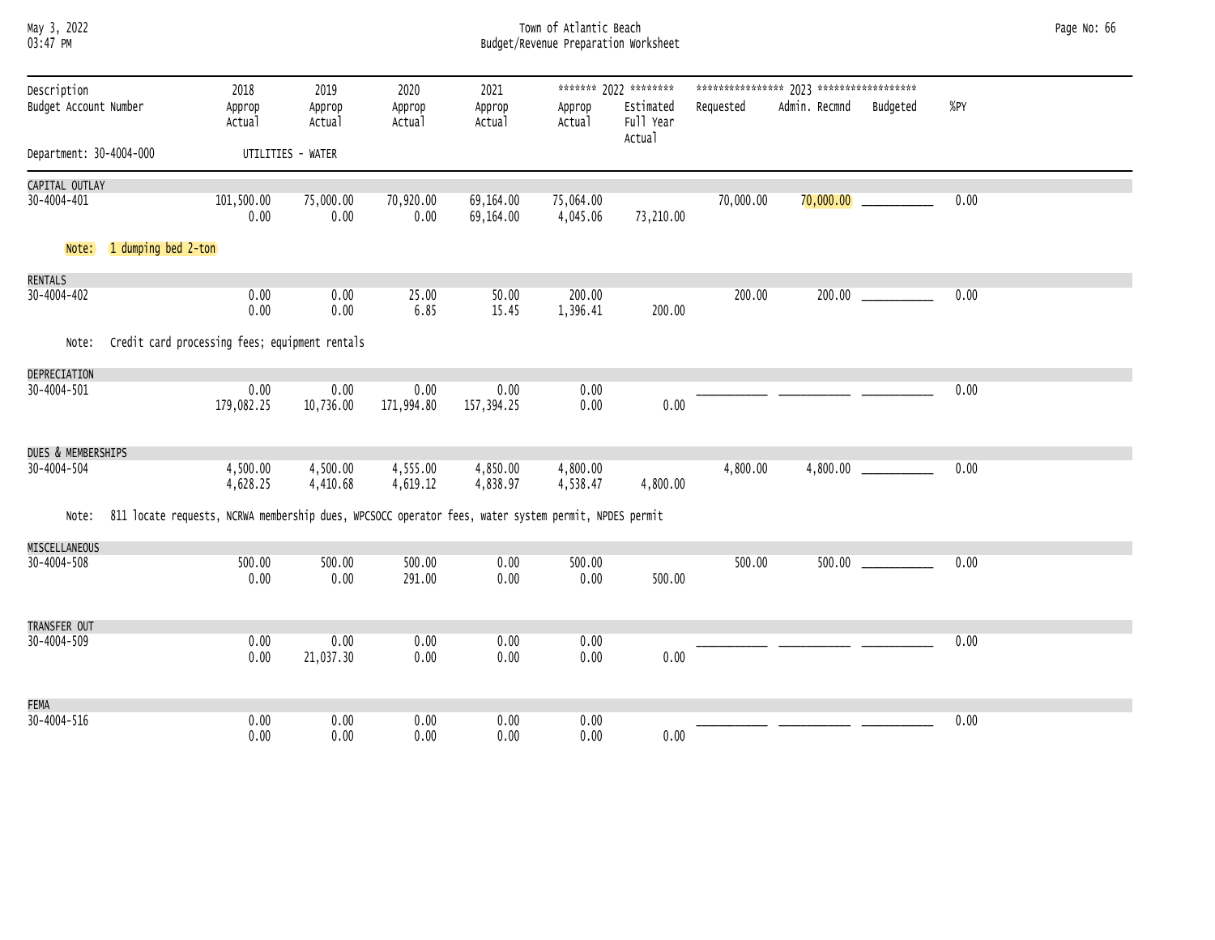Town of Atlantic Beach
Budget/Revenue Preparation Worksheet

Department: 30-4004-000 UTILITIES - WATER

| Description / Budget Account Number | 2018 Approp / Actual | 2019 Approp / Actual | 2020 Approp / Actual | 2021 Approp / Actual | 2022 Approp / Actual | 2022 Estimated Full Year Actual | 2023 Requested | 2023 Admin. Recmnd | 2023 Budgeted | %PY |
|---|---|---|---|---|---|---|---|---|---|---|
| **CAPITAL OUTLAY** | | | | | | | | | | |
| 30-4004-401 | 101,500.00 | 75,000.00 | 70,920.00 | 69,164.00 | 75,064.00 | | 70,000.00 | 70,000.00 | ___________ | 0.00 |
| | 0.00 | 0.00 | 0.00 | 69,164.00 | 4,045.06 | 73,210.00 | | | | |
| Note: 1 dumping bed 2-ton | | | | | | | | | | |
| **RENTALS** | | | | | | | | | | |
| 30-4004-402 | 0.00 | 0.00 | 25.00 | 50.00 | 200.00 | | 200.00 | 200.00 | ___________ | 0.00 |
| | 0.00 | 0.00 | 6.85 | 15.45 | 1,396.41 | 200.00 | | | | |
| Note: Credit card processing fees; equipment rentals | | | | | | | | | | |
| **DEPRECIATION** | | | | | | | | | | |
| 30-4004-501 | 0.00 | 0.00 | 0.00 | 0.00 | 0.00 | | ___________ | ___________ | ___________ | 0.00 |
| | 179,082.25 | 10,736.00 | 171,994.80 | 157,394.25 | 0.00 | 0.00 | | | | |
| **DUES & MEMBERSHIPS** | | | | | | | | | | |
| 30-4004-504 | 4,500.00 | 4,500.00 | 4,555.00 | 4,850.00 | 4,800.00 | | 4,800.00 | 4,800.00 | ___________ | 0.00 |
| | 4,628.25 | 4,410.68 | 4,619.12 | 4,838.97 | 4,538.47 | 4,800.00 | | | | |
| Note: 811 locate requests, NCRWA membership dues, WPCSOCC operator fees, water system permit, NPDES permit | | | | | | | | | | |
| **MISCELLANEOUS** | | | | | | | | | | |
| 30-4004-508 | 500.00 | 500.00 | 500.00 | 0.00 | 500.00 | | 500.00 | 500.00 | ___________ | 0.00 |
| | 0.00 | 0.00 | 291.00 | 0.00 | 0.00 | 500.00 | | | | |
| **TRANSFER OUT** | | | | | | | | | | |
| 30-4004-509 | 0.00 | 0.00 | 0.00 | 0.00 | 0.00 | | ___________ | ___________ | ___________ | 0.00 |
| | 0.00 | 21,037.30 | 0.00 | 0.00 | 0.00 | 0.00 | | | | |
| **FEMA** | | | | | | | | | | |
| 30-4004-516 | 0.00 | 0.00 | 0.00 | 0.00 | 0.00 | | ___________ | ___________ | ___________ | 0.00 |
| | 0.00 | 0.00 | 0.00 | 0.00 | 0.00 | 0.00 | | | | |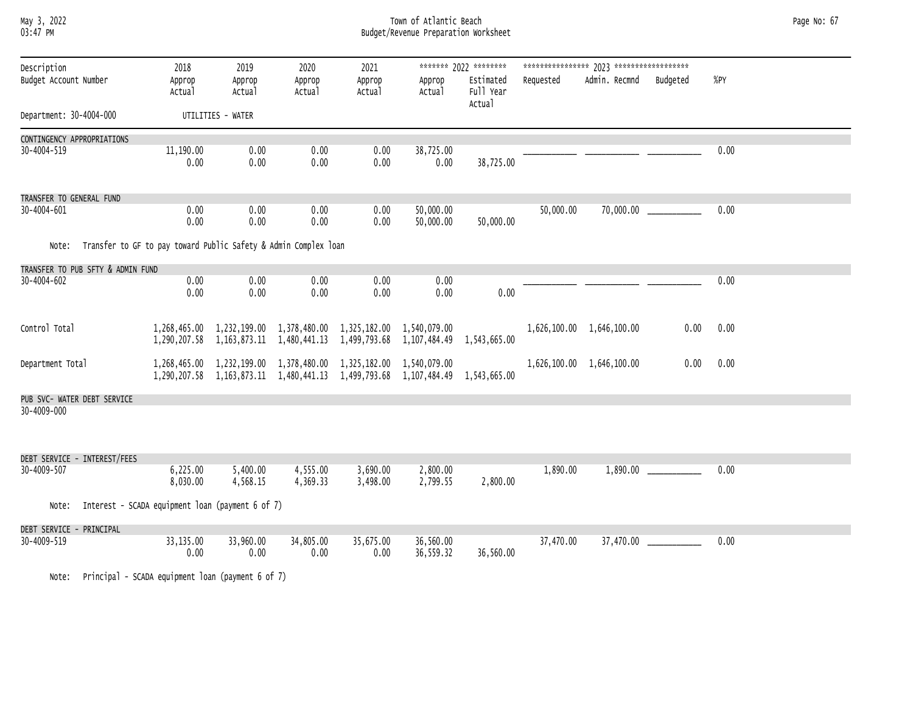Town of Atlantic Beach
Budget/Revenue Preparation Worksheet

| Description<br>Budget Account Number | 2018<br>Approp<br>Actual | 2019<br>Approp<br>Actual | 2020<br>Approp<br>Actual | 2021<br>Approp<br>Actual | 2022<br>Approp<br>Actual | 2022<br>Estimated Full Year Actual | 2023<br>Requested | 2023<br>Admin. Recmnd | 2023<br>Budgeted | %PY |
|---|---|---|---|---|---|---|---|---|---|---|
| Department: 30-4004-000 | UTILITIES - WATER | | | | | | | | | |
| **CONTINGENCY APPROPRIATIONS** | | | | | | | | | | |
| 30-4004-519 | 11,190.00<br>0.00 | 0.00<br>0.00 | 0.00<br>0.00 | 0.00<br>0.00 | 38,725.00<br>0.00 | 38,725.00 | ________ | ________ | ________ | 0.00 |
| **TRANSFER TO GENERAL FUND** | | | | | | | | | | |
| 30-4004-601 | 0.00<br>0.00 | 0.00<br>0.00 | 0.00<br>0.00 | 0.00<br>0.00 | 50,000.00<br>50,000.00 | 50,000.00 | 50,000.00 | 70,000.00 | ________ | 0.00 |
| Note: Transfer to GF to pay toward Public Safety & Admin Complex loan | | | | | | | | | | |
| **TRANSFER TO PUB SFTY & ADMIN FUND** | | | | | | | | | | |
| 30-4004-602 | 0.00<br>0.00 | 0.00<br>0.00 | 0.00<br>0.00 | 0.00<br>0.00 | 0.00<br>0.00 | 0.00 | ________ | ________ | ________ | 0.00 |
| Control Total | 1,268,465.00<br>1,290,207.58 | 1,232,199.00<br>1,163,873.11 | 1,378,480.00<br>1,480,441.13 | 1,325,182.00<br>1,499,793.68 | 1,540,079.00<br>1,107,484.49 | 1,543,665.00 | 1,626,100.00 | 1,646,100.00 | 0.00 | 0.00 |
| Department Total | 1,268,465.00<br>1,290,207.58 | 1,232,199.00<br>1,163,873.11 | 1,378,480.00<br>1,480,441.13 | 1,325,182.00<br>1,499,793.68 | 1,540,079.00<br>1,107,484.49 | 1,543,665.00 | 1,626,100.00 | 1,646,100.00 | 0.00 | 0.00 |
| **PUB SVC- WATER DEBT SERVICE** | | | | | | | | | | |
| 30-4009-000 | | | | | | | | | | |
| **DEBT SERVICE - INTEREST/FEES** | | | | | | | | | | |
| 30-4009-507 | 6,225.00<br>8,030.00 | 5,400.00<br>4,568.15 | 4,555.00<br>4,369.33 | 3,690.00<br>3,498.00 | 2,800.00<br>2,799.55 | 2,800.00 | 1,890.00 | 1,890.00 | ________ | 0.00 |
| Note: Interest - SCADA equipment loan (payment 6 of 7) | | | | | | | | | | |
| **DEBT SERVICE - PRINCIPAL** | | | | | | | | | | |
| 30-4009-519 | 33,135.00<br>0.00 | 33,960.00<br>0.00 | 34,805.00<br>0.00 | 35,675.00<br>0.00 | 36,560.00<br>36,559.32 | 36,560.00 | 37,470.00 | 37,470.00 | ________ | 0.00 |
| Note: Principal - SCADA equipment loan (payment 6 of 7) | | | | | | | | | | |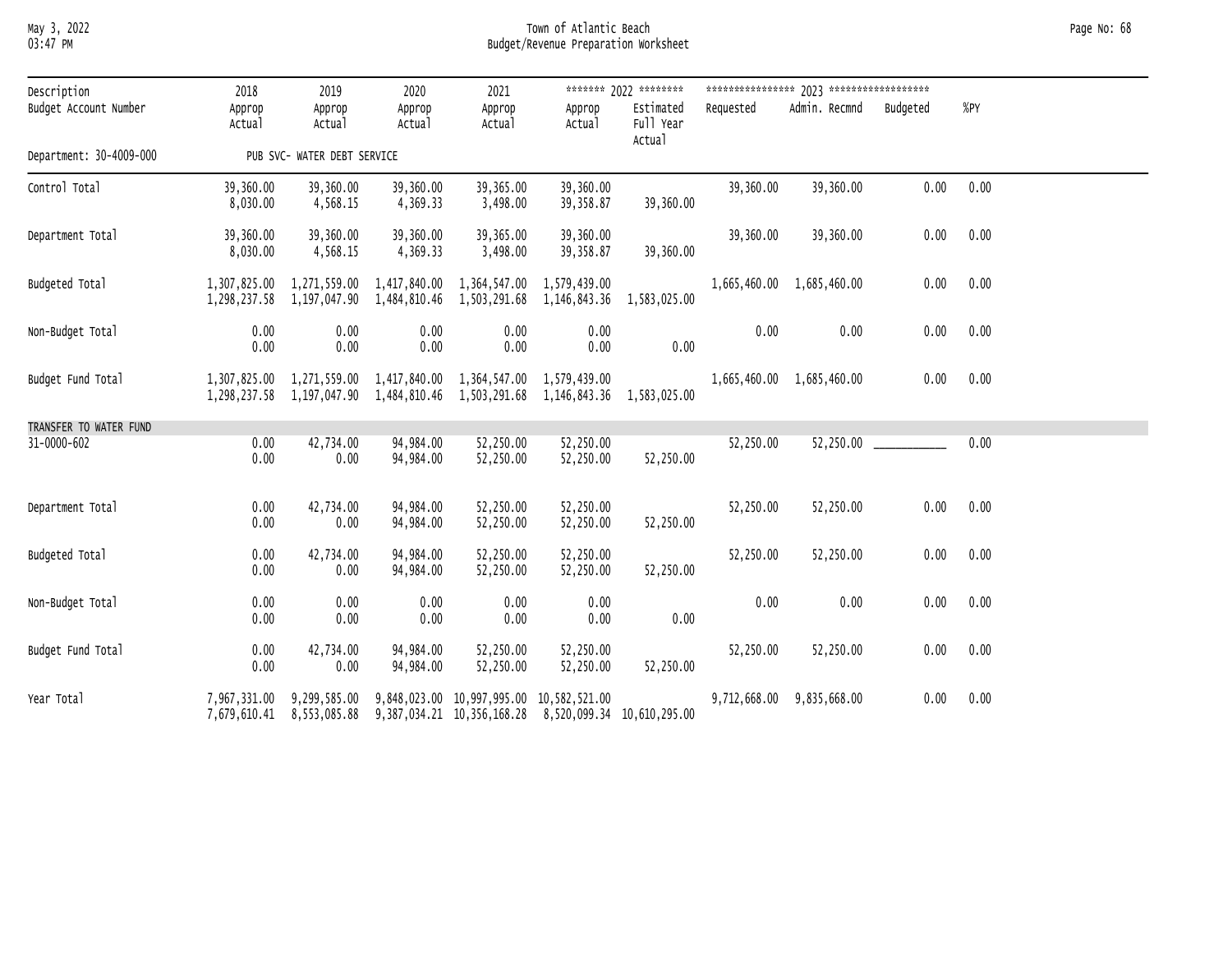| Description<br>Budget Account Number | 2018<br>Approp<br>Actual | 2019<br>Approp<br>Actual | 2020<br>Approp<br>Actual | 2021<br>Approp<br>Actual | ******* 2022 ********<br>Approp<br>Actual | Estimated<br>Full Year<br>Actual | **************** 2023 ******************<br>Requested | Admin. Recmnd | Budgeted | %PY |
|---|---|---|---|---|---|---|---|---|---|---|
| Department: 30-4009-000 | PUB SVC- WATER DEBT SERVICE | | | | | | | | | |
| Control Total | 39,360.00<br>8,030.00 | 39,360.00<br>4,568.15 | 39,360.00<br>4,369.33 | 39,365.00<br>3,498.00 | 39,360.00<br>39,358.87 | 39,360.00 | 39,360.00 | 39,360.00 | 0.00 | 0.00 |
| Department Total | 39,360.00<br>8,030.00 | 39,360.00<br>4,568.15 | 39,360.00<br>4,369.33 | 39,365.00<br>3,498.00 | 39,360.00<br>39,358.87 | 39,360.00 | 39,360.00 | 39,360.00 | 0.00 | 0.00 |
| Budgeted Total | 1,307,825.00<br>1,298,237.58 | 1,271,559.00<br>1,197,047.90 | 1,417,840.00<br>1,484,810.46 | 1,364,547.00<br>1,503,291.68 | 1,579,439.00<br>1,146,843.36 | 1,583,025.00 | 1,665,460.00 | 1,685,460.00 | 0.00 | 0.00 |
| Non-Budget Total | 0.00<br>0.00 | 0.00<br>0.00 | 0.00<br>0.00 | 0.00<br>0.00 | 0.00<br>0.00 | 0.00 | 0.00 | 0.00 | 0.00 | 0.00 |
| Budget Fund Total | 1,307,825.00<br>1,298,237.58 | 1,271,559.00<br>1,197,047.90 | 1,417,840.00<br>1,484,810.46 | 1,364,547.00<br>1,503,291.68 | 1,579,439.00<br>1,146,843.36 | 1,583,025.00 | 1,665,460.00 | 1,685,460.00 | 0.00 | 0.00 |
| TRANSFER TO WATER FUND<br>31-0000-602 | 0.00<br>0.00 | 42,734.00<br>0.00 | 94,984.00<br>94,984.00 | 52,250.00<br>52,250.00 | 52,250.00<br>52,250.00 | 52,250.00 | 52,250.00 | 52,250.00 | ___________ | 0.00 |
| Department Total | 0.00<br>0.00 | 42,734.00<br>0.00 | 94,984.00<br>94,984.00 | 52,250.00<br>52,250.00 | 52,250.00<br>52,250.00 | 52,250.00 | 52,250.00 | 52,250.00 | 0.00 | 0.00 |
| Budgeted Total | 0.00<br>0.00 | 42,734.00<br>0.00 | 94,984.00<br>94,984.00 | 52,250.00<br>52,250.00 | 52,250.00<br>52,250.00 | 52,250.00 | 52,250.00 | 52,250.00 | 0.00 | 0.00 |
| Non-Budget Total | 0.00<br>0.00 | 0.00<br>0.00 | 0.00<br>0.00 | 0.00<br>0.00 | 0.00<br>0.00 | 0.00 | 0.00 | 0.00 | 0.00 | 0.00 |
| Budget Fund Total | 0.00<br>0.00 | 42,734.00<br>0.00 | 94,984.00<br>94,984.00 | 52,250.00<br>52,250.00 | 52,250.00<br>52,250.00 | 52,250.00 | 52,250.00 | 52,250.00 | 0.00 | 0.00 |
| Year Total | 7,967,331.00<br>7,679,610.41 | 9,299,585.00<br>8,553,085.88 | 9,848,023.00<br>9,387,034.21 | 10,997,995.00<br>10,356,168.28 | 10,582,521.00<br>8,520,099.34 | 10,610,295.00 | 9,712,668.00 | 9,835,668.00 | 0.00 | 0.00 |